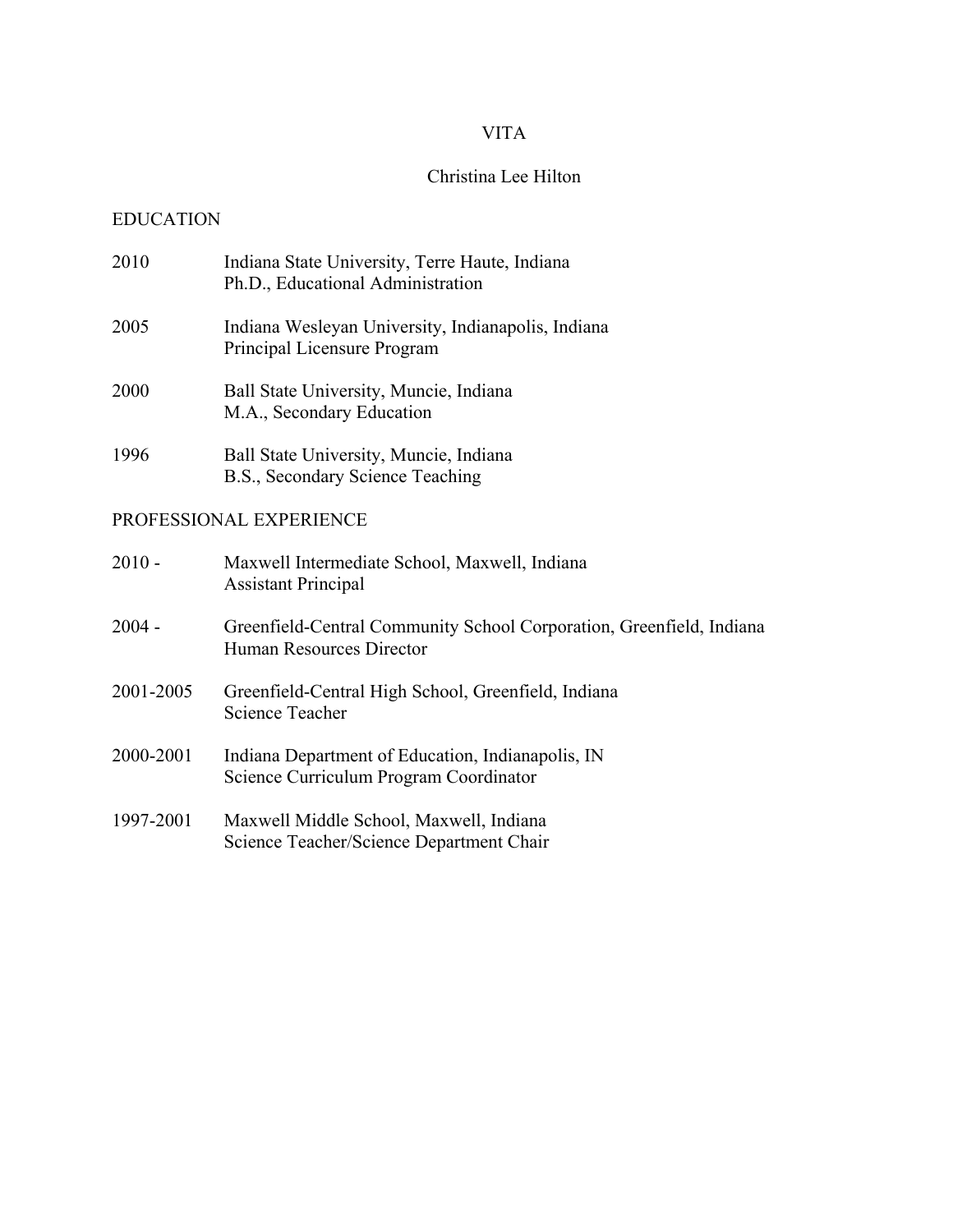# VITA

## Christina Lee Hilton

### EDUCATION

2010 Indiana State University, Terre Haute, Indiana
Ph.D., Educational Administration

2005 Indiana Wesleyan University, Indianapolis, Indiana
Principal Licensure Program

2000 Ball State University, Muncie, Indiana
M.A., Secondary Education

1996 Ball State University, Muncie, Indiana
B.S., Secondary Science Teaching

### PROFESSIONAL EXPERIENCE

2010 - Maxwell Intermediate School, Maxwell, Indiana
Assistant Principal

2004 - Greenfield-Central Community School Corporation, Greenfield, Indiana
Human Resources Director

2001-2005 Greenfield-Central High School, Greenfield, Indiana
Science Teacher

2000-2001 Indiana Department of Education, Indianapolis, IN
Science Curriculum Program Coordinator

1997-2001 Maxwell Middle School, Maxwell, Indiana
Science Teacher/Science Department Chair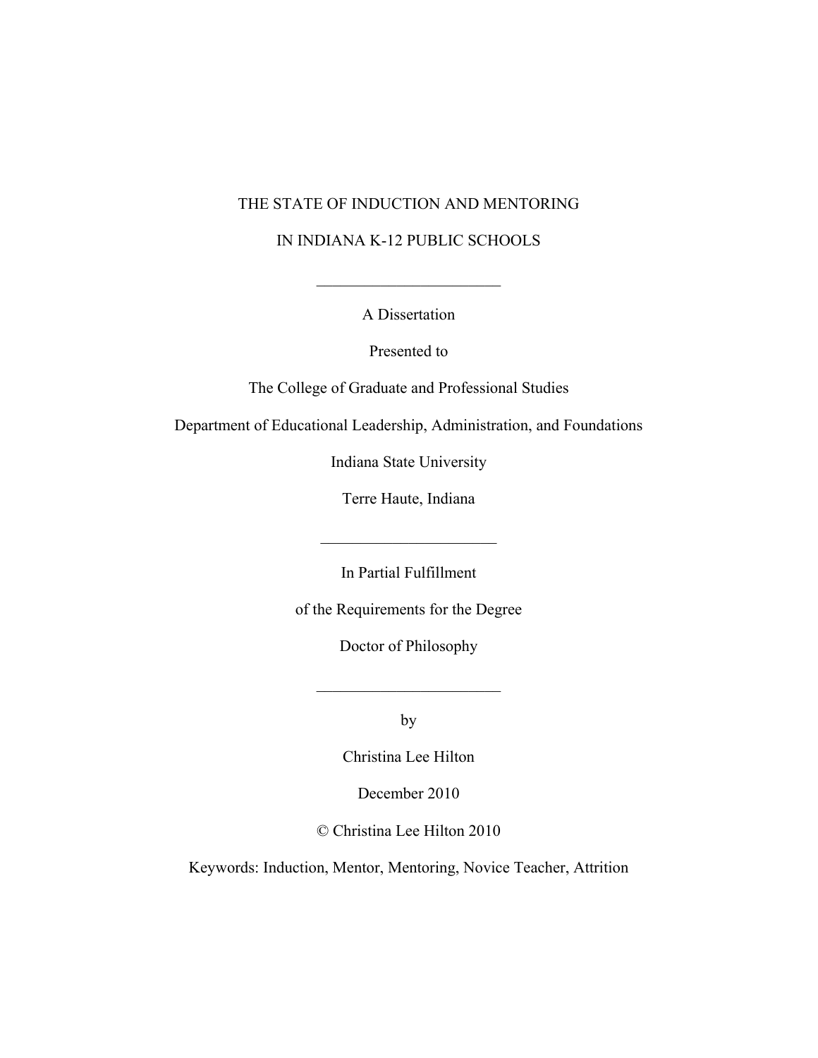# THE STATE OF INDUCTION AND MENTORING

# IN INDIANA K-12 PUBLIC SCHOOLS

---

A Dissertation

Presented to

The College of Graduate and Professional Studies

Department of Educational Leadership, Administration, and Foundations

Indiana State University

Terre Haute, Indiana

---

In Partial Fulfillment

of the Requirements for the Degree

Doctor of Philosophy

---

by

Christina Lee Hilton

December 2010

© Christina Lee Hilton 2010

Keywords: Induction, Mentor, Mentoring, Novice Teacher, Attrition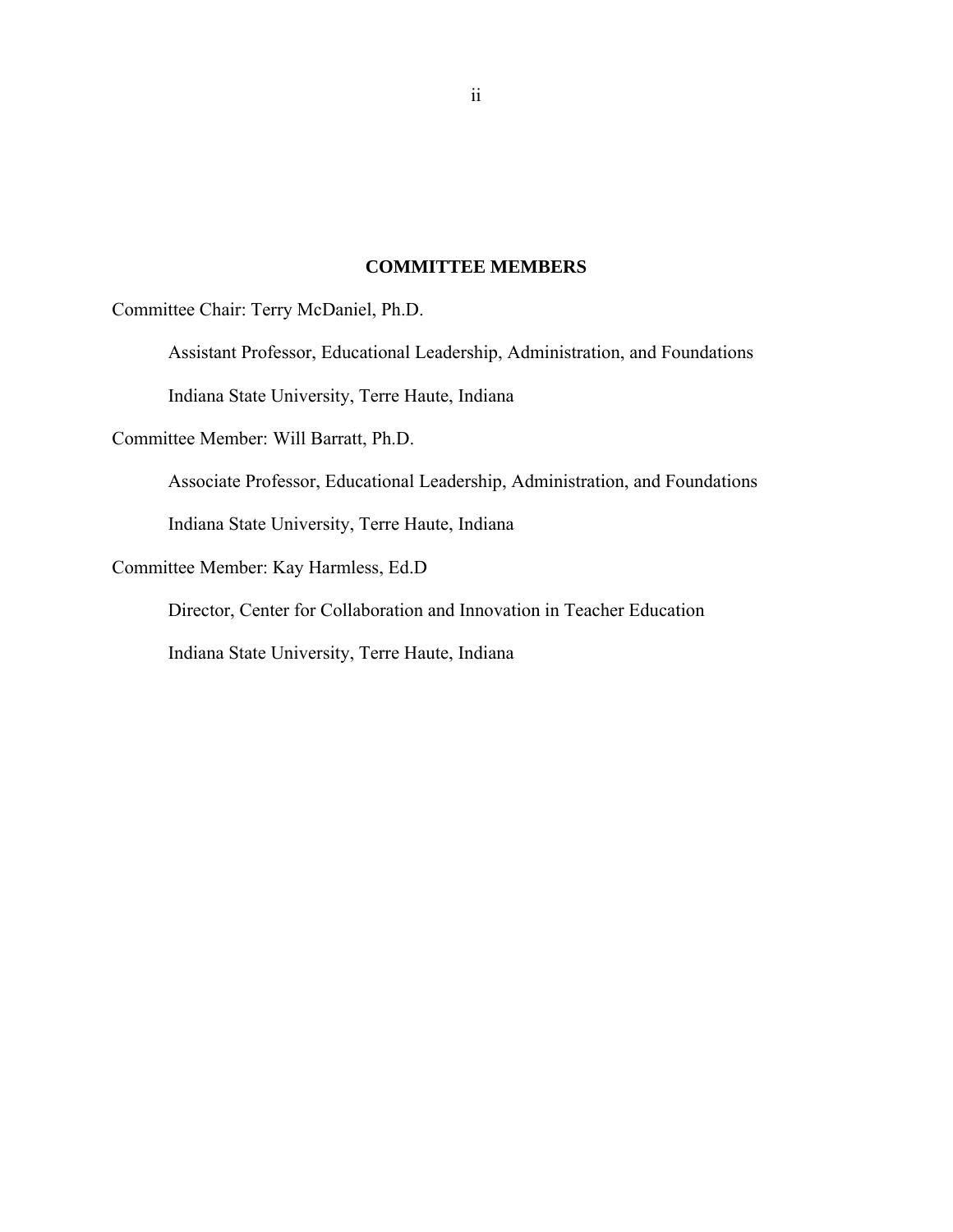## COMMITTEE MEMBERS

Committee Chair: Terry McDaniel, Ph.D.

Assistant Professor, Educational Leadership, Administration, and Foundations

Indiana State University, Terre Haute, Indiana

Committee Member: Will Barratt, Ph.D.

Associate Professor, Educational Leadership, Administration, and Foundations

Indiana State University, Terre Haute, Indiana

Committee Member: Kay Harmless, Ed.D

Director, Center for Collaboration and Innovation in Teacher Education

Indiana State University, Terre Haute, Indiana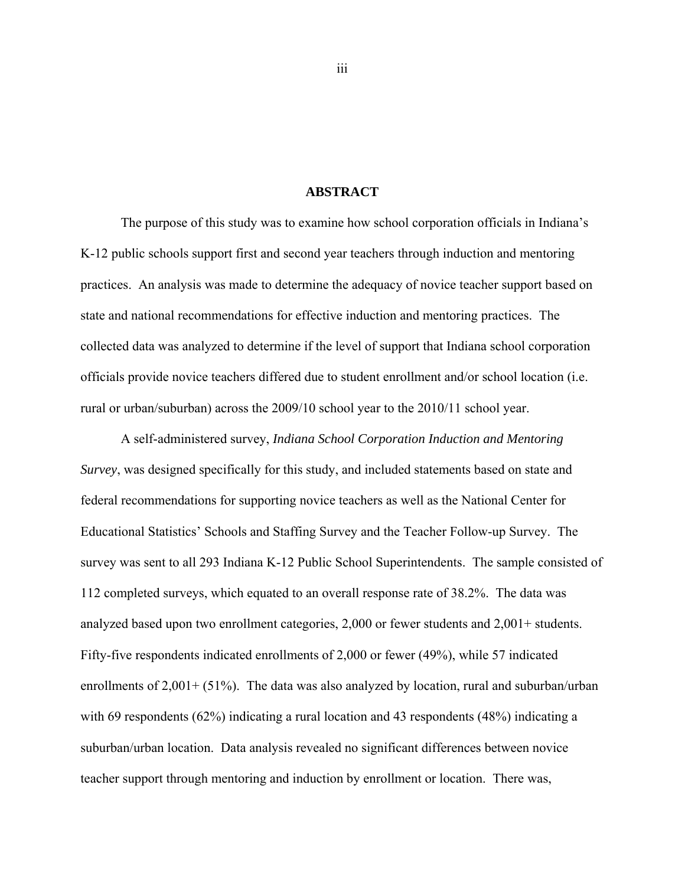# ABSTRACT

The purpose of this study was to examine how school corporation officials in Indiana's K-12 public schools support first and second year teachers through induction and mentoring practices. An analysis was made to determine the adequacy of novice teacher support based on state and national recommendations for effective induction and mentoring practices. The collected data was analyzed to determine if the level of support that Indiana school corporation officials provide novice teachers differed due to student enrollment and/or school location (i.e. rural or urban/suburban) across the 2009/10 school year to the 2010/11 school year.

A self-administered survey, *Indiana School Corporation Induction and Mentoring Survey*, was designed specifically for this study, and included statements based on state and federal recommendations for supporting novice teachers as well as the National Center for Educational Statistics' Schools and Staffing Survey and the Teacher Follow-up Survey. The survey was sent to all 293 Indiana K-12 Public School Superintendents. The sample consisted of 112 completed surveys, which equated to an overall response rate of 38.2%. The data was analyzed based upon two enrollment categories, 2,000 or fewer students and 2,001+ students. Fifty-five respondents indicated enrollments of 2,000 or fewer (49%), while 57 indicated enrollments of 2,001+ (51%). The data was also analyzed by location, rural and suburban/urban with 69 respondents (62%) indicating a rural location and 43 respondents (48%) indicating a suburban/urban location. Data analysis revealed no significant differences between novice teacher support through mentoring and induction by enrollment or location. There was,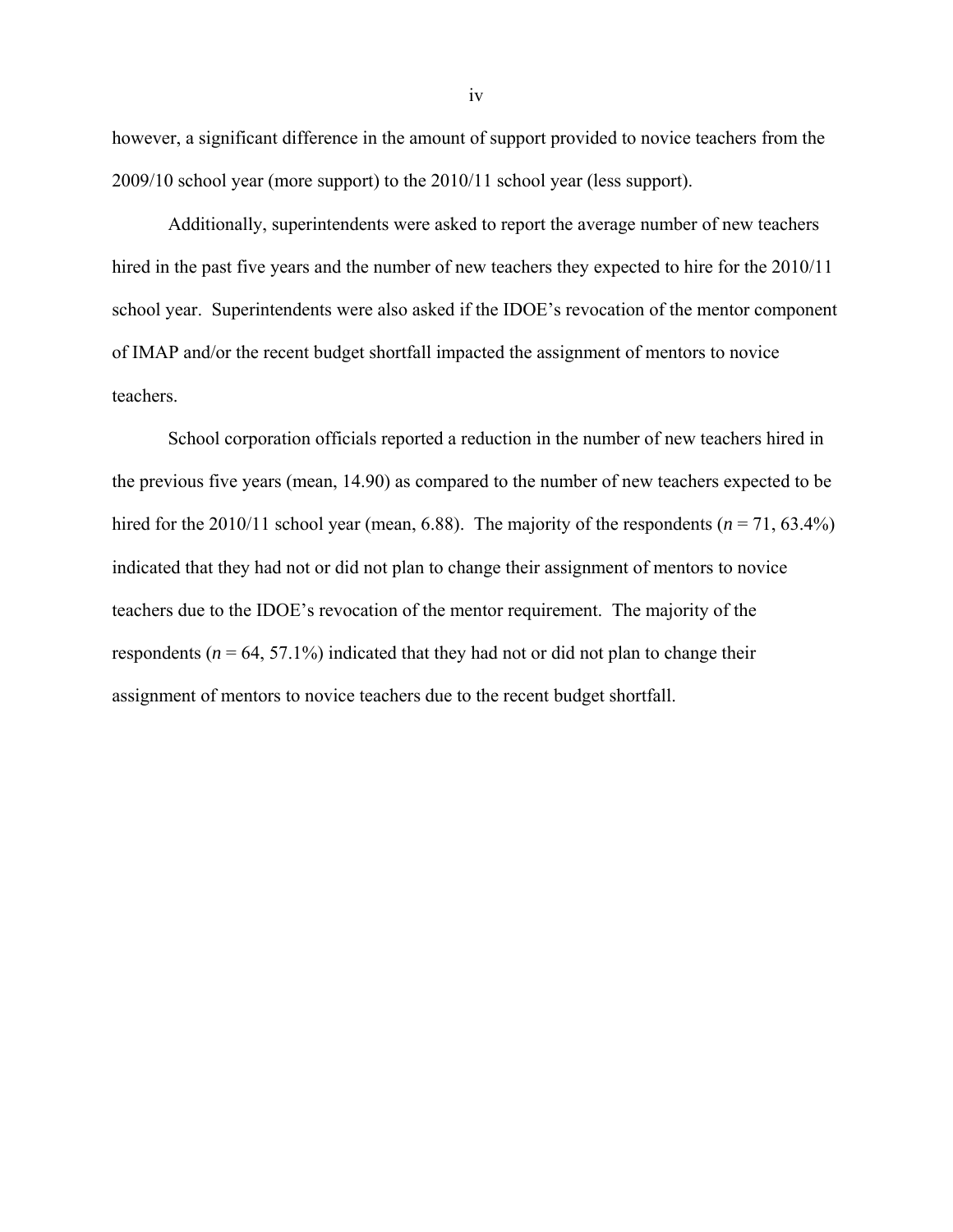however, a significant difference in the amount of support provided to novice teachers from the 2009/10 school year (more support) to the 2010/11 school year (less support).

Additionally, superintendents were asked to report the average number of new teachers hired in the past five years and the number of new teachers they expected to hire for the 2010/11 school year. Superintendents were also asked if the IDOE's revocation of the mentor component of IMAP and/or the recent budget shortfall impacted the assignment of mentors to novice teachers.

School corporation officials reported a reduction in the number of new teachers hired in the previous five years (mean, 14.90) as compared to the number of new teachers expected to be hired for the 2010/11 school year (mean, 6.88). The majority of the respondents ($n$ = 71, 63.4%) indicated that they had not or did not plan to change their assignment of mentors to novice teachers due to the IDOE's revocation of the mentor requirement. The majority of the respondents ($n$ = 64, 57.1%) indicated that they had not or did not plan to change their assignment of mentors to novice teachers due to the recent budget shortfall.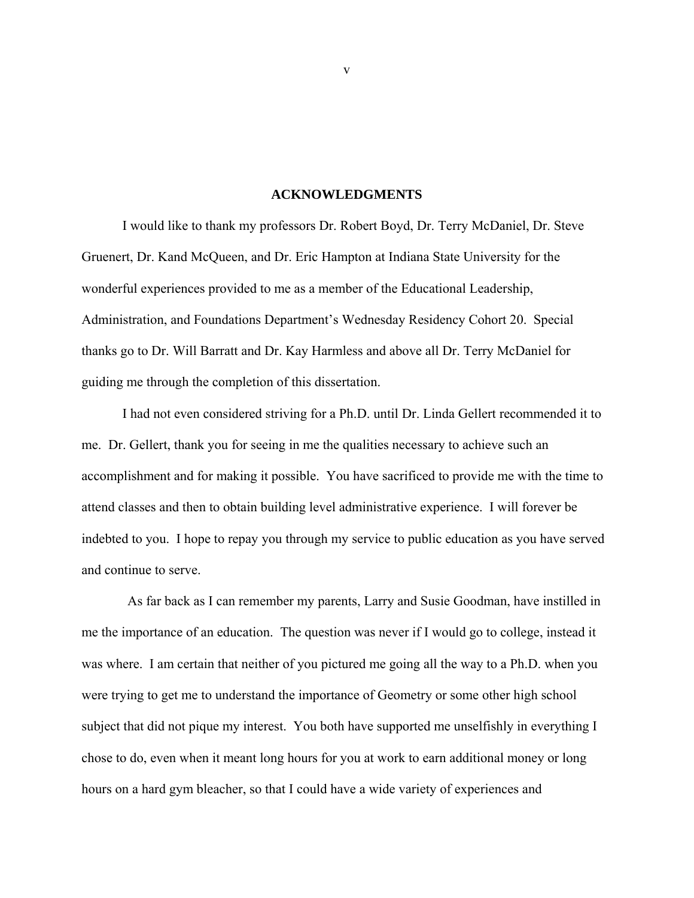## ACKNOWLEDGMENTS

I would like to thank my professors Dr. Robert Boyd, Dr. Terry McDaniel, Dr. Steve Gruenert, Dr. Kand McQueen, and Dr. Eric Hampton at Indiana State University for the wonderful experiences provided to me as a member of the Educational Leadership, Administration, and Foundations Department's Wednesday Residency Cohort 20. Special thanks go to Dr. Will Barratt and Dr. Kay Harmless and above all Dr. Terry McDaniel for guiding me through the completion of this dissertation.

I had not even considered striving for a Ph.D. until Dr. Linda Gellert recommended it to me. Dr. Gellert, thank you for seeing in me the qualities necessary to achieve such an accomplishment and for making it possible. You have sacrificed to provide me with the time to attend classes and then to obtain building level administrative experience. I will forever be indebted to you. I hope to repay you through my service to public education as you have served and continue to serve.

As far back as I can remember my parents, Larry and Susie Goodman, have instilled in me the importance of an education. The question was never if I would go to college, instead it was where. I am certain that neither of you pictured me going all the way to a Ph.D. when you were trying to get me to understand the importance of Geometry or some other high school subject that did not pique my interest. You both have supported me unselfishly in everything I chose to do, even when it meant long hours for you at work to earn additional money or long hours on a hard gym bleacher, so that I could have a wide variety of experiences and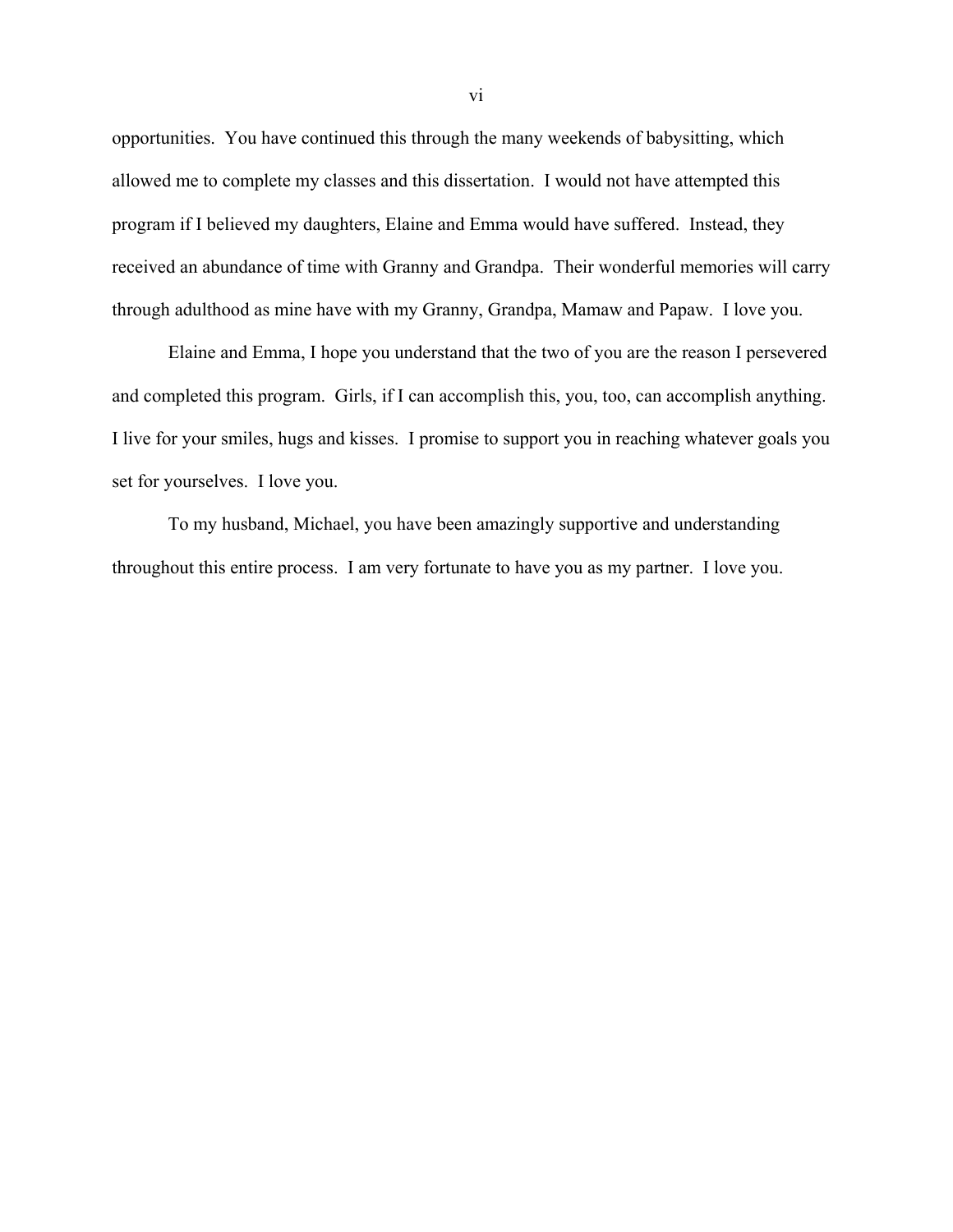opportunities. You have continued this through the many weekends of babysitting, which allowed me to complete my classes and this dissertation. I would not have attempted this program if I believed my daughters, Elaine and Emma would have suffered. Instead, they received an abundance of time with Granny and Grandpa. Their wonderful memories will carry through adulthood as mine have with my Granny, Grandpa, Mamaw and Papaw. I love you.

Elaine and Emma, I hope you understand that the two of you are the reason I persevered and completed this program. Girls, if I can accomplish this, you, too, can accomplish anything. I live for your smiles, hugs and kisses. I promise to support you in reaching whatever goals you set for yourselves. I love you.

To my husband, Michael, you have been amazingly supportive and understanding throughout this entire process. I am very fortunate to have you as my partner. I love you.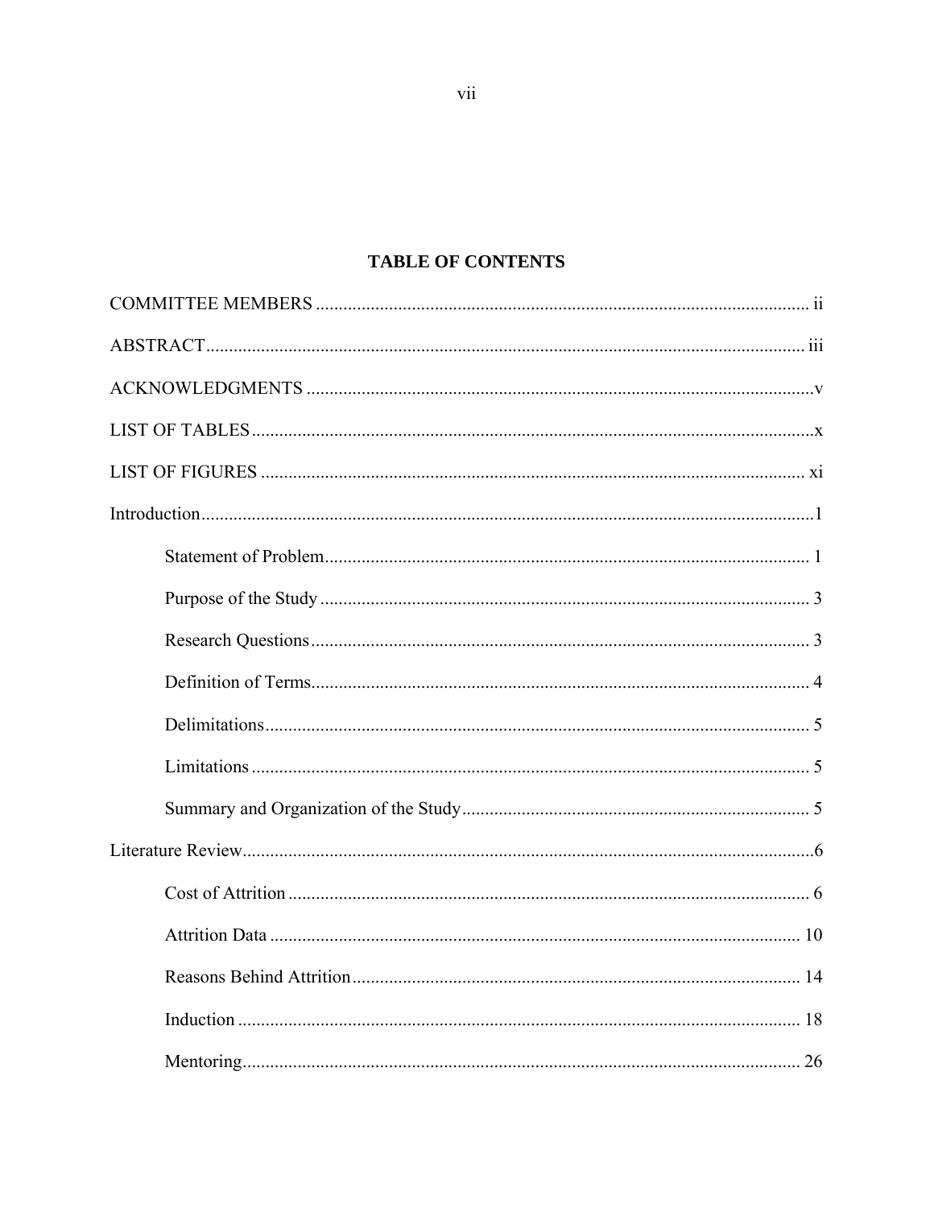# TABLE OF CONTENTS

COMMITTEE MEMBERS ........................................................................................................... ii

ABSTRACT................................................................................................................................. iii

ACKNOWLEDGMENTS .............................................................................................................v

LIST OF TABLES ........................................................................................................................x

LIST OF FIGURES ..................................................................................................................... xi

Introduction....................................................................................................................................1

Statement of Problem......................................................................................................... 1

Purpose of the Study .......................................................................................................... 3

Research Questions ............................................................................................................ 3

Definition of Terms............................................................................................................ 4

Delimitations...................................................................................................................... 5

Limitations ......................................................................................................................... 5

Summary and Organization of the Study ........................................................................... 5

Literature Review...........................................................................................................................6

Cost of Attrition ................................................................................................................. 6

Attrition Data ................................................................................................................... 10

Reasons Behind Attrition................................................................................................. 14

Induction .......................................................................................................................... 18

Mentoring......................................................................................................................... 26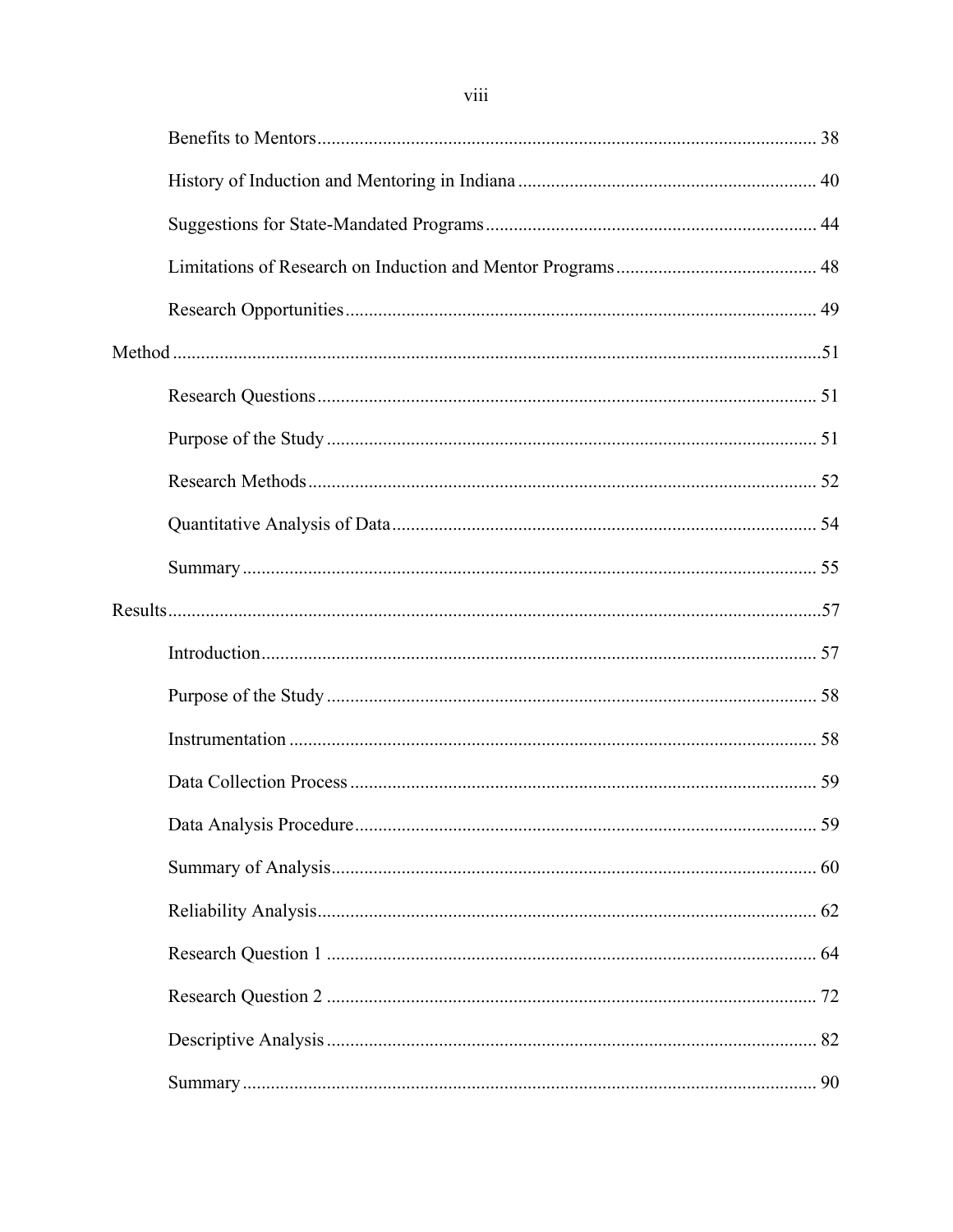Benefits to Mentors .......... 38

History of Induction and Mentoring in Indiana .......... 40

Suggestions for State-Mandated Programs .......... 44

Limitations of Research on Induction and Mentor Programs .......... 48

Research Opportunities .......... 49

Method .......... 51

Research Questions .......... 51

Purpose of the Study .......... 51

Research Methods .......... 52

Quantitative Analysis of Data .......... 54

Summary .......... 55

Results .......... 57

Introduction .......... 57

Purpose of the Study .......... 58

Instrumentation .......... 58

Data Collection Process .......... 59

Data Analysis Procedure .......... 59

Summary of Analysis .......... 60

Reliability Analysis .......... 62

Research Question 1 .......... 64

Research Question 2 .......... 72

Descriptive Analysis .......... 82

Summary .......... 90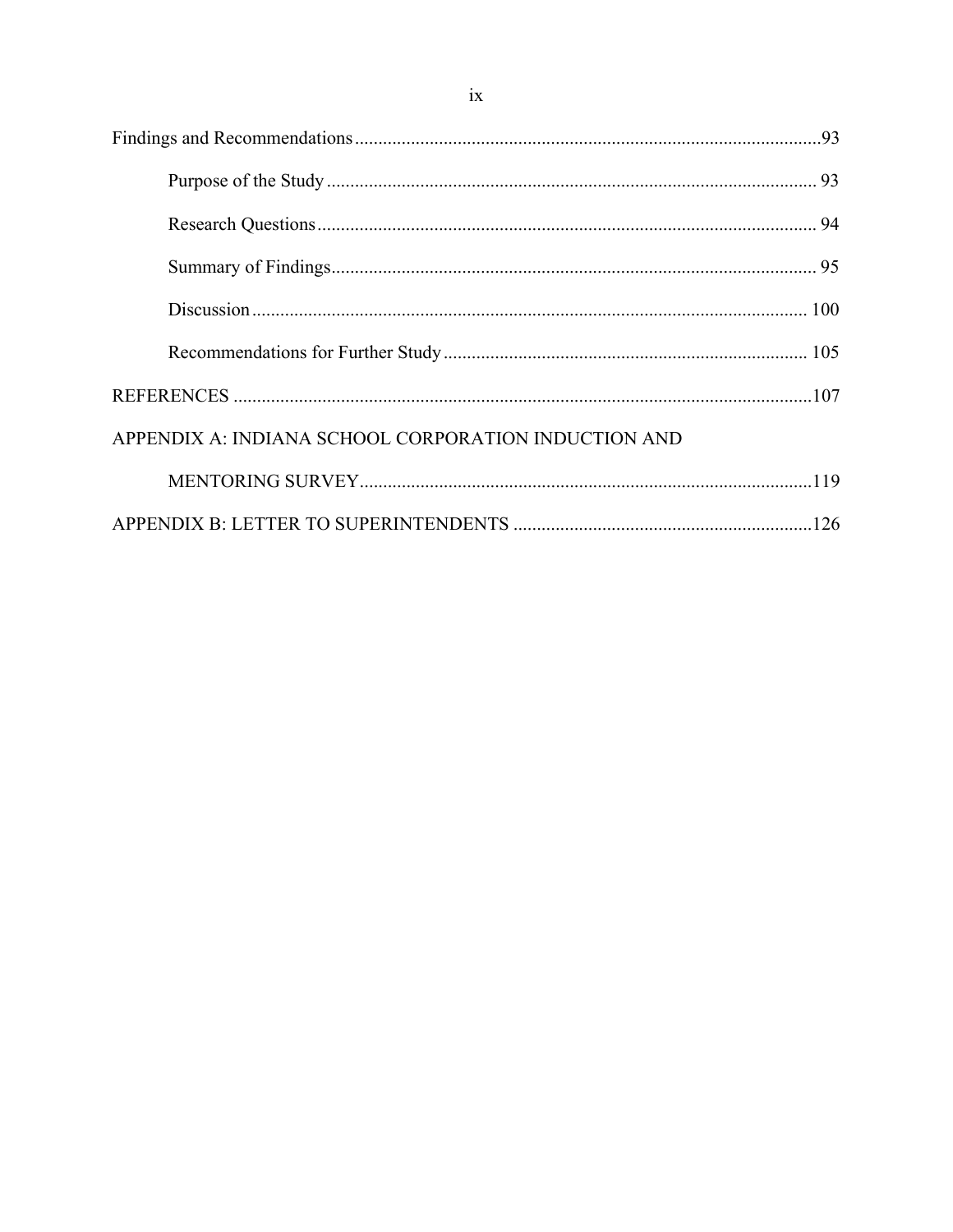Findings and Recommendations ....................................................................................................93

Purpose of the Study ......................................................................................................... 93

Research Questions ........................................................................................................... 94

Summary of Findings ........................................................................................................ 95

Discussion ....................................................................................................................... 100

Recommendations for Further Study .............................................................................. 105

REFERENCES ...........................................................................................................................107

APPENDIX A: INDIANA SCHOOL CORPORATION INDUCTION AND

MENTORING SURVEY ...............................................................................................119

APPENDIX B: LETTER TO SUPERINTENDENTS ................................................................126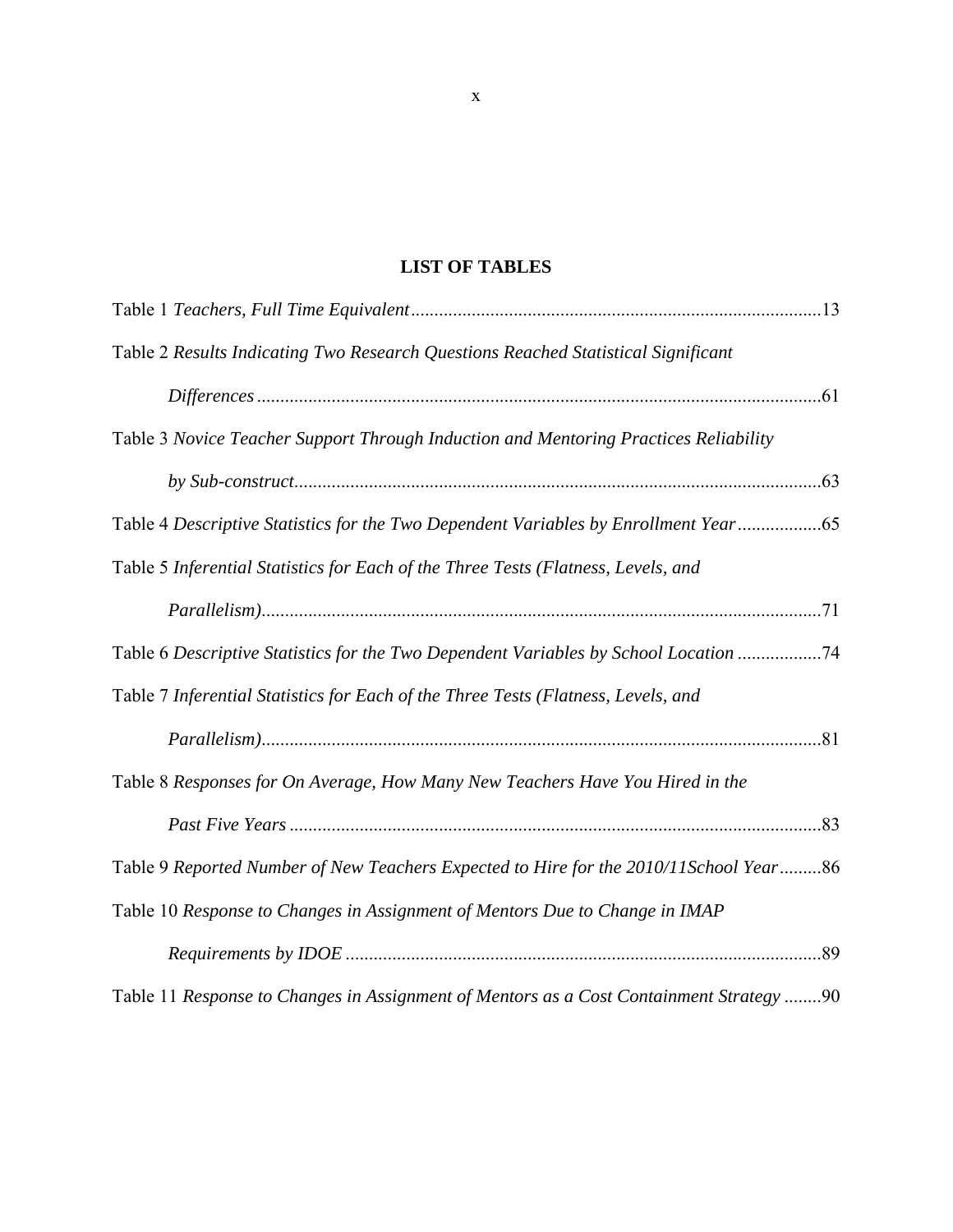## LIST OF TABLES

Table 1 *Teachers, Full Time Equivalent*........................................................................................13

Table 2 *Results Indicating Two Research Questions Reached Statistical Significant Differences*........................................................................................................................61

Table 3 *Novice Teacher Support Through Induction and Mentoring Practices Reliability by Sub-construct*..................................................................................................................63

Table 4 *Descriptive Statistics for the Two Dependent Variables by Enrollment Year*..................65

Table 5 *Inferential Statistics for Each of the Three Tests (Flatness, Levels, and Parallelism)*.......................................................................................................................71

Table 6 *Descriptive Statistics for the Two Dependent Variables by School Location* ..................74

Table 7 *Inferential Statistics for Each of the Three Tests (Flatness, Levels, and Parallelism)*.......................................................................................................................81

Table 8 *Responses for On Average, How Many New Teachers Have You Hired in the Past Five Years* ..................................................................................................................83

Table 9 *Reported Number of New Teachers Expected to Hire for the 2010/11School Year*.........86

Table 10 *Response to Changes in Assignment of Mentors Due to Change in IMAP Requirements by IDOE* ......................................................................................................89

Table 11 *Response to Changes in Assignment of Mentors as a Cost Containment Strategy* ........90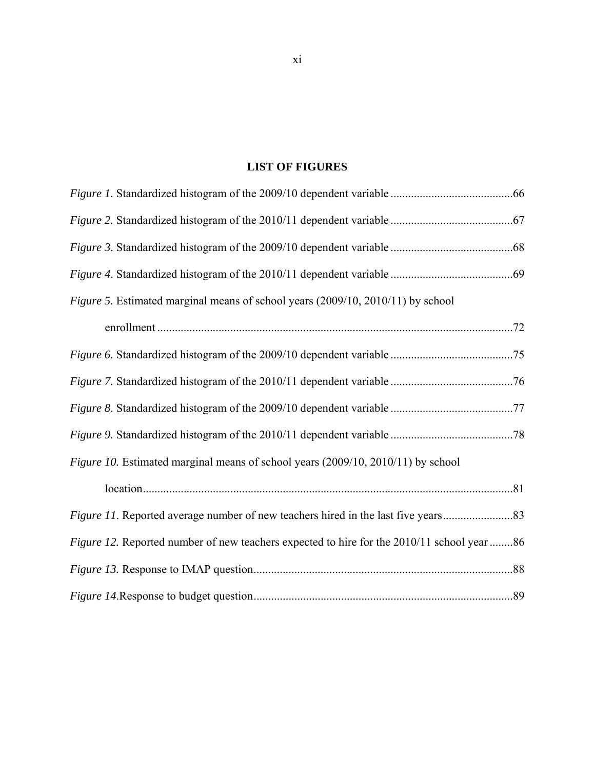## LIST OF FIGURES

*Figure 1.* Standardized histogram of the 2009/10 dependent variable ..........................................66

*Figure 2.* Standardized histogram of the 2010/11 dependent variable ..........................................67

*Figure 3.* Standardized histogram of the 2009/10 dependent variable ..........................................68

*Figure 4.* Standardized histogram of the 2010/11 dependent variable ..........................................69

*Figure 5.* Estimated marginal means of school years (2009/10, 2010/11) by school enrollment ..........................................................................................................................72

*Figure 6.* Standardized histogram of the 2009/10 dependent variable ..........................................75

*Figure 7.* Standardized histogram of the 2010/11 dependent variable ..........................................76

*Figure 8.* Standardized histogram of the 2009/10 dependent variable ..........................................77

*Figure 9.* Standardized histogram of the 2010/11 dependent variable ..........................................78

*Figure 10.* Estimated marginal means of school years (2009/10, 2010/11) by school location...............................................................................................................................81

*Figure 11*. Reported average number of new teachers hired in the last five years........................83

*Figure 12.* Reported number of new teachers expected to hire for the 2010/11 school year ........86

*Figure 13.* Response to IMAP question.........................................................................................88

*Figure 14.*Response to budget question.........................................................................................89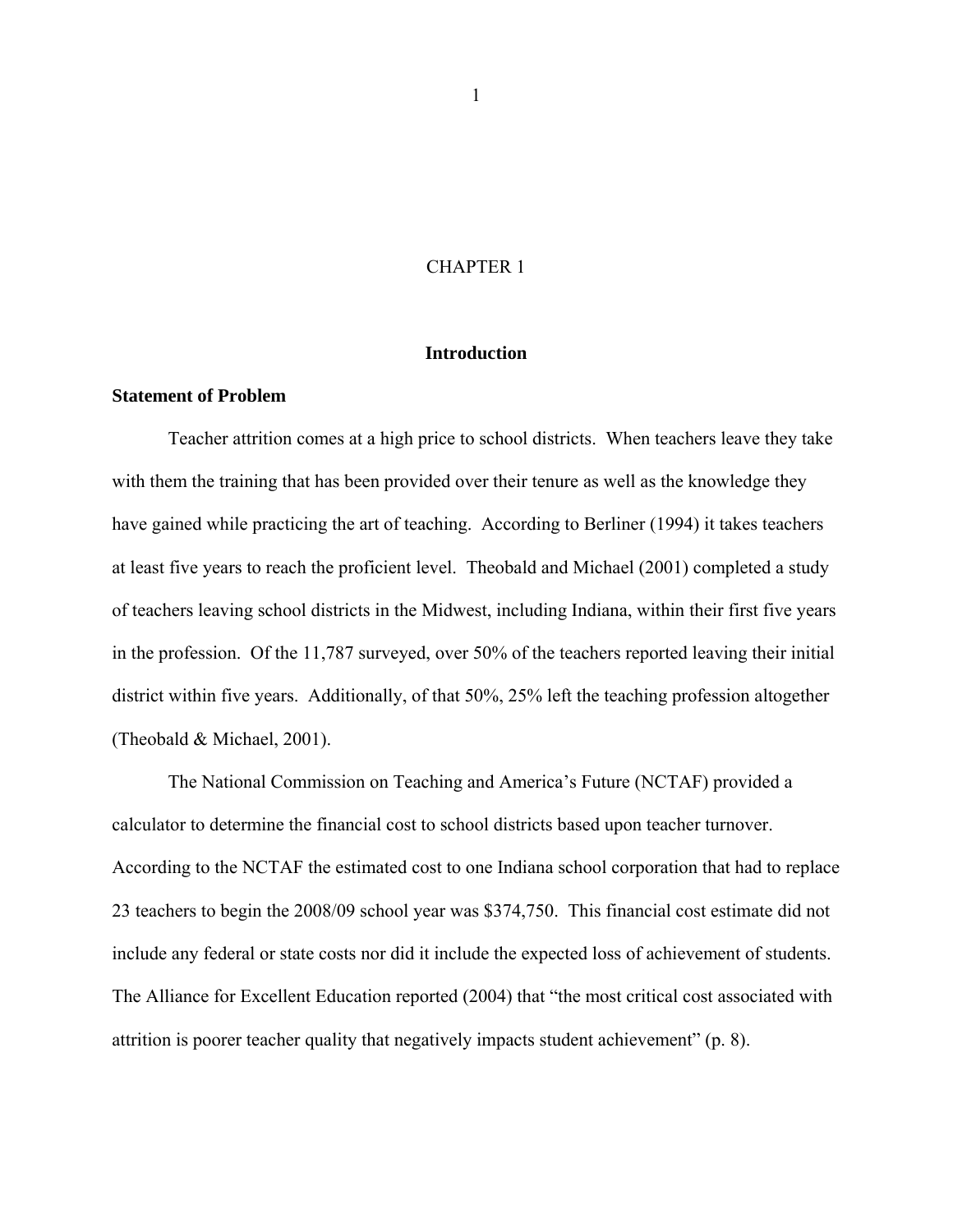# CHAPTER 1

## Introduction

### Statement of Problem

Teacher attrition comes at a high price to school districts. When teachers leave they take with them the training that has been provided over their tenure as well as the knowledge they have gained while practicing the art of teaching. According to Berliner (1994) it takes teachers at least five years to reach the proficient level. Theobald and Michael (2001) completed a study of teachers leaving school districts in the Midwest, including Indiana, within their first five years in the profession. Of the 11,787 surveyed, over 50% of the teachers reported leaving their initial district within five years. Additionally, of that 50%, 25% left the teaching profession altogether (Theobald & Michael, 2001).

The National Commission on Teaching and America's Future (NCTAF) provided a calculator to determine the financial cost to school districts based upon teacher turnover. According to the NCTAF the estimated cost to one Indiana school corporation that had to replace 23 teachers to begin the 2008/09 school year was $374,750. This financial cost estimate did not include any federal or state costs nor did it include the expected loss of achievement of students. The Alliance for Excellent Education reported (2004) that "the most critical cost associated with attrition is poorer teacher quality that negatively impacts student achievement" (p. 8).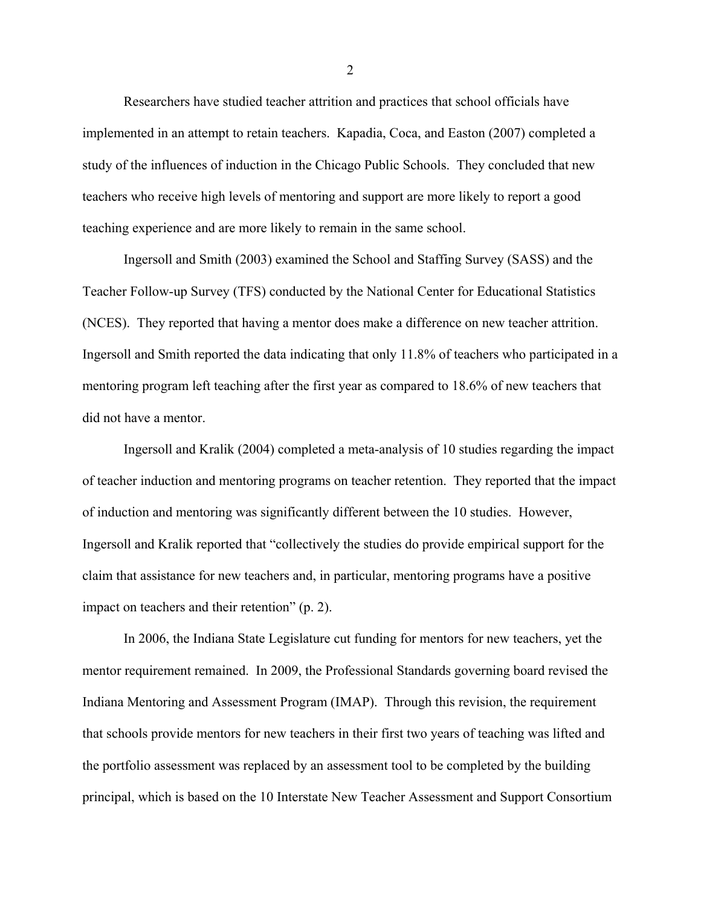Researchers have studied teacher attrition and practices that school officials have implemented in an attempt to retain teachers. Kapadia, Coca, and Easton (2007) completed a study of the influences of induction in the Chicago Public Schools. They concluded that new teachers who receive high levels of mentoring and support are more likely to report a good teaching experience and are more likely to remain in the same school.

Ingersoll and Smith (2003) examined the School and Staffing Survey (SASS) and the Teacher Follow-up Survey (TFS) conducted by the National Center for Educational Statistics (NCES). They reported that having a mentor does make a difference on new teacher attrition. Ingersoll and Smith reported the data indicating that only 11.8% of teachers who participated in a mentoring program left teaching after the first year as compared to 18.6% of new teachers that did not have a mentor.

Ingersoll and Kralik (2004) completed a meta-analysis of 10 studies regarding the impact of teacher induction and mentoring programs on teacher retention. They reported that the impact of induction and mentoring was significantly different between the 10 studies. However, Ingersoll and Kralik reported that "collectively the studies do provide empirical support for the claim that assistance for new teachers and, in particular, mentoring programs have a positive impact on teachers and their retention" (p. 2).

In 2006, the Indiana State Legislature cut funding for mentors for new teachers, yet the mentor requirement remained. In 2009, the Professional Standards governing board revised the Indiana Mentoring and Assessment Program (IMAP). Through this revision, the requirement that schools provide mentors for new teachers in their first two years of teaching was lifted and the portfolio assessment was replaced by an assessment tool to be completed by the building principal, which is based on the 10 Interstate New Teacher Assessment and Support Consortium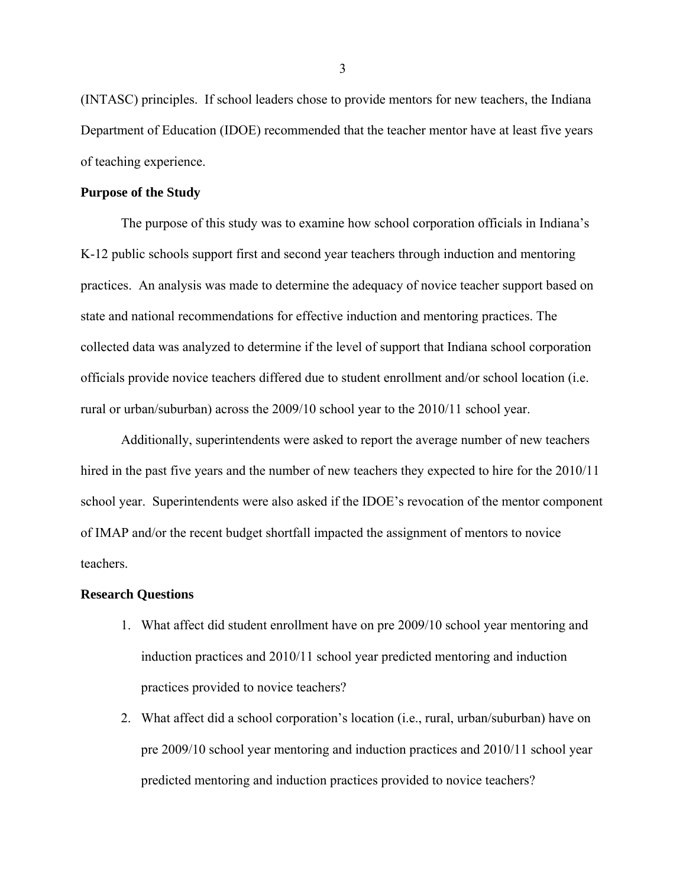(INTASC) principles. If school leaders chose to provide mentors for new teachers, the Indiana Department of Education (IDOE) recommended that the teacher mentor have at least five years of teaching experience.

## Purpose of the Study

The purpose of this study was to examine how school corporation officials in Indiana's K-12 public schools support first and second year teachers through induction and mentoring practices. An analysis was made to determine the adequacy of novice teacher support based on state and national recommendations for effective induction and mentoring practices. The collected data was analyzed to determine if the level of support that Indiana school corporation officials provide novice teachers differed due to student enrollment and/or school location (i.e. rural or urban/suburban) across the 2009/10 school year to the 2010/11 school year.

Additionally, superintendents were asked to report the average number of new teachers hired in the past five years and the number of new teachers they expected to hire for the 2010/11 school year. Superintendents were also asked if the IDOE's revocation of the mentor component of IMAP and/or the recent budget shortfall impacted the assignment of mentors to novice teachers.

## Research Questions

1. What affect did student enrollment have on pre 2009/10 school year mentoring and induction practices and 2010/11 school year predicted mentoring and induction practices provided to novice teachers?
2. What affect did a school corporation's location (i.e., rural, urban/suburban) have on pre 2009/10 school year mentoring and induction practices and 2010/11 school year predicted mentoring and induction practices provided to novice teachers?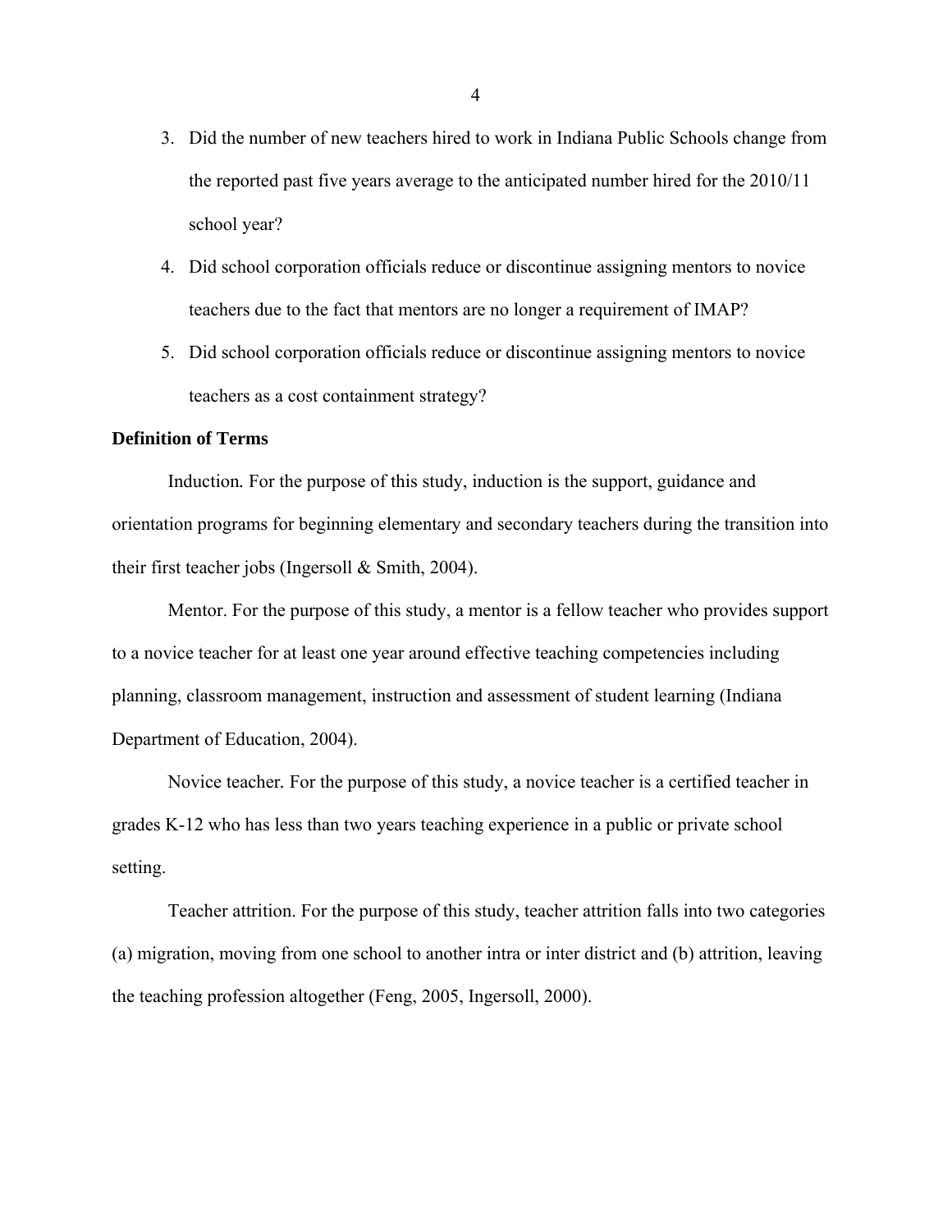3. Did the number of new teachers hired to work in Indiana Public Schools change from the reported past five years average to the anticipated number hired for the 2010/11 school year?
4. Did school corporation officials reduce or discontinue assigning mentors to novice teachers due to the fact that mentors are no longer a requirement of IMAP?
5. Did school corporation officials reduce or discontinue assigning mentors to novice teachers as a cost containment strategy?

**Definition of Terms**

Induction. For the purpose of this study, induction is the support, guidance and orientation programs for beginning elementary and secondary teachers during the transition into their first teacher jobs (Ingersoll & Smith, 2004).

Mentor. For the purpose of this study, a mentor is a fellow teacher who provides support to a novice teacher for at least one year around effective teaching competencies including planning, classroom management, instruction and assessment of student learning (Indiana Department of Education, 2004).

Novice teacher. For the purpose of this study, a novice teacher is a certified teacher in grades K-12 who has less than two years teaching experience in a public or private school setting.

Teacher attrition. For the purpose of this study, teacher attrition falls into two categories (a) migration, moving from one school to another intra or inter district and (b) attrition, leaving the teaching profession altogether (Feng, 2005, Ingersoll, 2000).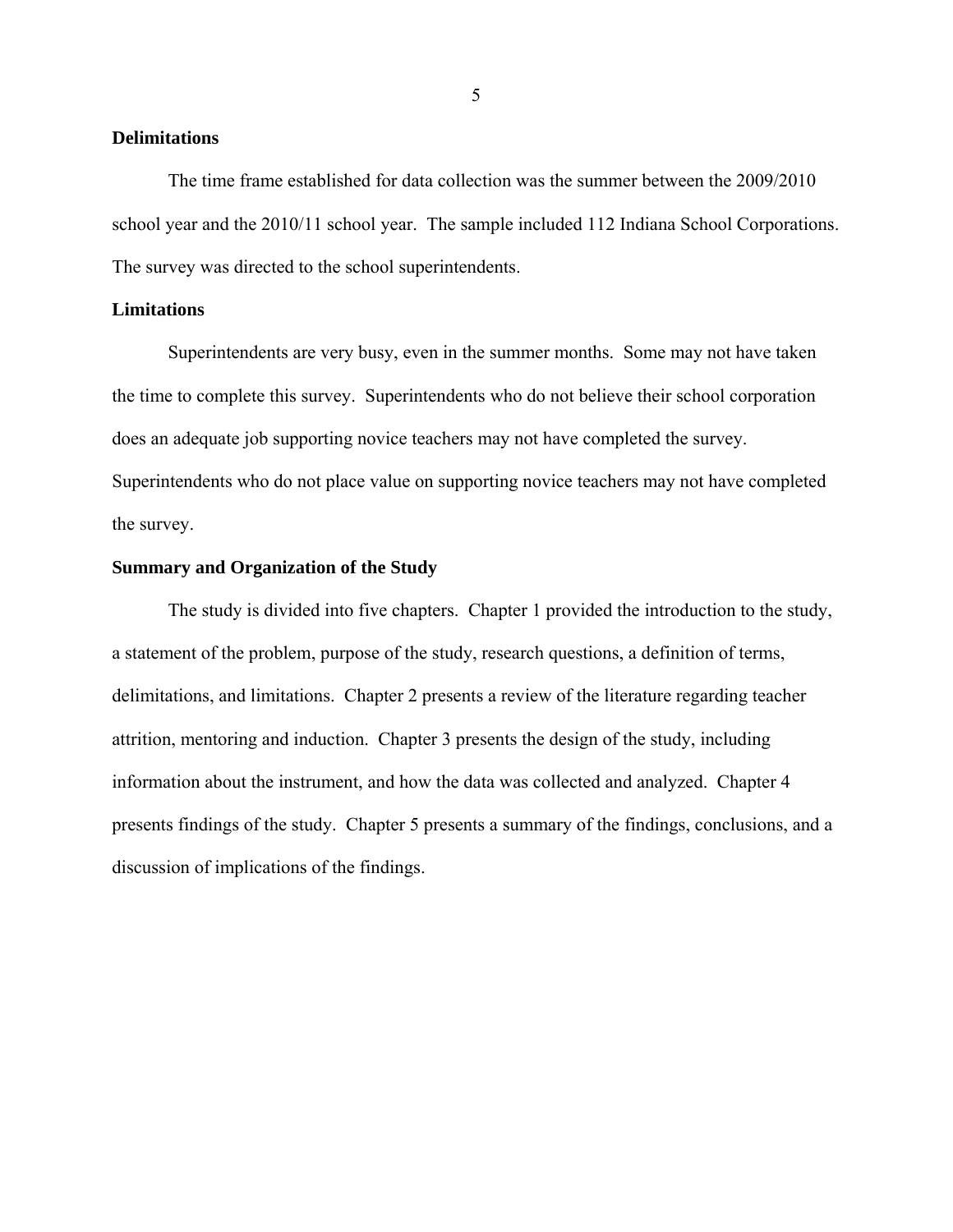### Delimitations

The time frame established for data collection was the summer between the 2009/2010 school year and the 2010/11 school year. The sample included 112 Indiana School Corporations. The survey was directed to the school superintendents.

### Limitations

Superintendents are very busy, even in the summer months. Some may not have taken the time to complete this survey. Superintendents who do not believe their school corporation does an adequate job supporting novice teachers may not have completed the survey. Superintendents who do not place value on supporting novice teachers may not have completed the survey.

### Summary and Organization of the Study

The study is divided into five chapters. Chapter 1 provided the introduction to the study, a statement of the problem, purpose of the study, research questions, a definition of terms, delimitations, and limitations. Chapter 2 presents a review of the literature regarding teacher attrition, mentoring and induction. Chapter 3 presents the design of the study, including information about the instrument, and how the data was collected and analyzed. Chapter 4 presents findings of the study. Chapter 5 presents a summary of the findings, conclusions, and a discussion of implications of the findings.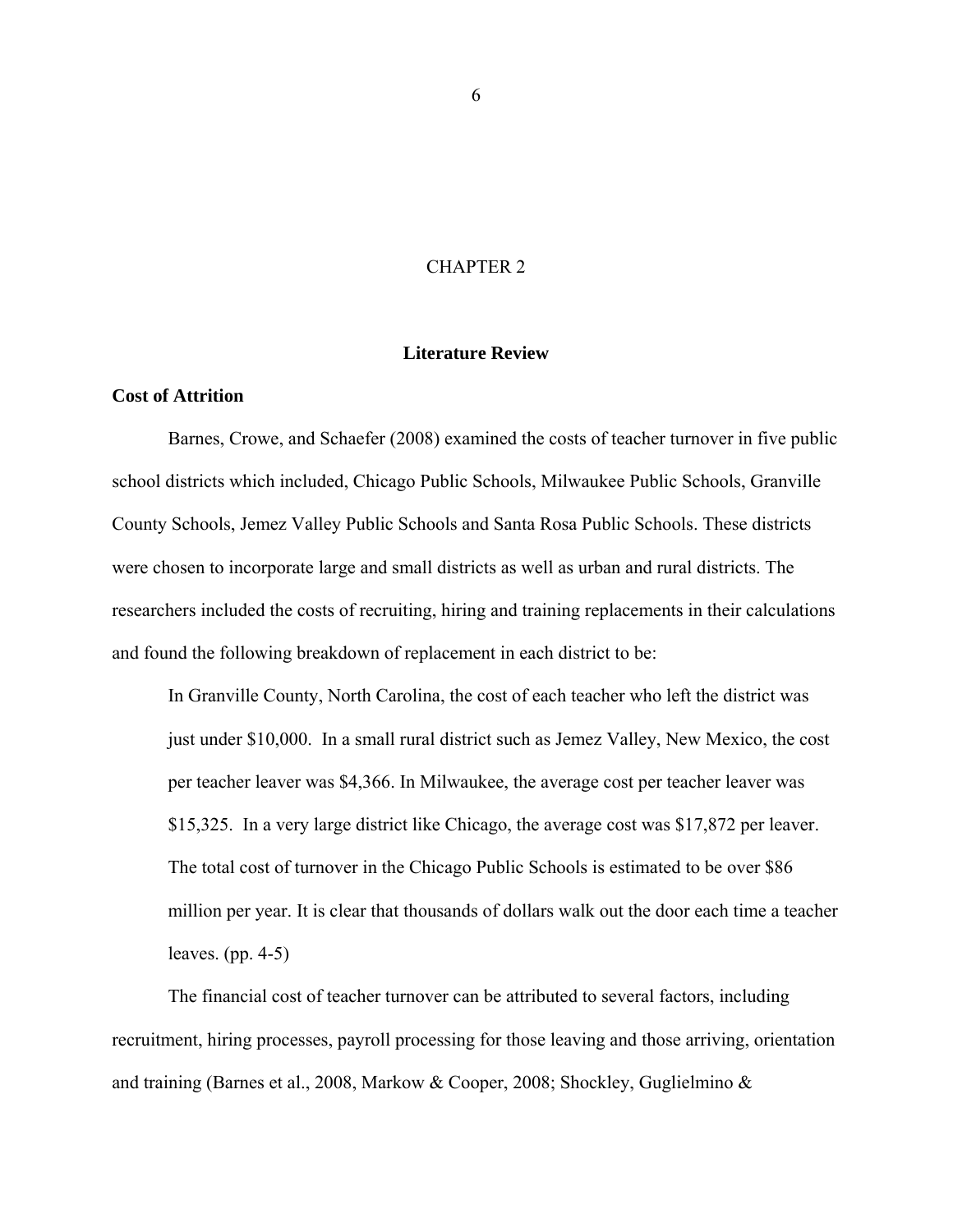# CHAPTER 2

## Literature Review

### Cost of Attrition

Barnes, Crowe, and Schaefer (2008) examined the costs of teacher turnover in five public school districts which included, Chicago Public Schools, Milwaukee Public Schools, Granville County Schools, Jemez Valley Public Schools and Santa Rosa Public Schools. These districts were chosen to incorporate large and small districts as well as urban and rural districts. The researchers included the costs of recruiting, hiring and training replacements in their calculations and found the following breakdown of replacement in each district to be:

> In Granville County, North Carolina, the cost of each teacher who left the district was just under $10,000. In a small rural district such as Jemez Valley, New Mexico, the cost per teacher leaver was $4,366. In Milwaukee, the average cost per teacher leaver was $15,325. In a very large district like Chicago, the average cost was $17,872 per leaver. The total cost of turnover in the Chicago Public Schools is estimated to be over $86 million per year. It is clear that thousands of dollars walk out the door each time a teacher leaves. (pp. 4-5)

The financial cost of teacher turnover can be attributed to several factors, including recruitment, hiring processes, payroll processing for those leaving and those arriving, orientation and training (Barnes et al., 2008, Markow & Cooper, 2008; Shockley, Guglielmino &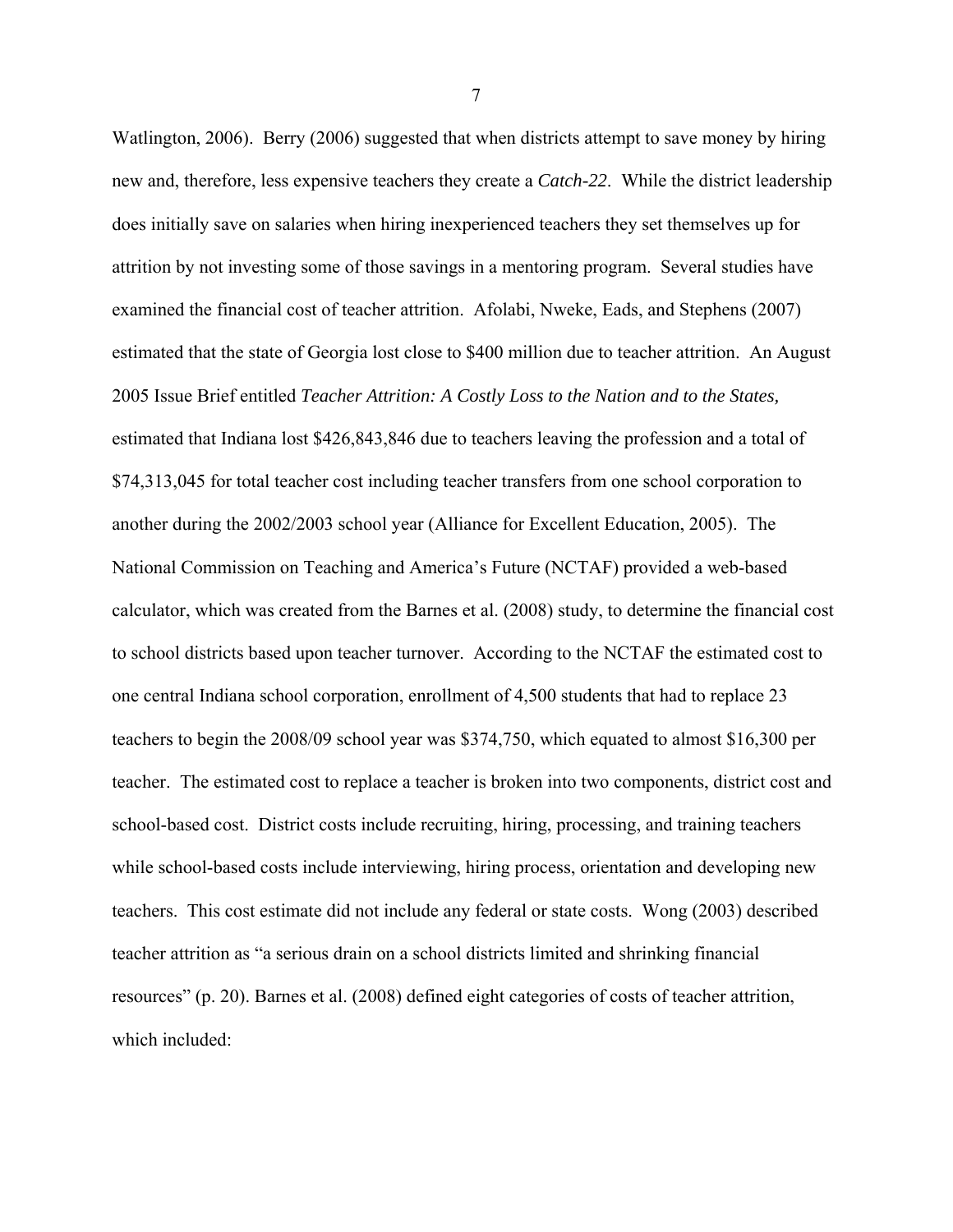Watlington, 2006). Berry (2006) suggested that when districts attempt to save money by hiring new and, therefore, less expensive teachers they create a *Catch-22*. While the district leadership does initially save on salaries when hiring inexperienced teachers they set themselves up for attrition by not investing some of those savings in a mentoring program. Several studies have examined the financial cost of teacher attrition. Afolabi, Nweke, Eads, and Stephens (2007) estimated that the state of Georgia lost close to $400 million due to teacher attrition. An August 2005 Issue Brief entitled *Teacher Attrition: A Costly Loss to the Nation and to the States,* estimated that Indiana lost $426,843,846 due to teachers leaving the profession and a total of $74,313,045 for total teacher cost including teacher transfers from one school corporation to another during the 2002/2003 school year (Alliance for Excellent Education, 2005). The National Commission on Teaching and America's Future (NCTAF) provided a web-based calculator, which was created from the Barnes et al. (2008) study, to determine the financial cost to school districts based upon teacher turnover. According to the NCTAF the estimated cost to one central Indiana school corporation, enrollment of 4,500 students that had to replace 23 teachers to begin the 2008/09 school year was $374,750, which equated to almost $16,300 per teacher. The estimated cost to replace a teacher is broken into two components, district cost and school-based cost. District costs include recruiting, hiring, processing, and training teachers while school-based costs include interviewing, hiring process, orientation and developing new teachers. This cost estimate did not include any federal or state costs. Wong (2003) described teacher attrition as "a serious drain on a school districts limited and shrinking financial resources" (p. 20). Barnes et al. (2008) defined eight categories of costs of teacher attrition, which included: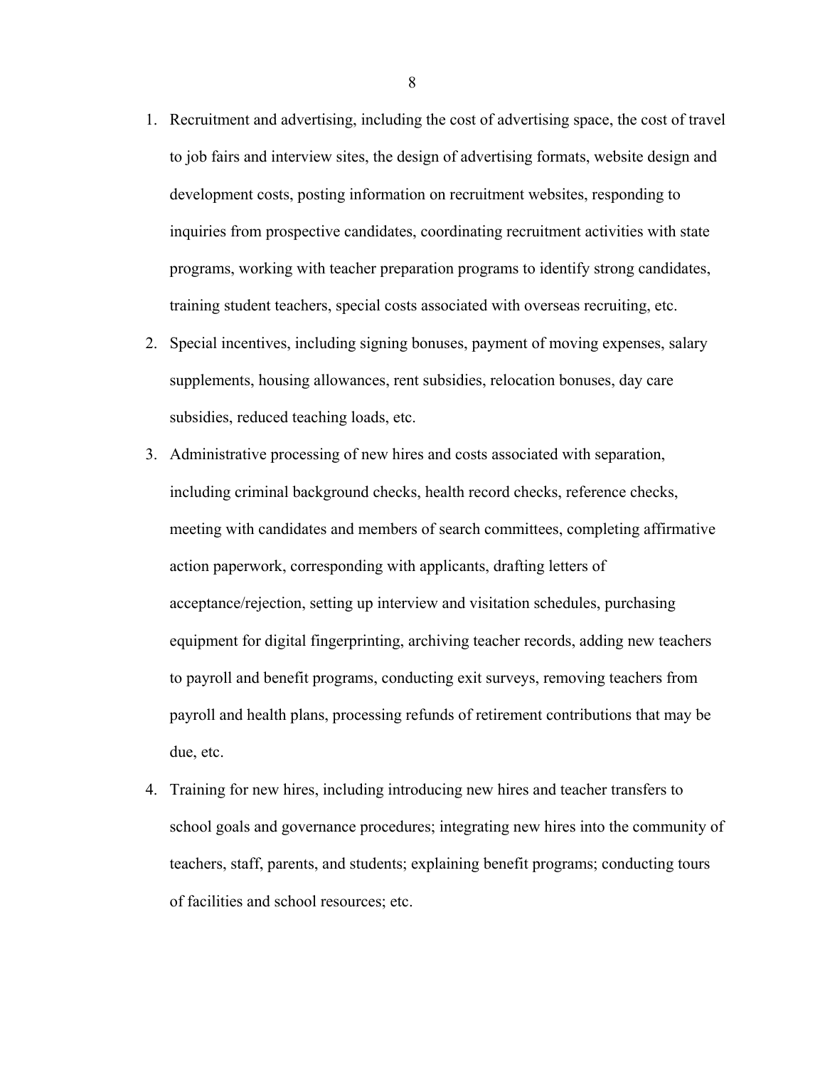1. Recruitment and advertising, including the cost of advertising space, the cost of travel to job fairs and interview sites, the design of advertising formats, website design and development costs, posting information on recruitment websites, responding to inquiries from prospective candidates, coordinating recruitment activities with state programs, working with teacher preparation programs to identify strong candidates, training student teachers, special costs associated with overseas recruiting, etc.
2. Special incentives, including signing bonuses, payment of moving expenses, salary supplements, housing allowances, rent subsidies, relocation bonuses, day care subsidies, reduced teaching loads, etc.
3. Administrative processing of new hires and costs associated with separation, including criminal background checks, health record checks, reference checks, meeting with candidates and members of search committees, completing affirmative action paperwork, corresponding with applicants, drafting letters of acceptance/rejection, setting up interview and visitation schedules, purchasing equipment for digital fingerprinting, archiving teacher records, adding new teachers to payroll and benefit programs, conducting exit surveys, removing teachers from payroll and health plans, processing refunds of retirement contributions that may be due, etc.
4. Training for new hires, including introducing new hires and teacher transfers to school goals and governance procedures; integrating new hires into the community of teachers, staff, parents, and students; explaining benefit programs; conducting tours of facilities and school resources; etc.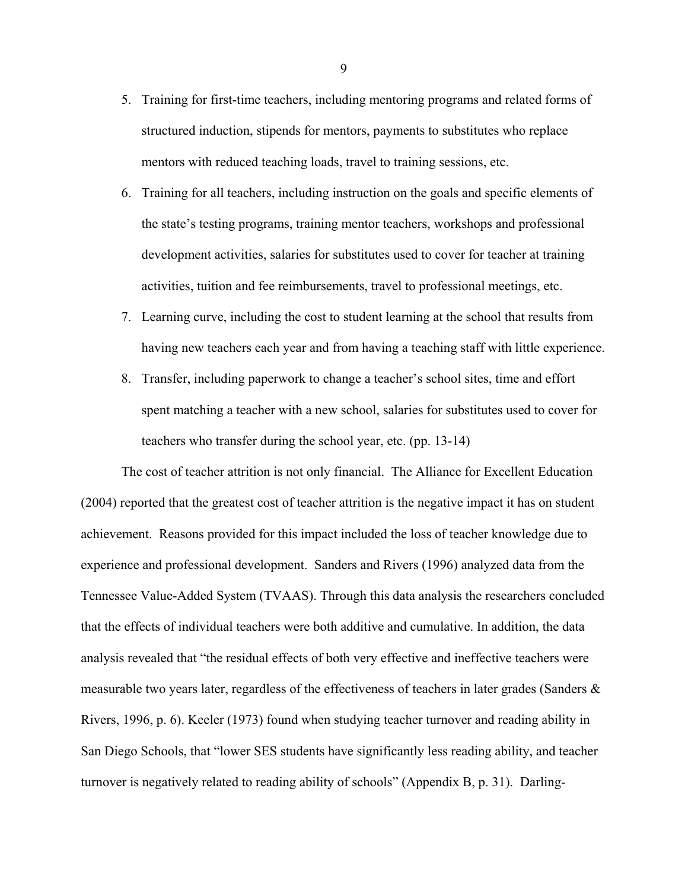5. Training for first-time teachers, including mentoring programs and related forms of structured induction, stipends for mentors, payments to substitutes who replace mentors with reduced teaching loads, travel to training sessions, etc.
6. Training for all teachers, including instruction on the goals and specific elements of the state's testing programs, training mentor teachers, workshops and professional development activities, salaries for substitutes used to cover for teacher at training activities, tuition and fee reimbursements, travel to professional meetings, etc.
7. Learning curve, including the cost to student learning at the school that results from having new teachers each year and from having a teaching staff with little experience.
8. Transfer, including paperwork to change a teacher's school sites, time and effort spent matching a teacher with a new school, salaries for substitutes used to cover for teachers who transfer during the school year, etc. (pp. 13-14)

The cost of teacher attrition is not only financial. The Alliance for Excellent Education (2004) reported that the greatest cost of teacher attrition is the negative impact it has on student achievement. Reasons provided for this impact included the loss of teacher knowledge due to experience and professional development. Sanders and Rivers (1996) analyzed data from the Tennessee Value-Added System (TVAAS). Through this data analysis the researchers concluded that the effects of individual teachers were both additive and cumulative. In addition, the data analysis revealed that "the residual effects of both very effective and ineffective teachers were measurable two years later, regardless of the effectiveness of teachers in later grades (Sanders & Rivers, 1996, p. 6). Keeler (1973) found when studying teacher turnover and reading ability in San Diego Schools, that "lower SES students have significantly less reading ability, and teacher turnover is negatively related to reading ability of schools" (Appendix B, p. 31). Darling-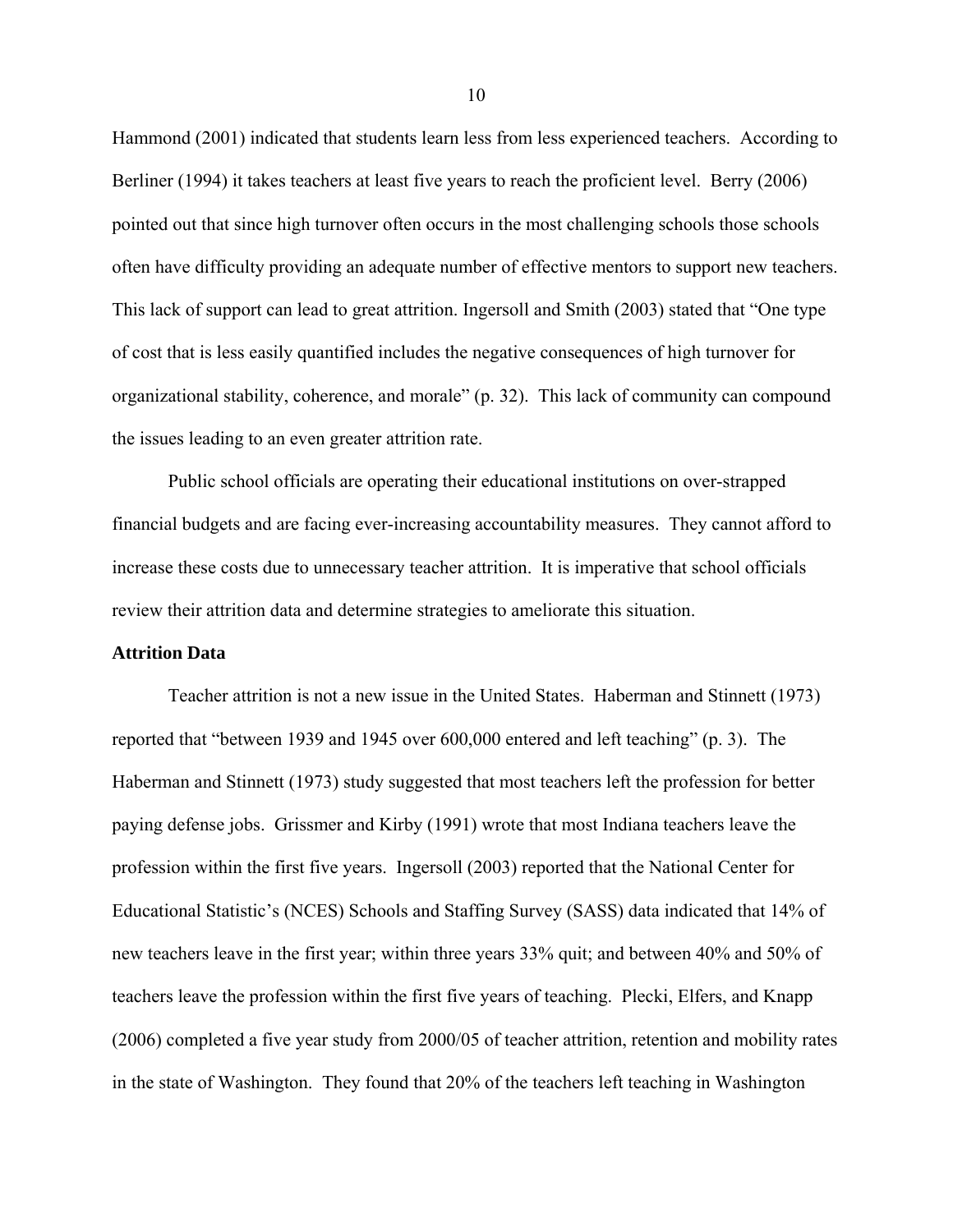Hammond (2001) indicated that students learn less from less experienced teachers. According to Berliner (1994) it takes teachers at least five years to reach the proficient level. Berry (2006) pointed out that since high turnover often occurs in the most challenging schools those schools often have difficulty providing an adequate number of effective mentors to support new teachers. This lack of support can lead to great attrition. Ingersoll and Smith (2003) stated that "One type of cost that is less easily quantified includes the negative consequences of high turnover for organizational stability, coherence, and morale" (p. 32). This lack of community can compound the issues leading to an even greater attrition rate.

Public school officials are operating their educational institutions on over-strapped financial budgets and are facing ever-increasing accountability measures. They cannot afford to increase these costs due to unnecessary teacher attrition. It is imperative that school officials review their attrition data and determine strategies to ameliorate this situation.

**Attrition Data**

Teacher attrition is not a new issue in the United States. Haberman and Stinnett (1973) reported that "between 1939 and 1945 over 600,000 entered and left teaching" (p. 3). The Haberman and Stinnett (1973) study suggested that most teachers left the profession for better paying defense jobs. Grissmer and Kirby (1991) wrote that most Indiana teachers leave the profession within the first five years. Ingersoll (2003) reported that the National Center for Educational Statistic's (NCES) Schools and Staffing Survey (SASS) data indicated that 14% of new teachers leave in the first year; within three years 33% quit; and between 40% and 50% of teachers leave the profession within the first five years of teaching. Plecki, Elfers, and Knapp (2006) completed a five year study from 2000/05 of teacher attrition, retention and mobility rates in the state of Washington. They found that 20% of the teachers left teaching in Washington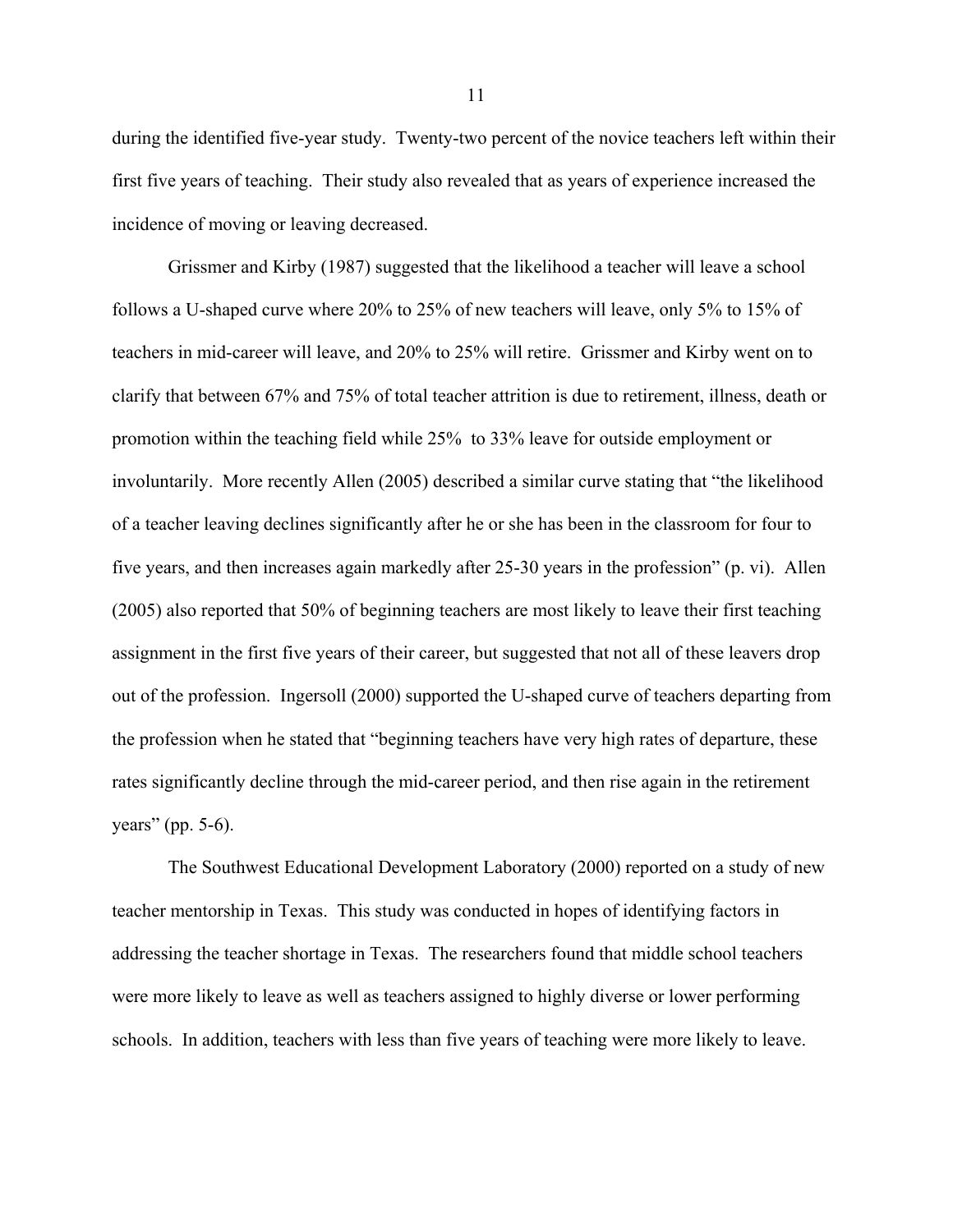during the identified five-year study. Twenty-two percent of the novice teachers left within their first five years of teaching. Their study also revealed that as years of experience increased the incidence of moving or leaving decreased.

Grissmer and Kirby (1987) suggested that the likelihood a teacher will leave a school follows a U-shaped curve where 20% to 25% of new teachers will leave, only 5% to 15% of teachers in mid-career will leave, and 20% to 25% will retire. Grissmer and Kirby went on to clarify that between 67% and 75% of total teacher attrition is due to retirement, illness, death or promotion within the teaching field while 25% to 33% leave for outside employment or involuntarily. More recently Allen (2005) described a similar curve stating that "the likelihood of a teacher leaving declines significantly after he or she has been in the classroom for four to five years, and then increases again markedly after 25-30 years in the profession" (p. vi). Allen (2005) also reported that 50% of beginning teachers are most likely to leave their first teaching assignment in the first five years of their career, but suggested that not all of these leavers drop out of the profession. Ingersoll (2000) supported the U-shaped curve of teachers departing from the profession when he stated that "beginning teachers have very high rates of departure, these rates significantly decline through the mid-career period, and then rise again in the retirement years" (pp. 5-6).

The Southwest Educational Development Laboratory (2000) reported on a study of new teacher mentorship in Texas. This study was conducted in hopes of identifying factors in addressing the teacher shortage in Texas. The researchers found that middle school teachers were more likely to leave as well as teachers assigned to highly diverse or lower performing schools. In addition, teachers with less than five years of teaching were more likely to leave.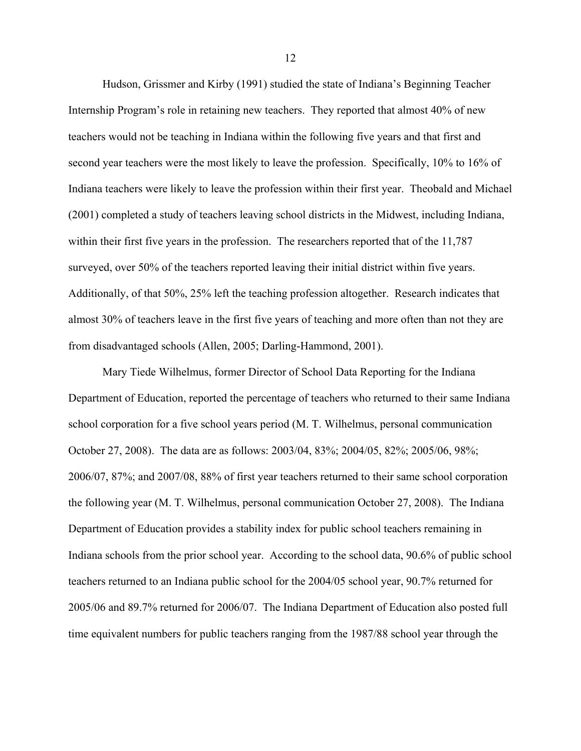Hudson, Grissmer and Kirby (1991) studied the state of Indiana's Beginning Teacher Internship Program's role in retaining new teachers. They reported that almost 40% of new teachers would not be teaching in Indiana within the following five years and that first and second year teachers were the most likely to leave the profession. Specifically, 10% to 16% of Indiana teachers were likely to leave the profession within their first year. Theobald and Michael (2001) completed a study of teachers leaving school districts in the Midwest, including Indiana, within their first five years in the profession. The researchers reported that of the 11,787 surveyed, over 50% of the teachers reported leaving their initial district within five years. Additionally, of that 50%, 25% left the teaching profession altogether. Research indicates that almost 30% of teachers leave in the first five years of teaching and more often than not they are from disadvantaged schools (Allen, 2005; Darling-Hammond, 2001).

Mary Tiede Wilhelmus, former Director of School Data Reporting for the Indiana Department of Education, reported the percentage of teachers who returned to their same Indiana school corporation for a five school years period (M. T. Wilhelmus, personal communication October 27, 2008). The data are as follows: 2003/04, 83%; 2004/05, 82%; 2005/06, 98%; 2006/07, 87%; and 2007/08, 88% of first year teachers returned to their same school corporation the following year (M. T. Wilhelmus, personal communication October 27, 2008). The Indiana Department of Education provides a stability index for public school teachers remaining in Indiana schools from the prior school year. According to the school data, 90.6% of public school teachers returned to an Indiana public school for the 2004/05 school year, 90.7% returned for 2005/06 and 89.7% returned for 2006/07. The Indiana Department of Education also posted full time equivalent numbers for public teachers ranging from the 1987/88 school year through the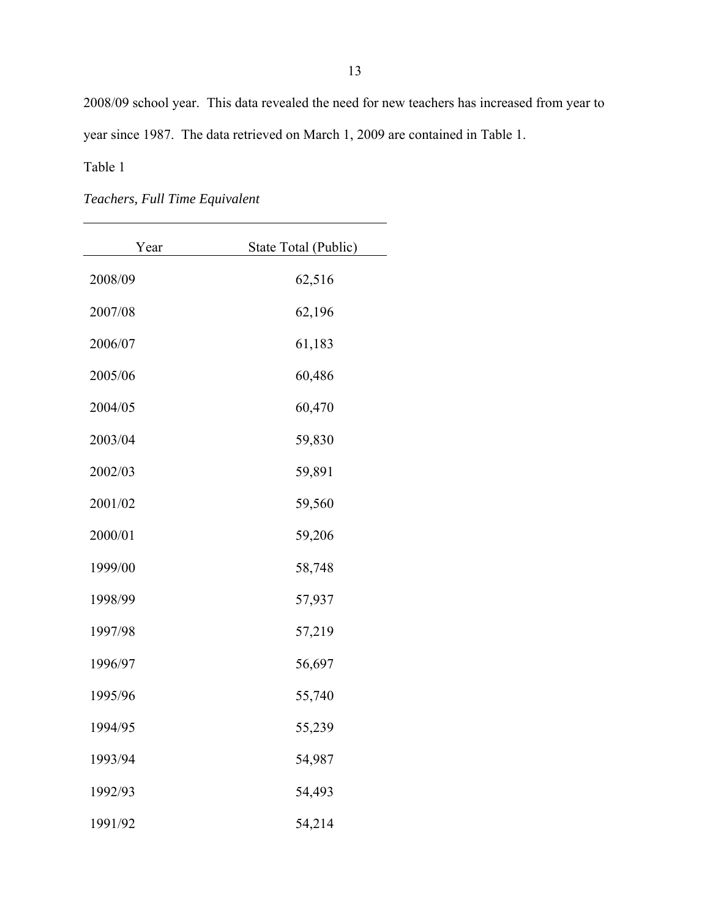2008/09 school year. This data revealed the need for new teachers has increased from year to year since 1987. The data retrieved on March 1, 2009 are contained in Table 1.

Table 1

*Teachers, Full Time Equivalent*

| Year | State Total (Public) |
|---|---|
| 2008/09 | 62,516 |
| 2007/08 | 62,196 |
| 2006/07 | 61,183 |
| 2005/06 | 60,486 |
| 2004/05 | 60,470 |
| 2003/04 | 59,830 |
| 2002/03 | 59,891 |
| 2001/02 | 59,560 |
| 2000/01 | 59,206 |
| 1999/00 | 58,748 |
| 1998/99 | 57,937 |
| 1997/98 | 57,219 |
| 1996/97 | 56,697 |
| 1995/96 | 55,740 |
| 1994/95 | 55,239 |
| 1993/94 | 54,987 |
| 1992/93 | 54,493 |
| 1991/92 | 54,214 |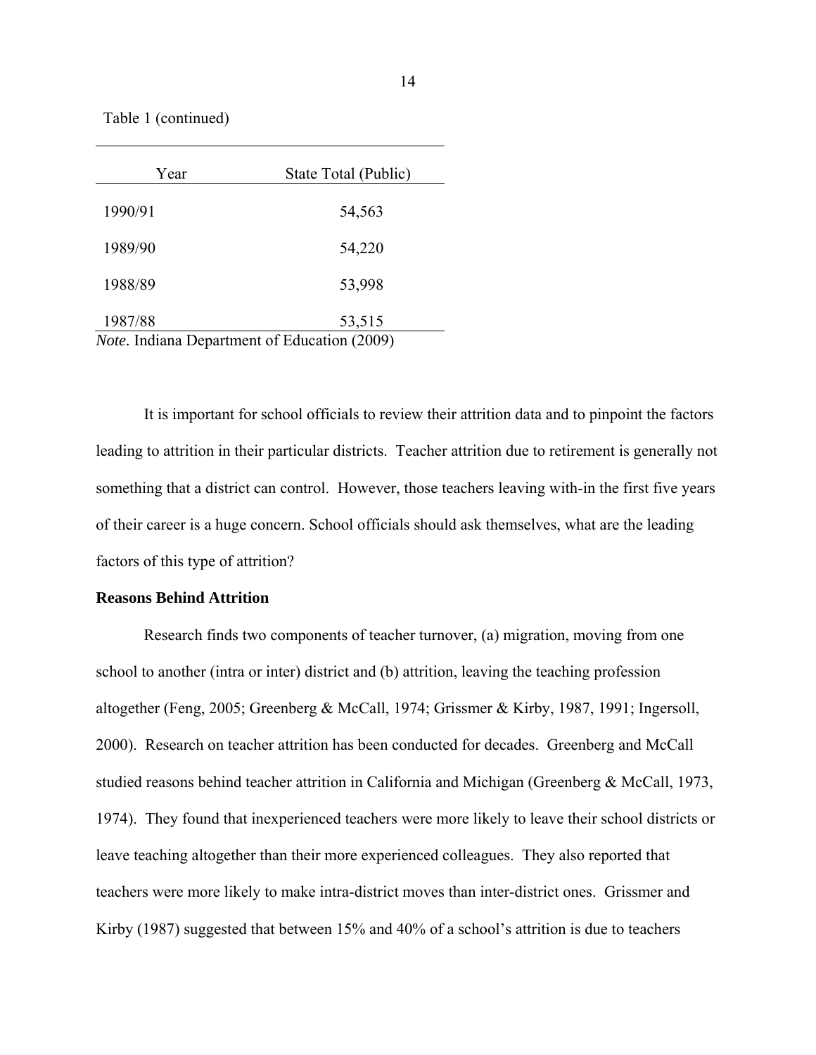Table 1 (continued)

| Year | State Total (Public) |
|---|---|
| 1990/91 | 54,563 |
| 1989/90 | 54,220 |
| 1988/89 | 53,998 |
| 1987/88 | 53,515 |

*Note.* Indiana Department of Education (2009)

It is important for school officials to review their attrition data and to pinpoint the factors leading to attrition in their particular districts. Teacher attrition due to retirement is generally not something that a district can control. However, those teachers leaving with-in the first five years of their career is a huge concern. School officials should ask themselves, what are the leading factors of this type of attrition?

**Reasons Behind Attrition**

Research finds two components of teacher turnover, (a) migration, moving from one school to another (intra or inter) district and (b) attrition, leaving the teaching profession altogether (Feng, 2005; Greenberg & McCall, 1974; Grissmer & Kirby, 1987, 1991; Ingersoll, 2000). Research on teacher attrition has been conducted for decades. Greenberg and McCall studied reasons behind teacher attrition in California and Michigan (Greenberg & McCall, 1973, 1974). They found that inexperienced teachers were more likely to leave their school districts or leave teaching altogether than their more experienced colleagues. They also reported that teachers were more likely to make intra-district moves than inter-district ones. Grissmer and Kirby (1987) suggested that between 15% and 40% of a school's attrition is due to teachers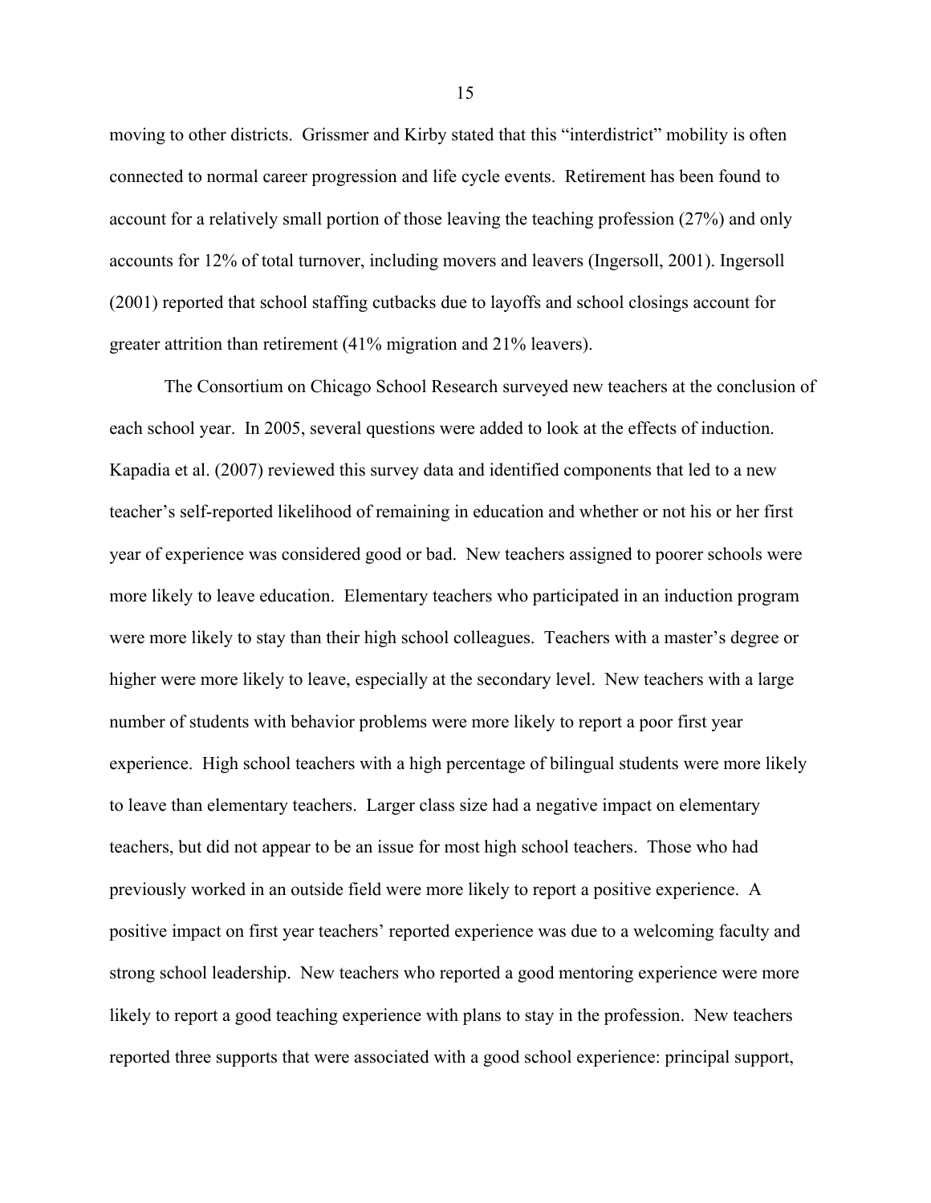moving to other districts. Grissmer and Kirby stated that this "interdistrict" mobility is often connected to normal career progression and life cycle events. Retirement has been found to account for a relatively small portion of those leaving the teaching profession (27%) and only accounts for 12% of total turnover, including movers and leavers (Ingersoll, 2001). Ingersoll (2001) reported that school staffing cutbacks due to layoffs and school closings account for greater attrition than retirement (41% migration and 21% leavers).

The Consortium on Chicago School Research surveyed new teachers at the conclusion of each school year. In 2005, several questions were added to look at the effects of induction. Kapadia et al. (2007) reviewed this survey data and identified components that led to a new teacher's self-reported likelihood of remaining in education and whether or not his or her first year of experience was considered good or bad. New teachers assigned to poorer schools were more likely to leave education. Elementary teachers who participated in an induction program were more likely to stay than their high school colleagues. Teachers with a master's degree or higher were more likely to leave, especially at the secondary level. New teachers with a large number of students with behavior problems were more likely to report a poor first year experience. High school teachers with a high percentage of bilingual students were more likely to leave than elementary teachers. Larger class size had a negative impact on elementary teachers, but did not appear to be an issue for most high school teachers. Those who had previously worked in an outside field were more likely to report a positive experience. A positive impact on first year teachers' reported experience was due to a welcoming faculty and strong school leadership. New teachers who reported a good mentoring experience were more likely to report a good teaching experience with plans to stay in the profession. New teachers reported three supports that were associated with a good school experience: principal support,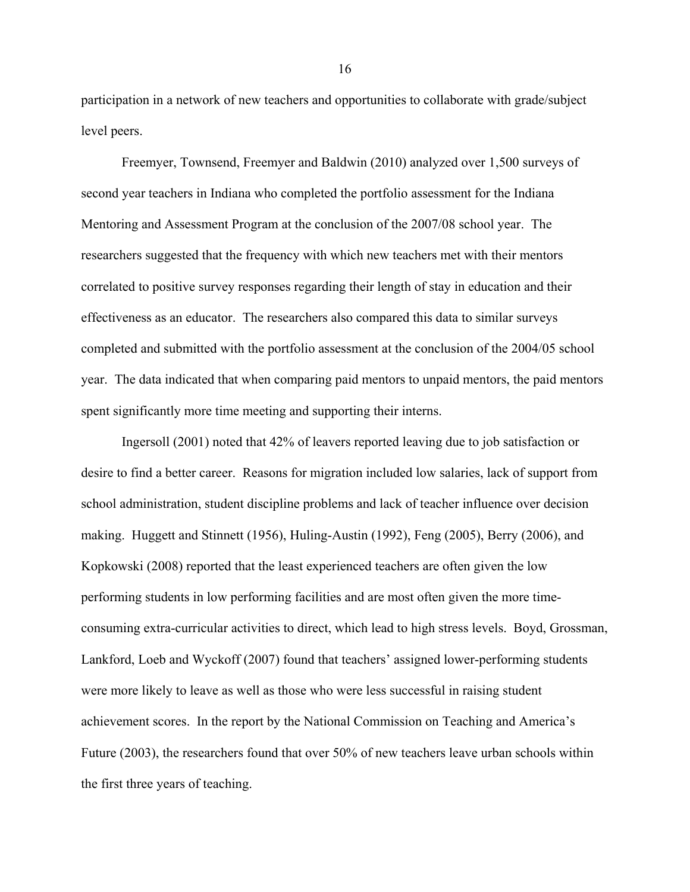participation in a network of new teachers and opportunities to collaborate with grade/subject level peers.

Freemyer, Townsend, Freemyer and Baldwin (2010) analyzed over 1,500 surveys of second year teachers in Indiana who completed the portfolio assessment for the Indiana Mentoring and Assessment Program at the conclusion of the 2007/08 school year. The researchers suggested that the frequency with which new teachers met with their mentors correlated to positive survey responses regarding their length of stay in education and their effectiveness as an educator. The researchers also compared this data to similar surveys completed and submitted with the portfolio assessment at the conclusion of the 2004/05 school year. The data indicated that when comparing paid mentors to unpaid mentors, the paid mentors spent significantly more time meeting and supporting their interns.

Ingersoll (2001) noted that 42% of leavers reported leaving due to job satisfaction or desire to find a better career. Reasons for migration included low salaries, lack of support from school administration, student discipline problems and lack of teacher influence over decision making. Huggett and Stinnett (1956), Huling-Austin (1992), Feng (2005), Berry (2006), and Kopkowski (2008) reported that the least experienced teachers are often given the low performing students in low performing facilities and are most often given the more time-consuming extra-curricular activities to direct, which lead to high stress levels. Boyd, Grossman, Lankford, Loeb and Wyckoff (2007) found that teachers' assigned lower-performing students were more likely to leave as well as those who were less successful in raising student achievement scores. In the report by the National Commission on Teaching and America's Future (2003), the researchers found that over 50% of new teachers leave urban schools within the first three years of teaching.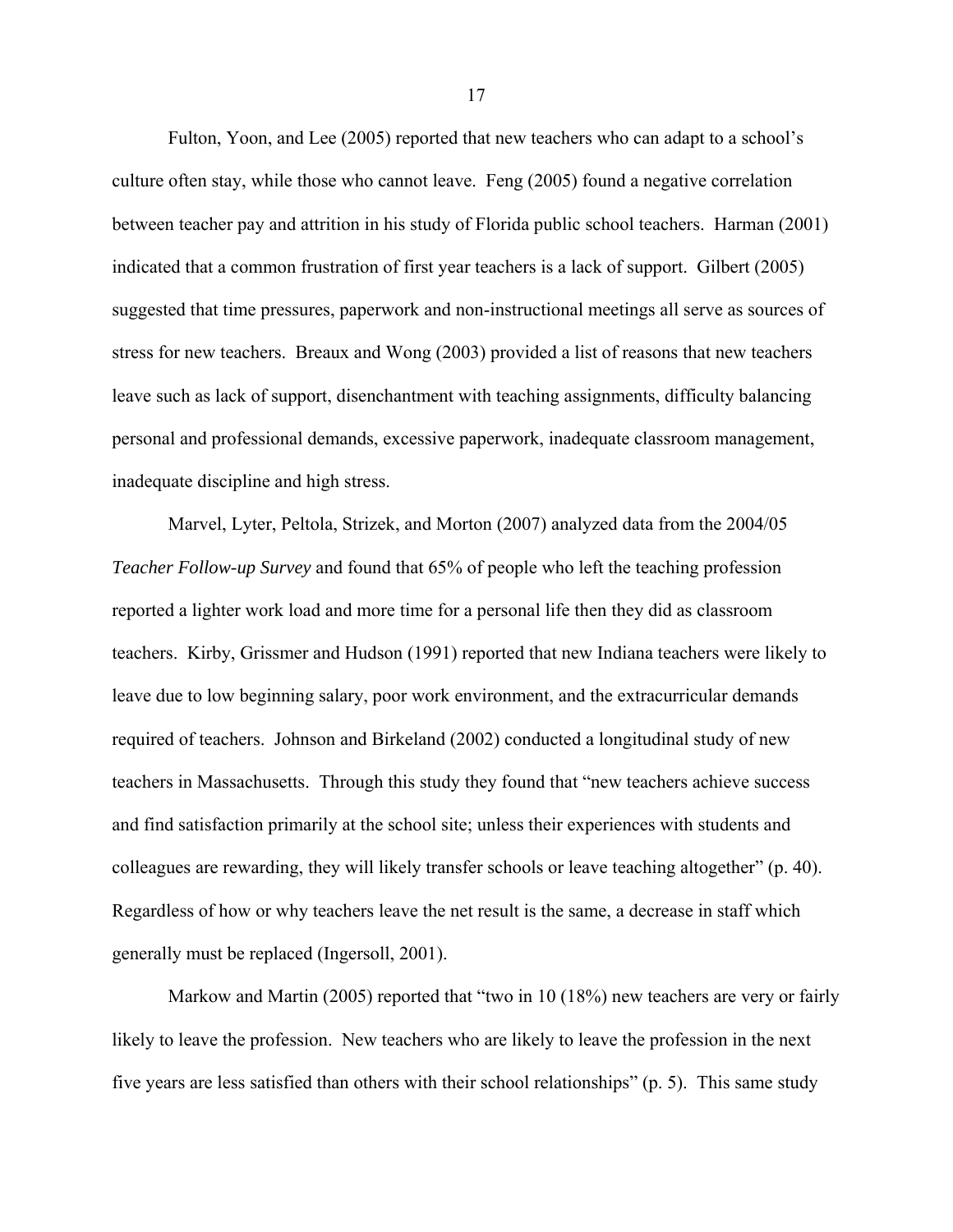Fulton, Yoon, and Lee (2005) reported that new teachers who can adapt to a school's culture often stay, while those who cannot leave. Feng (2005) found a negative correlation between teacher pay and attrition in his study of Florida public school teachers. Harman (2001) indicated that a common frustration of first year teachers is a lack of support. Gilbert (2005) suggested that time pressures, paperwork and non-instructional meetings all serve as sources of stress for new teachers. Breaux and Wong (2003) provided a list of reasons that new teachers leave such as lack of support, disenchantment with teaching assignments, difficulty balancing personal and professional demands, excessive paperwork, inadequate classroom management, inadequate discipline and high stress.

Marvel, Lyter, Peltola, Strizek, and Morton (2007) analyzed data from the 2004/05 *Teacher Follow-up Survey* and found that 65% of people who left the teaching profession reported a lighter work load and more time for a personal life then they did as classroom teachers. Kirby, Grissmer and Hudson (1991) reported that new Indiana teachers were likely to leave due to low beginning salary, poor work environment, and the extracurricular demands required of teachers. Johnson and Birkeland (2002) conducted a longitudinal study of new teachers in Massachusetts. Through this study they found that "new teachers achieve success and find satisfaction primarily at the school site; unless their experiences with students and colleagues are rewarding, they will likely transfer schools or leave teaching altogether" (p. 40). Regardless of how or why teachers leave the net result is the same, a decrease in staff which generally must be replaced (Ingersoll, 2001).

Markow and Martin (2005) reported that "two in 10 (18%) new teachers are very or fairly likely to leave the profession. New teachers who are likely to leave the profession in the next five years are less satisfied than others with their school relationships" (p. 5). This same study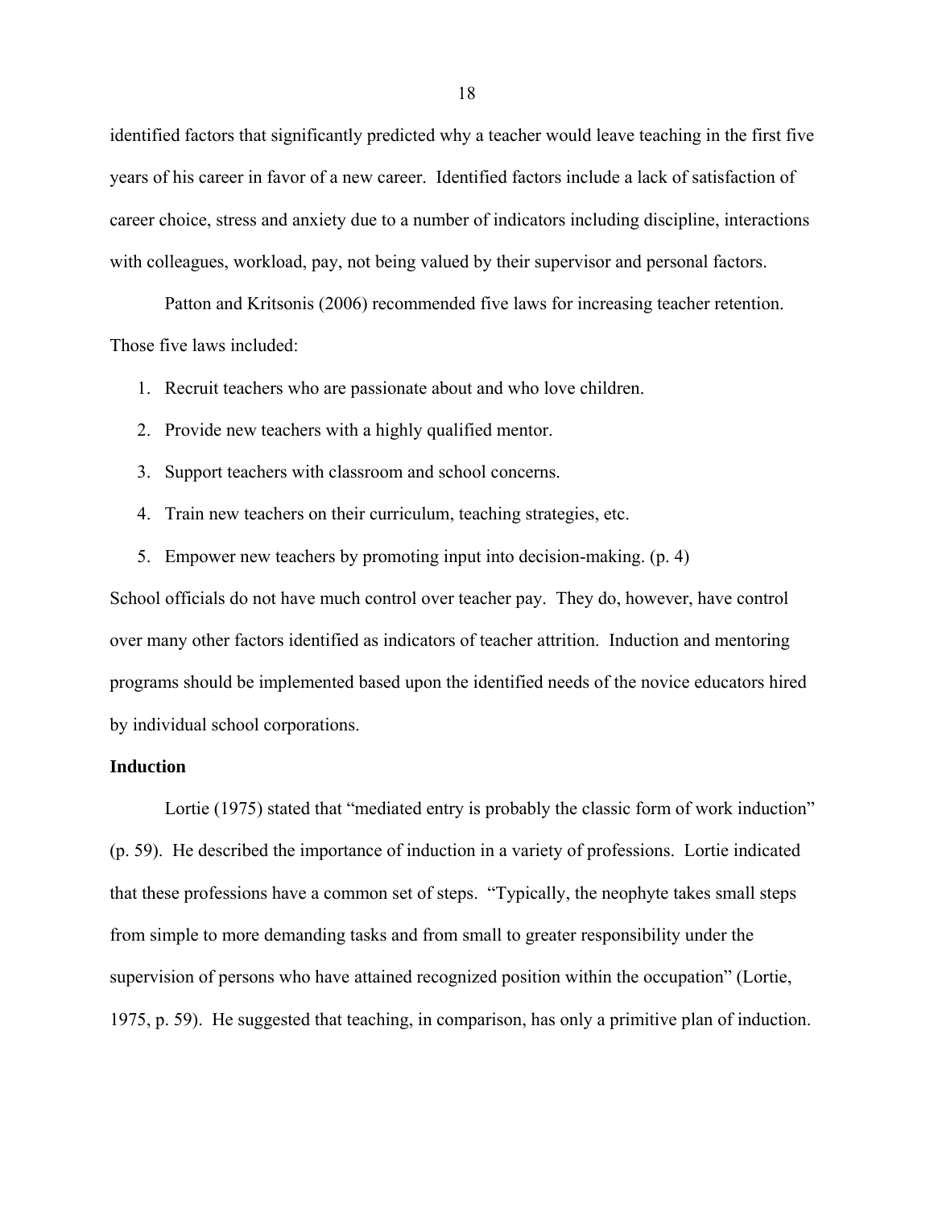identified factors that significantly predicted why a teacher would leave teaching in the first five years of his career in favor of a new career. Identified factors include a lack of satisfaction of career choice, stress and anxiety due to a number of indicators including discipline, interactions with colleagues, workload, pay, not being valued by their supervisor and personal factors.

Patton and Kritsonis (2006) recommended five laws for increasing teacher retention. Those five laws included:

1. Recruit teachers who are passionate about and who love children.
2. Provide new teachers with a highly qualified mentor.
3. Support teachers with classroom and school concerns.
4. Train new teachers on their curriculum, teaching strategies, etc.
5. Empower new teachers by promoting input into decision-making. (p. 4)

School officials do not have much control over teacher pay. They do, however, have control over many other factors identified as indicators of teacher attrition. Induction and mentoring programs should be implemented based upon the identified needs of the novice educators hired by individual school corporations.

**Induction**

Lortie (1975) stated that "mediated entry is probably the classic form of work induction" (p. 59). He described the importance of induction in a variety of professions. Lortie indicated that these professions have a common set of steps. "Typically, the neophyte takes small steps from simple to more demanding tasks and from small to greater responsibility under the supervision of persons who have attained recognized position within the occupation" (Lortie, 1975, p. 59). He suggested that teaching, in comparison, has only a primitive plan of induction.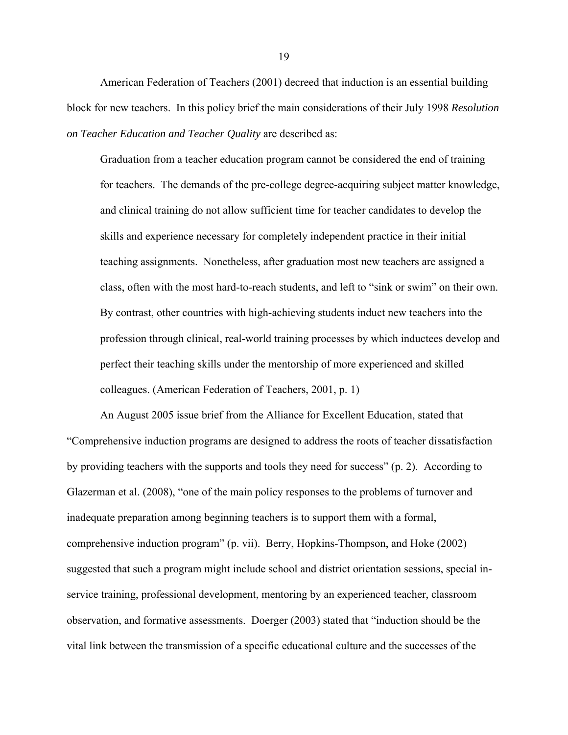American Federation of Teachers (2001) decreed that induction is an essential building block for new teachers. In this policy brief the main considerations of their July 1998 *Resolution on Teacher Education and Teacher Quality* are described as:

> Graduation from a teacher education program cannot be considered the end of training for teachers. The demands of the pre-college degree-acquiring subject matter knowledge, and clinical training do not allow sufficient time for teacher candidates to develop the skills and experience necessary for completely independent practice in their initial teaching assignments. Nonetheless, after graduation most new teachers are assigned a class, often with the most hard-to-reach students, and left to "sink or swim" on their own. By contrast, other countries with high-achieving students induct new teachers into the profession through clinical, real-world training processes by which inductees develop and perfect their teaching skills under the mentorship of more experienced and skilled colleagues. (American Federation of Teachers, 2001, p. 1)

An August 2005 issue brief from the Alliance for Excellent Education, stated that "Comprehensive induction programs are designed to address the roots of teacher dissatisfaction by providing teachers with the supports and tools they need for success" (p. 2). According to Glazerman et al. (2008), "one of the main policy responses to the problems of turnover and inadequate preparation among beginning teachers is to support them with a formal, comprehensive induction program" (p. vii). Berry, Hopkins-Thompson, and Hoke (2002) suggested that such a program might include school and district orientation sessions, special in-service training, professional development, mentoring by an experienced teacher, classroom observation, and formative assessments. Doerger (2003) stated that "induction should be the vital link between the transmission of a specific educational culture and the successes of the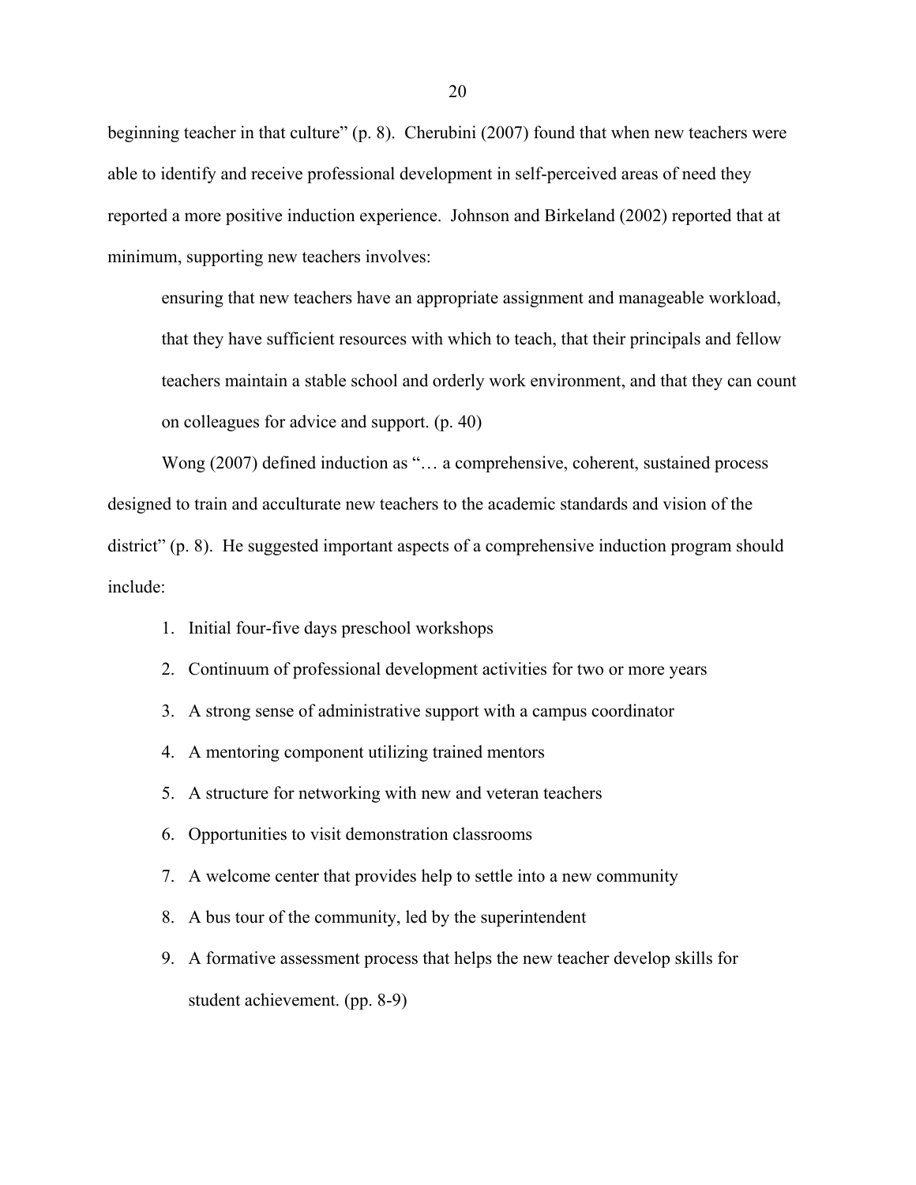beginning teacher in that culture" (p. 8). Cherubini (2007) found that when new teachers were able to identify and receive professional development in self-perceived areas of need they reported a more positive induction experience. Johnson and Birkeland (2002) reported that at minimum, supporting new teachers involves:

> ensuring that new teachers have an appropriate assignment and manageable workload, that they have sufficient resources with which to teach, that their principals and fellow teachers maintain a stable school and orderly work environment, and that they can count on colleagues for advice and support. (p. 40)

Wong (2007) defined induction as "… a comprehensive, coherent, sustained process designed to train and acculturate new teachers to the academic standards and vision of the district" (p. 8). He suggested important aspects of a comprehensive induction program should include:

1. Initial four-five days preschool workshops
2. Continuum of professional development activities for two or more years
3. A strong sense of administrative support with a campus coordinator
4. A mentoring component utilizing trained mentors
5. A structure for networking with new and veteran teachers
6. Opportunities to visit demonstration classrooms
7. A welcome center that provides help to settle into a new community
8. A bus tour of the community, led by the superintendent
9. A formative assessment process that helps the new teacher develop skills for student achievement. (pp. 8-9)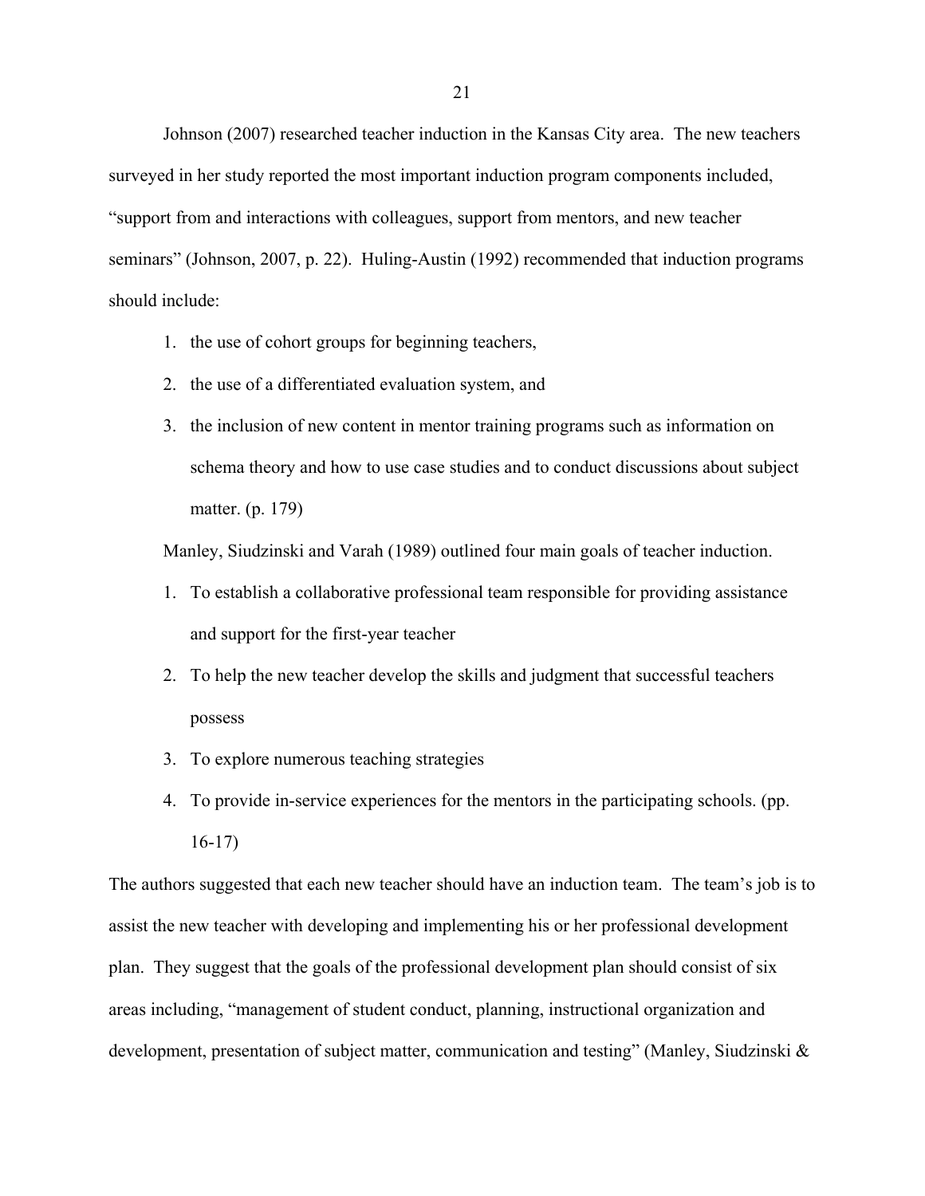Johnson (2007) researched teacher induction in the Kansas City area. The new teachers surveyed in her study reported the most important induction program components included, "support from and interactions with colleagues, support from mentors, and new teacher seminars" (Johnson, 2007, p. 22). Huling-Austin (1992) recommended that induction programs should include:

1. the use of cohort groups for beginning teachers,
2. the use of a differentiated evaluation system, and
3. the inclusion of new content in mentor training programs such as information on schema theory and how to use case studies and to conduct discussions about subject matter. (p. 179)

Manley, Siudzinski and Varah (1989) outlined four main goals of teacher induction.

1. To establish a collaborative professional team responsible for providing assistance and support for the first-year teacher
2. To help the new teacher develop the skills and judgment that successful teachers possess
3. To explore numerous teaching strategies
4. To provide in-service experiences for the mentors in the participating schools. (pp. 16-17)

The authors suggested that each new teacher should have an induction team. The team's job is to assist the new teacher with developing and implementing his or her professional development plan. They suggest that the goals of the professional development plan should consist of six areas including, "management of student conduct, planning, instructional organization and development, presentation of subject matter, communication and testing" (Manley, Siudzinski &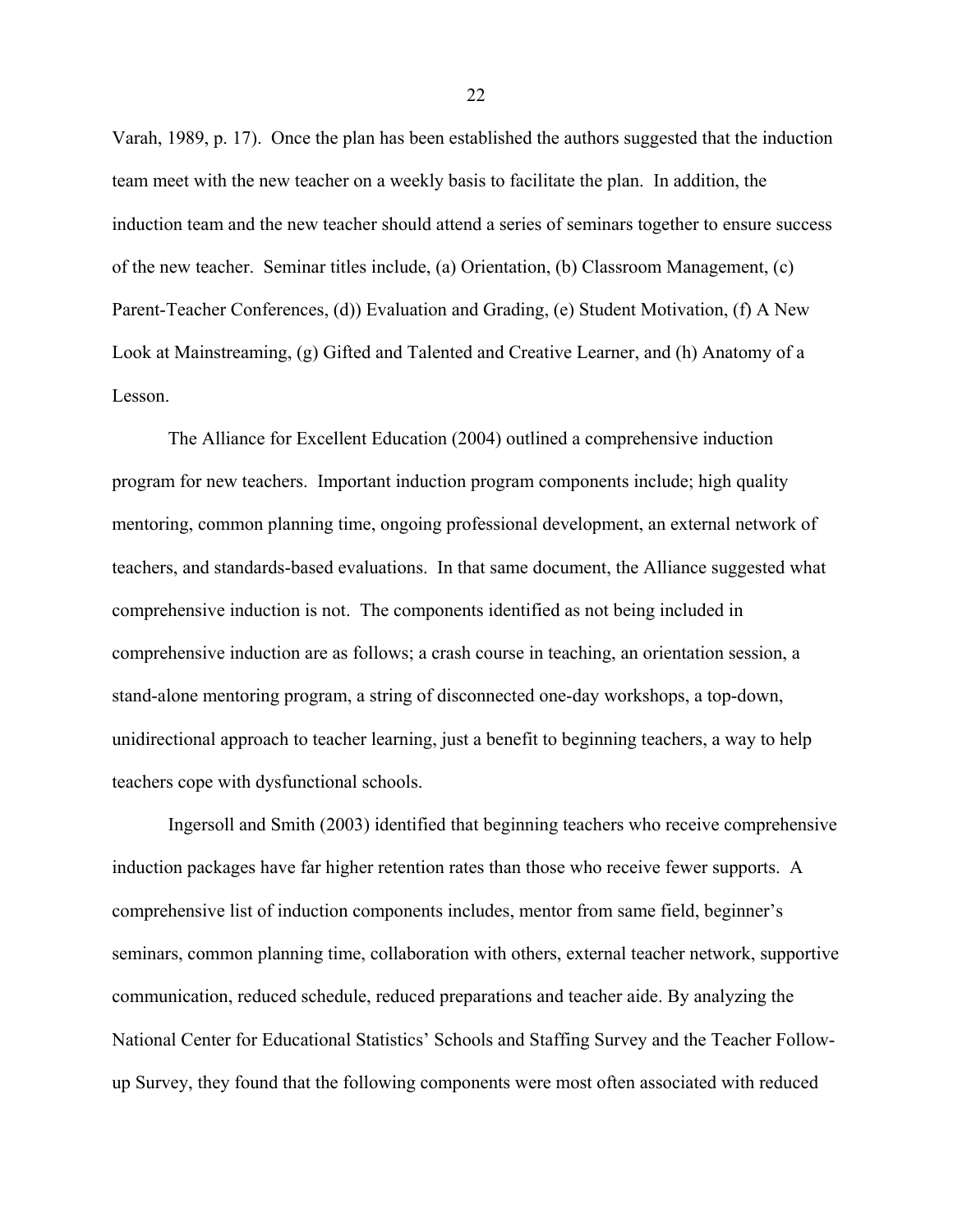Varah, 1989, p. 17). Once the plan has been established the authors suggested that the induction team meet with the new teacher on a weekly basis to facilitate the plan. In addition, the induction team and the new teacher should attend a series of seminars together to ensure success of the new teacher. Seminar titles include, (a) Orientation, (b) Classroom Management, (c) Parent-Teacher Conferences, (d)) Evaluation and Grading, (e) Student Motivation, (f) A New Look at Mainstreaming, (g) Gifted and Talented and Creative Learner, and (h) Anatomy of a Lesson.

The Alliance for Excellent Education (2004) outlined a comprehensive induction program for new teachers. Important induction program components include; high quality mentoring, common planning time, ongoing professional development, an external network of teachers, and standards-based evaluations. In that same document, the Alliance suggested what comprehensive induction is not. The components identified as not being included in comprehensive induction are as follows; a crash course in teaching, an orientation session, a stand-alone mentoring program, a string of disconnected one-day workshops, a top-down, unidirectional approach to teacher learning, just a benefit to beginning teachers, a way to help teachers cope with dysfunctional schools.

Ingersoll and Smith (2003) identified that beginning teachers who receive comprehensive induction packages have far higher retention rates than those who receive fewer supports. A comprehensive list of induction components includes, mentor from same field, beginner's seminars, common planning time, collaboration with others, external teacher network, supportive communication, reduced schedule, reduced preparations and teacher aide. By analyzing the National Center for Educational Statistics' Schools and Staffing Survey and the Teacher Follow-up Survey, they found that the following components were most often associated with reduced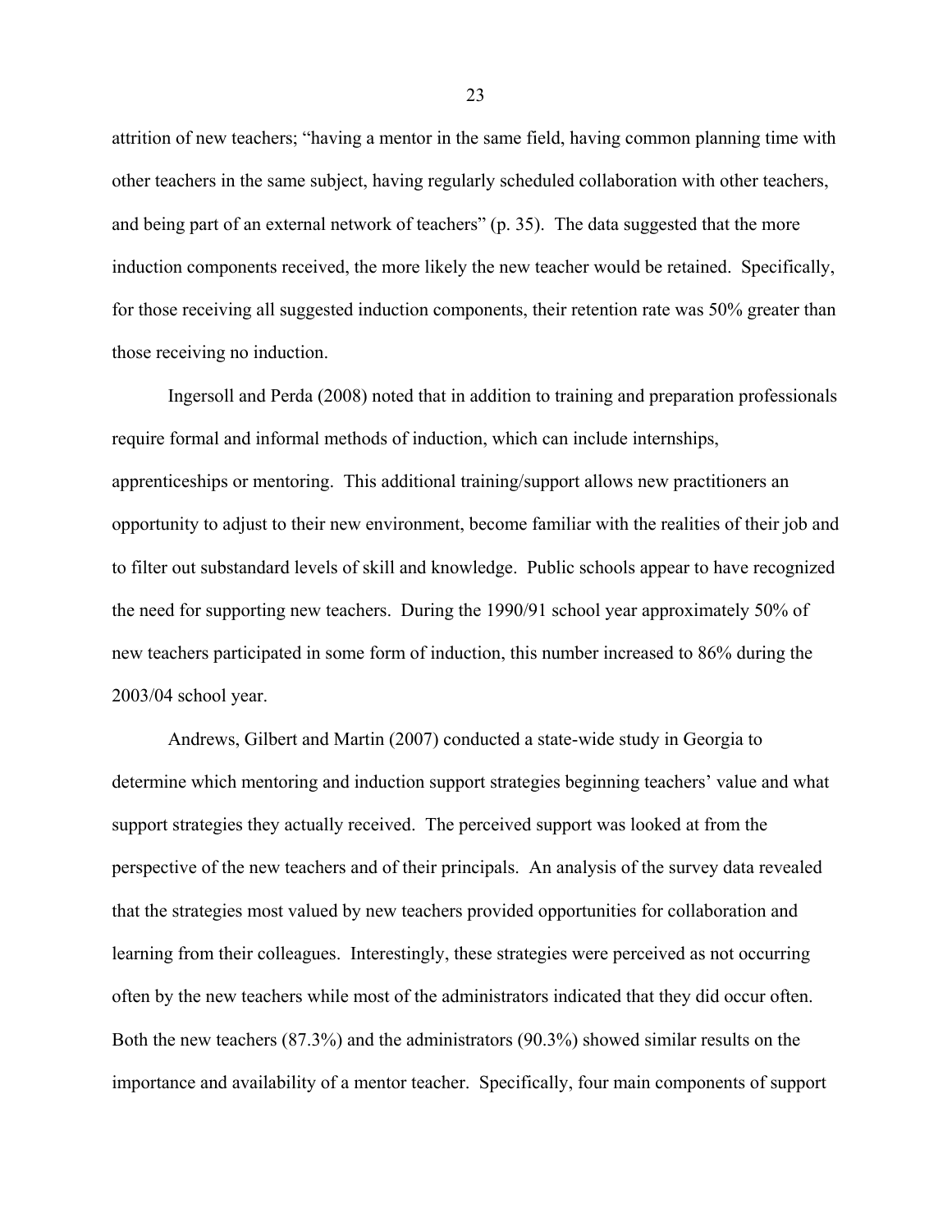attrition of new teachers; "having a mentor in the same field, having common planning time with other teachers in the same subject, having regularly scheduled collaboration with other teachers, and being part of an external network of teachers" (p. 35). The data suggested that the more induction components received, the more likely the new teacher would be retained. Specifically, for those receiving all suggested induction components, their retention rate was 50% greater than those receiving no induction.

Ingersoll and Perda (2008) noted that in addition to training and preparation professionals require formal and informal methods of induction, which can include internships, apprenticeships or mentoring. This additional training/support allows new practitioners an opportunity to adjust to their new environment, become familiar with the realities of their job and to filter out substandard levels of skill and knowledge. Public schools appear to have recognized the need for supporting new teachers. During the 1990/91 school year approximately 50% of new teachers participated in some form of induction, this number increased to 86% during the 2003/04 school year.

Andrews, Gilbert and Martin (2007) conducted a state-wide study in Georgia to determine which mentoring and induction support strategies beginning teachers' value and what support strategies they actually received. The perceived support was looked at from the perspective of the new teachers and of their principals. An analysis of the survey data revealed that the strategies most valued by new teachers provided opportunities for collaboration and learning from their colleagues. Interestingly, these strategies were perceived as not occurring often by the new teachers while most of the administrators indicated that they did occur often. Both the new teachers (87.3%) and the administrators (90.3%) showed similar results on the importance and availability of a mentor teacher. Specifically, four main components of support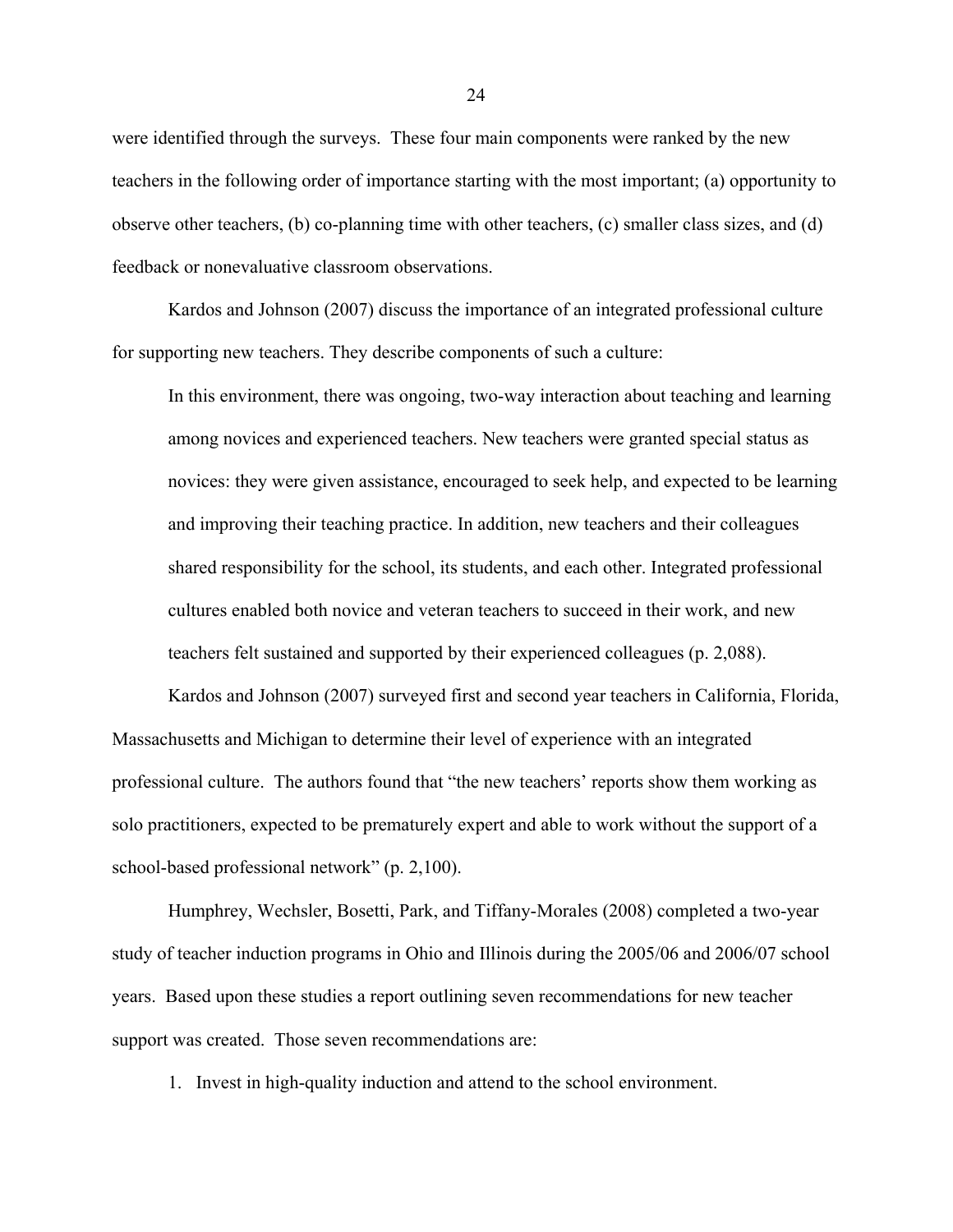were identified through the surveys. These four main components were ranked by the new teachers in the following order of importance starting with the most important; (a) opportunity to observe other teachers, (b) co-planning time with other teachers, (c) smaller class sizes, and (d) feedback or nonevaluative classroom observations.

Kardos and Johnson (2007) discuss the importance of an integrated professional culture for supporting new teachers. They describe components of such a culture:

> In this environment, there was ongoing, two-way interaction about teaching and learning among novices and experienced teachers. New teachers were granted special status as novices: they were given assistance, encouraged to seek help, and expected to be learning and improving their teaching practice. In addition, new teachers and their colleagues shared responsibility for the school, its students, and each other. Integrated professional cultures enabled both novice and veteran teachers to succeed in their work, and new teachers felt sustained and supported by their experienced colleagues (p. 2,088).

Kardos and Johnson (2007) surveyed first and second year teachers in California, Florida, Massachusetts and Michigan to determine their level of experience with an integrated professional culture. The authors found that "the new teachers' reports show them working as solo practitioners, expected to be prematurely expert and able to work without the support of a school-based professional network" (p. 2,100).

Humphrey, Wechsler, Bosetti, Park, and Tiffany-Morales (2008) completed a two-year study of teacher induction programs in Ohio and Illinois during the 2005/06 and 2006/07 school years. Based upon these studies a report outlining seven recommendations for new teacher support was created. Those seven recommendations are:

1. Invest in high-quality induction and attend to the school environment.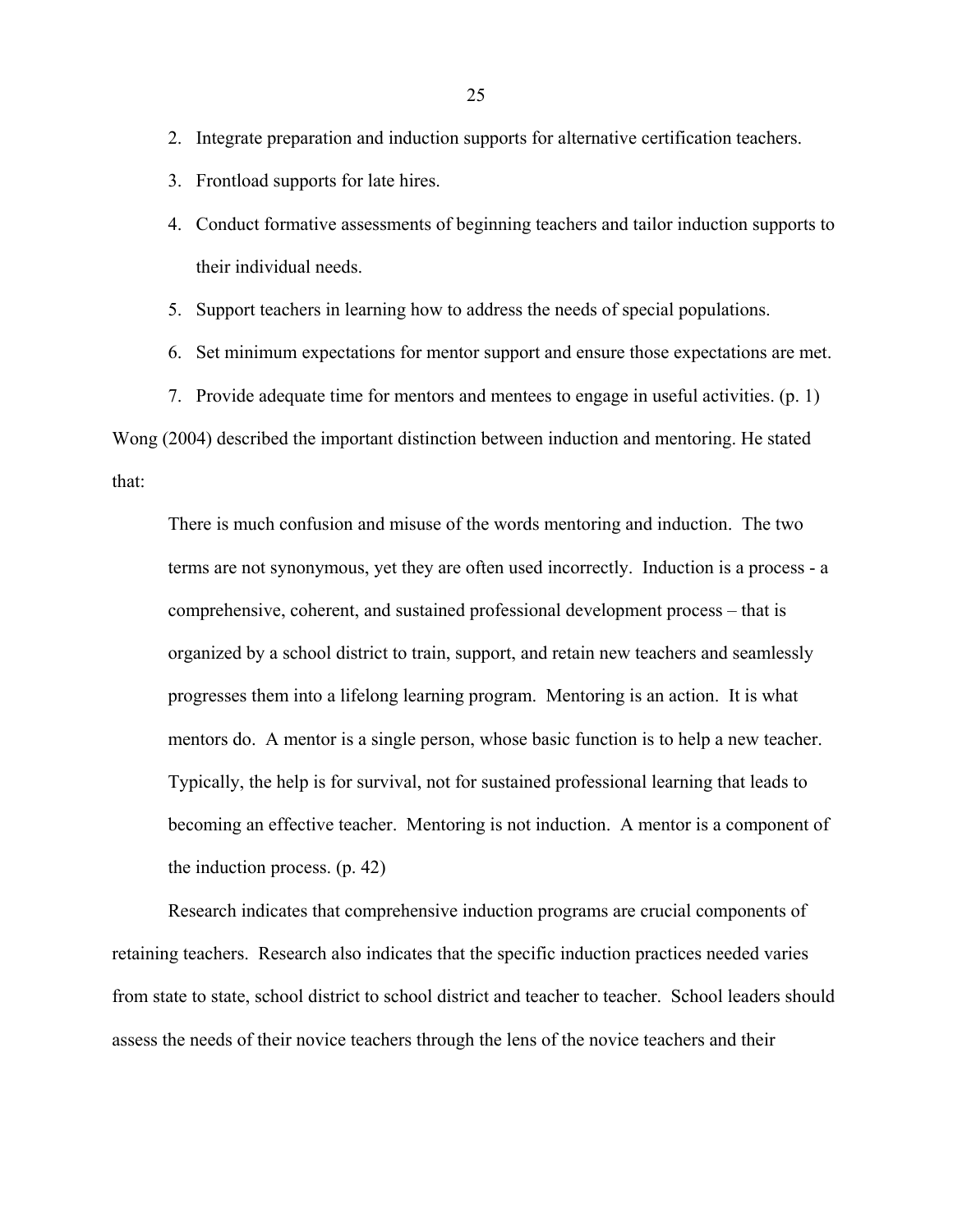2. Integrate preparation and induction supports for alternative certification teachers.
3. Frontload supports for late hires.
4. Conduct formative assessments of beginning teachers and tailor induction supports to their individual needs.
5. Support teachers in learning how to address the needs of special populations.
6. Set minimum expectations for mentor support and ensure those expectations are met.
7. Provide adequate time for mentors and mentees to engage in useful activities. (p. 1)

Wong (2004) described the important distinction between induction and mentoring. He stated that:

> There is much confusion and misuse of the words mentoring and induction. The two terms are not synonymous, yet they are often used incorrectly. Induction is a process - a comprehensive, coherent, and sustained professional development process – that is organized by a school district to train, support, and retain new teachers and seamlessly progresses them into a lifelong learning program. Mentoring is an action. It is what mentors do. A mentor is a single person, whose basic function is to help a new teacher. Typically, the help is for survival, not for sustained professional learning that leads to becoming an effective teacher. Mentoring is not induction. A mentor is a component of the induction process. (p. 42)

Research indicates that comprehensive induction programs are crucial components of retaining teachers. Research also indicates that the specific induction practices needed varies from state to state, school district to school district and teacher to teacher. School leaders should assess the needs of their novice teachers through the lens of the novice teachers and their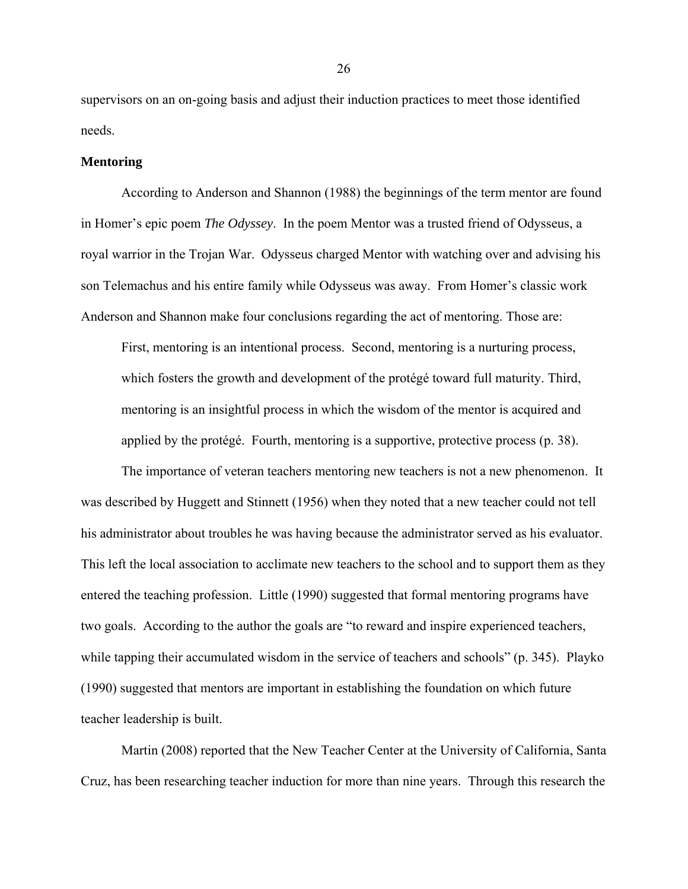supervisors on an on-going basis and adjust their induction practices to meet those identified needs.

**Mentoring**

According to Anderson and Shannon (1988) the beginnings of the term mentor are found in Homer's epic poem *The Odyssey*. In the poem Mentor was a trusted friend of Odysseus, a royal warrior in the Trojan War. Odysseus charged Mentor with watching over and advising his son Telemachus and his entire family while Odysseus was away. From Homer's classic work Anderson and Shannon make four conclusions regarding the act of mentoring. Those are:

> First, mentoring is an intentional process. Second, mentoring is a nurturing process, which fosters the growth and development of the protégé toward full maturity. Third, mentoring is an insightful process in which the wisdom of the mentor is acquired and applied by the protégé. Fourth, mentoring is a supportive, protective process (p. 38).

The importance of veteran teachers mentoring new teachers is not a new phenomenon. It was described by Huggett and Stinnett (1956) when they noted that a new teacher could not tell his administrator about troubles he was having because the administrator served as his evaluator. This left the local association to acclimate new teachers to the school and to support them as they entered the teaching profession. Little (1990) suggested that formal mentoring programs have two goals. According to the author the goals are "to reward and inspire experienced teachers, while tapping their accumulated wisdom in the service of teachers and schools" (p. 345). Playko (1990) suggested that mentors are important in establishing the foundation on which future teacher leadership is built.

Martin (2008) reported that the New Teacher Center at the University of California, Santa Cruz, has been researching teacher induction for more than nine years. Through this research the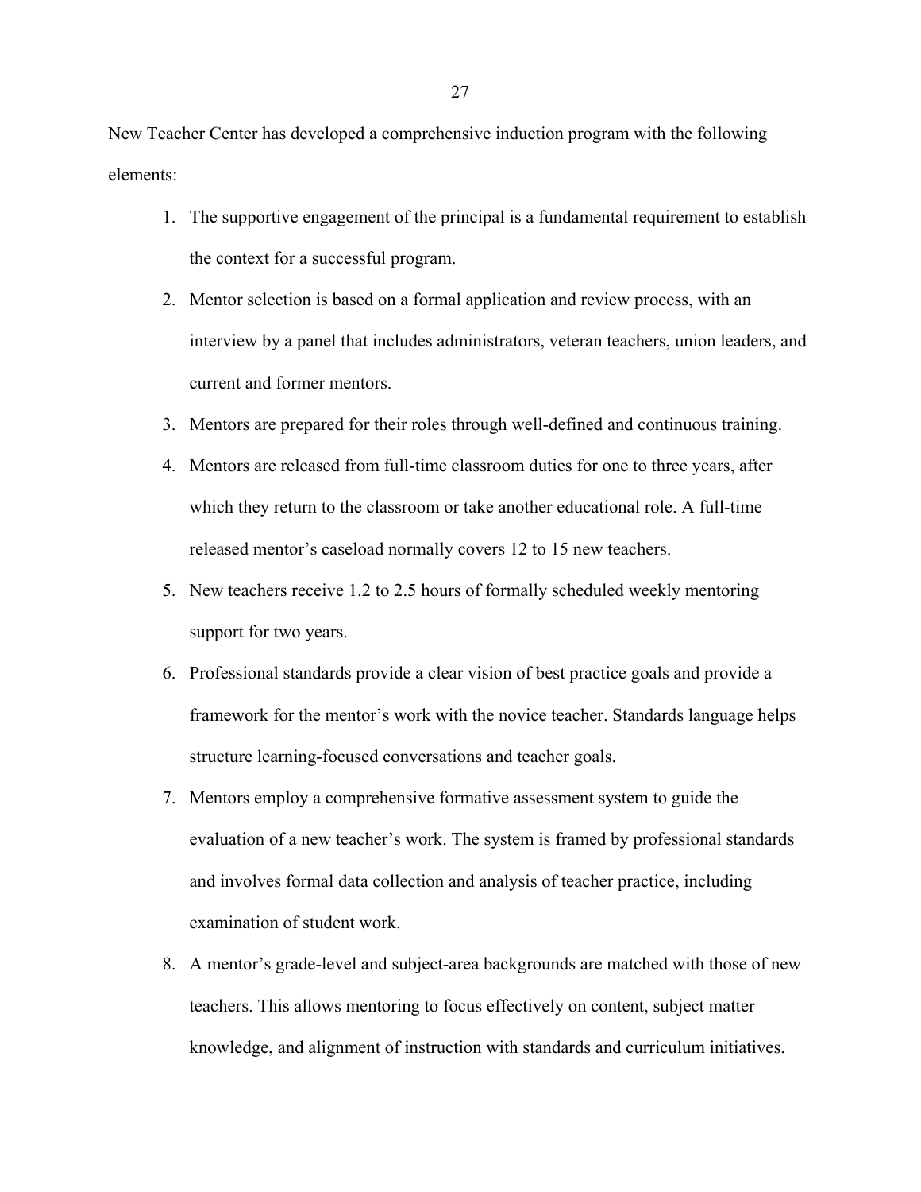New Teacher Center has developed a comprehensive induction program with the following elements:

1. The supportive engagement of the principal is a fundamental requirement to establish the context for a successful program.
2. Mentor selection is based on a formal application and review process, with an interview by a panel that includes administrators, veteran teachers, union leaders, and current and former mentors.
3. Mentors are prepared for their roles through well-defined and continuous training.
4. Mentors are released from full-time classroom duties for one to three years, after which they return to the classroom or take another educational role. A full-time released mentor's caseload normally covers 12 to 15 new teachers.
5. New teachers receive 1.2 to 2.5 hours of formally scheduled weekly mentoring support for two years.
6. Professional standards provide a clear vision of best practice goals and provide a framework for the mentor's work with the novice teacher. Standards language helps structure learning-focused conversations and teacher goals.
7. Mentors employ a comprehensive formative assessment system to guide the evaluation of a new teacher's work. The system is framed by professional standards and involves formal data collection and analysis of teacher practice, including examination of student work.
8. A mentor's grade-level and subject-area backgrounds are matched with those of new teachers. This allows mentoring to focus effectively on content, subject matter knowledge, and alignment of instruction with standards and curriculum initiatives.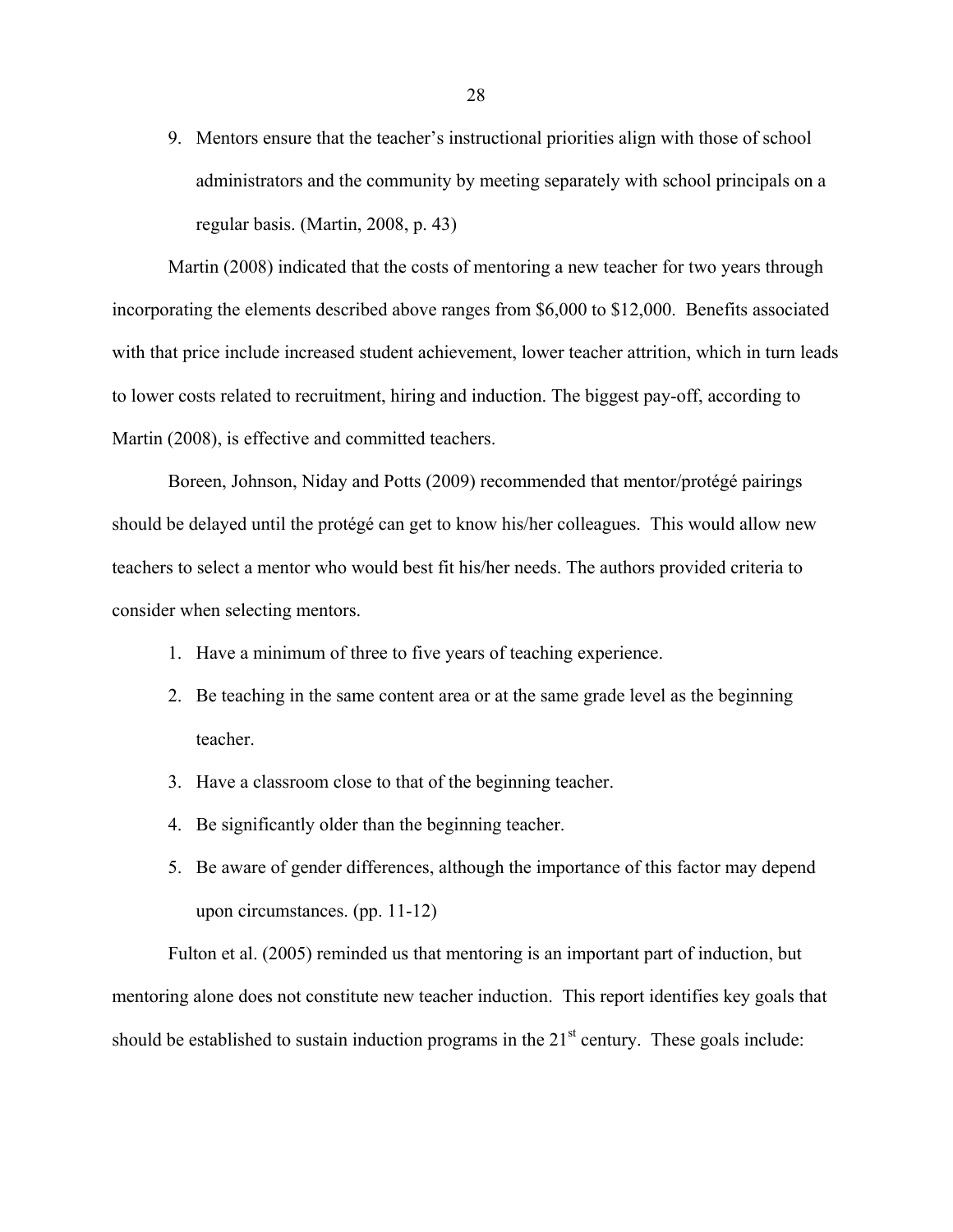9. Mentors ensure that the teacher's instructional priorities align with those of school administrators and the community by meeting separately with school principals on a regular basis. (Martin, 2008, p. 43)

Martin (2008) indicated that the costs of mentoring a new teacher for two years through incorporating the elements described above ranges from $6,000 to $12,000. Benefits associated with that price include increased student achievement, lower teacher attrition, which in turn leads to lower costs related to recruitment, hiring and induction. The biggest pay-off, according to Martin (2008), is effective and committed teachers.

Boreen, Johnson, Niday and Potts (2009) recommended that mentor/protégé pairings should be delayed until the protégé can get to know his/her colleagues. This would allow new teachers to select a mentor who would best fit his/her needs. The authors provided criteria to consider when selecting mentors.

1. Have a minimum of three to five years of teaching experience.
2. Be teaching in the same content area or at the same grade level as the beginning teacher.
3. Have a classroom close to that of the beginning teacher.
4. Be significantly older than the beginning teacher.
5. Be aware of gender differences, although the importance of this factor may depend upon circumstances. (pp. 11-12)

Fulton et al. (2005) reminded us that mentoring is an important part of induction, but mentoring alone does not constitute new teacher induction. This report identifies key goals that should be established to sustain induction programs in the 21st century. These goals include: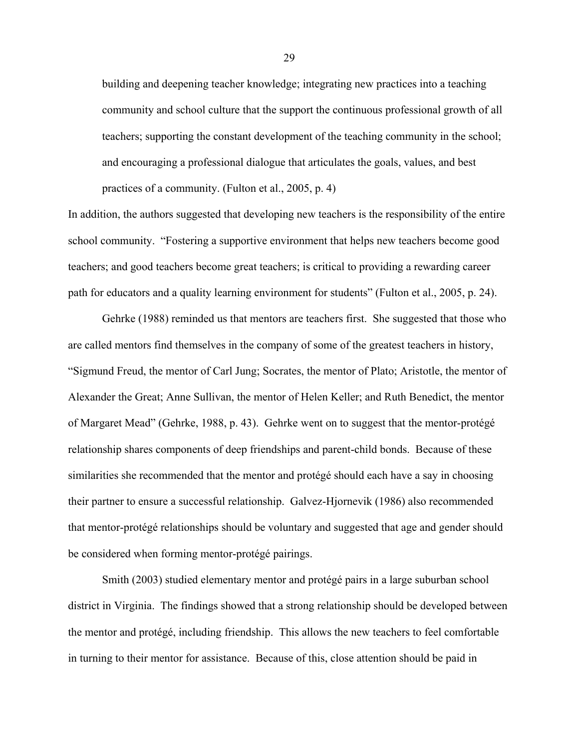> building and deepening teacher knowledge; integrating new practices into a teaching community and school culture that the support the continuous professional growth of all teachers; supporting the constant development of the teaching community in the school; and encouraging a professional dialogue that articulates the goals, values, and best practices of a community. (Fulton et al., 2005, p. 4)

In addition, the authors suggested that developing new teachers is the responsibility of the entire school community. "Fostering a supportive environment that helps new teachers become good teachers; and good teachers become great teachers; is critical to providing a rewarding career path for educators and a quality learning environment for students" (Fulton et al., 2005, p. 24).

Gehrke (1988) reminded us that mentors are teachers first. She suggested that those who are called mentors find themselves in the company of some of the greatest teachers in history, "Sigmund Freud, the mentor of Carl Jung; Socrates, the mentor of Plato; Aristotle, the mentor of Alexander the Great; Anne Sullivan, the mentor of Helen Keller; and Ruth Benedict, the mentor of Margaret Mead" (Gehrke, 1988, p. 43). Gehrke went on to suggest that the mentor-protégé relationship shares components of deep friendships and parent-child bonds. Because of these similarities she recommended that the mentor and protégé should each have a say in choosing their partner to ensure a successful relationship. Galvez-Hjornevik (1986) also recommended that mentor-protégé relationships should be voluntary and suggested that age and gender should be considered when forming mentor-protégé pairings.

Smith (2003) studied elementary mentor and protégé pairs in a large suburban school district in Virginia. The findings showed that a strong relationship should be developed between the mentor and protégé, including friendship. This allows the new teachers to feel comfortable in turning to their mentor for assistance. Because of this, close attention should be paid in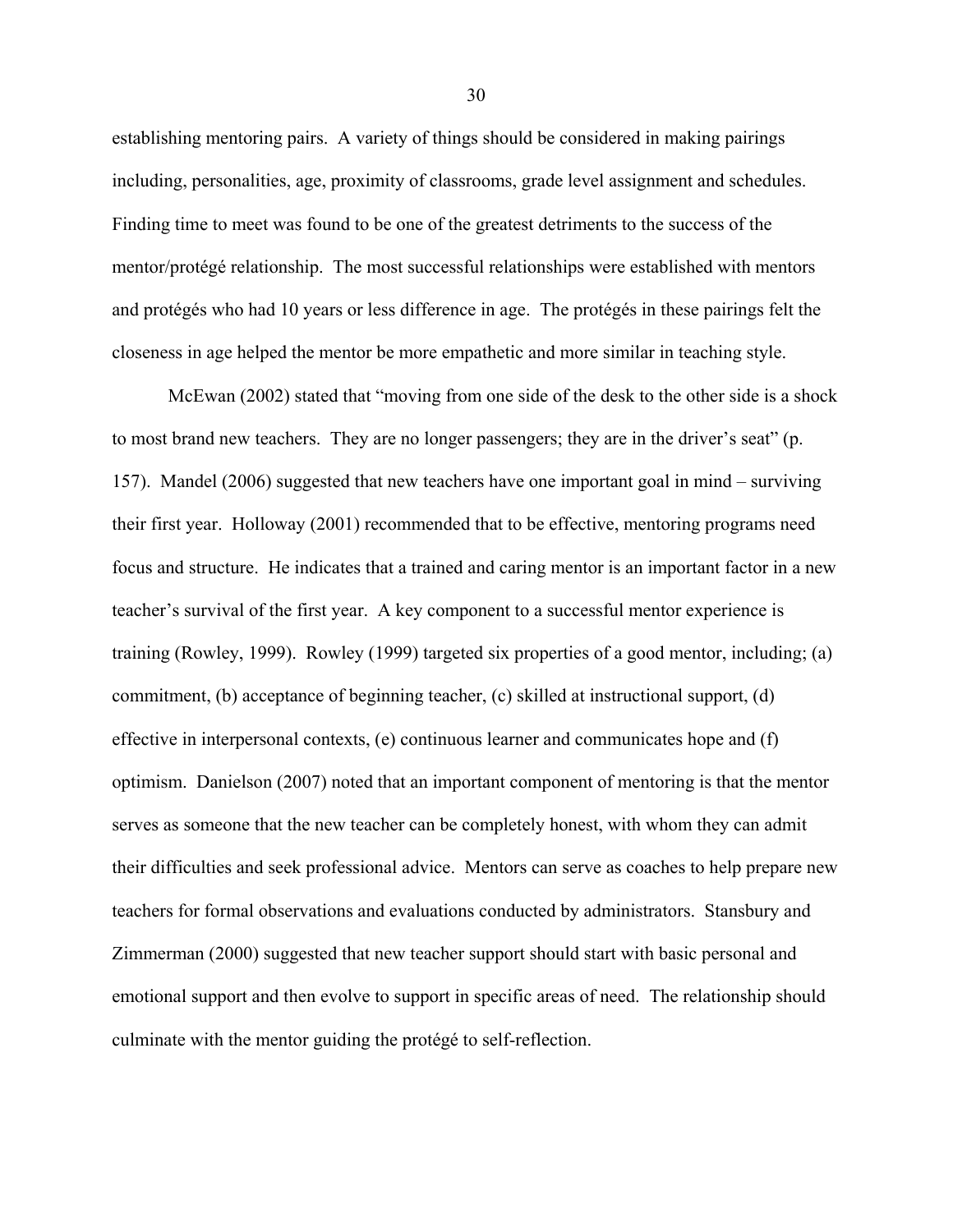establishing mentoring pairs. A variety of things should be considered in making pairings including, personalities, age, proximity of classrooms, grade level assignment and schedules. Finding time to meet was found to be one of the greatest detriments to the success of the mentor/protégé relationship. The most successful relationships were established with mentors and protégés who had 10 years or less difference in age. The protégés in these pairings felt the closeness in age helped the mentor be more empathetic and more similar in teaching style.

McEwan (2002) stated that "moving from one side of the desk to the other side is a shock to most brand new teachers. They are no longer passengers; they are in the driver's seat" (p. 157). Mandel (2006) suggested that new teachers have one important goal in mind – surviving their first year. Holloway (2001) recommended that to be effective, mentoring programs need focus and structure. He indicates that a trained and caring mentor is an important factor in a new teacher's survival of the first year. A key component to a successful mentor experience is training (Rowley, 1999). Rowley (1999) targeted six properties of a good mentor, including; (a) commitment, (b) acceptance of beginning teacher, (c) skilled at instructional support, (d) effective in interpersonal contexts, (e) continuous learner and communicates hope and (f) optimism. Danielson (2007) noted that an important component of mentoring is that the mentor serves as someone that the new teacher can be completely honest, with whom they can admit their difficulties and seek professional advice. Mentors can serve as coaches to help prepare new teachers for formal observations and evaluations conducted by administrators. Stansbury and Zimmerman (2000) suggested that new teacher support should start with basic personal and emotional support and then evolve to support in specific areas of need. The relationship should culminate with the mentor guiding the protégé to self-reflection.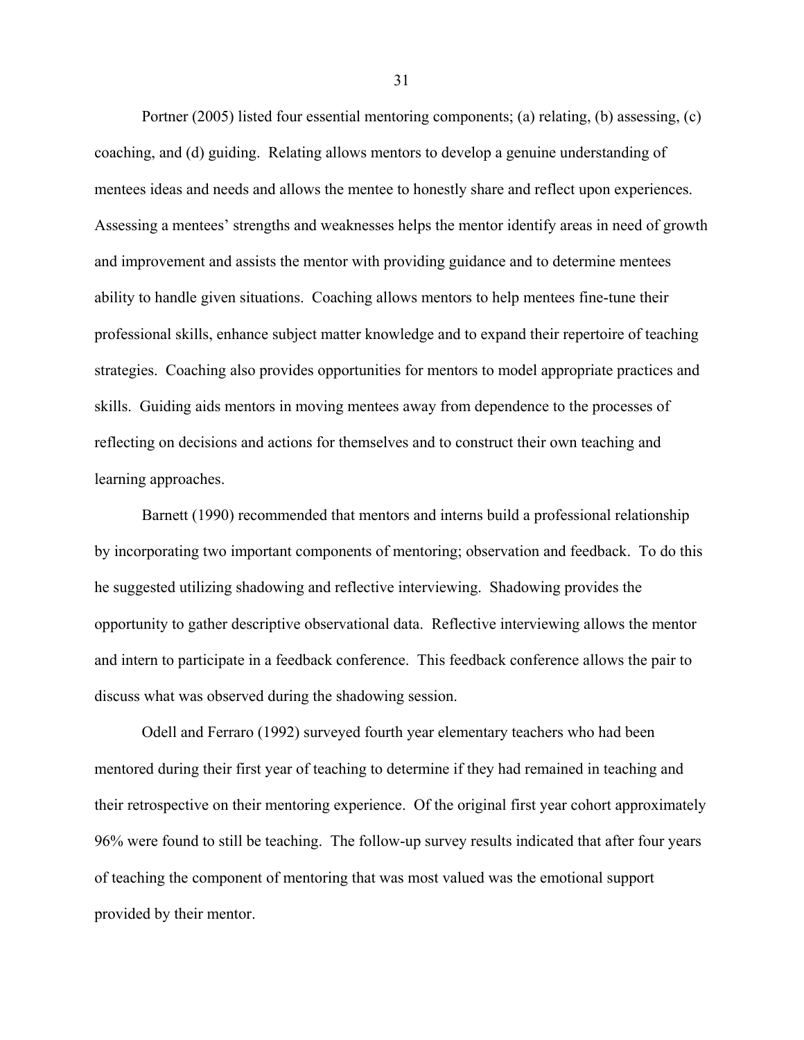Portner (2005) listed four essential mentoring components; (a) relating, (b) assessing, (c) coaching, and (d) guiding. Relating allows mentors to develop a genuine understanding of mentees ideas and needs and allows the mentee to honestly share and reflect upon experiences. Assessing a mentees' strengths and weaknesses helps the mentor identify areas in need of growth and improvement and assists the mentor with providing guidance and to determine mentees ability to handle given situations. Coaching allows mentors to help mentees fine-tune their professional skills, enhance subject matter knowledge and to expand their repertoire of teaching strategies. Coaching also provides opportunities for mentors to model appropriate practices and skills. Guiding aids mentors in moving mentees away from dependence to the processes of reflecting on decisions and actions for themselves and to construct their own teaching and learning approaches.

Barnett (1990) recommended that mentors and interns build a professional relationship by incorporating two important components of mentoring; observation and feedback. To do this he suggested utilizing shadowing and reflective interviewing. Shadowing provides the opportunity to gather descriptive observational data. Reflective interviewing allows the mentor and intern to participate in a feedback conference. This feedback conference allows the pair to discuss what was observed during the shadowing session.

Odell and Ferraro (1992) surveyed fourth year elementary teachers who had been mentored during their first year of teaching to determine if they had remained in teaching and their retrospective on their mentoring experience. Of the original first year cohort approximately 96% were found to still be teaching. The follow-up survey results indicated that after four years of teaching the component of mentoring that was most valued was the emotional support provided by their mentor.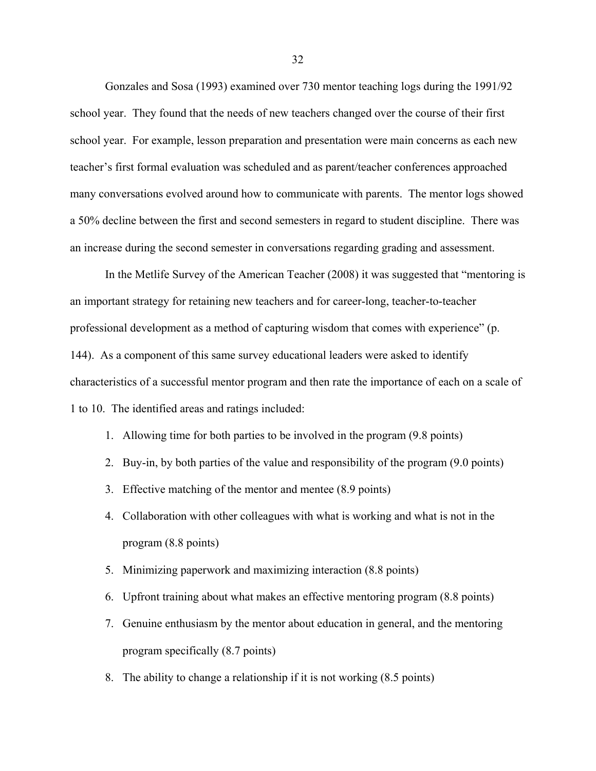Gonzales and Sosa (1993) examined over 730 mentor teaching logs during the 1991/92 school year. They found that the needs of new teachers changed over the course of their first school year. For example, lesson preparation and presentation were main concerns as each new teacher's first formal evaluation was scheduled and as parent/teacher conferences approached many conversations evolved around how to communicate with parents. The mentor logs showed a 50% decline between the first and second semesters in regard to student discipline. There was an increase during the second semester in conversations regarding grading and assessment.

In the Metlife Survey of the American Teacher (2008) it was suggested that "mentoring is an important strategy for retaining new teachers and for career-long, teacher-to-teacher professional development as a method of capturing wisdom that comes with experience" (p. 144). As a component of this same survey educational leaders were asked to identify characteristics of a successful mentor program and then rate the importance of each on a scale of 1 to 10. The identified areas and ratings included:

1. Allowing time for both parties to be involved in the program (9.8 points)
2. Buy-in, by both parties of the value and responsibility of the program (9.0 points)
3. Effective matching of the mentor and mentee (8.9 points)
4. Collaboration with other colleagues with what is working and what is not in the program (8.8 points)
5. Minimizing paperwork and maximizing interaction (8.8 points)
6. Upfront training about what makes an effective mentoring program (8.8 points)
7. Genuine enthusiasm by the mentor about education in general, and the mentoring program specifically (8.7 points)
8. The ability to change a relationship if it is not working (8.5 points)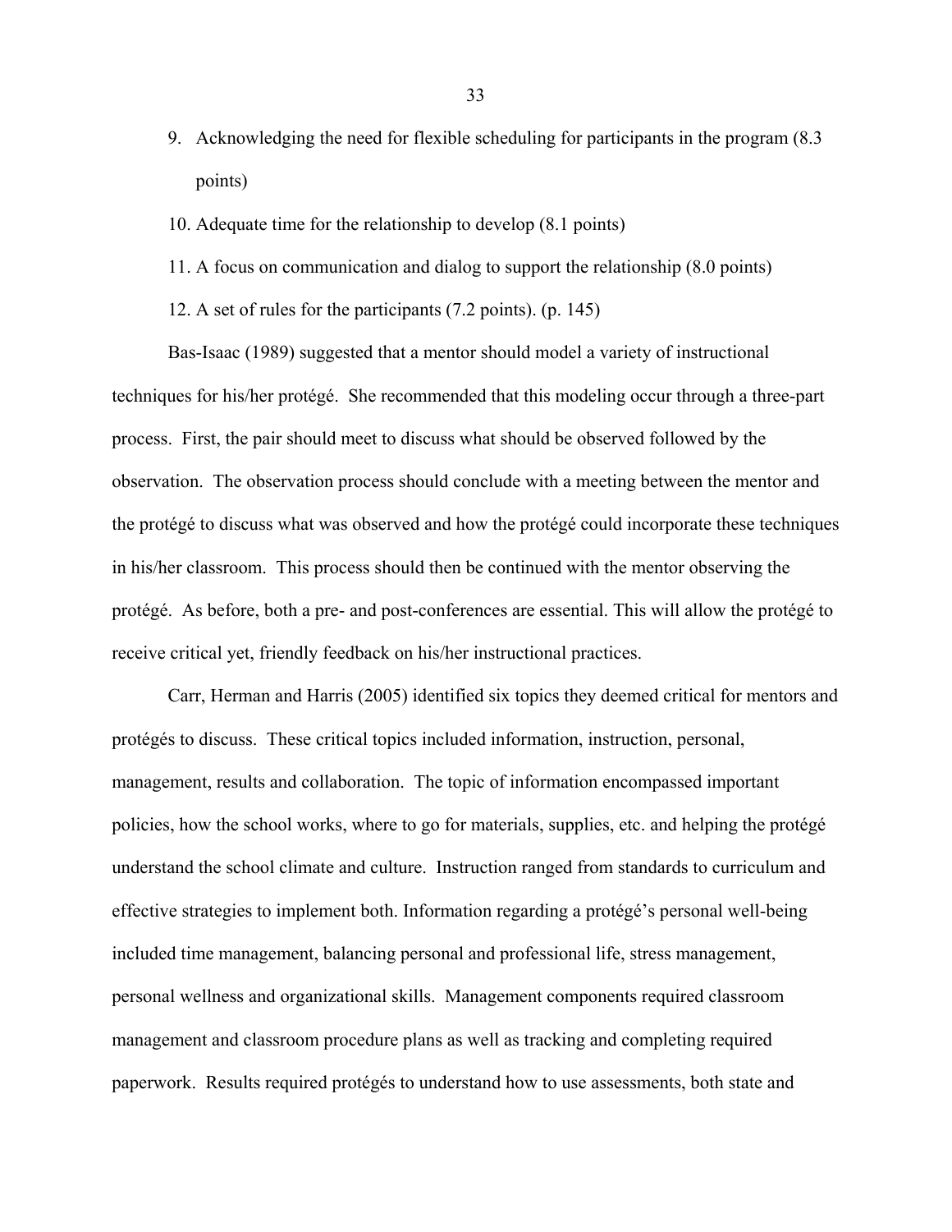9. Acknowledging the need for flexible scheduling for participants in the program (8.3 points)
10. Adequate time for the relationship to develop (8.1 points)
11. A focus on communication and dialog to support the relationship (8.0 points)
12. A set of rules for the participants (7.2 points). (p. 145)

Bas-Isaac (1989) suggested that a mentor should model a variety of instructional techniques for his/her protégé. She recommended that this modeling occur through a three-part process. First, the pair should meet to discuss what should be observed followed by the observation. The observation process should conclude with a meeting between the mentor and the protégé to discuss what was observed and how the protégé could incorporate these techniques in his/her classroom. This process should then be continued with the mentor observing the protégé. As before, both a pre- and post-conferences are essential. This will allow the protégé to receive critical yet, friendly feedback on his/her instructional practices.

Carr, Herman and Harris (2005) identified six topics they deemed critical for mentors and protégés to discuss. These critical topics included information, instruction, personal, management, results and collaboration. The topic of information encompassed important policies, how the school works, where to go for materials, supplies, etc. and helping the protégé understand the school climate and culture. Instruction ranged from standards to curriculum and effective strategies to implement both. Information regarding a protégé's personal well-being included time management, balancing personal and professional life, stress management, personal wellness and organizational skills. Management components required classroom management and classroom procedure plans as well as tracking and completing required paperwork. Results required protégés to understand how to use assessments, both state and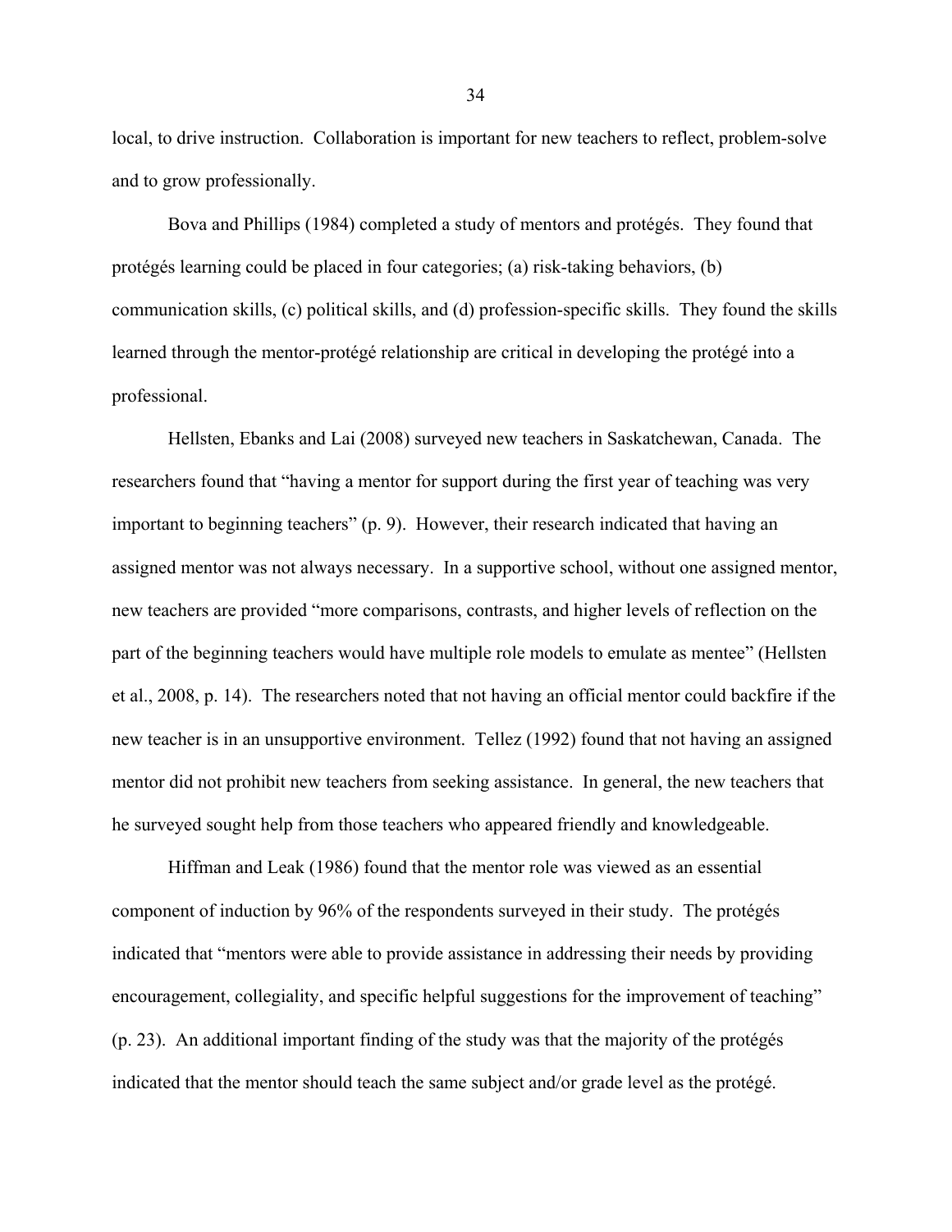local, to drive instruction. Collaboration is important for new teachers to reflect, problem-solve and to grow professionally.

Bova and Phillips (1984) completed a study of mentors and protégés. They found that protégés learning could be placed in four categories; (a) risk-taking behaviors, (b) communication skills, (c) political skills, and (d) profession-specific skills. They found the skills learned through the mentor-protégé relationship are critical in developing the protégé into a professional.

Hellsten, Ebanks and Lai (2008) surveyed new teachers in Saskatchewan, Canada. The researchers found that "having a mentor for support during the first year of teaching was very important to beginning teachers" (p. 9). However, their research indicated that having an assigned mentor was not always necessary. In a supportive school, without one assigned mentor, new teachers are provided "more comparisons, contrasts, and higher levels of reflection on the part of the beginning teachers would have multiple role models to emulate as mentee" (Hellsten et al., 2008, p. 14). The researchers noted that not having an official mentor could backfire if the new teacher is in an unsupportive environment. Tellez (1992) found that not having an assigned mentor did not prohibit new teachers from seeking assistance. In general, the new teachers that he surveyed sought help from those teachers who appeared friendly and knowledgeable.

Hiffman and Leak (1986) found that the mentor role was viewed as an essential component of induction by 96% of the respondents surveyed in their study. The protégés indicated that "mentors were able to provide assistance in addressing their needs by providing encouragement, collegiality, and specific helpful suggestions for the improvement of teaching" (p. 23). An additional important finding of the study was that the majority of the protégés indicated that the mentor should teach the same subject and/or grade level as the protégé.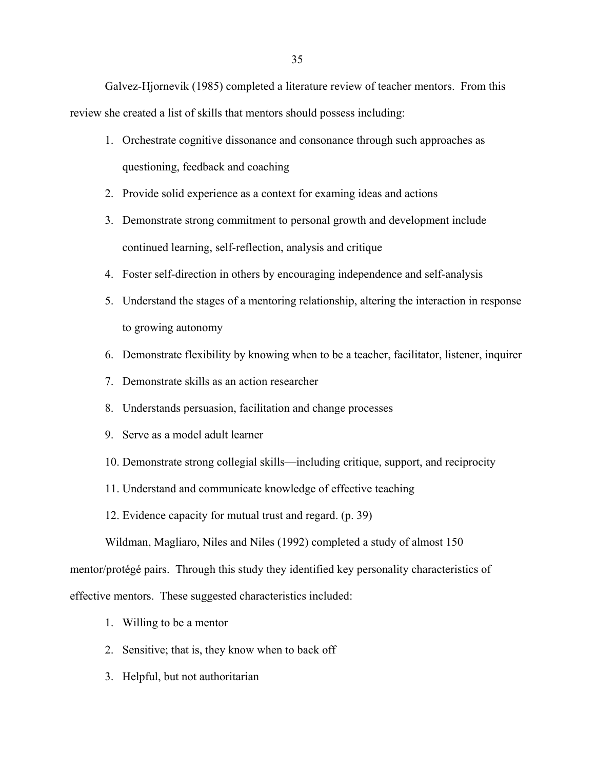Galvez-Hjornevik (1985) completed a literature review of teacher mentors. From this review she created a list of skills that mentors should possess including:

1. Orchestrate cognitive dissonance and consonance through such approaches as questioning, feedback and coaching
2. Provide solid experience as a context for examing ideas and actions
3. Demonstrate strong commitment to personal growth and development include continued learning, self-reflection, analysis and critique
4. Foster self-direction in others by encouraging independence and self-analysis
5. Understand the stages of a mentoring relationship, altering the interaction in response to growing autonomy
6. Demonstrate flexibility by knowing when to be a teacher, facilitator, listener, inquirer
7. Demonstrate skills as an action researcher
8. Understands persuasion, facilitation and change processes
9. Serve as a model adult learner
10. Demonstrate strong collegial skills—including critique, support, and reciprocity
11. Understand and communicate knowledge of effective teaching
12. Evidence capacity for mutual trust and regard. (p. 39)

Wildman, Magliaro, Niles and Niles (1992) completed a study of almost 150 mentor/protégé pairs. Through this study they identified key personality characteristics of effective mentors. These suggested characteristics included:

1. Willing to be a mentor
2. Sensitive; that is, they know when to back off
3. Helpful, but not authoritarian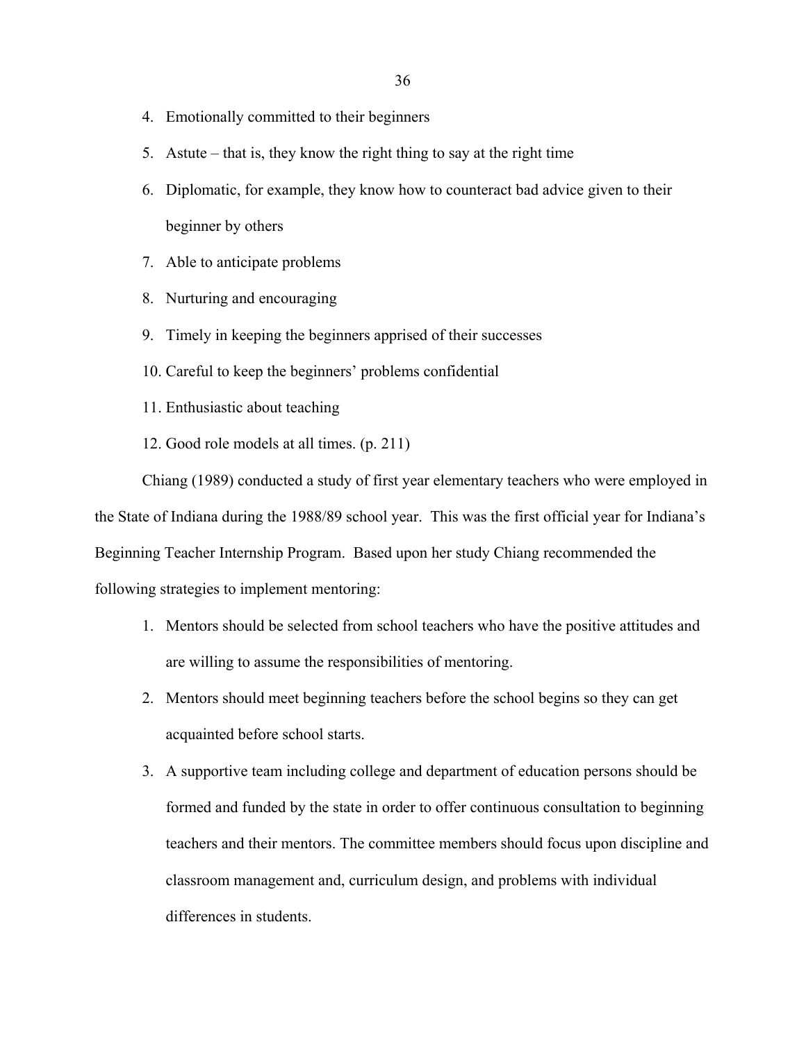4. Emotionally committed to their beginners
5. Astute – that is, they know the right thing to say at the right time
6. Diplomatic, for example, they know how to counteract bad advice given to their beginner by others
7. Able to anticipate problems
8. Nurturing and encouraging
9. Timely in keeping the beginners apprised of their successes
10. Careful to keep the beginners' problems confidential
11. Enthusiastic about teaching
12. Good role models at all times. (p. 211)

Chiang (1989) conducted a study of first year elementary teachers who were employed in the State of Indiana during the 1988/89 school year. This was the first official year for Indiana's Beginning Teacher Internship Program. Based upon her study Chiang recommended the following strategies to implement mentoring:

1. Mentors should be selected from school teachers who have the positive attitudes and are willing to assume the responsibilities of mentoring.
2. Mentors should meet beginning teachers before the school begins so they can get acquainted before school starts.
3. A supportive team including college and department of education persons should be formed and funded by the state in order to offer continuous consultation to beginning teachers and their mentors. The committee members should focus upon discipline and classroom management and, curriculum design, and problems with individual differences in students.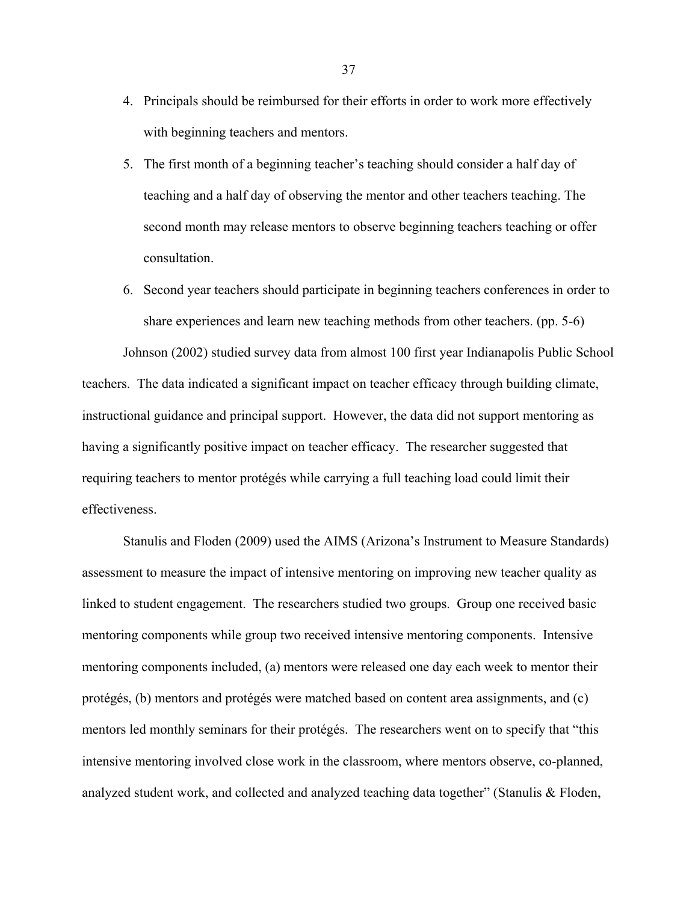4. Principals should be reimbursed for their efforts in order to work more effectively with beginning teachers and mentors.
5. The first month of a beginning teacher's teaching should consider a half day of teaching and a half day of observing the mentor and other teachers teaching. The second month may release mentors to observe beginning teachers teaching or offer consultation.
6. Second year teachers should participate in beginning teachers conferences in order to share experiences and learn new teaching methods from other teachers. (pp. 5-6)

Johnson (2002) studied survey data from almost 100 first year Indianapolis Public School teachers. The data indicated a significant impact on teacher efficacy through building climate, instructional guidance and principal support. However, the data did not support mentoring as having a significantly positive impact on teacher efficacy. The researcher suggested that requiring teachers to mentor protégés while carrying a full teaching load could limit their effectiveness.

Stanulis and Floden (2009) used the AIMS (Arizona's Instrument to Measure Standards) assessment to measure the impact of intensive mentoring on improving new teacher quality as linked to student engagement. The researchers studied two groups. Group one received basic mentoring components while group two received intensive mentoring components. Intensive mentoring components included, (a) mentors were released one day each week to mentor their protégés, (b) mentors and protégés were matched based on content area assignments, and (c) mentors led monthly seminars for their protégés. The researchers went on to specify that "this intensive mentoring involved close work in the classroom, where mentors observe, co-planned, analyzed student work, and collected and analyzed teaching data together" (Stanulis & Floden,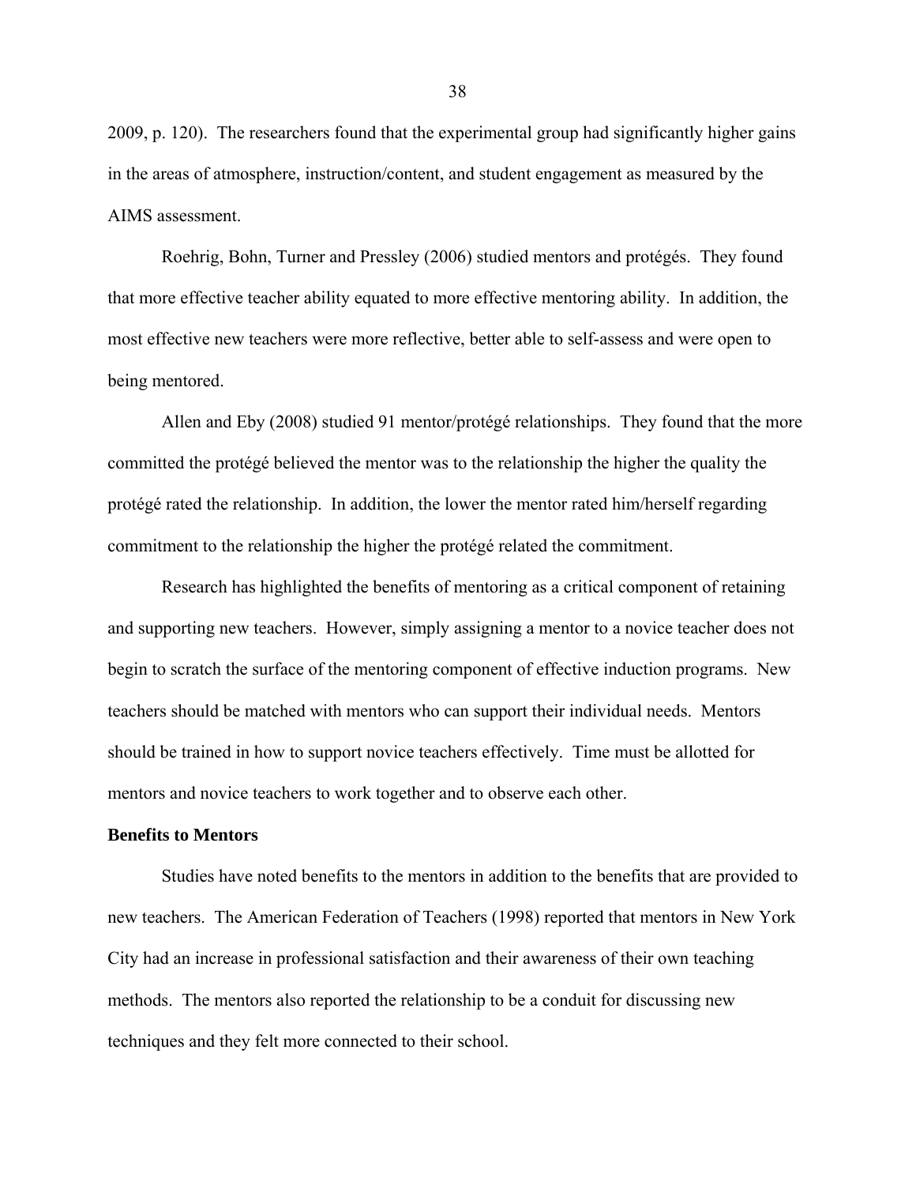2009, p. 120). The researchers found that the experimental group had significantly higher gains in the areas of atmosphere, instruction/content, and student engagement as measured by the AIMS assessment.

Roehrig, Bohn, Turner and Pressley (2006) studied mentors and protégés. They found that more effective teacher ability equated to more effective mentoring ability. In addition, the most effective new teachers were more reflective, better able to self-assess and were open to being mentored.

Allen and Eby (2008) studied 91 mentor/protégé relationships. They found that the more committed the protégé believed the mentor was to the relationship the higher the quality the protégé rated the relationship. In addition, the lower the mentor rated him/herself regarding commitment to the relationship the higher the protégé related the commitment.

Research has highlighted the benefits of mentoring as a critical component of retaining and supporting new teachers. However, simply assigning a mentor to a novice teacher does not begin to scratch the surface of the mentoring component of effective induction programs. New teachers should be matched with mentors who can support their individual needs. Mentors should be trained in how to support novice teachers effectively. Time must be allotted for mentors and novice teachers to work together and to observe each other.

**Benefits to Mentors**

Studies have noted benefits to the mentors in addition to the benefits that are provided to new teachers. The American Federation of Teachers (1998) reported that mentors in New York City had an increase in professional satisfaction and their awareness of their own teaching methods. The mentors also reported the relationship to be a conduit for discussing new techniques and they felt more connected to their school.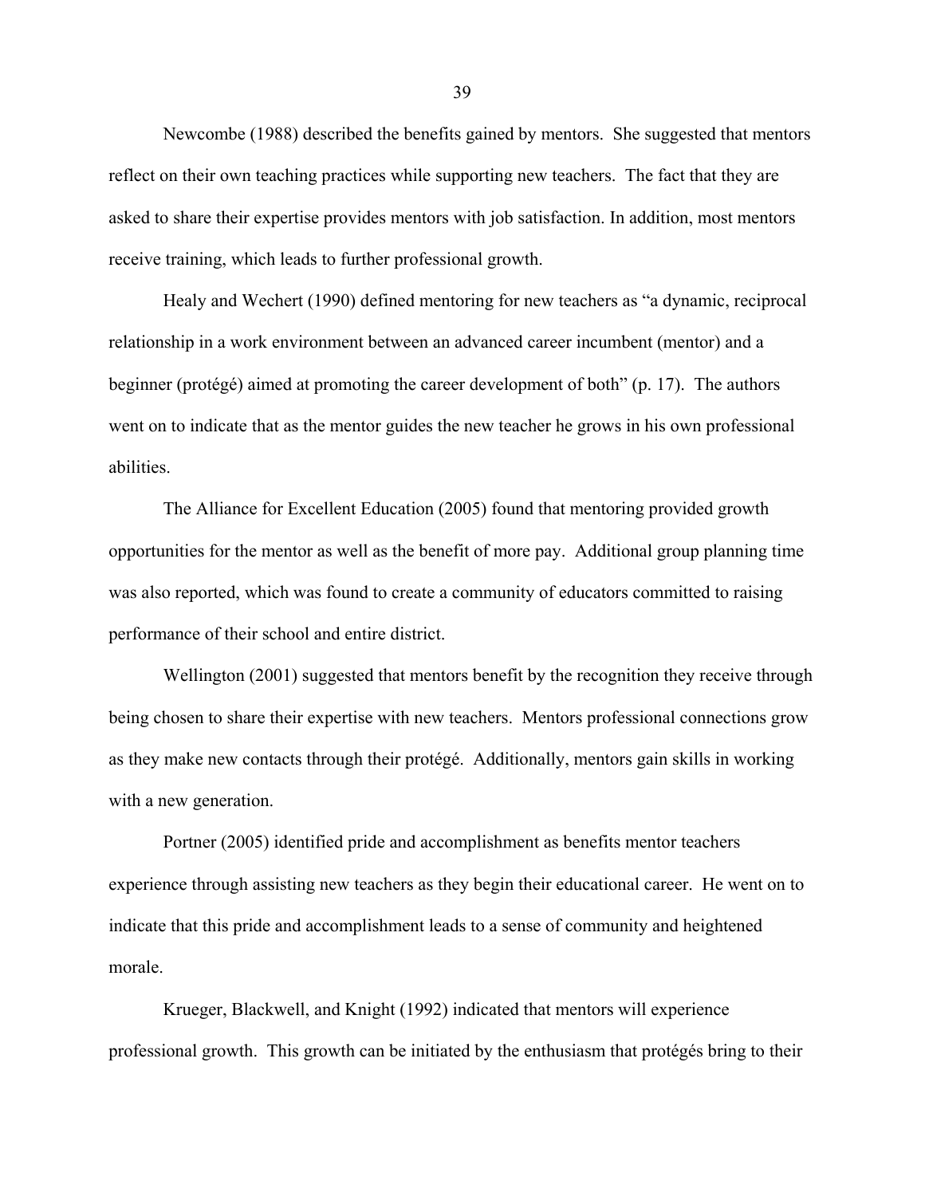Newcombe (1988) described the benefits gained by mentors. She suggested that mentors reflect on their own teaching practices while supporting new teachers. The fact that they are asked to share their expertise provides mentors with job satisfaction. In addition, most mentors receive training, which leads to further professional growth.

Healy and Wechert (1990) defined mentoring for new teachers as "a dynamic, reciprocal relationship in a work environment between an advanced career incumbent (mentor) and a beginner (protégé) aimed at promoting the career development of both" (p. 17). The authors went on to indicate that as the mentor guides the new teacher he grows in his own professional abilities.

The Alliance for Excellent Education (2005) found that mentoring provided growth opportunities for the mentor as well as the benefit of more pay. Additional group planning time was also reported, which was found to create a community of educators committed to raising performance of their school and entire district.

Wellington (2001) suggested that mentors benefit by the recognition they receive through being chosen to share their expertise with new teachers. Mentors professional connections grow as they make new contacts through their protégé. Additionally, mentors gain skills in working with a new generation.

Portner (2005) identified pride and accomplishment as benefits mentor teachers experience through assisting new teachers as they begin their educational career. He went on to indicate that this pride and accomplishment leads to a sense of community and heightened morale.

Krueger, Blackwell, and Knight (1992) indicated that mentors will experience professional growth. This growth can be initiated by the enthusiasm that protégés bring to their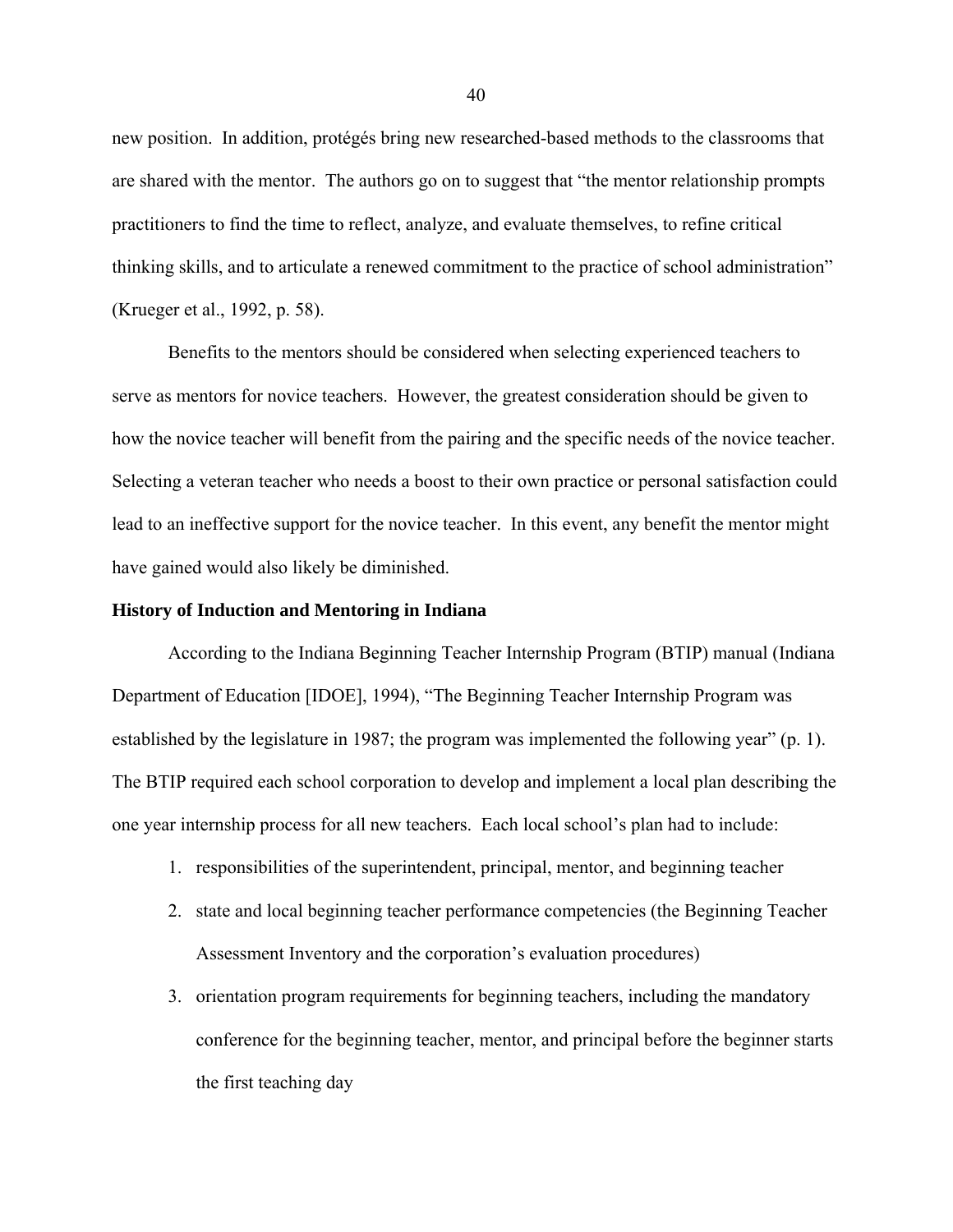new position. In addition, protégés bring new researched-based methods to the classrooms that are shared with the mentor. The authors go on to suggest that "the mentor relationship prompts practitioners to find the time to reflect, analyze, and evaluate themselves, to refine critical thinking skills, and to articulate a renewed commitment to the practice of school administration" (Krueger et al., 1992, p. 58).

Benefits to the mentors should be considered when selecting experienced teachers to serve as mentors for novice teachers. However, the greatest consideration should be given to how the novice teacher will benefit from the pairing and the specific needs of the novice teacher. Selecting a veteran teacher who needs a boost to their own practice or personal satisfaction could lead to an ineffective support for the novice teacher. In this event, any benefit the mentor might have gained would also likely be diminished.

**History of Induction and Mentoring in Indiana**

According to the Indiana Beginning Teacher Internship Program (BTIP) manual (Indiana Department of Education [IDOE], 1994), "The Beginning Teacher Internship Program was established by the legislature in 1987; the program was implemented the following year" (p. 1). The BTIP required each school corporation to develop and implement a local plan describing the one year internship process for all new teachers. Each local school's plan had to include:

1. responsibilities of the superintendent, principal, mentor, and beginning teacher
2. state and local beginning teacher performance competencies (the Beginning Teacher Assessment Inventory and the corporation's evaluation procedures)
3. orientation program requirements for beginning teachers, including the mandatory conference for the beginning teacher, mentor, and principal before the beginner starts the first teaching day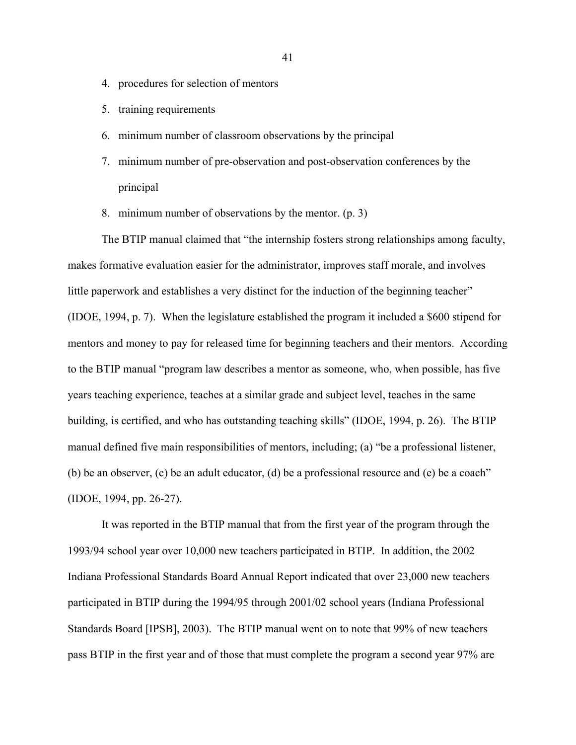4. procedures for selection of mentors
5. training requirements
6. minimum number of classroom observations by the principal
7. minimum number of pre-observation and post-observation conferences by the principal
8. minimum number of observations by the mentor. (p. 3)

The BTIP manual claimed that "the internship fosters strong relationships among faculty, makes formative evaluation easier for the administrator, improves staff morale, and involves little paperwork and establishes a very distinct for the induction of the beginning teacher" (IDOE, 1994, p. 7). When the legislature established the program it included a $600 stipend for mentors and money to pay for released time for beginning teachers and their mentors. According to the BTIP manual "program law describes a mentor as someone, who, when possible, has five years teaching experience, teaches at a similar grade and subject level, teaches in the same building, is certified, and who has outstanding teaching skills" (IDOE, 1994, p. 26). The BTIP manual defined five main responsibilities of mentors, including; (a) "be a professional listener, (b) be an observer, (c) be an adult educator, (d) be a professional resource and (e) be a coach" (IDOE, 1994, pp. 26-27).

It was reported in the BTIP manual that from the first year of the program through the 1993/94 school year over 10,000 new teachers participated in BTIP. In addition, the 2002 Indiana Professional Standards Board Annual Report indicated that over 23,000 new teachers participated in BTIP during the 1994/95 through 2001/02 school years (Indiana Professional Standards Board [IPSB], 2003). The BTIP manual went on to note that 99% of new teachers pass BTIP in the first year and of those that must complete the program a second year 97% are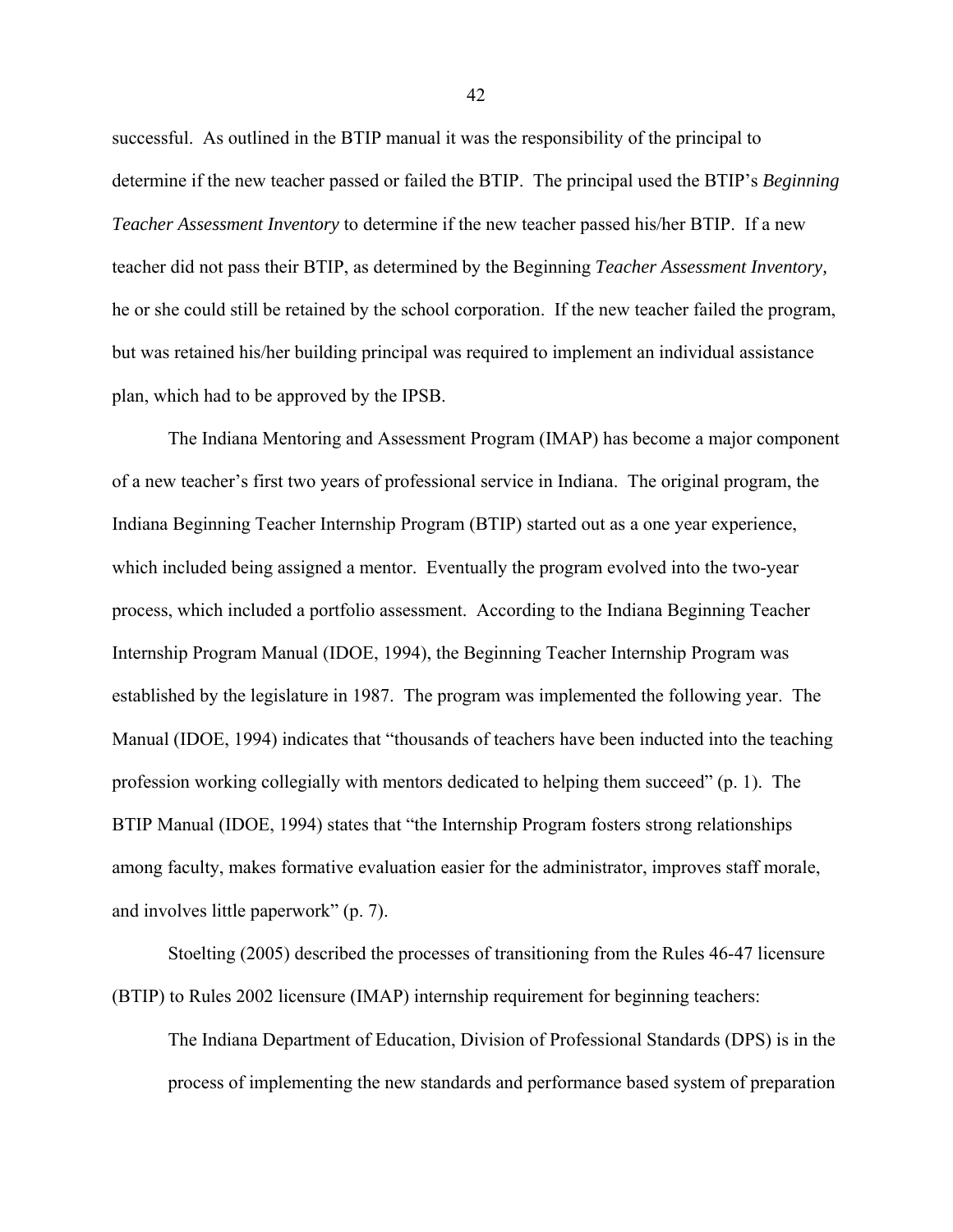successful. As outlined in the BTIP manual it was the responsibility of the principal to determine if the new teacher passed or failed the BTIP. The principal used the BTIP's *Beginning Teacher Assessment Inventory* to determine if the new teacher passed his/her BTIP. If a new teacher did not pass their BTIP, as determined by the Beginning *Teacher Assessment Inventory,* he or she could still be retained by the school corporation. If the new teacher failed the program, but was retained his/her building principal was required to implement an individual assistance plan, which had to be approved by the IPSB.

The Indiana Mentoring and Assessment Program (IMAP) has become a major component of a new teacher's first two years of professional service in Indiana. The original program, the Indiana Beginning Teacher Internship Program (BTIP) started out as a one year experience, which included being assigned a mentor. Eventually the program evolved into the two-year process, which included a portfolio assessment. According to the Indiana Beginning Teacher Internship Program Manual (IDOE, 1994), the Beginning Teacher Internship Program was established by the legislature in 1987. The program was implemented the following year. The Manual (IDOE, 1994) indicates that "thousands of teachers have been inducted into the teaching profession working collegially with mentors dedicated to helping them succeed" (p. 1). The BTIP Manual (IDOE, 1994) states that "the Internship Program fosters strong relationships among faculty, makes formative evaluation easier for the administrator, improves staff morale, and involves little paperwork" (p. 7).

Stoelting (2005) described the processes of transitioning from the Rules 46-47 licensure (BTIP) to Rules 2002 licensure (IMAP) internship requirement for beginning teachers:

> The Indiana Department of Education, Division of Professional Standards (DPS) is in the process of implementing the new standards and performance based system of preparation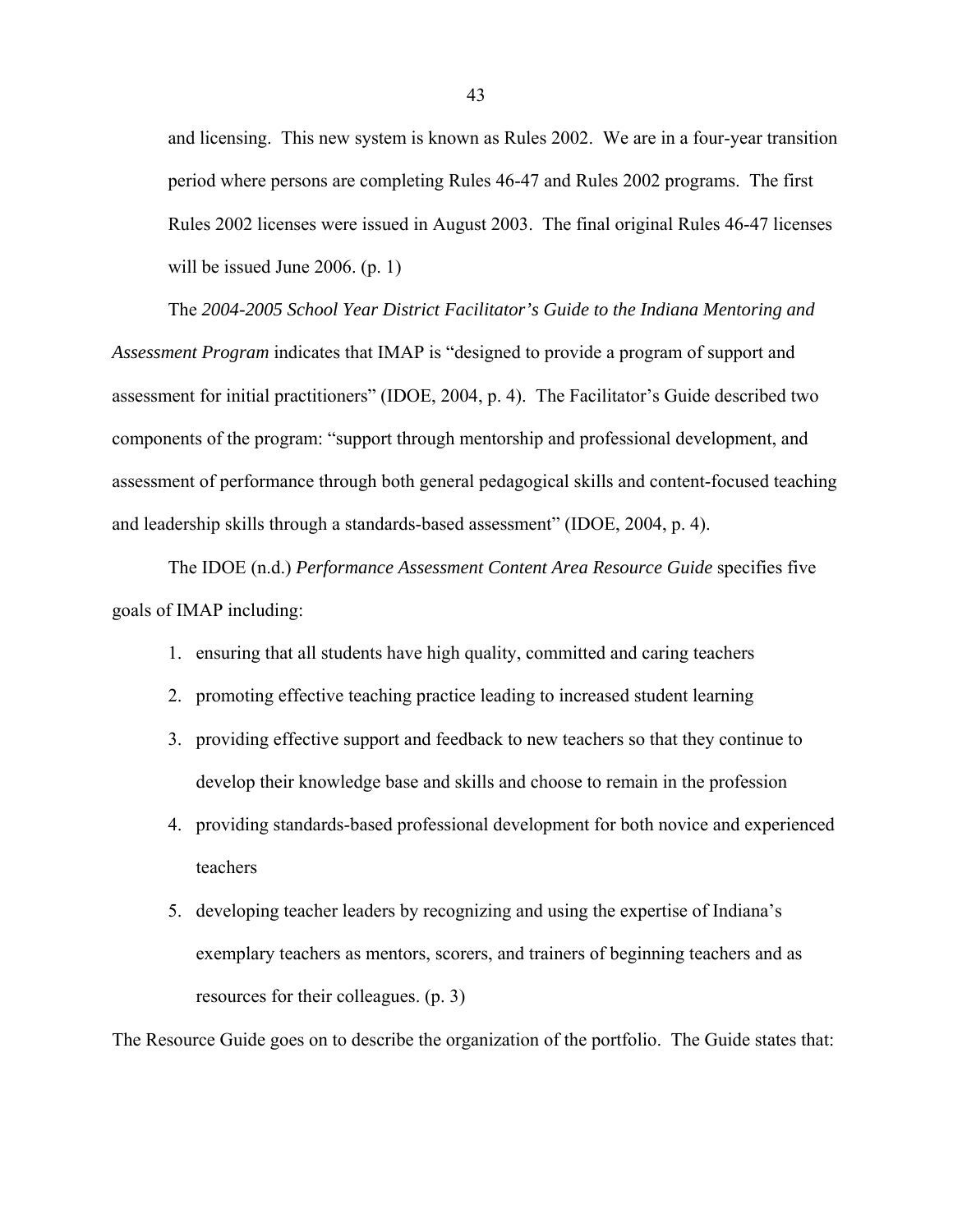> and licensing. This new system is known as Rules 2002. We are in a four-year transition period where persons are completing Rules 46-47 and Rules 2002 programs. The first Rules 2002 licenses were issued in August 2003. The final original Rules 46-47 licenses will be issued June 2006. (p. 1)

The *2004-2005 School Year District Facilitator's Guide to the Indiana Mentoring and Assessment Program* indicates that IMAP is "designed to provide a program of support and assessment for initial practitioners" (IDOE, 2004, p. 4). The Facilitator's Guide described two components of the program: "support through mentorship and professional development, and assessment of performance through both general pedagogical skills and content-focused teaching and leadership skills through a standards-based assessment" (IDOE, 2004, p. 4).

The IDOE (n.d.) *Performance Assessment Content Area Resource Guide* specifies five goals of IMAP including:

1. ensuring that all students have high quality, committed and caring teachers
2. promoting effective teaching practice leading to increased student learning
3. providing effective support and feedback to new teachers so that they continue to develop their knowledge base and skills and choose to remain in the profession
4. providing standards-based professional development for both novice and experienced teachers
5. developing teacher leaders by recognizing and using the expertise of Indiana's exemplary teachers as mentors, scorers, and trainers of beginning teachers and as resources for their colleagues. (p. 3)

The Resource Guide goes on to describe the organization of the portfolio. The Guide states that: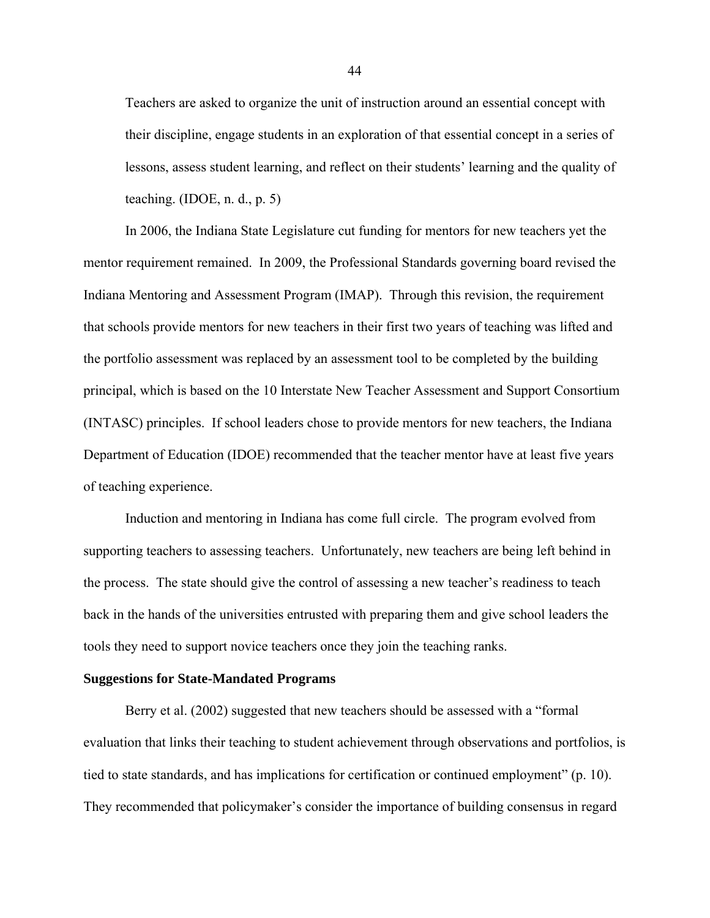> Teachers are asked to organize the unit of instruction around an essential concept with their discipline, engage students in an exploration of that essential concept in a series of lessons, assess student learning, and reflect on their students' learning and the quality of teaching. (IDOE, n. d., p. 5)

In 2006, the Indiana State Legislature cut funding for mentors for new teachers yet the mentor requirement remained. In 2009, the Professional Standards governing board revised the Indiana Mentoring and Assessment Program (IMAP). Through this revision, the requirement that schools provide mentors for new teachers in their first two years of teaching was lifted and the portfolio assessment was replaced by an assessment tool to be completed by the building principal, which is based on the 10 Interstate New Teacher Assessment and Support Consortium (INTASC) principles. If school leaders chose to provide mentors for new teachers, the Indiana Department of Education (IDOE) recommended that the teacher mentor have at least five years of teaching experience.

Induction and mentoring in Indiana has come full circle. The program evolved from supporting teachers to assessing teachers. Unfortunately, new teachers are being left behind in the process. The state should give the control of assessing a new teacher's readiness to teach back in the hands of the universities entrusted with preparing them and give school leaders the tools they need to support novice teachers once they join the teaching ranks.

**Suggestions for State-Mandated Programs**

Berry et al. (2002) suggested that new teachers should be assessed with a "formal evaluation that links their teaching to student achievement through observations and portfolios, is tied to state standards, and has implications for certification or continued employment" (p. 10). They recommended that policymaker's consider the importance of building consensus in regard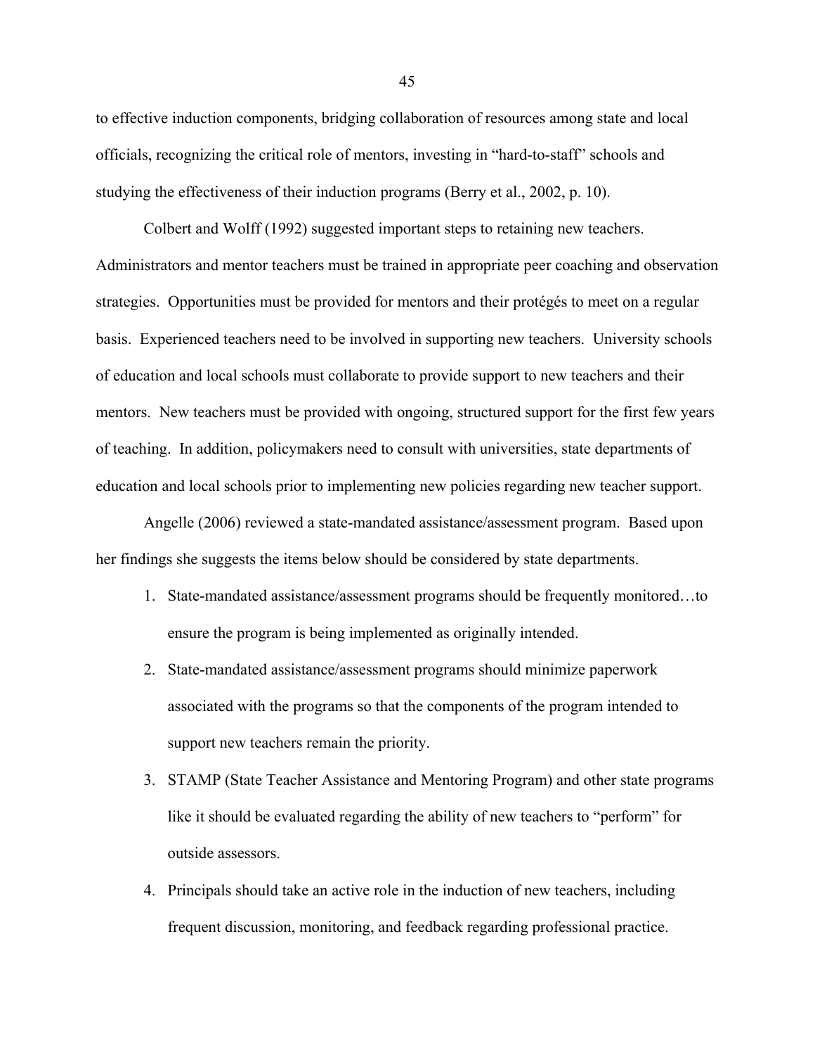to effective induction components, bridging collaboration of resources among state and local officials, recognizing the critical role of mentors, investing in "hard-to-staff" schools and studying the effectiveness of their induction programs (Berry et al., 2002, p. 10).

Colbert and Wolff (1992) suggested important steps to retaining new teachers. Administrators and mentor teachers must be trained in appropriate peer coaching and observation strategies. Opportunities must be provided for mentors and their protégés to meet on a regular basis. Experienced teachers need to be involved in supporting new teachers. University schools of education and local schools must collaborate to provide support to new teachers and their mentors. New teachers must be provided with ongoing, structured support for the first few years of teaching. In addition, policymakers need to consult with universities, state departments of education and local schools prior to implementing new policies regarding new teacher support.

Angelle (2006) reviewed a state-mandated assistance/assessment program. Based upon her findings she suggests the items below should be considered by state departments.

1. State-mandated assistance/assessment programs should be frequently monitored…to ensure the program is being implemented as originally intended.
2. State-mandated assistance/assessment programs should minimize paperwork associated with the programs so that the components of the program intended to support new teachers remain the priority.
3. STAMP (State Teacher Assistance and Mentoring Program) and other state programs like it should be evaluated regarding the ability of new teachers to "perform" for outside assessors.
4. Principals should take an active role in the induction of new teachers, including frequent discussion, monitoring, and feedback regarding professional practice.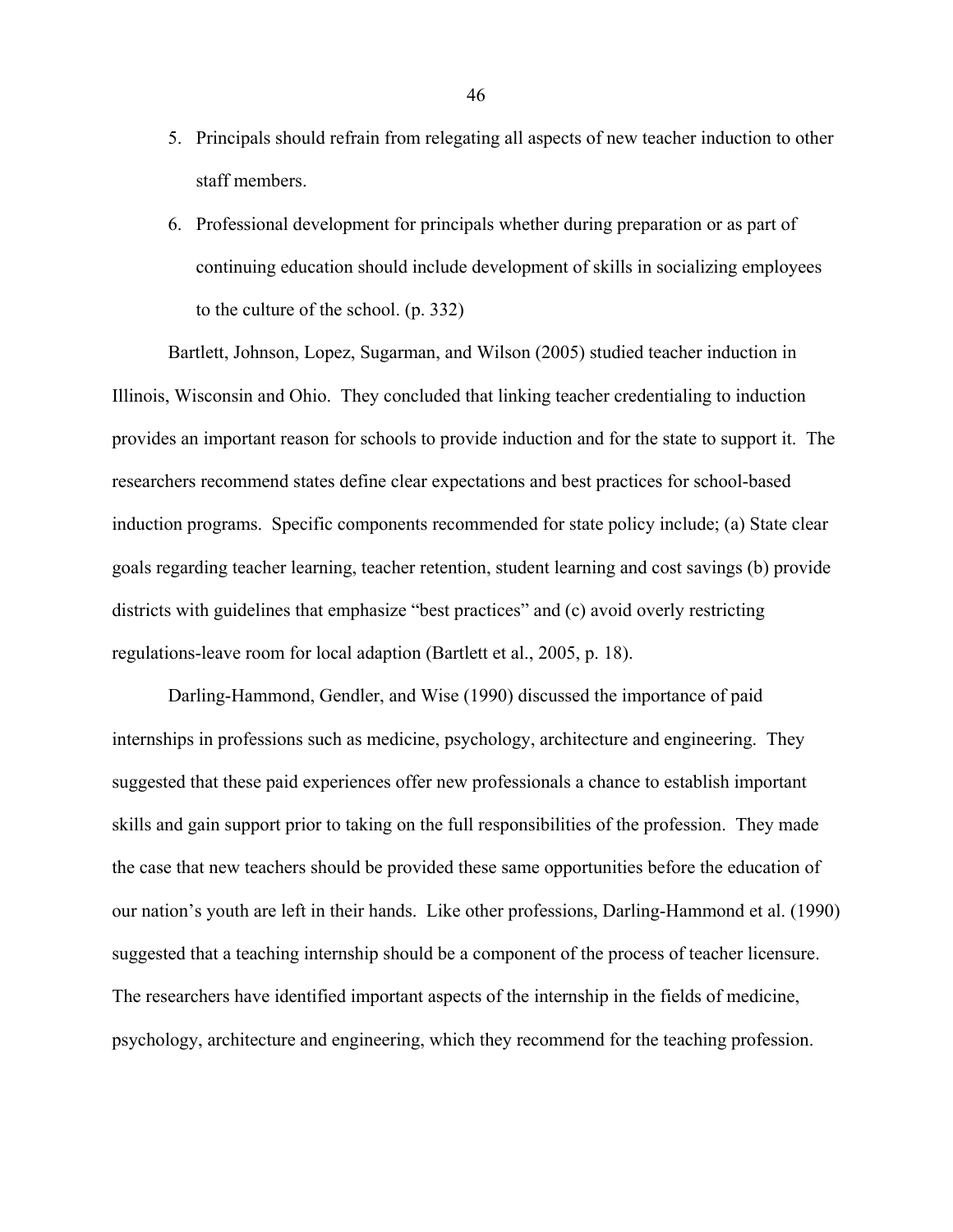5. Principals should refrain from relegating all aspects of new teacher induction to other staff members.
6. Professional development for principals whether during preparation or as part of continuing education should include development of skills in socializing employees to the culture of the school. (p. 332)

Bartlett, Johnson, Lopez, Sugarman, and Wilson (2005) studied teacher induction in Illinois, Wisconsin and Ohio. They concluded that linking teacher credentialing to induction provides an important reason for schools to provide induction and for the state to support it. The researchers recommend states define clear expectations and best practices for school-based induction programs. Specific components recommended for state policy include; (a) State clear goals regarding teacher learning, teacher retention, student learning and cost savings (b) provide districts with guidelines that emphasize "best practices" and (c) avoid overly restricting regulations-leave room for local adaption (Bartlett et al., 2005, p. 18).

Darling-Hammond, Gendler, and Wise (1990) discussed the importance of paid internships in professions such as medicine, psychology, architecture and engineering. They suggested that these paid experiences offer new professionals a chance to establish important skills and gain support prior to taking on the full responsibilities of the profession. They made the case that new teachers should be provided these same opportunities before the education of our nation's youth are left in their hands. Like other professions, Darling-Hammond et al. (1990) suggested that a teaching internship should be a component of the process of teacher licensure. The researchers have identified important aspects of the internship in the fields of medicine, psychology, architecture and engineering, which they recommend for the teaching profession.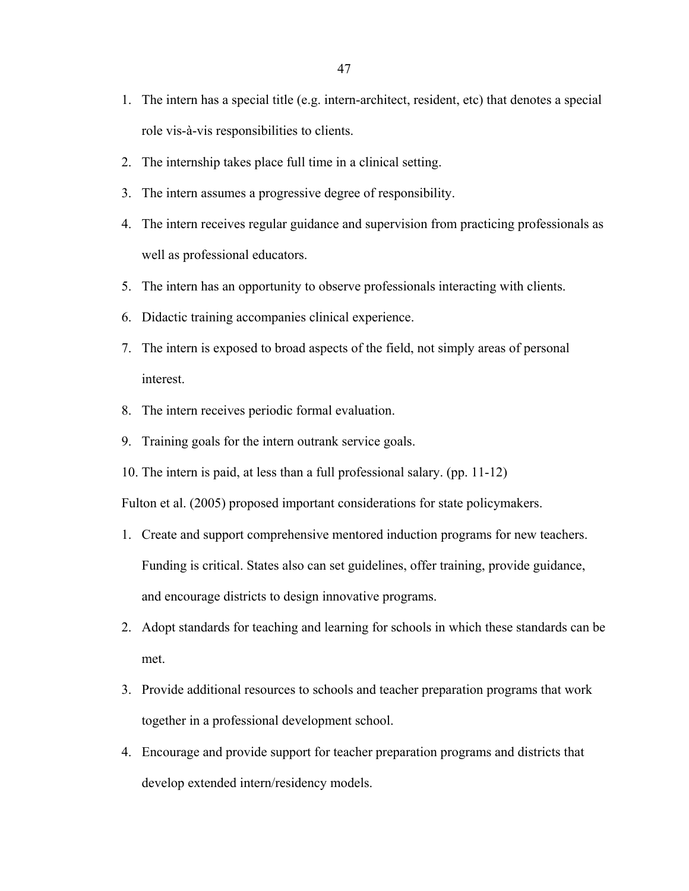1. The intern has a special title (e.g. intern-architect, resident, etc) that denotes a special role vis-à-vis responsibilities to clients.
2. The internship takes place full time in a clinical setting.
3. The intern assumes a progressive degree of responsibility.
4. The intern receives regular guidance and supervision from practicing professionals as well as professional educators.
5. The intern has an opportunity to observe professionals interacting with clients.
6. Didactic training accompanies clinical experience.
7. The intern is exposed to broad aspects of the field, not simply areas of personal interest.
8. The intern receives periodic formal evaluation.
9. Training goals for the intern outrank service goals.
10. The intern is paid, at less than a full professional salary. (pp. 11-12)

Fulton et al. (2005) proposed important considerations for state policymakers.

1. Create and support comprehensive mentored induction programs for new teachers. Funding is critical. States also can set guidelines, offer training, provide guidance, and encourage districts to design innovative programs.
2. Adopt standards for teaching and learning for schools in which these standards can be met.
3. Provide additional resources to schools and teacher preparation programs that work together in a professional development school.
4. Encourage and provide support for teacher preparation programs and districts that develop extended intern/residency models.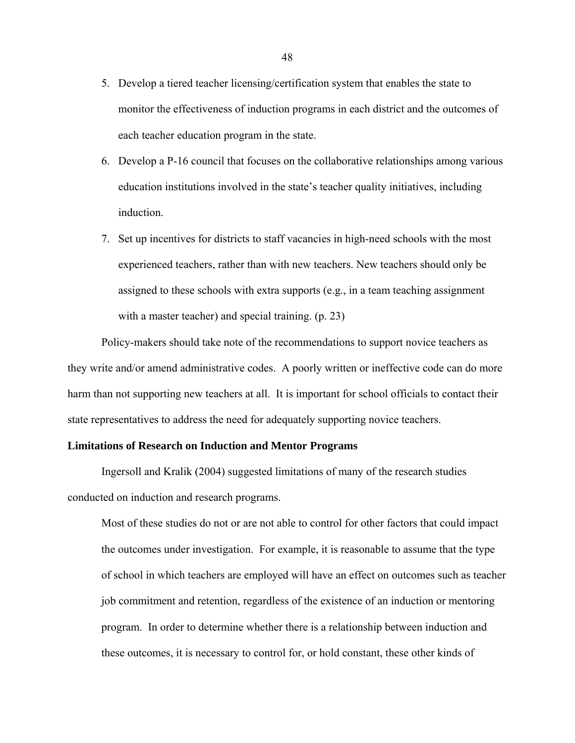5. Develop a tiered teacher licensing/certification system that enables the state to monitor the effectiveness of induction programs in each district and the outcomes of each teacher education program in the state.
6. Develop a P-16 council that focuses on the collaborative relationships among various education institutions involved in the state's teacher quality initiatives, including induction.
7. Set up incentives for districts to staff vacancies in high-need schools with the most experienced teachers, rather than with new teachers. New teachers should only be assigned to these schools with extra supports (e.g., in a team teaching assignment with a master teacher) and special training. (p. 23)

Policy-makers should take note of the recommendations to support novice teachers as they write and/or amend administrative codes. A poorly written or ineffective code can do more harm than not supporting new teachers at all. It is important for school officials to contact their state representatives to address the need for adequately supporting novice teachers.

**Limitations of Research on Induction and Mentor Programs**

Ingersoll and Kralik (2004) suggested limitations of many of the research studies conducted on induction and research programs.

> Most of these studies do not or are not able to control for other factors that could impact the outcomes under investigation. For example, it is reasonable to assume that the type of school in which teachers are employed will have an effect on outcomes such as teacher job commitment and retention, regardless of the existence of an induction or mentoring program. In order to determine whether there is a relationship between induction and these outcomes, it is necessary to control for, or hold constant, these other kinds of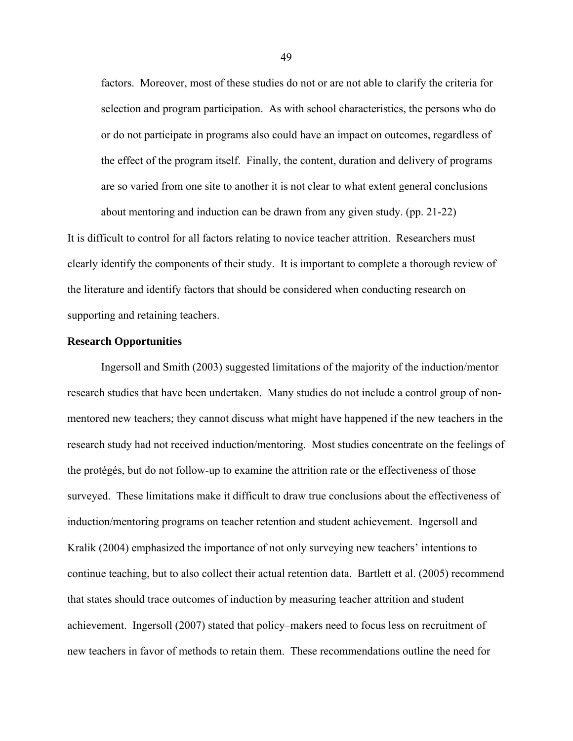> factors. Moreover, most of these studies do not or are not able to clarify the criteria for selection and program participation. As with school characteristics, the persons who do or do not participate in programs also could have an impact on outcomes, regardless of the effect of the program itself. Finally, the content, duration and delivery of programs are so varied from one site to another it is not clear to what extent general conclusions about mentoring and induction can be drawn from any given study. (pp. 21-22)

It is difficult to control for all factors relating to novice teacher attrition. Researchers must clearly identify the components of their study. It is important to complete a thorough review of the literature and identify factors that should be considered when conducting research on supporting and retaining teachers.

**Research Opportunities**

Ingersoll and Smith (2003) suggested limitations of the majority of the induction/mentor research studies that have been undertaken. Many studies do not include a control group of non-mentored new teachers; they cannot discuss what might have happened if the new teachers in the research study had not received induction/mentoring. Most studies concentrate on the feelings of the protégés, but do not follow-up to examine the attrition rate or the effectiveness of those surveyed. These limitations make it difficult to draw true conclusions about the effectiveness of induction/mentoring programs on teacher retention and student achievement. Ingersoll and Kralik (2004) emphasized the importance of not only surveying new teachers' intentions to continue teaching, but to also collect their actual retention data. Bartlett et al. (2005) recommend that states should trace outcomes of induction by measuring teacher attrition and student achievement. Ingersoll (2007) stated that policy–makers need to focus less on recruitment of new teachers in favor of methods to retain them. These recommendations outline the need for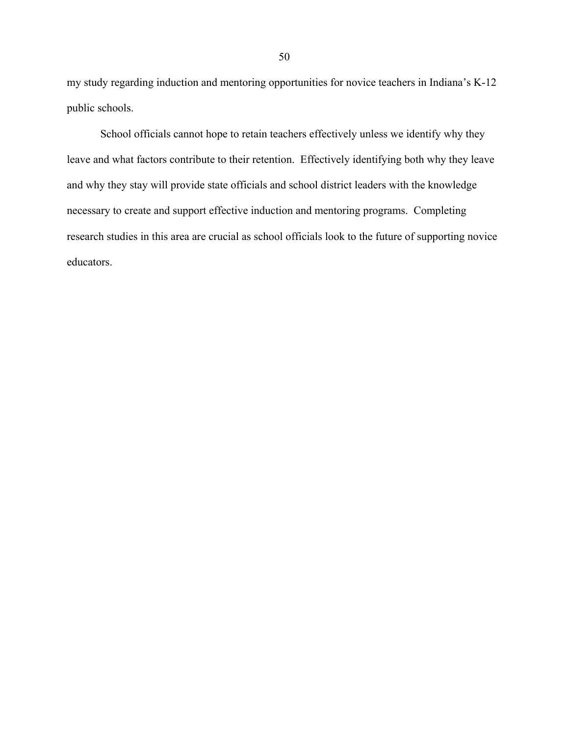my study regarding induction and mentoring opportunities for novice teachers in Indiana's K-12 public schools.

School officials cannot hope to retain teachers effectively unless we identify why they leave and what factors contribute to their retention. Effectively identifying both why they leave and why they stay will provide state officials and school district leaders with the knowledge necessary to create and support effective induction and mentoring programs. Completing research studies in this area are crucial as school officials look to the future of supporting novice educators.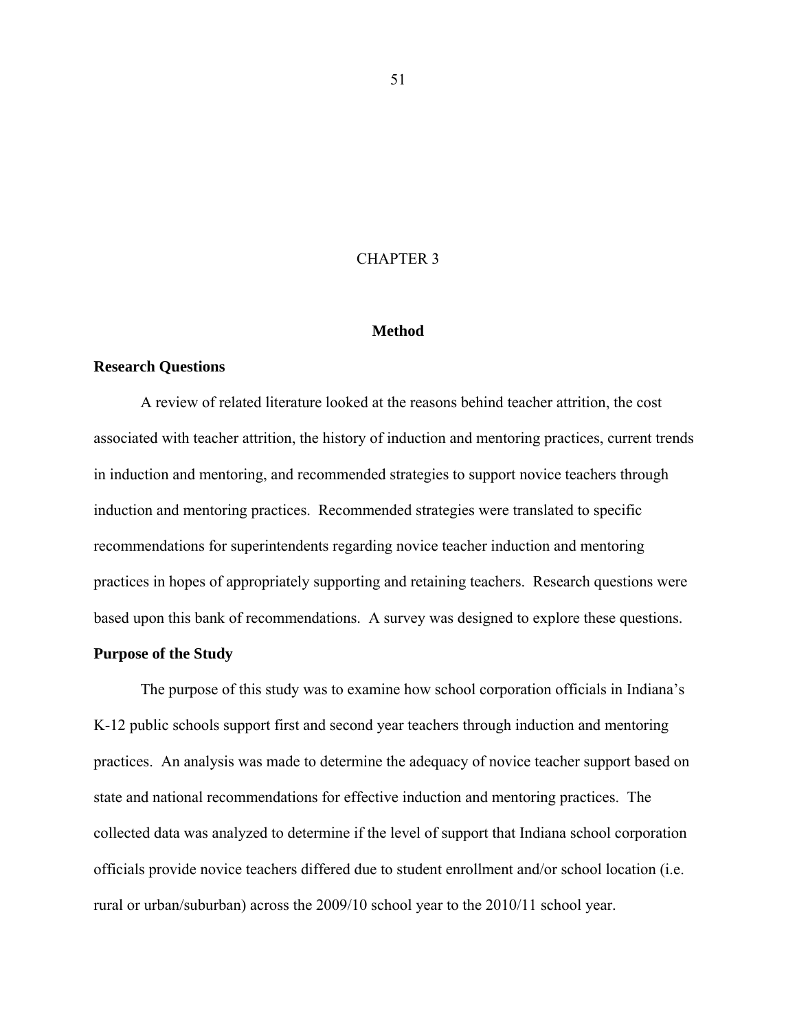# CHAPTER 3

## Method

### Research Questions

A review of related literature looked at the reasons behind teacher attrition, the cost associated with teacher attrition, the history of induction and mentoring practices, current trends in induction and mentoring, and recommended strategies to support novice teachers through induction and mentoring practices. Recommended strategies were translated to specific recommendations for superintendents regarding novice teacher induction and mentoring practices in hopes of appropriately supporting and retaining teachers. Research questions were based upon this bank of recommendations. A survey was designed to explore these questions.

### Purpose of the Study

The purpose of this study was to examine how school corporation officials in Indiana's K-12 public schools support first and second year teachers through induction and mentoring practices. An analysis was made to determine the adequacy of novice teacher support based on state and national recommendations for effective induction and mentoring practices. The collected data was analyzed to determine if the level of support that Indiana school corporation officials provide novice teachers differed due to student enrollment and/or school location (i.e. rural or urban/suburban) across the 2009/10 school year to the 2010/11 school year.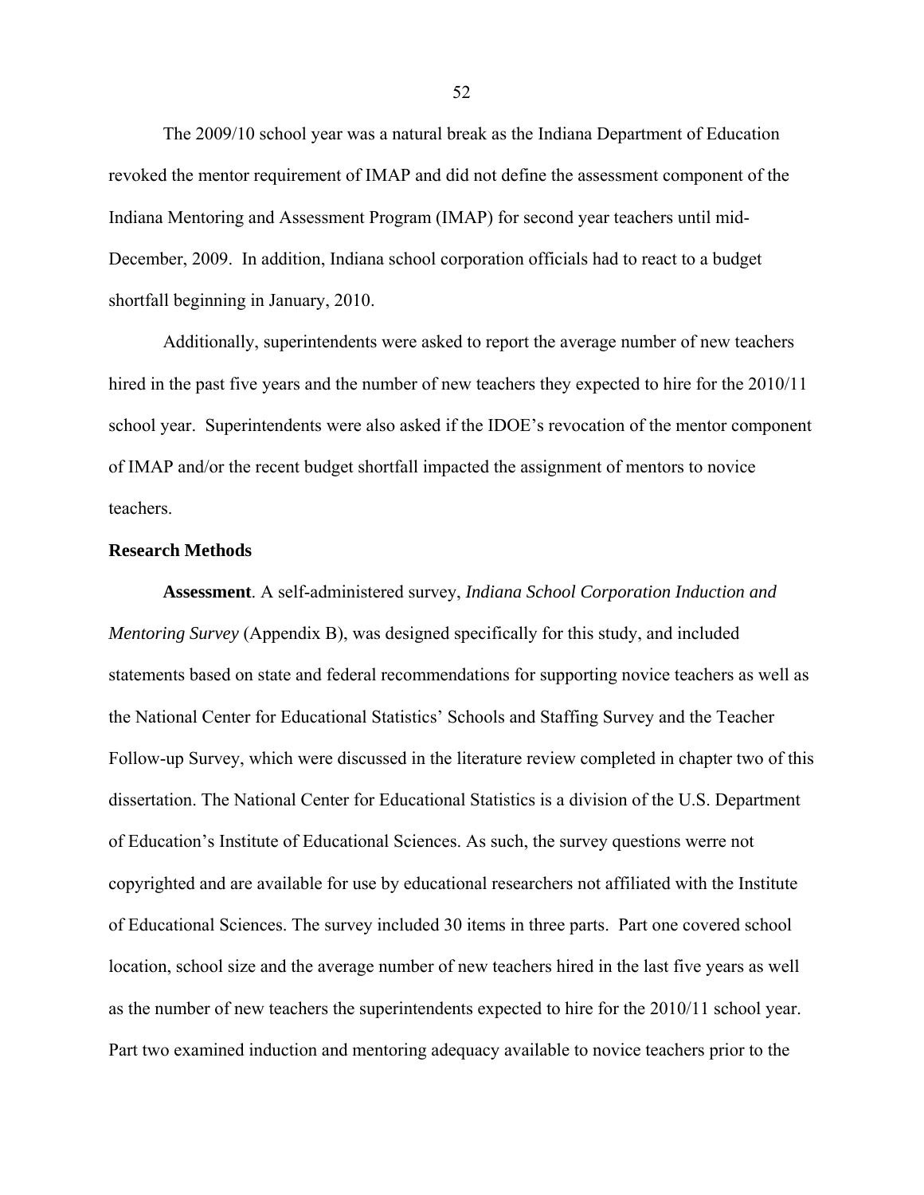The 2009/10 school year was a natural break as the Indiana Department of Education revoked the mentor requirement of IMAP and did not define the assessment component of the Indiana Mentoring and Assessment Program (IMAP) for second year teachers until mid-December, 2009. In addition, Indiana school corporation officials had to react to a budget shortfall beginning in January, 2010.

Additionally, superintendents were asked to report the average number of new teachers hired in the past five years and the number of new teachers they expected to hire for the 2010/11 school year. Superintendents were also asked if the IDOE's revocation of the mentor component of IMAP and/or the recent budget shortfall impacted the assignment of mentors to novice teachers.

**Research Methods**

**Assessment**. A self-administered survey, *Indiana School Corporation Induction and Mentoring Survey* (Appendix B), was designed specifically for this study, and included statements based on state and federal recommendations for supporting novice teachers as well as the National Center for Educational Statistics' Schools and Staffing Survey and the Teacher Follow-up Survey, which were discussed in the literature review completed in chapter two of this dissertation. The National Center for Educational Statistics is a division of the U.S. Department of Education's Institute of Educational Sciences. As such, the survey questions werre not copyrighted and are available for use by educational researchers not affiliated with the Institute of Educational Sciences. The survey included 30 items in three parts. Part one covered school location, school size and the average number of new teachers hired in the last five years as well as the number of new teachers the superintendents expected to hire for the 2010/11 school year. Part two examined induction and mentoring adequacy available to novice teachers prior to the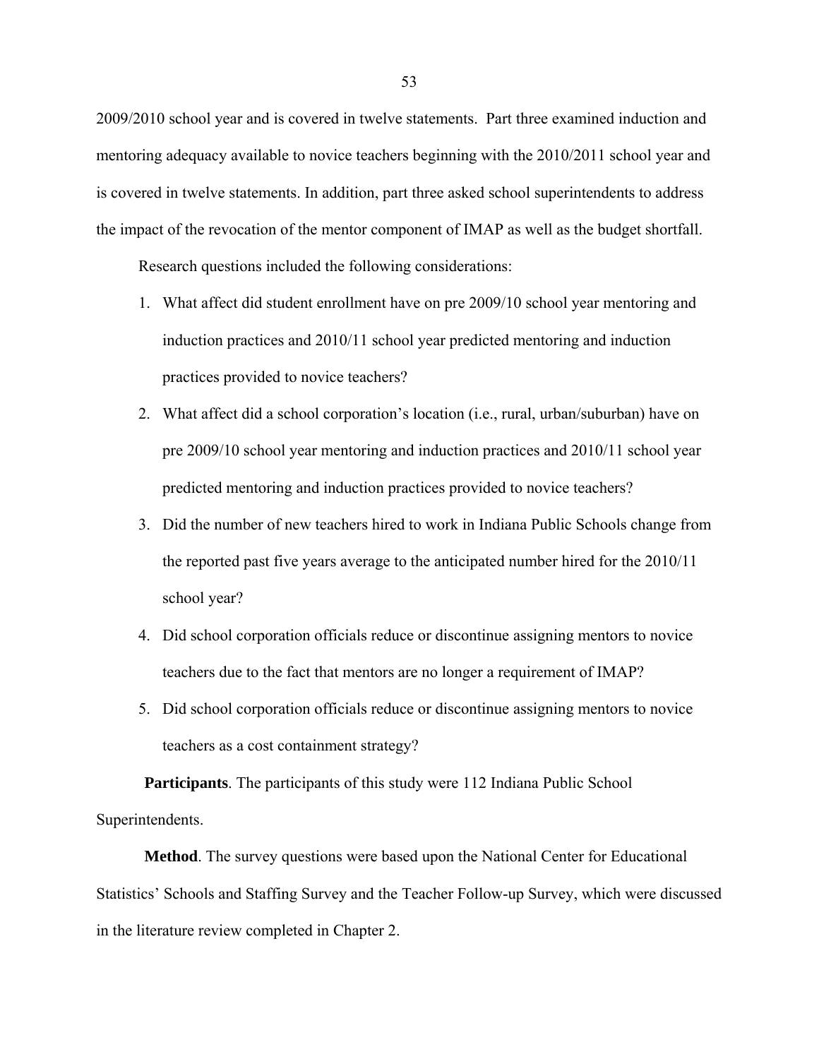2009/2010 school year and is covered in twelve statements. Part three examined induction and mentoring adequacy available to novice teachers beginning with the 2010/2011 school year and is covered in twelve statements. In addition, part three asked school superintendents to address the impact of the revocation of the mentor component of IMAP as well as the budget shortfall.

Research questions included the following considerations:

1. What affect did student enrollment have on pre 2009/10 school year mentoring and induction practices and 2010/11 school year predicted mentoring and induction practices provided to novice teachers?
2. What affect did a school corporation's location (i.e., rural, urban/suburban) have on pre 2009/10 school year mentoring and induction practices and 2010/11 school year predicted mentoring and induction practices provided to novice teachers?
3. Did the number of new teachers hired to work in Indiana Public Schools change from the reported past five years average to the anticipated number hired for the 2010/11 school year?
4. Did school corporation officials reduce or discontinue assigning mentors to novice teachers due to the fact that mentors are no longer a requirement of IMAP?
5. Did school corporation officials reduce or discontinue assigning mentors to novice teachers as a cost containment strategy?

**Participants**. The participants of this study were 112 Indiana Public School Superintendents.

**Method**. The survey questions were based upon the National Center for Educational Statistics' Schools and Staffing Survey and the Teacher Follow-up Survey, which were discussed in the literature review completed in Chapter 2.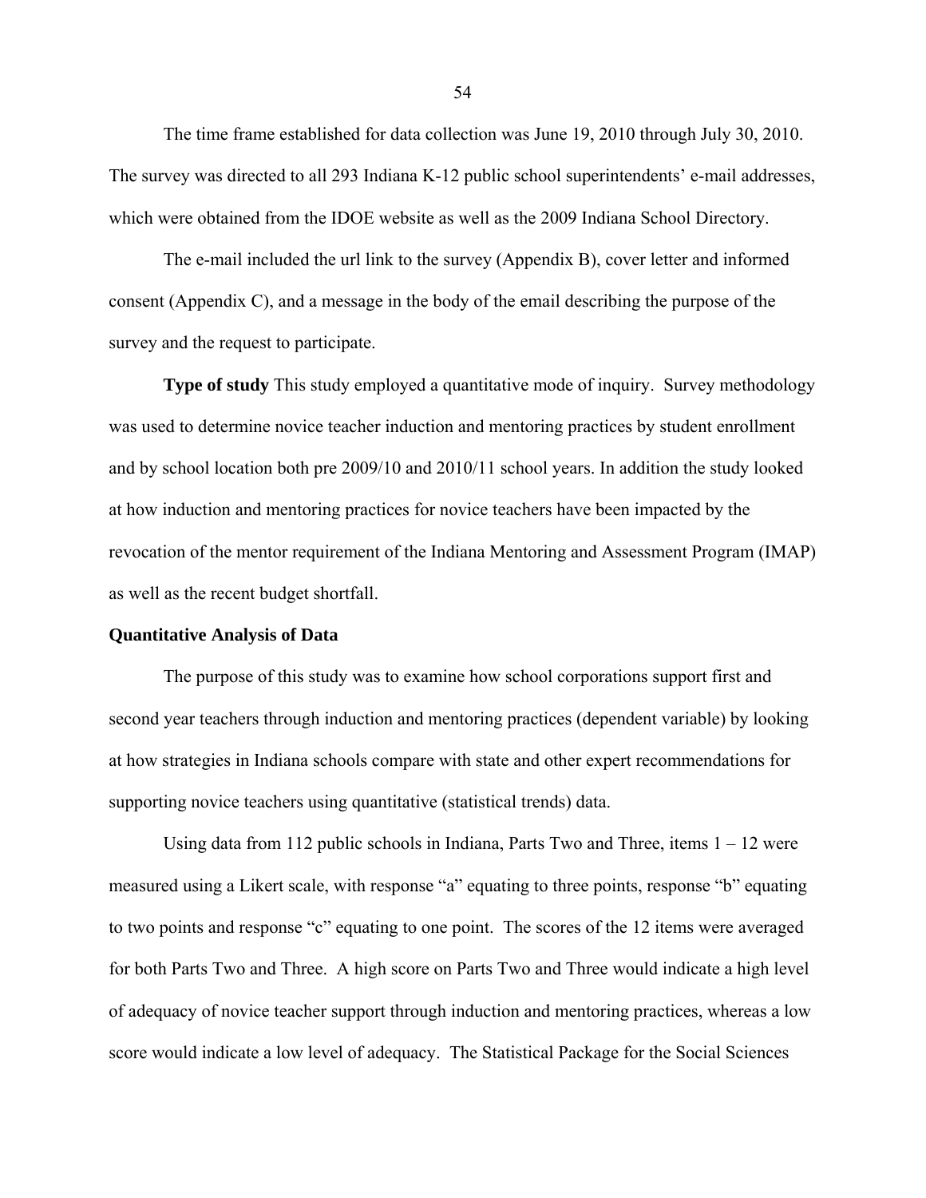The time frame established for data collection was June 19, 2010 through July 30, 2010. The survey was directed to all 293 Indiana K-12 public school superintendents' e-mail addresses, which were obtained from the IDOE website as well as the 2009 Indiana School Directory.

The e-mail included the url link to the survey (Appendix B), cover letter and informed consent (Appendix C), and a message in the body of the email describing the purpose of the survey and the request to participate.

**Type of study** This study employed a quantitative mode of inquiry. Survey methodology was used to determine novice teacher induction and mentoring practices by student enrollment and by school location both pre 2009/10 and 2010/11 school years. In addition the study looked at how induction and mentoring practices for novice teachers have been impacted by the revocation of the mentor requirement of the Indiana Mentoring and Assessment Program (IMAP) as well as the recent budget shortfall.

**Quantitative Analysis of Data**

The purpose of this study was to examine how school corporations support first and second year teachers through induction and mentoring practices (dependent variable) by looking at how strategies in Indiana schools compare with state and other expert recommendations for supporting novice teachers using quantitative (statistical trends) data.

Using data from 112 public schools in Indiana, Parts Two and Three, items 1 – 12 were measured using a Likert scale, with response "a" equating to three points, response "b" equating to two points and response "c" equating to one point. The scores of the 12 items were averaged for both Parts Two and Three. A high score on Parts Two and Three would indicate a high level of adequacy of novice teacher support through induction and mentoring practices, whereas a low score would indicate a low level of adequacy. The Statistical Package for the Social Sciences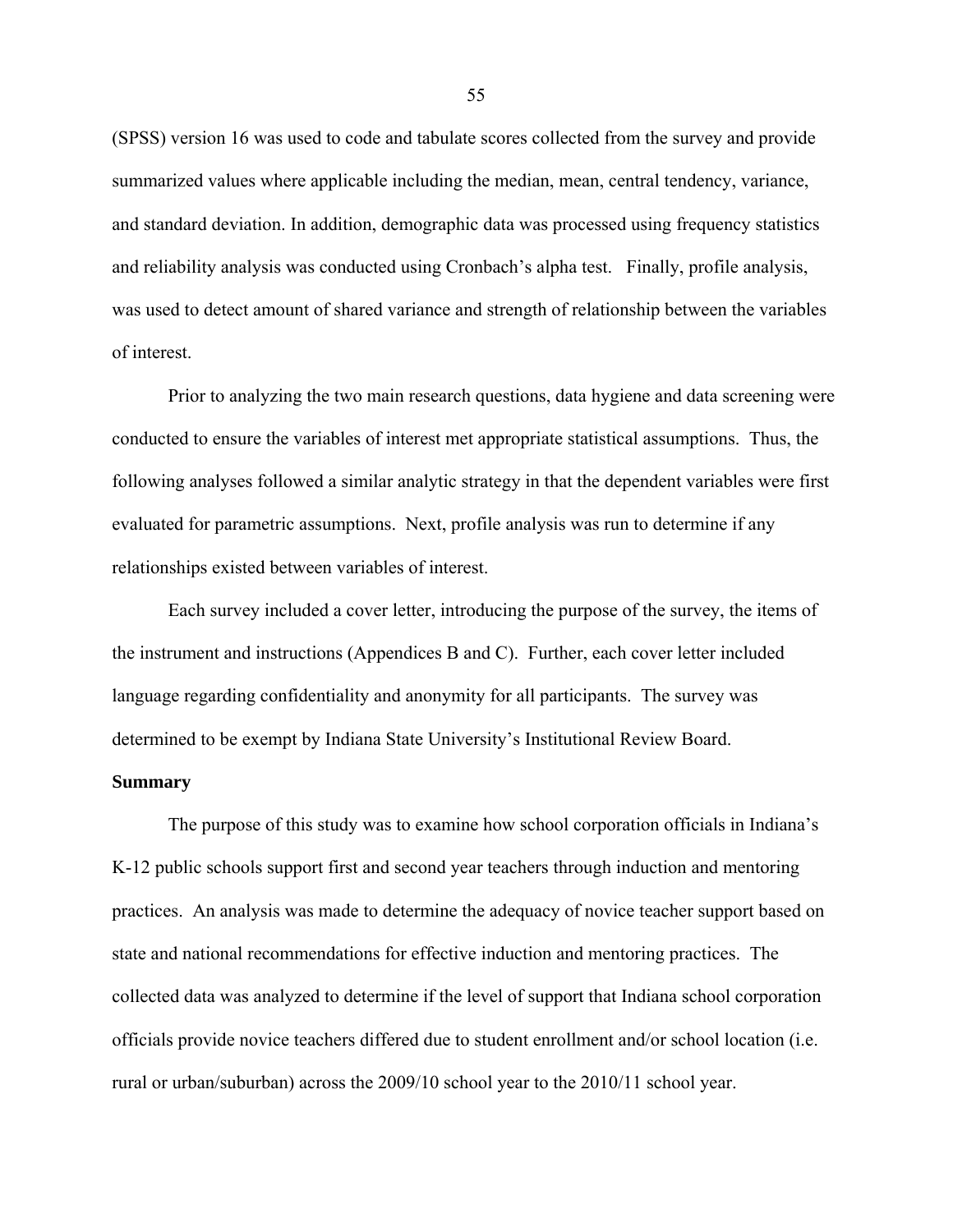(SPSS) version 16 was used to code and tabulate scores collected from the survey and provide summarized values where applicable including the median, mean, central tendency, variance, and standard deviation. In addition, demographic data was processed using frequency statistics and reliability analysis was conducted using Cronbach's alpha test. Finally, profile analysis, was used to detect amount of shared variance and strength of relationship between the variables of interest.

Prior to analyzing the two main research questions, data hygiene and data screening were conducted to ensure the variables of interest met appropriate statistical assumptions. Thus, the following analyses followed a similar analytic strategy in that the dependent variables were first evaluated for parametric assumptions. Next, profile analysis was run to determine if any relationships existed between variables of interest.

Each survey included a cover letter, introducing the purpose of the survey, the items of the instrument and instructions (Appendices B and C). Further, each cover letter included language regarding confidentiality and anonymity for all participants. The survey was determined to be exempt by Indiana State University's Institutional Review Board.

**Summary**

The purpose of this study was to examine how school corporation officials in Indiana's K-12 public schools support first and second year teachers through induction and mentoring practices. An analysis was made to determine the adequacy of novice teacher support based on state and national recommendations for effective induction and mentoring practices. The collected data was analyzed to determine if the level of support that Indiana school corporation officials provide novice teachers differed due to student enrollment and/or school location (i.e. rural or urban/suburban) across the 2009/10 school year to the 2010/11 school year.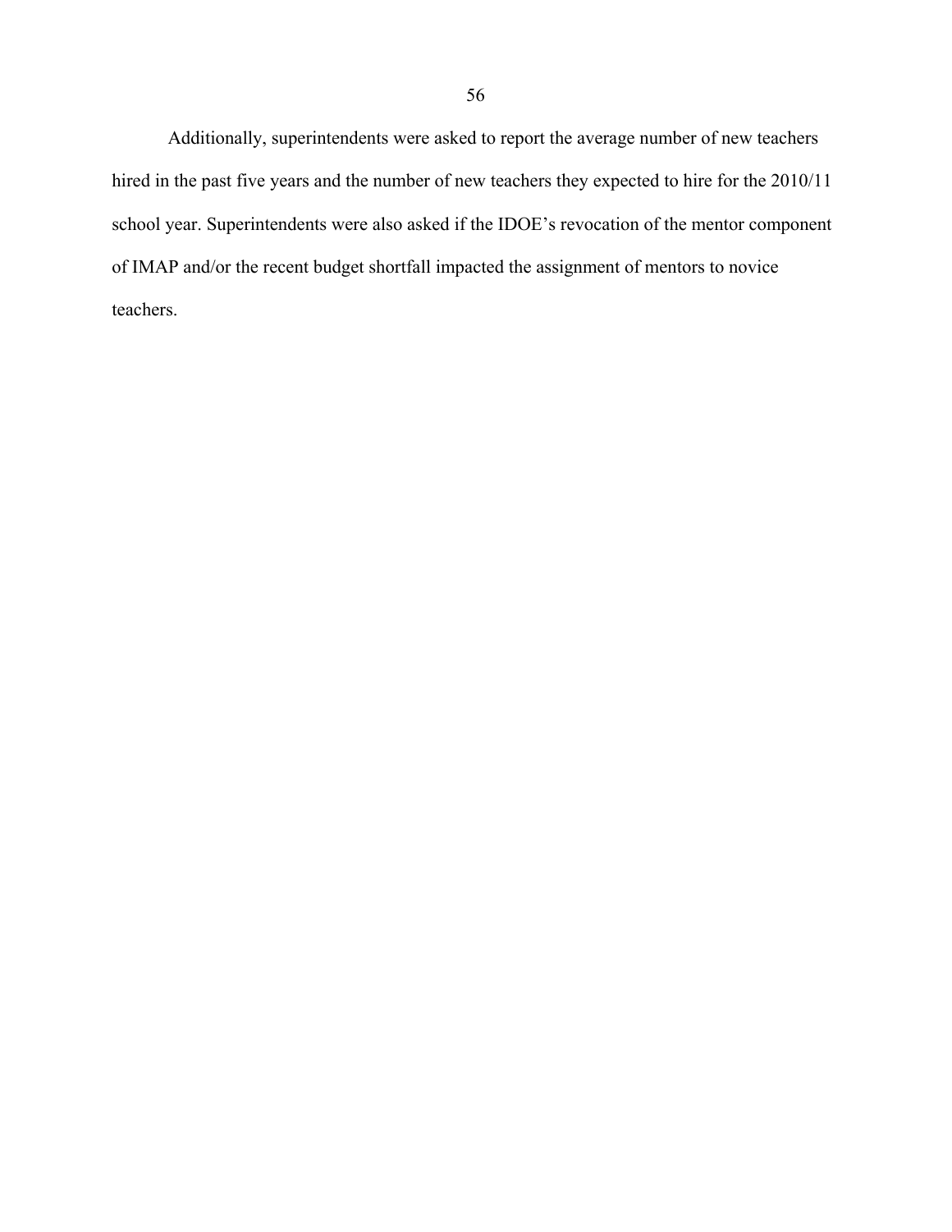Additionally, superintendents were asked to report the average number of new teachers hired in the past five years and the number of new teachers they expected to hire for the 2010/11 school year. Superintendents were also asked if the IDOE's revocation of the mentor component of IMAP and/or the recent budget shortfall impacted the assignment of mentors to novice teachers.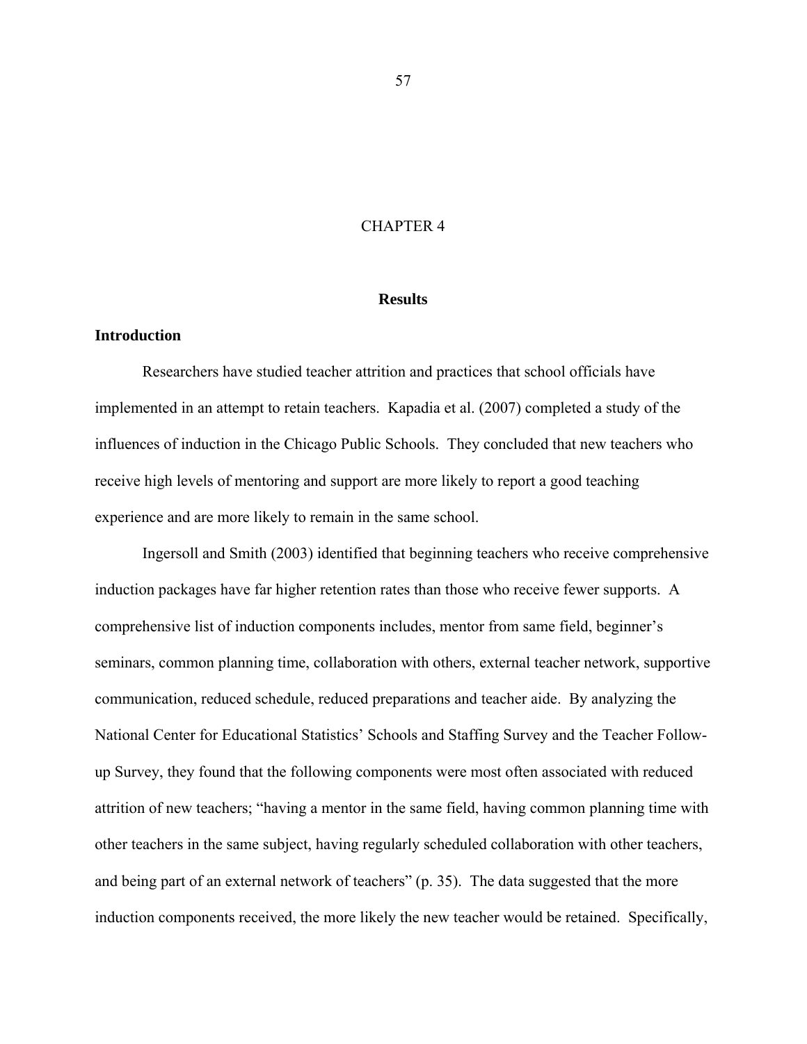# CHAPTER 4

## Results

### Introduction

Researchers have studied teacher attrition and practices that school officials have implemented in an attempt to retain teachers. Kapadia et al. (2007) completed a study of the influences of induction in the Chicago Public Schools. They concluded that new teachers who receive high levels of mentoring and support are more likely to report a good teaching experience and are more likely to remain in the same school.

Ingersoll and Smith (2003) identified that beginning teachers who receive comprehensive induction packages have far higher retention rates than those who receive fewer supports. A comprehensive list of induction components includes, mentor from same field, beginner's seminars, common planning time, collaboration with others, external teacher network, supportive communication, reduced schedule, reduced preparations and teacher aide. By analyzing the National Center for Educational Statistics' Schools and Staffing Survey and the Teacher Follow-up Survey, they found that the following components were most often associated with reduced attrition of new teachers; "having a mentor in the same field, having common planning time with other teachers in the same subject, having regularly scheduled collaboration with other teachers, and being part of an external network of teachers" (p. 35). The data suggested that the more induction components received, the more likely the new teacher would be retained. Specifically,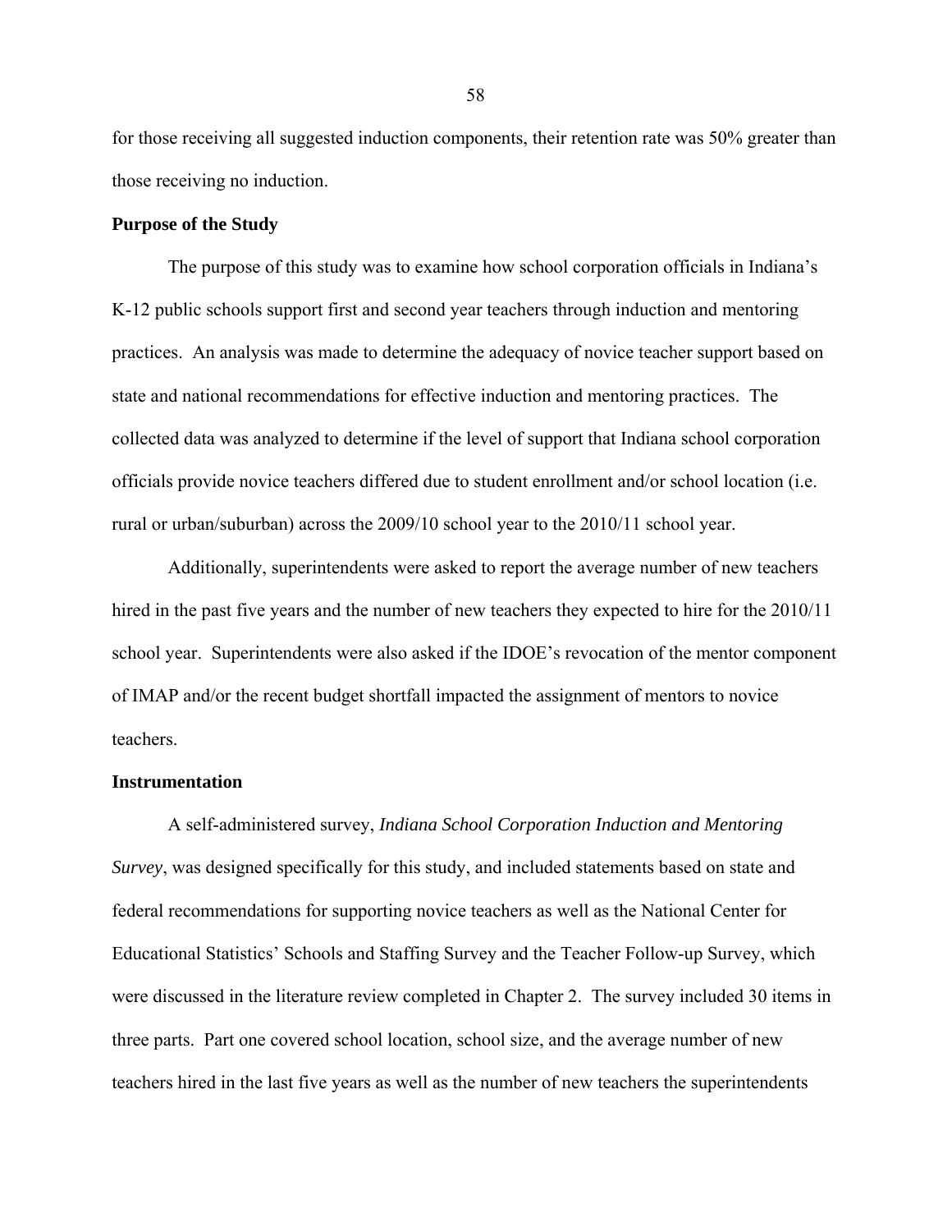for those receiving all suggested induction components, their retention rate was 50% greater than those receiving no induction.

**Purpose of the Study**

The purpose of this study was to examine how school corporation officials in Indiana's K-12 public schools support first and second year teachers through induction and mentoring practices. An analysis was made to determine the adequacy of novice teacher support based on state and national recommendations for effective induction and mentoring practices. The collected data was analyzed to determine if the level of support that Indiana school corporation officials provide novice teachers differed due to student enrollment and/or school location (i.e. rural or urban/suburban) across the 2009/10 school year to the 2010/11 school year.

Additionally, superintendents were asked to report the average number of new teachers hired in the past five years and the number of new teachers they expected to hire for the 2010/11 school year. Superintendents were also asked if the IDOE's revocation of the mentor component of IMAP and/or the recent budget shortfall impacted the assignment of mentors to novice teachers.

**Instrumentation**

A self-administered survey, *Indiana School Corporation Induction and Mentoring Survey*, was designed specifically for this study, and included statements based on state and federal recommendations for supporting novice teachers as well as the National Center for Educational Statistics' Schools and Staffing Survey and the Teacher Follow-up Survey, which were discussed in the literature review completed in Chapter 2. The survey included 30 items in three parts. Part one covered school location, school size, and the average number of new teachers hired in the last five years as well as the number of new teachers the superintendents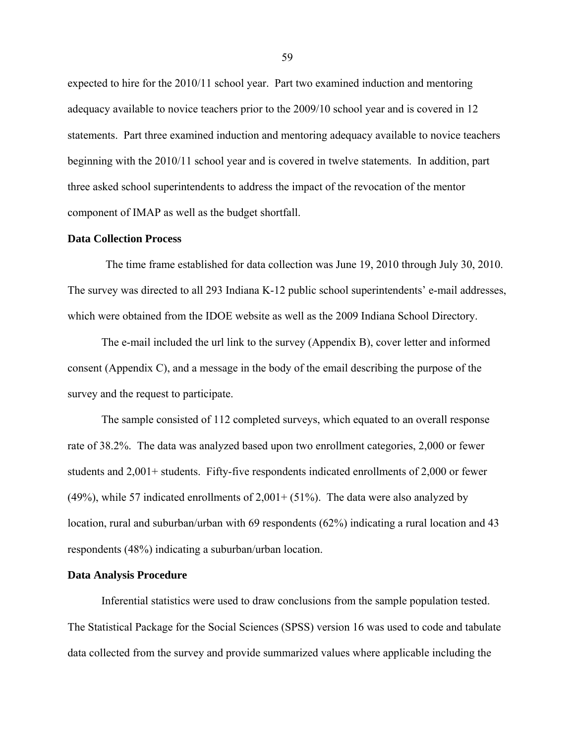expected to hire for the 2010/11 school year. Part two examined induction and mentoring adequacy available to novice teachers prior to the 2009/10 school year and is covered in 12 statements. Part three examined induction and mentoring adequacy available to novice teachers beginning with the 2010/11 school year and is covered in twelve statements. In addition, part three asked school superintendents to address the impact of the revocation of the mentor component of IMAP as well as the budget shortfall.

**Data Collection Process**

The time frame established for data collection was June 19, 2010 through July 30, 2010. The survey was directed to all 293 Indiana K-12 public school superintendents' e-mail addresses, which were obtained from the IDOE website as well as the 2009 Indiana School Directory.

The e-mail included the url link to the survey (Appendix B), cover letter and informed consent (Appendix C), and a message in the body of the email describing the purpose of the survey and the request to participate.

The sample consisted of 112 completed surveys, which equated to an overall response rate of 38.2%. The data was analyzed based upon two enrollment categories, 2,000 or fewer students and 2,001+ students. Fifty-five respondents indicated enrollments of 2,000 or fewer (49%), while 57 indicated enrollments of 2,001+ (51%). The data were also analyzed by location, rural and suburban/urban with 69 respondents (62%) indicating a rural location and 43 respondents (48%) indicating a suburban/urban location.

**Data Analysis Procedure**

Inferential statistics were used to draw conclusions from the sample population tested. The Statistical Package for the Social Sciences (SPSS) version 16 was used to code and tabulate data collected from the survey and provide summarized values where applicable including the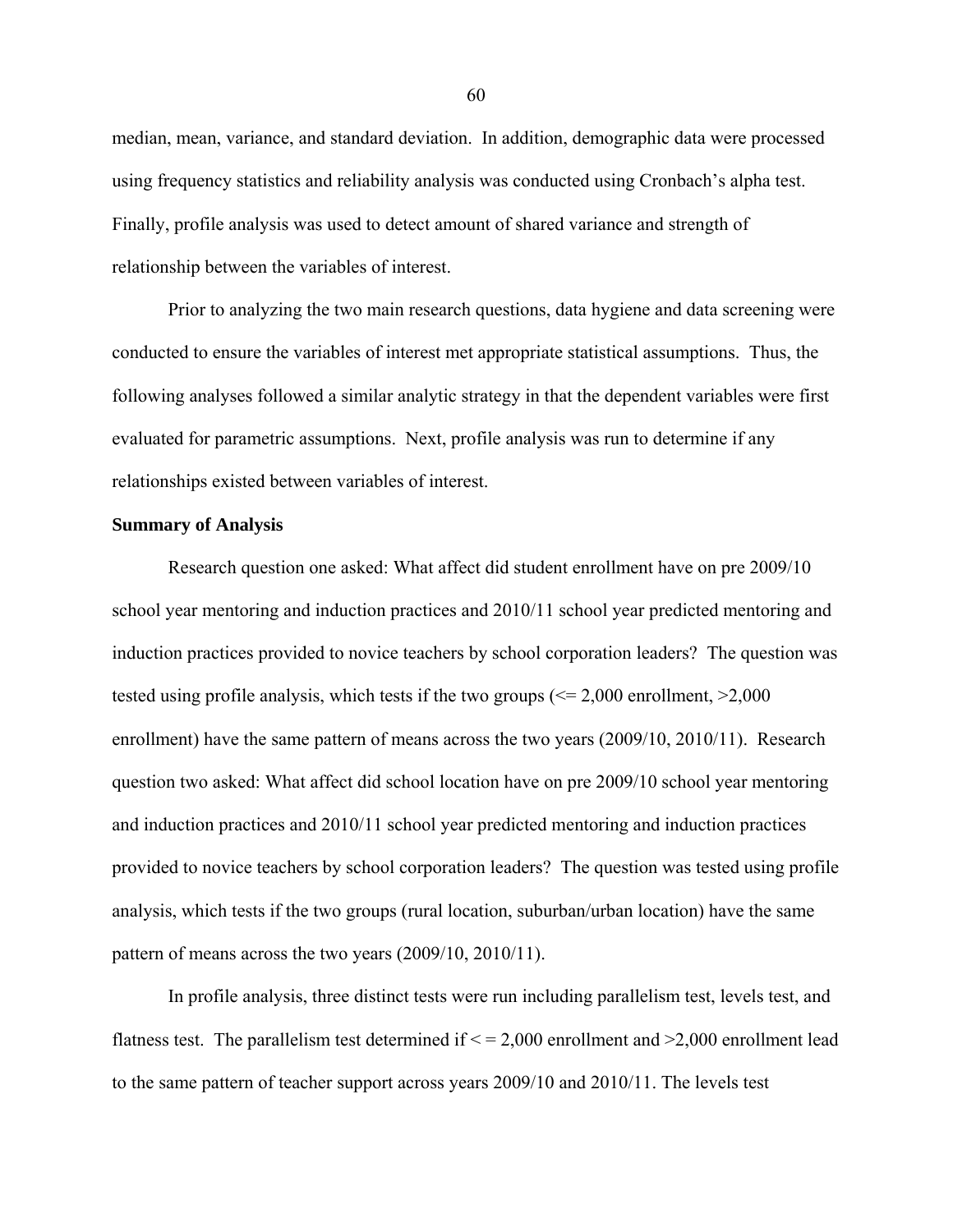median, mean, variance, and standard deviation. In addition, demographic data were processed using frequency statistics and reliability analysis was conducted using Cronbach's alpha test. Finally, profile analysis was used to detect amount of shared variance and strength of relationship between the variables of interest.

Prior to analyzing the two main research questions, data hygiene and data screening were conducted to ensure the variables of interest met appropriate statistical assumptions. Thus, the following analyses followed a similar analytic strategy in that the dependent variables were first evaluated for parametric assumptions. Next, profile analysis was run to determine if any relationships existed between variables of interest.

**Summary of Analysis**

Research question one asked: What affect did student enrollment have on pre 2009/10 school year mentoring and induction practices and 2010/11 school year predicted mentoring and induction practices provided to novice teachers by school corporation leaders? The question was tested using profile analysis, which tests if the two groups (<= 2,000 enrollment, >2,000 enrollment) have the same pattern of means across the two years (2009/10, 2010/11). Research question two asked: What affect did school location have on pre 2009/10 school year mentoring and induction practices and 2010/11 school year predicted mentoring and induction practices provided to novice teachers by school corporation leaders? The question was tested using profile analysis, which tests if the two groups (rural location, suburban/urban location) have the same pattern of means across the two years (2009/10, 2010/11).

In profile analysis, three distinct tests were run including parallelism test, levels test, and flatness test. The parallelism test determined if < = 2,000 enrollment and >2,000 enrollment lead to the same pattern of teacher support across years 2009/10 and 2010/11. The levels test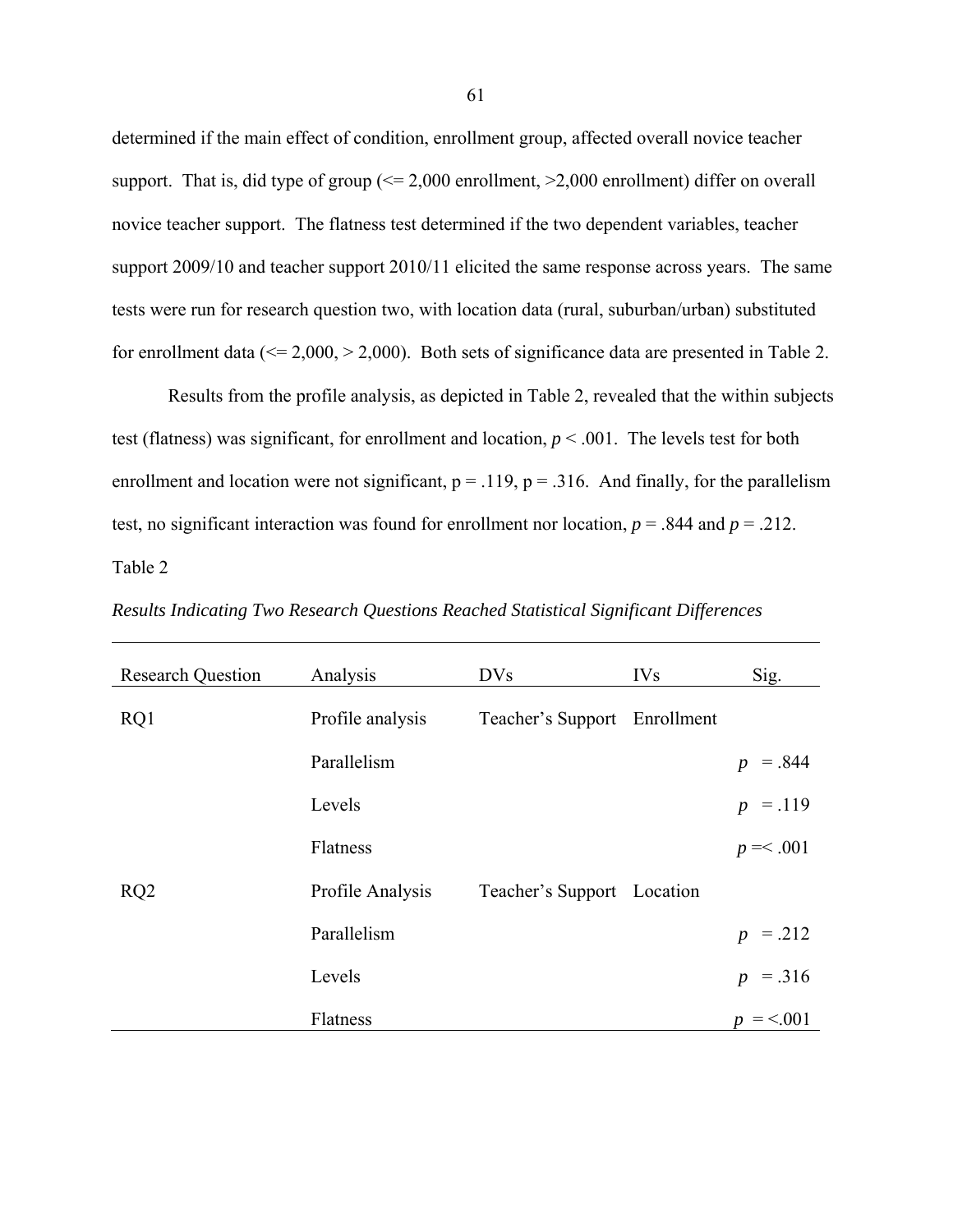determined if the main effect of condition, enrollment group, affected overall novice teacher support. That is, did type of group (<= 2,000 enrollment, >2,000 enrollment) differ on overall novice teacher support. The flatness test determined if the two dependent variables, teacher support 2009/10 and teacher support 2010/11 elicited the same response across years. The same tests were run for research question two, with location data (rural, suburban/urban) substituted for enrollment data (<= 2,000, > 2,000). Both sets of significance data are presented in Table 2.

Results from the profile analysis, as depicted in Table 2, revealed that the within subjects test (flatness) was significant, for enrollment and location, $p < .001$. The levels test for both enrollment and location were not significant, p = .119, p = .316. And finally, for the parallelism test, no significant interaction was found for enrollment nor location, $p = .844$ and $p = .212$.

Table 2

*Results Indicating Two Research Questions Reached Statistical Significant Differences*

| Research Question | Analysis | DVs | IVs | Sig. |
|---|---|---|---|---|
| RQ1 | Profile analysis | Teacher's Support | Enrollment | |
| | Parallelism | | | $p$ = .844 |
| | Levels | | | $p$ = .119 |
| | Flatness | | | $p$ =< .001 |
| RQ2 | Profile Analysis | Teacher's Support | Location | |
| | Parallelism | | | $p$ = .212 |
| | Levels | | | $p$ = .316 |
| | Flatness | | | $p$ = <.001 |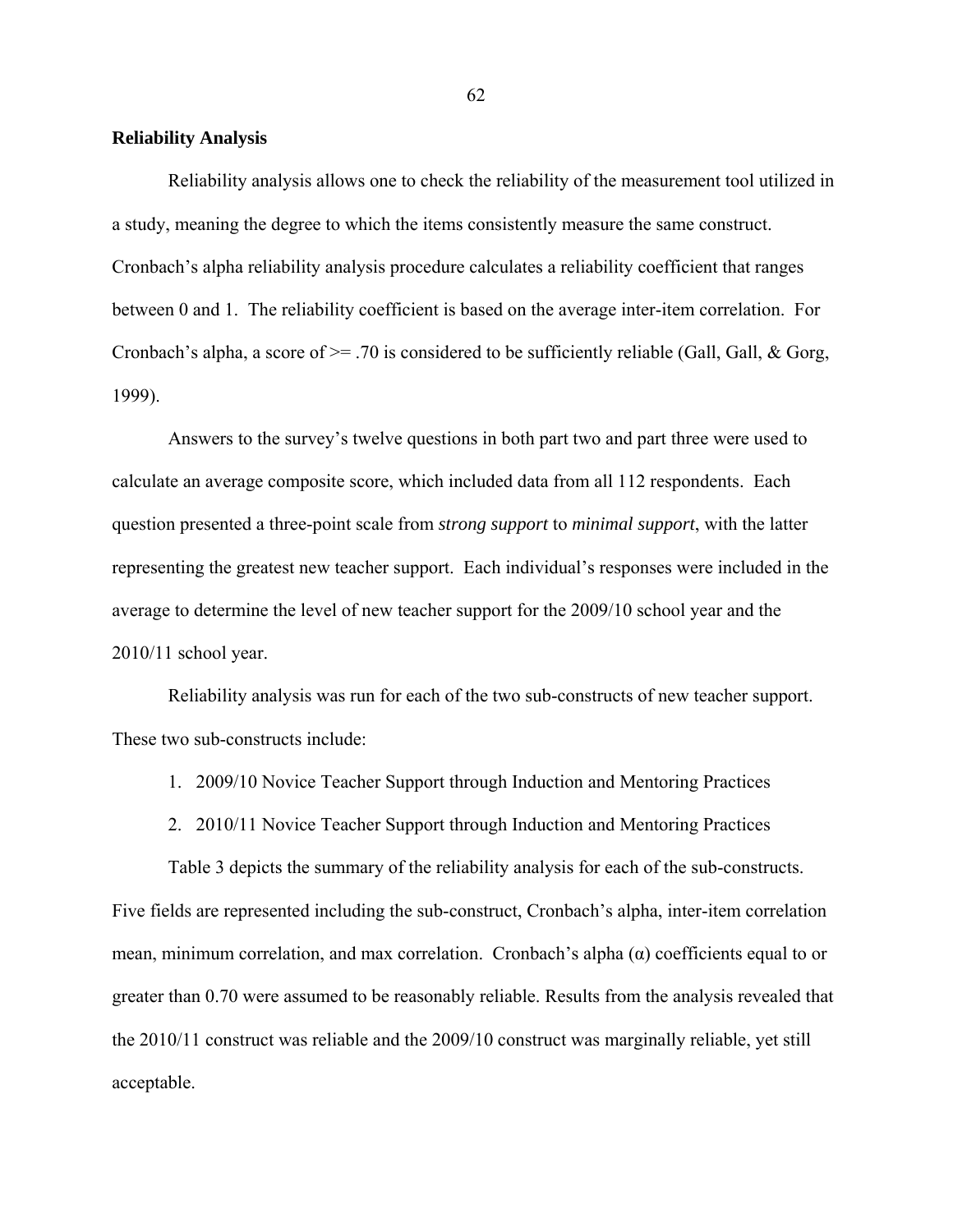**Reliability Analysis**

Reliability analysis allows one to check the reliability of the measurement tool utilized in a study, meaning the degree to which the items consistently measure the same construct. Cronbach's alpha reliability analysis procedure calculates a reliability coefficient that ranges between 0 and 1. The reliability coefficient is based on the average inter-item correlation. For Cronbach's alpha, a score of >= .70 is considered to be sufficiently reliable (Gall, Gall, & Gorg, 1999).

Answers to the survey's twelve questions in both part two and part three were used to calculate an average composite score, which included data from all 112 respondents. Each question presented a three-point scale from *strong support* to *minimal support*, with the latter representing the greatest new teacher support. Each individual's responses were included in the average to determine the level of new teacher support for the 2009/10 school year and the 2010/11 school year.

Reliability analysis was run for each of the two sub-constructs of new teacher support. These two sub-constructs include:

1. 2009/10 Novice Teacher Support through Induction and Mentoring Practices
2. 2010/11 Novice Teacher Support through Induction and Mentoring Practices

Table 3 depicts the summary of the reliability analysis for each of the sub-constructs. Five fields are represented including the sub-construct, Cronbach's alpha, inter-item correlation mean, minimum correlation, and max correlation. Cronbach's alpha (α) coefficients equal to or greater than 0.70 were assumed to be reasonably reliable. Results from the analysis revealed that the 2010/11 construct was reliable and the 2009/10 construct was marginally reliable, yet still acceptable.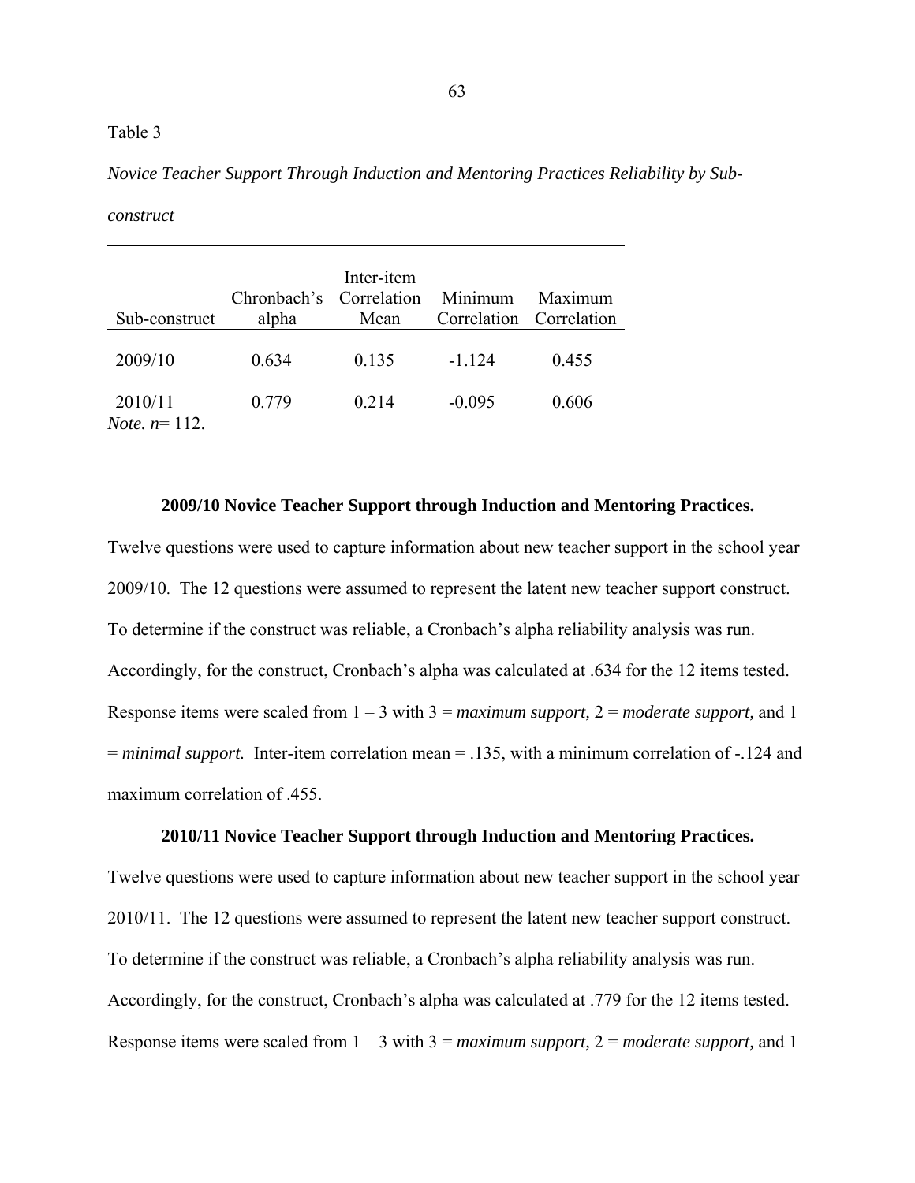Table 3

*Novice Teacher Support Through Induction and Mentoring Practices Reliability by Sub-construct*

| Sub-construct | Chronbach's alpha | Inter-item Correlation Mean | Minimum Correlation | Maximum Correlation |
|---|---|---|---|---|
| 2009/10 | 0.634 | 0.135 | -1.124 | 0.455 |
| 2010/11 | 0.779 | 0.214 | -0.095 | 0.606 |

*Note. n*= 112.

**2009/10 Novice Teacher Support through Induction and Mentoring Practices.** Twelve questions were used to capture information about new teacher support in the school year 2009/10. The 12 questions were assumed to represent the latent new teacher support construct. To determine if the construct was reliable, a Cronbach's alpha reliability analysis was run. Accordingly, for the construct, Cronbach's alpha was calculated at .634 for the 12 items tested. Response items were scaled from 1 – 3 with 3 = *maximum support,* 2 = *moderate support,* and 1 = *minimal support.* Inter-item correlation mean = .135, with a minimum correlation of -.124 and maximum correlation of .455.

**2010/11 Novice Teacher Support through Induction and Mentoring Practices.** Twelve questions were used to capture information about new teacher support in the school year 2010/11. The 12 questions were assumed to represent the latent new teacher support construct. To determine if the construct was reliable, a Cronbach's alpha reliability analysis was run. Accordingly, for the construct, Cronbach's alpha was calculated at .779 for the 12 items tested. Response items were scaled from 1 – 3 with 3 = *maximum support,* 2 = *moderate support,* and 1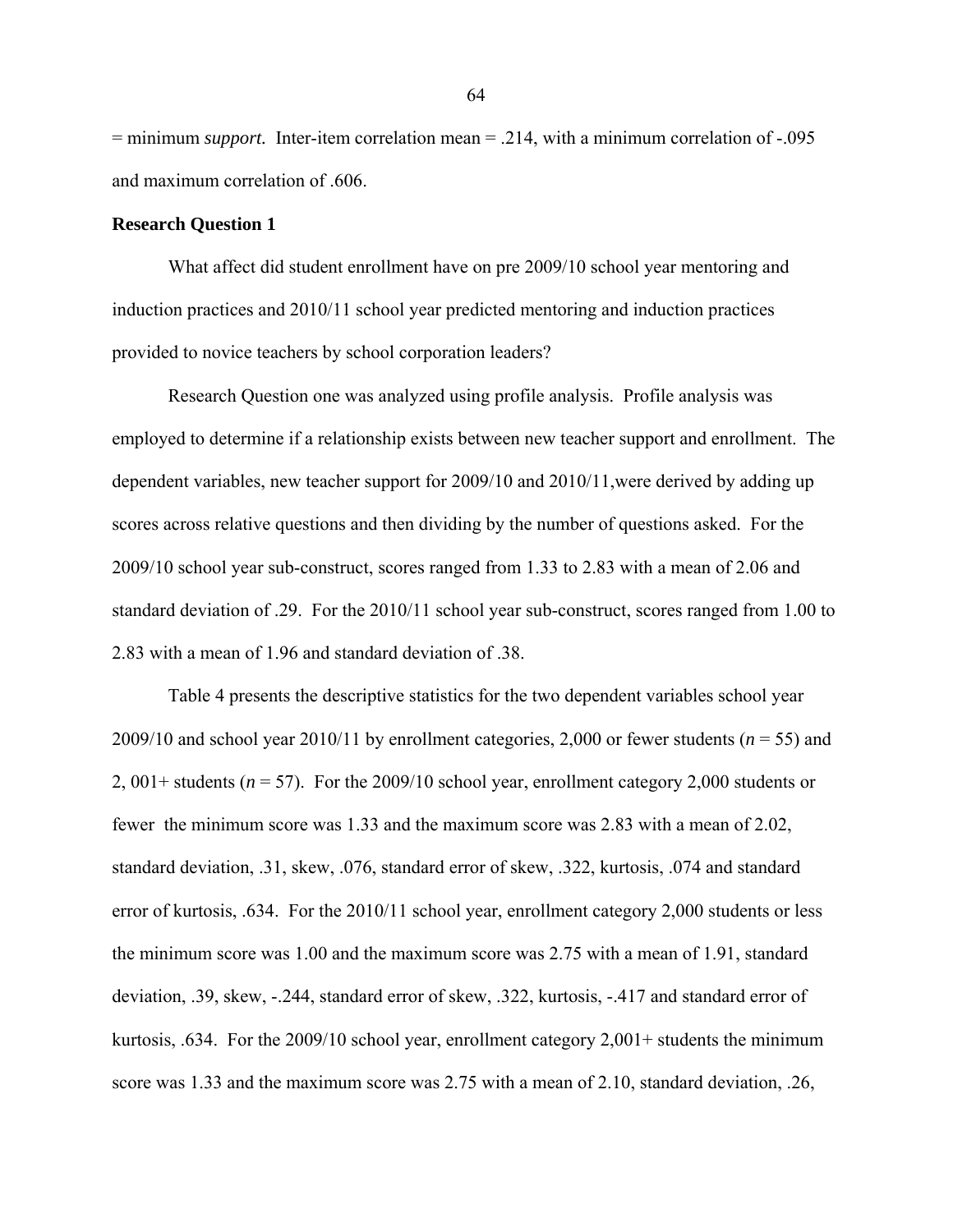= minimum *support.* Inter-item correlation mean = .214, with a minimum correlation of -.095 and maximum correlation of .606.

**Research Question 1**

What affect did student enrollment have on pre 2009/10 school year mentoring and induction practices and 2010/11 school year predicted mentoring and induction practices provided to novice teachers by school corporation leaders?

Research Question one was analyzed using profile analysis. Profile analysis was employed to determine if a relationship exists between new teacher support and enrollment. The dependent variables, new teacher support for 2009/10 and 2010/11,were derived by adding up scores across relative questions and then dividing by the number of questions asked. For the 2009/10 school year sub-construct, scores ranged from 1.33 to 2.83 with a mean of 2.06 and standard deviation of .29. For the 2010/11 school year sub-construct, scores ranged from 1.00 to 2.83 with a mean of 1.96 and standard deviation of .38.

Table 4 presents the descriptive statistics for the two dependent variables school year 2009/10 and school year 2010/11 by enrollment categories, 2,000 or fewer students (*n* = 55) and 2, 001+ students (*n* = 57). For the 2009/10 school year, enrollment category 2,000 students or fewer the minimum score was 1.33 and the maximum score was 2.83 with a mean of 2.02, standard deviation, .31, skew, .076, standard error of skew, .322, kurtosis, .074 and standard error of kurtosis, .634. For the 2010/11 school year, enrollment category 2,000 students or less the minimum score was 1.00 and the maximum score was 2.75 with a mean of 1.91, standard deviation, .39, skew, -.244, standard error of skew, .322, kurtosis, -.417 and standard error of kurtosis, .634. For the 2009/10 school year, enrollment category 2,001+ students the minimum score was 1.33 and the maximum score was 2.75 with a mean of 2.10, standard deviation, .26,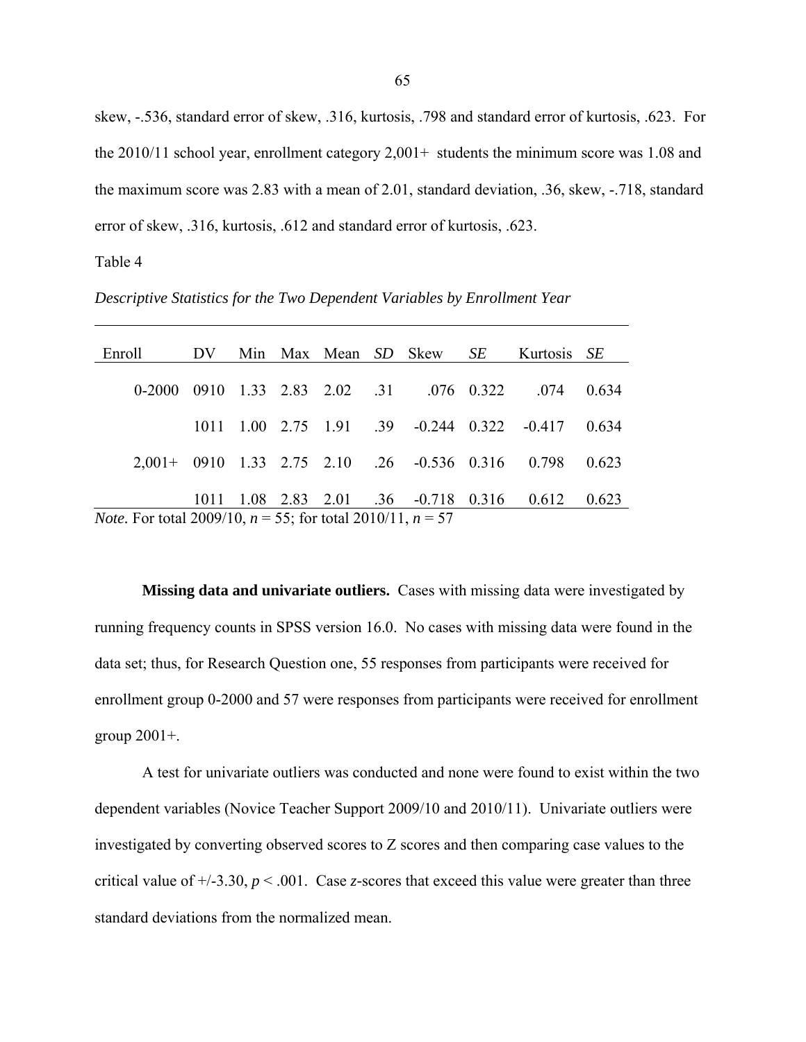skew, -.536, standard error of skew, .316, kurtosis, .798 and standard error of kurtosis, .623. For the 2010/11 school year, enrollment category 2,001+ students the minimum score was 1.08 and the maximum score was 2.83 with a mean of 2.01, standard deviation, .36, skew, -.718, standard error of skew, .316, kurtosis, .612 and standard error of kurtosis, .623.

Table 4

*Descriptive Statistics for the Two Dependent Variables by Enrollment Year*

| Enroll | DV | Min | Max | Mean | *SD* | Skew | *SE* | Kurtosis | *SE* |
|---|---|---|---|---|---|---|---|---|---|
| 0-2000 | 0910 | 1.33 | 2.83 | 2.02 | .31 | .076 | 0.322 | .074 | 0.634 |
| | 1011 | 1.00 | 2.75 | 1.91 | .39 | -0.244 | 0.322 | -0.417 | 0.634 |
| 2,001+ | 0910 | 1.33 | 2.75 | 2.10 | .26 | -0.536 | 0.316 | 0.798 | 0.623 |
| | 1011 | 1.08 | 2.83 | 2.01 | .36 | -0.718 | 0.316 | 0.612 | 0.623 |

*Note.* For total 2009/10, $n$ = 55; for total 2010/11, $n$ = 57

**Missing data and univariate outliers.** Cases with missing data were investigated by running frequency counts in SPSS version 16.0. No cases with missing data were found in the data set; thus, for Research Question one, 55 responses from participants were received for enrollment group 0-2000 and 57 were responses from participants were received for enrollment group 2001+.

A test for univariate outliers was conducted and none were found to exist within the two dependent variables (Novice Teacher Support 2009/10 and 2010/11). Univariate outliers were investigated by converting observed scores to Z scores and then comparing case values to the critical value of +/-3.30, $p < .001$. Case $z$-scores that exceed this value were greater than three standard deviations from the normalized mean.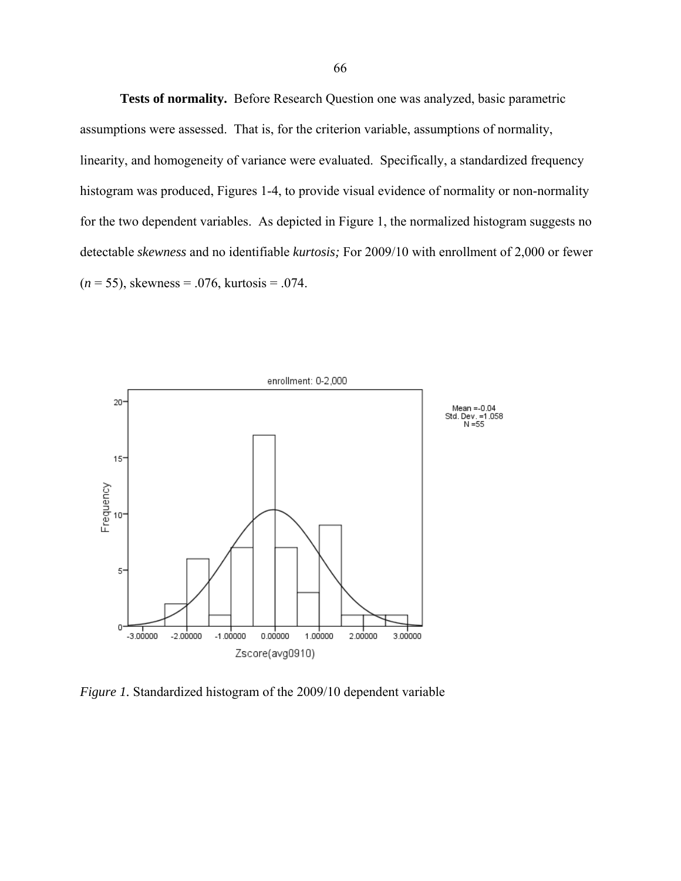**Tests of normality.** Before Research Question one was analyzed, basic parametric assumptions were assessed. That is, for the criterion variable, assumptions of normality, linearity, and homogeneity of variance were evaluated. Specifically, a standardized frequency histogram was produced, Figures 1-4, to provide visual evidence of normality or non-normality for the two dependent variables. As depicted in Figure 1, the normalized histogram suggests no detectable *skewness* and no identifiable *kurtosis;* For 2009/10 with enrollment of 2,000 or fewer ($n$ = 55), skewness = .076, kurtosis = .074.

*Figure 1.* Standardized histogram of the 2009/10 dependent variable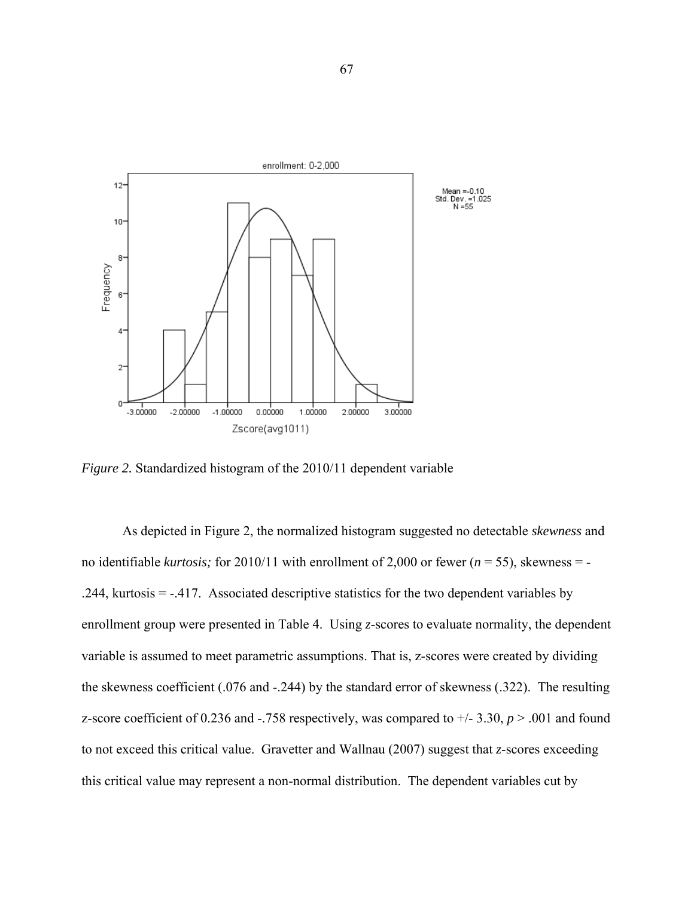*Figure 2.* Standardized histogram of the 2010/11 dependent variable

As depicted in Figure 2, the normalized histogram suggested no detectable *skewness* and no identifiable *kurtosis;* for 2010/11 with enrollment of 2,000 or fewer ($n$ = 55), skewness = -.244, kurtosis = -.417. Associated descriptive statistics for the two dependent variables by enrollment group were presented in Table 4. Using $z$-scores to evaluate normality, the dependent variable is assumed to meet parametric assumptions. That is, z-scores were created by dividing the skewness coefficient (.076 and -.244) by the standard error of skewness (.322). The resulting z-score coefficient of 0.236 and -.758 respectively, was compared to +/- 3.30, $p > .001$ and found to not exceed this critical value. Gravetter and Wallnau (2007) suggest that $z$-scores exceeding this critical value may represent a non-normal distribution. The dependent variables cut by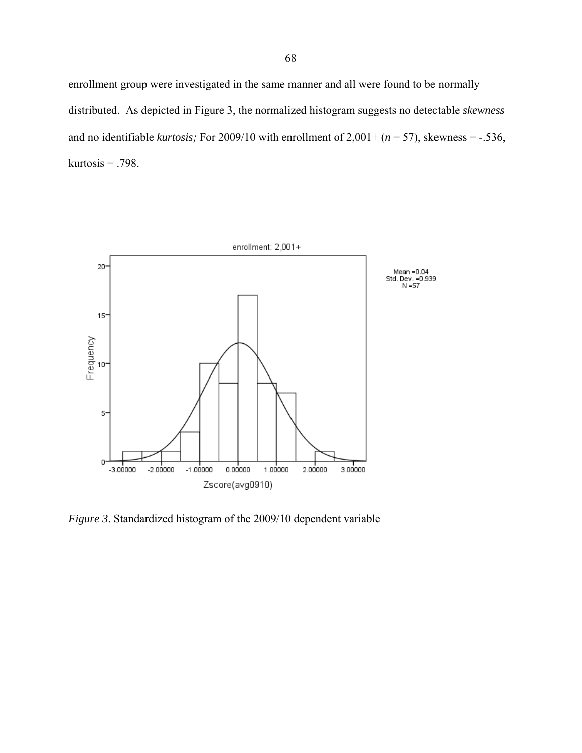enrollment group were investigated in the same manner and all were found to be normally distributed. As depicted in Figure 3, the normalized histogram suggests no detectable *skewness* and no identifiable *kurtosis;* For 2009/10 with enrollment of 2,001+ ($n$ = 57), skewness = -.536, kurtosis = .798.

*Figure 3*. Standardized histogram of the 2009/10 dependent variable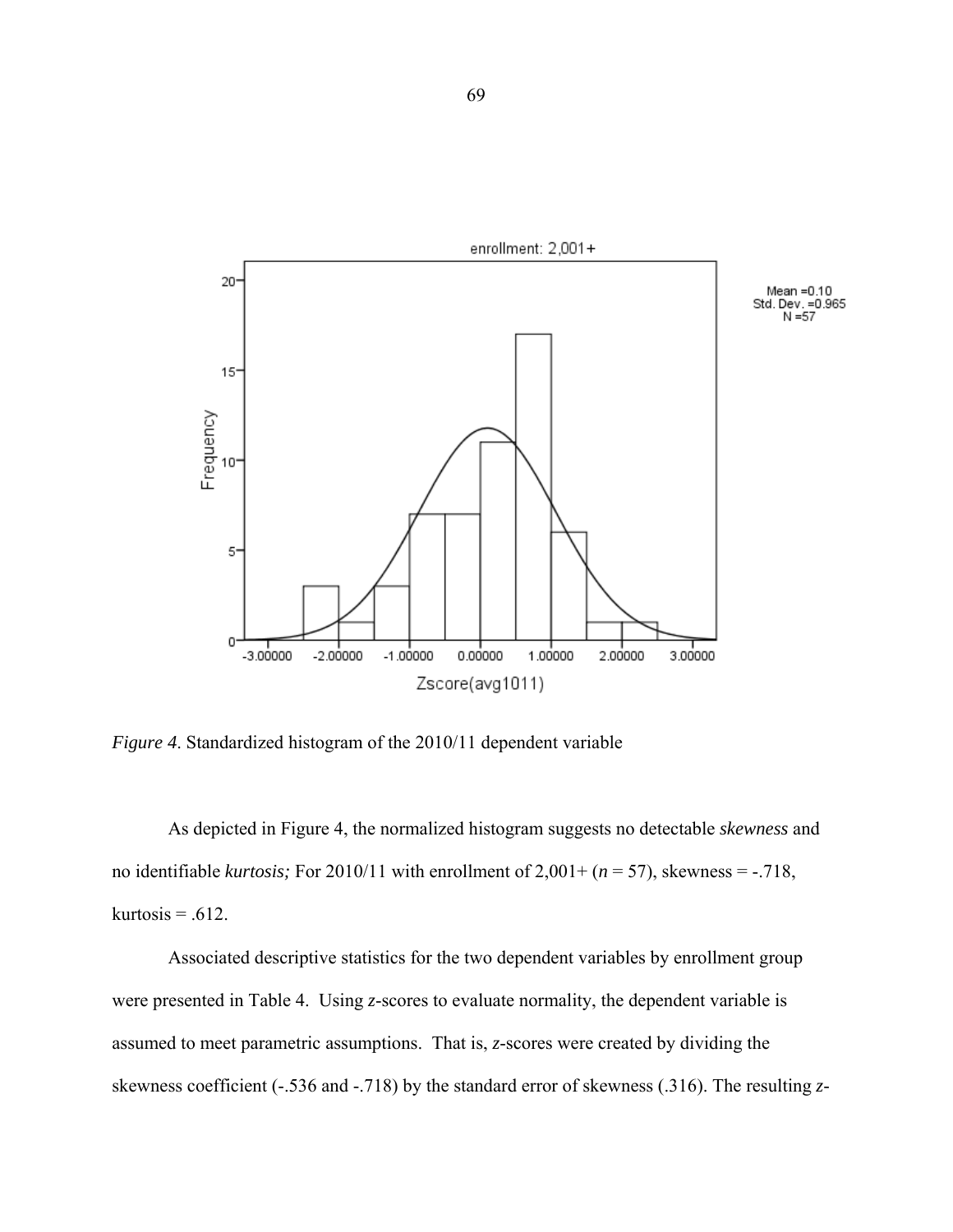*Figure 4.* Standardized histogram of the 2010/11 dependent variable

As depicted in Figure 4, the normalized histogram suggests no detectable *skewness* and no identifiable *kurtosis;* For 2010/11 with enrollment of 2,001+ ($n$ = 57), skewness = -.718, kurtosis = .612.

Associated descriptive statistics for the two dependent variables by enrollment group were presented in Table 4. Using *z*-scores to evaluate normality, the dependent variable is assumed to meet parametric assumptions. That is, *z*-scores were created by dividing the skewness coefficient (-.536 and -.718) by the standard error of skewness (.316). The resulting *z*-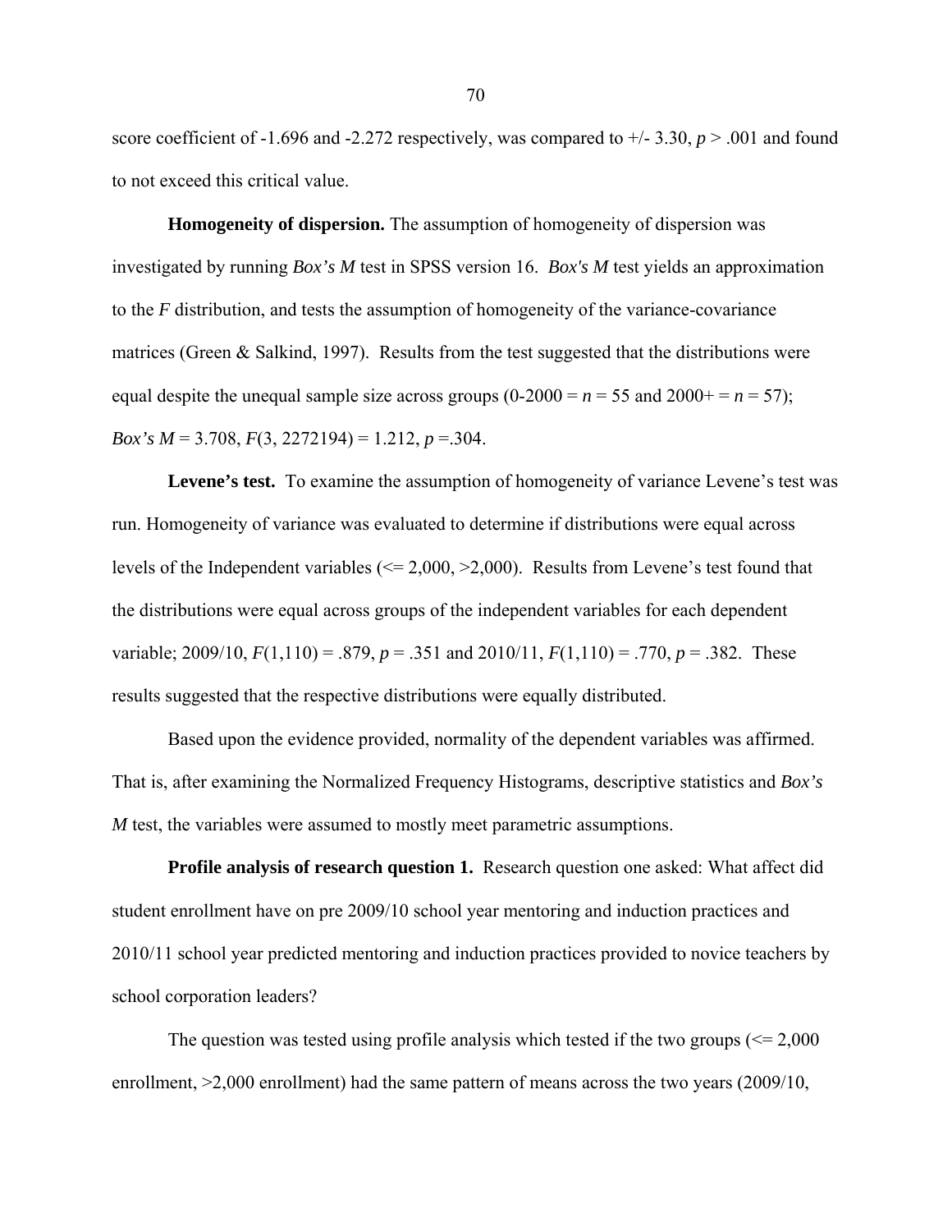score coefficient of -1.696 and -2.272 respectively, was compared to +/- 3.30, $p > .001$ and found to not exceed this critical value.

**Homogeneity of dispersion.** The assumption of homogeneity of dispersion was investigated by running *Box's M* test in SPSS version 16. *Box's M* test yields an approximation to the *F* distribution, and tests the assumption of homogeneity of the variance-covariance matrices (Green & Salkind, 1997). Results from the test suggested that the distributions were equal despite the unequal sample size across groups (0-2000 = $n = 55$ and 2000+ = $n = 57$); *Box's M* = 3.708, $F(3, 2272194) = 1.212$, $p = .304$.

**Levene's test.** To examine the assumption of homogeneity of variance Levene's test was run. Homogeneity of variance was evaluated to determine if distributions were equal across levels of the Independent variables (<= 2,000, >2,000). Results from Levene's test found that the distributions were equal across groups of the independent variables for each dependent variable; 2009/10, $F(1,110) = .879$, $p = .351$ and 2010/11, $F(1,110) = .770$, $p = .382$. These results suggested that the respective distributions were equally distributed.

Based upon the evidence provided, normality of the dependent variables was affirmed. That is, after examining the Normalized Frequency Histograms, descriptive statistics and *Box's M* test, the variables were assumed to mostly meet parametric assumptions.

**Profile analysis of research question 1.** Research question one asked: What affect did student enrollment have on pre 2009/10 school year mentoring and induction practices and 2010/11 school year predicted mentoring and induction practices provided to novice teachers by school corporation leaders?

The question was tested using profile analysis which tested if the two groups (<= 2,000 enrollment, >2,000 enrollment) had the same pattern of means across the two years (2009/10,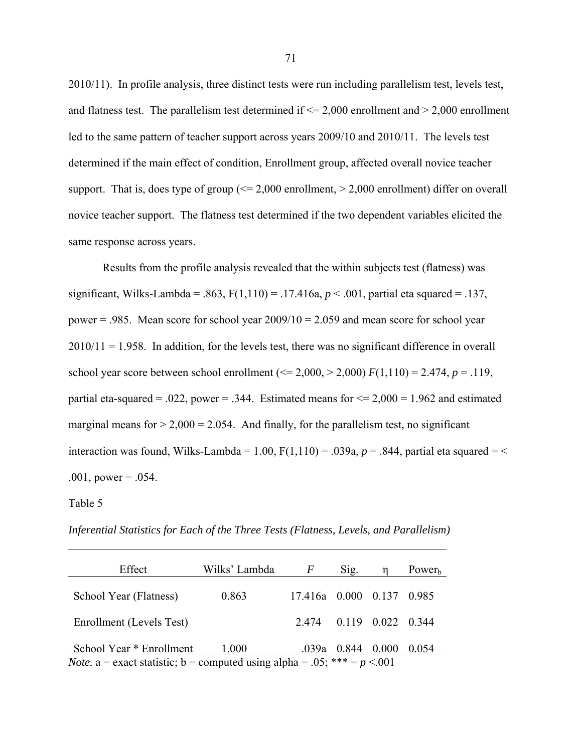2010/11). In profile analysis, three distinct tests were run including parallelism test, levels test, and flatness test. The parallelism test determined if <= 2,000 enrollment and > 2,000 enrollment led to the same pattern of teacher support across years 2009/10 and 2010/11. The levels test determined if the main effect of condition, Enrollment group, affected overall novice teacher support. That is, does type of group (<= 2,000 enrollment, > 2,000 enrollment) differ on overall novice teacher support. The flatness test determined if the two dependent variables elicited the same response across years.

Results from the profile analysis revealed that the within subjects test (flatness) was significant, Wilks-Lambda = .863, F(1,110) = .17.416a, *p* < .001, partial eta squared = .137, power = .985. Mean score for school year 2009/10 = 2.059 and mean score for school year 2010/11 = 1.958. In addition, for the levels test, there was no significant difference in overall school year score between school enrollment (<= 2,000, > 2,000) *F*(1,110) = 2.474, *p* = .119, partial eta-squared = .022, power = .344. Estimated means for <= 2,000 = 1.962 and estimated marginal means for > 2,000 = 2.054. And finally, for the parallelism test, no significant interaction was found, Wilks-Lambda = 1.00, F(1,110) = .039a, *p* = .844, partial eta squared = < .001, power = .054.

Table 5

*Inferential Statistics for Each of the Three Tests (Flatness, Levels, and Parallelism)*

| Effect | Wilks' Lambda | *F* | Sig. | η | Power$_b$ |
|---|---|---|---|---|---|
| School Year (Flatness) | 0.863 | 17.416a | 0.000 | 0.137 | 0.985 |
| Enrollment (Levels Test) | | 2.474 | 0.119 | 0.022 | 0.344 |
| School Year * Enrollment | 1.000 | .039a | 0.844 | 0.000 | 0.054 |

*Note.* a = exact statistic; b = computed using alpha = .05; *** = *p* <.001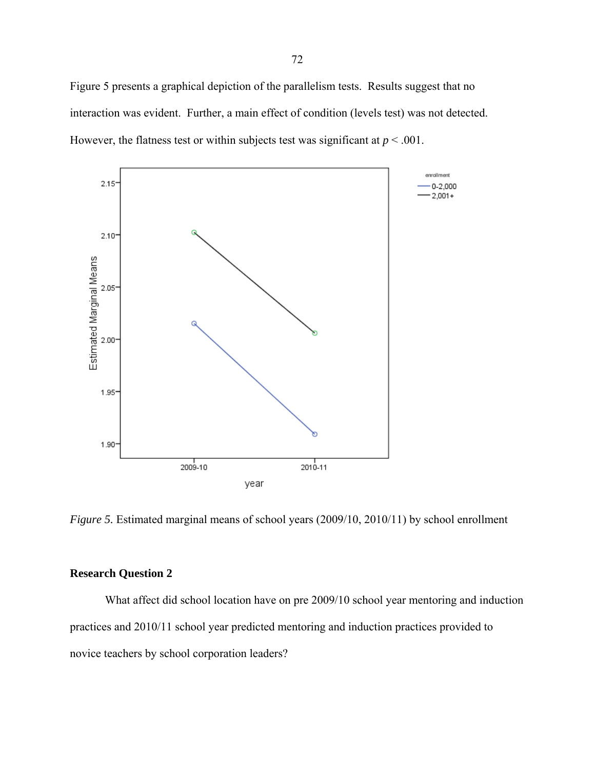Figure 5 presents a graphical depiction of the parallelism tests. Results suggest that no interaction was evident. Further, a main effect of condition (levels test) was not detected. However, the flatness test or within subjects test was significant at $p < .001$.

*Figure 5.* Estimated marginal means of school years (2009/10, 2010/11) by school enrollment

**Research Question 2**

What affect did school location have on pre 2009/10 school year mentoring and induction practices and 2010/11 school year predicted mentoring and induction practices provided to novice teachers by school corporation leaders?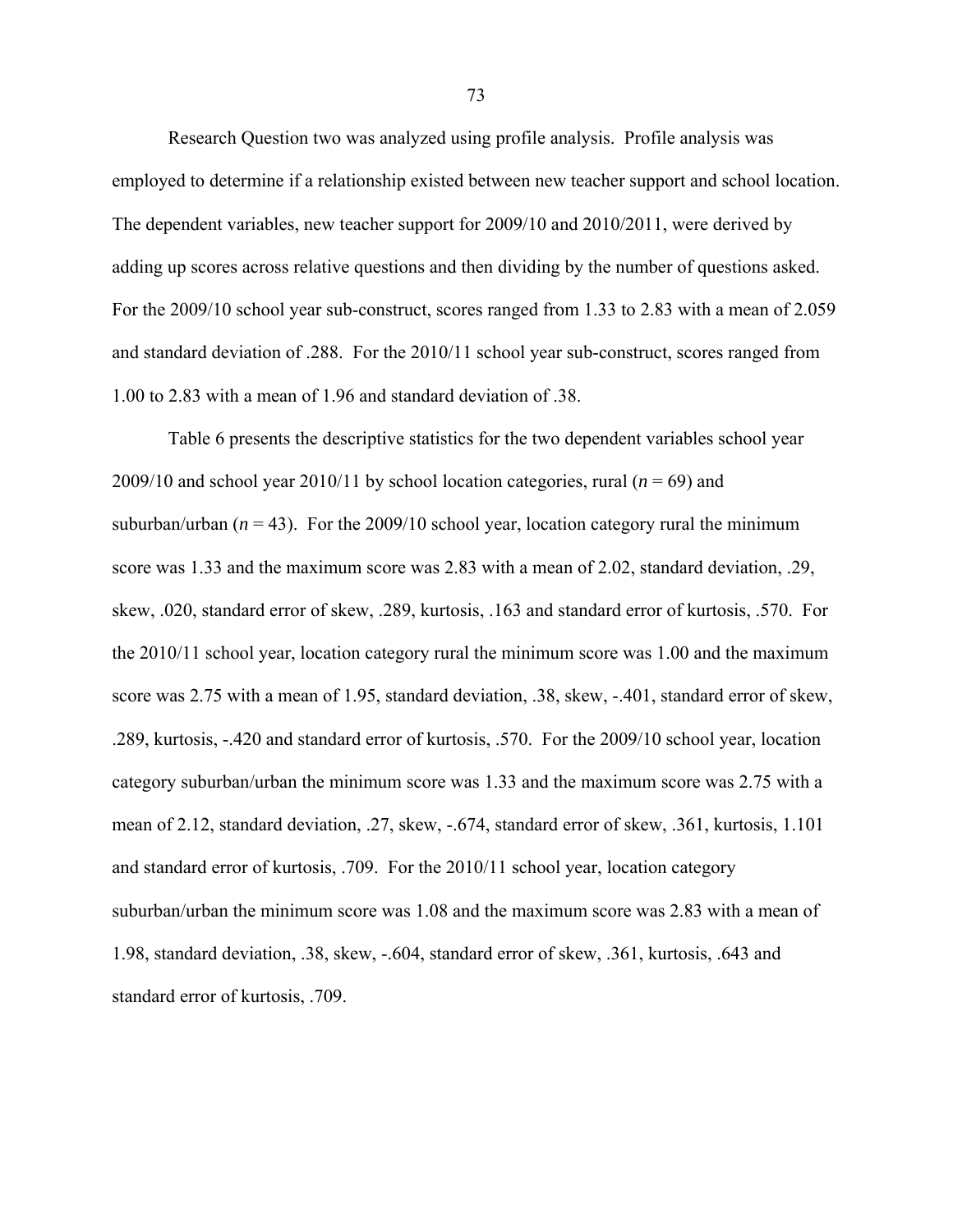Research Question two was analyzed using profile analysis. Profile analysis was employed to determine if a relationship existed between new teacher support and school location. The dependent variables, new teacher support for 2009/10 and 2010/2011, were derived by adding up scores across relative questions and then dividing by the number of questions asked. For the 2009/10 school year sub-construct, scores ranged from 1.33 to 2.83 with a mean of 2.059 and standard deviation of .288. For the 2010/11 school year sub-construct, scores ranged from 1.00 to 2.83 with a mean of 1.96 and standard deviation of .38.

Table 6 presents the descriptive statistics for the two dependent variables school year 2009/10 and school year 2010/11 by school location categories, rural ($n$ = 69) and suburban/urban ($n$ = 43). For the 2009/10 school year, location category rural the minimum score was 1.33 and the maximum score was 2.83 with a mean of 2.02, standard deviation, .29, skew, .020, standard error of skew, .289, kurtosis, .163 and standard error of kurtosis, .570. For the 2010/11 school year, location category rural the minimum score was 1.00 and the maximum score was 2.75 with a mean of 1.95, standard deviation, .38, skew, -.401, standard error of skew, .289, kurtosis, -.420 and standard error of kurtosis, .570. For the 2009/10 school year, location category suburban/urban the minimum score was 1.33 and the maximum score was 2.75 with a mean of 2.12, standard deviation, .27, skew, -.674, standard error of skew, .361, kurtosis, 1.101 and standard error of kurtosis, .709. For the 2010/11 school year, location category suburban/urban the minimum score was 1.08 and the maximum score was 2.83 with a mean of 1.98, standard deviation, .38, skew, -.604, standard error of skew, .361, kurtosis, .643 and standard error of kurtosis, .709.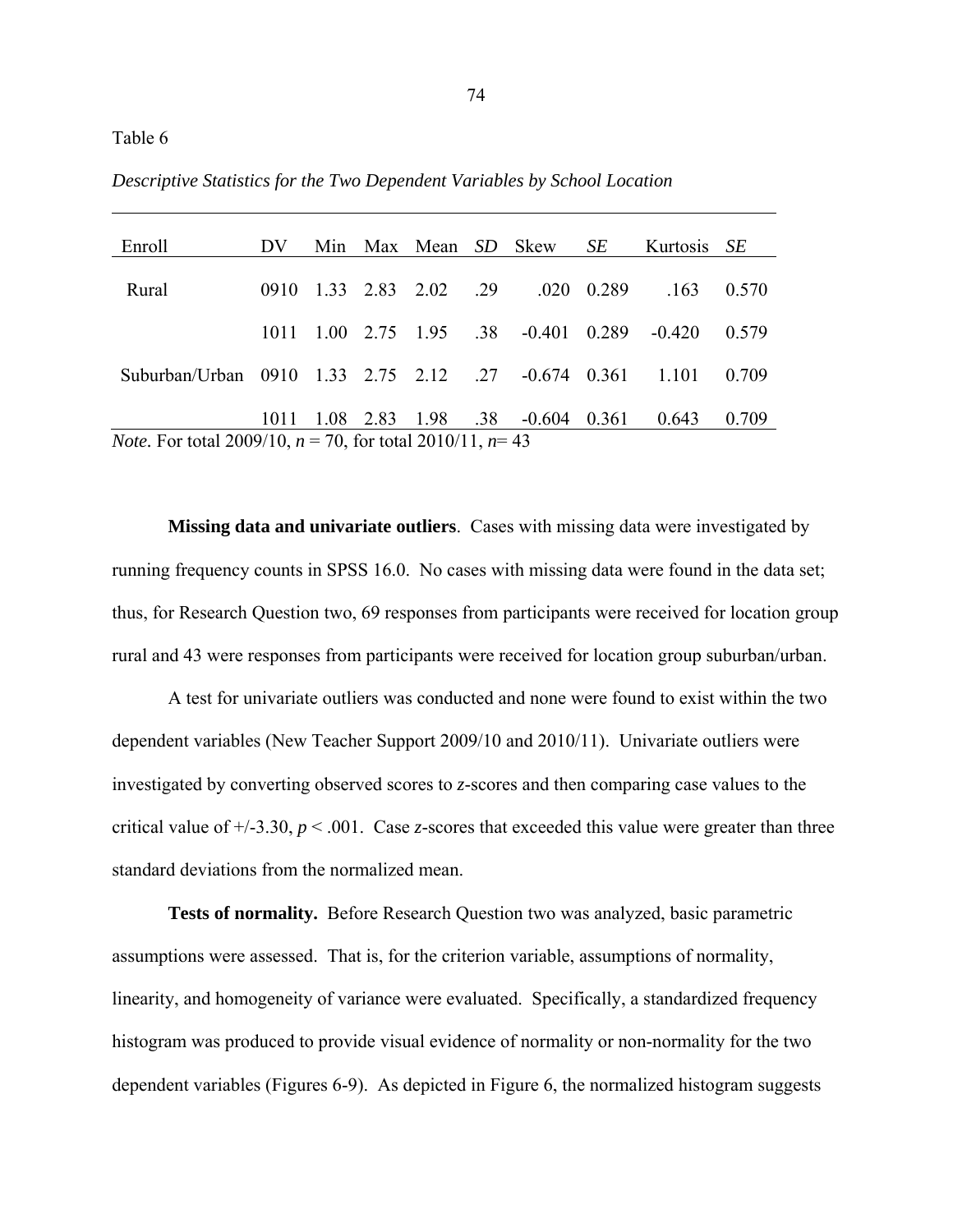Table 6

*Descriptive Statistics for the Two Dependent Variables by School Location*

| Enroll | DV | Min | Max | Mean | *SD* | Skew | *SE* | Kurtosis | *SE* |
|---|---|---|---|---|---|---|---|---|---|
| Rural | 0910 | 1.33 | 2.83 | 2.02 | .29 | .020 | 0.289 | .163 | 0.570 |
| | 1011 | 1.00 | 2.75 | 1.95 | .38 | -0.401 | 0.289 | -0.420 | 0.579 |
| Suburban/Urban | 0910 | 1.33 | 2.75 | 2.12 | .27 | -0.674 | 0.361 | 1.101 | 0.709 |
| | 1011 | 1.08 | 2.83 | 1.98 | .38 | -0.604 | 0.361 | 0.643 | 0.709 |

*Note.* For total 2009/10, $n = 70$, for total 2010/11, $n = 43$

**Missing data and univariate outliers**. Cases with missing data were investigated by running frequency counts in SPSS 16.0. No cases with missing data were found in the data set; thus, for Research Question two, 69 responses from participants were received for location group rural and 43 were responses from participants were received for location group suburban/urban.

A test for univariate outliers was conducted and none were found to exist within the two dependent variables (New Teacher Support 2009/10 and 2010/11). Univariate outliers were investigated by converting observed scores to *z*-scores and then comparing case values to the critical value of +/-3.30, $p < .001$. Case *z*-scores that exceeded this value were greater than three standard deviations from the normalized mean.

**Tests of normality.** Before Research Question two was analyzed, basic parametric assumptions were assessed. That is, for the criterion variable, assumptions of normality, linearity, and homogeneity of variance were evaluated. Specifically, a standardized frequency histogram was produced to provide visual evidence of normality or non-normality for the two dependent variables (Figures 6-9). As depicted in Figure 6, the normalized histogram suggests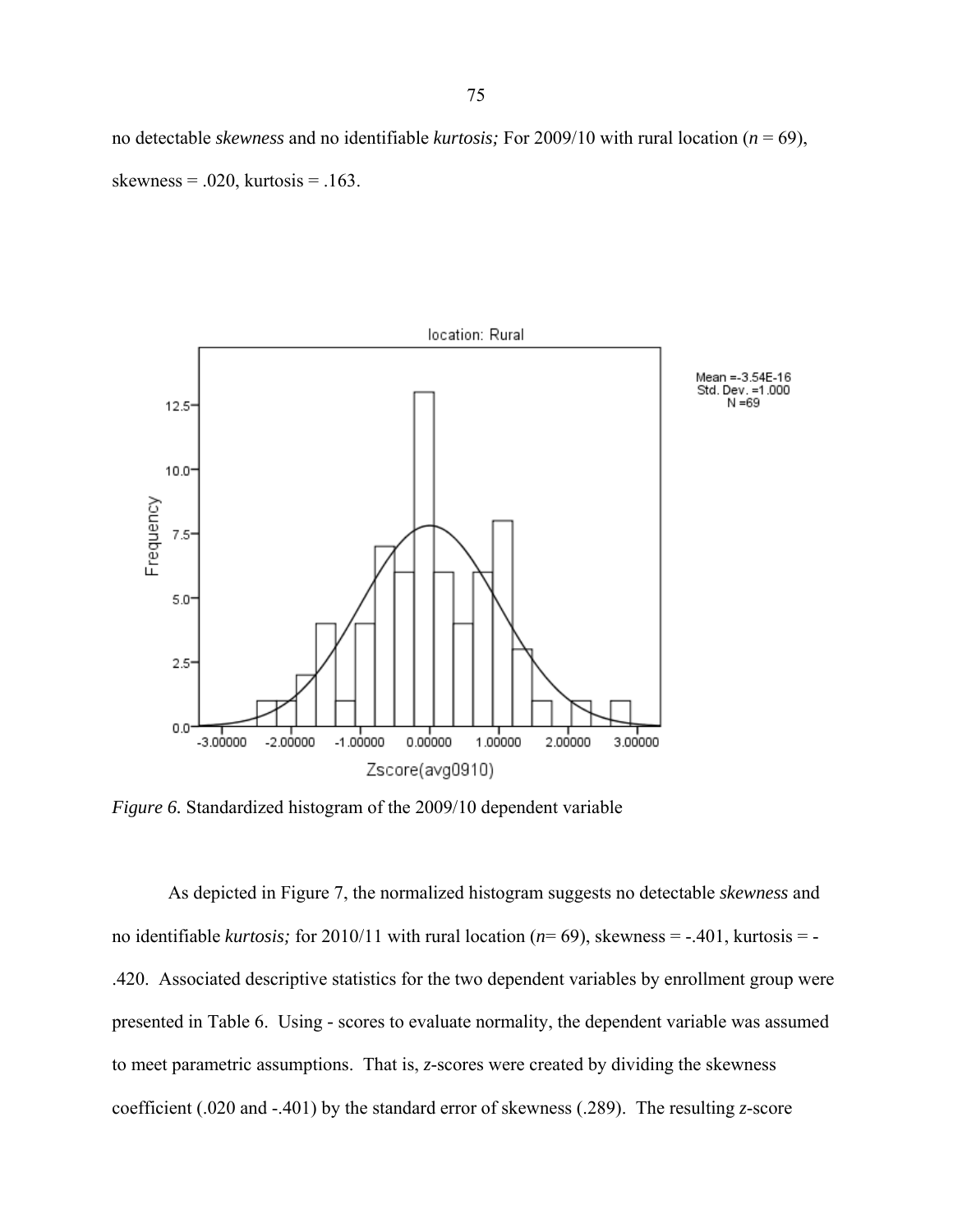no detectable *skewness* and no identifiable *kurtosis;* For 2009/10 with rural location ($n$ = 69), skewness = .020, kurtosis = .163.

*Figure 6.* Standardized histogram of the 2009/10 dependent variable

As depicted in Figure 7, the normalized histogram suggests no detectable *skewness* and no identifiable *kurtosis;* for 2010/11 with rural location ($n$= 69), skewness = -.401, kurtosis = -.420. Associated descriptive statistics for the two dependent variables by enrollment group were presented in Table 6. Using - scores to evaluate normality, the dependent variable was assumed to meet parametric assumptions. That is, $z$-scores were created by dividing the skewness coefficient (.020 and -.401) by the standard error of skewness (.289). The resulting $z$-score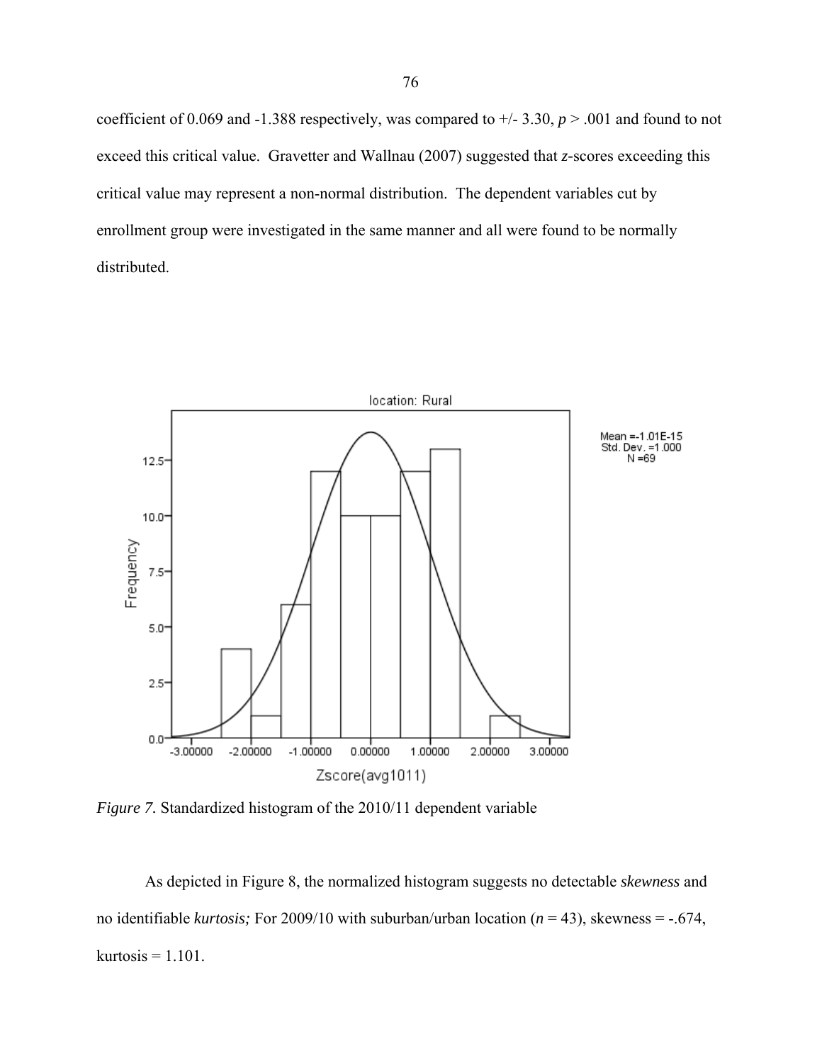coefficient of 0.069 and -1.388 respectively, was compared to +/- 3.30, $p > .001$ and found to not exceed this critical value. Gravetter and Wallnau (2007) suggested that *z*-scores exceeding this critical value may represent a non-normal distribution. The dependent variables cut by enrollment group were investigated in the same manner and all were found to be normally distributed.

*Figure 7.* Standardized histogram of the 2010/11 dependent variable

As depicted in Figure 8, the normalized histogram suggests no detectable *skewness* and no identifiable *kurtosis;* For 2009/10 with suburban/urban location ($n = 43$), skewness = -.674, kurtosis = 1.101.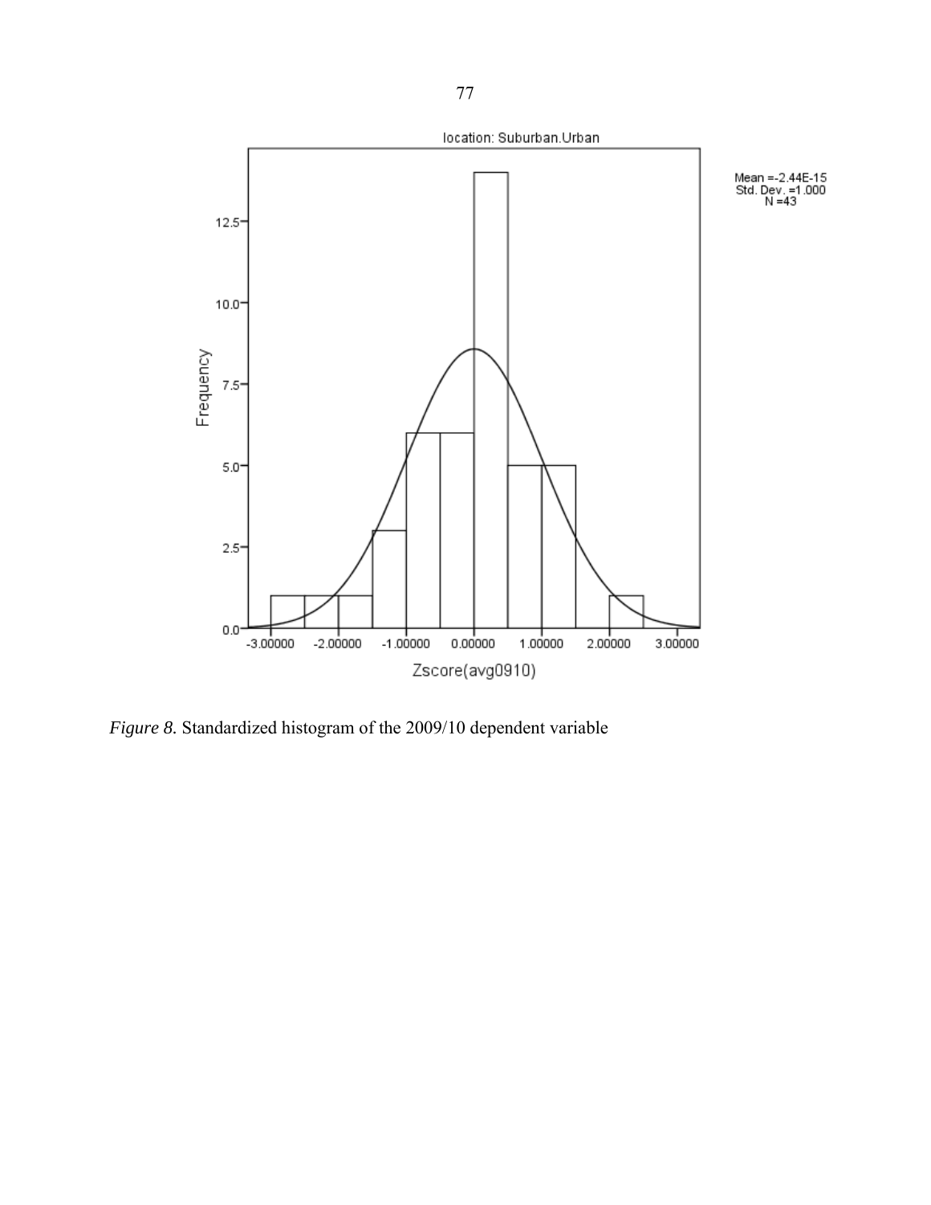*Figure 8.* Standardized histogram of the 2009/10 dependent variable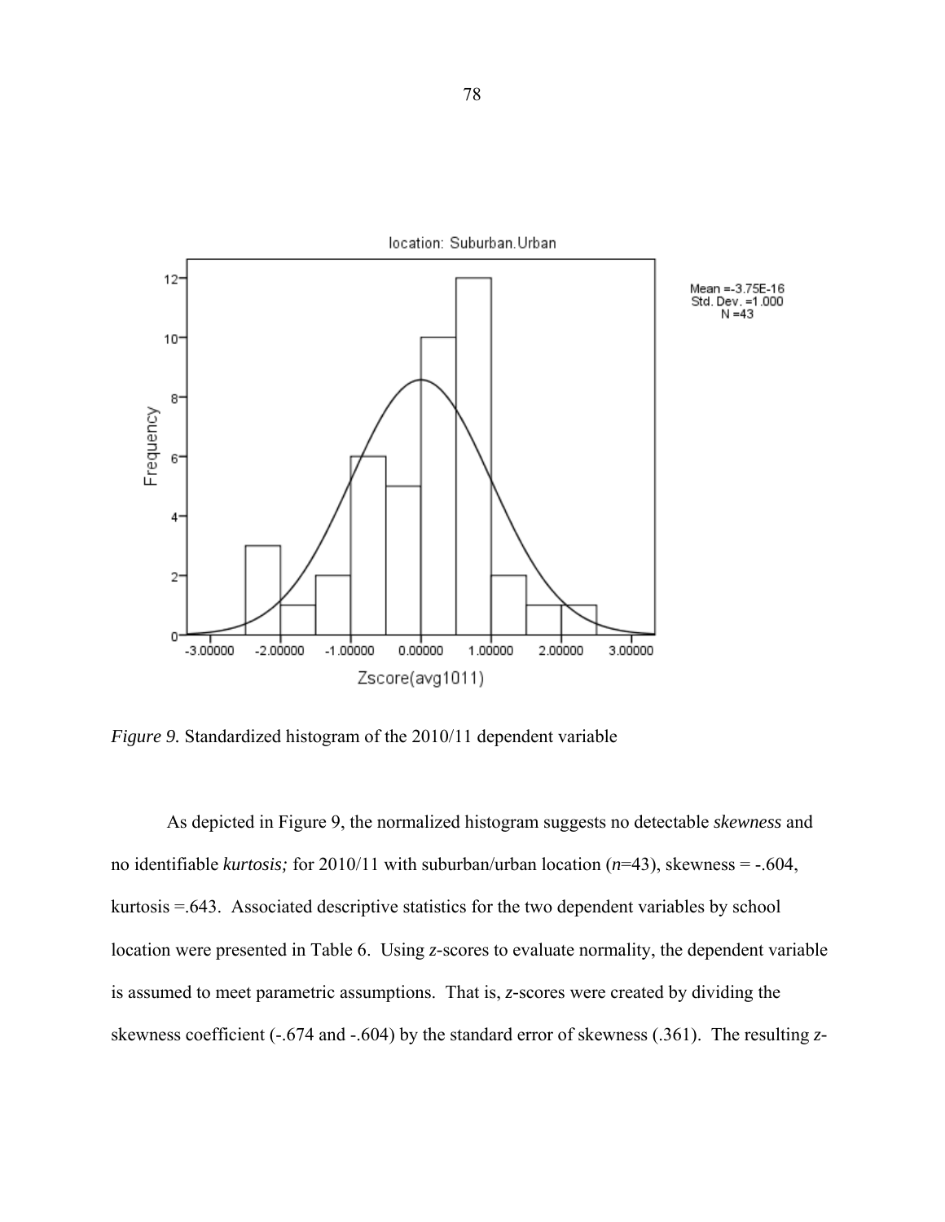*Figure 9.* Standardized histogram of the 2010/11 dependent variable

As depicted in Figure 9, the normalized histogram suggests no detectable *skewness* and no identifiable *kurtosis;* for 2010/11 with suburban/urban location ($n$=43), skewness = -.604, kurtosis =.643. Associated descriptive statistics for the two dependent variables by school location were presented in Table 6. Using $z$-scores to evaluate normality, the dependent variable is assumed to meet parametric assumptions. That is, $z$-scores were created by dividing the skewness coefficient (-.674 and -.604) by the standard error of skewness (.361). The resulting $z$-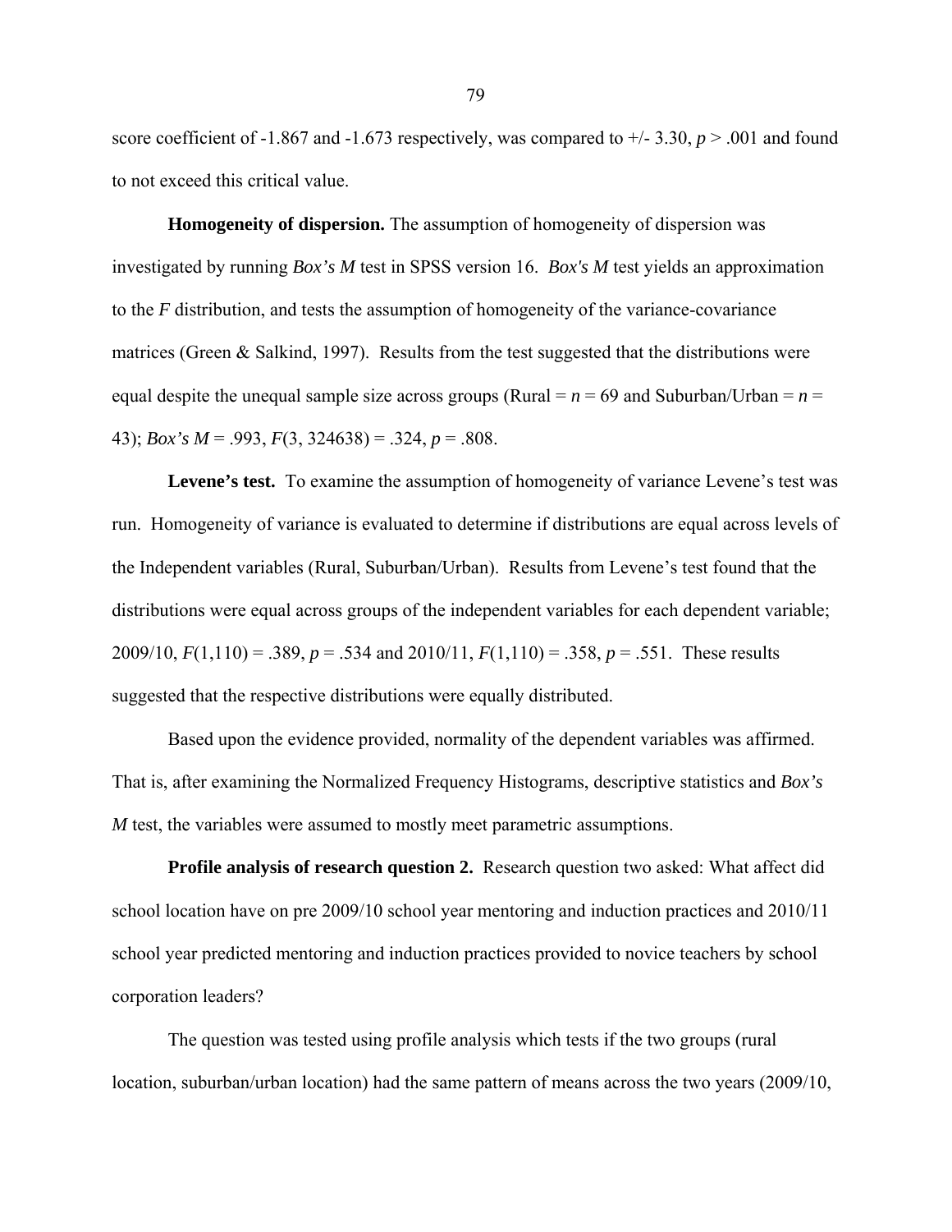score coefficient of -1.867 and -1.673 respectively, was compared to +/- 3.30, $p > .001$ and found to not exceed this critical value.

**Homogeneity of dispersion.** The assumption of homogeneity of dispersion was investigated by running *Box's M* test in SPSS version 16. *Box's M* test yields an approximation to the *F* distribution, and tests the assumption of homogeneity of the variance-covariance matrices (Green & Salkind, 1997). Results from the test suggested that the distributions were equal despite the unequal sample size across groups (Rural = $n = 69$ and Suburban/Urban = $n = 43$); *Box's M* = .993, $F(3, 324638) = .324$, $p = .808$.

**Levene's test.** To examine the assumption of homogeneity of variance Levene's test was run. Homogeneity of variance is evaluated to determine if distributions are equal across levels of the Independent variables (Rural, Suburban/Urban). Results from Levene's test found that the distributions were equal across groups of the independent variables for each dependent variable; 2009/10, $F(1,110) = .389$, $p = .534$ and 2010/11, $F(1,110) = .358$, $p = .551$. These results suggested that the respective distributions were equally distributed.

Based upon the evidence provided, normality of the dependent variables was affirmed. That is, after examining the Normalized Frequency Histograms, descriptive statistics and *Box's M* test, the variables were assumed to mostly meet parametric assumptions.

**Profile analysis of research question 2.** Research question two asked: What affect did school location have on pre 2009/10 school year mentoring and induction practices and 2010/11 school year predicted mentoring and induction practices provided to novice teachers by school corporation leaders?

The question was tested using profile analysis which tests if the two groups (rural location, suburban/urban location) had the same pattern of means across the two years (2009/10,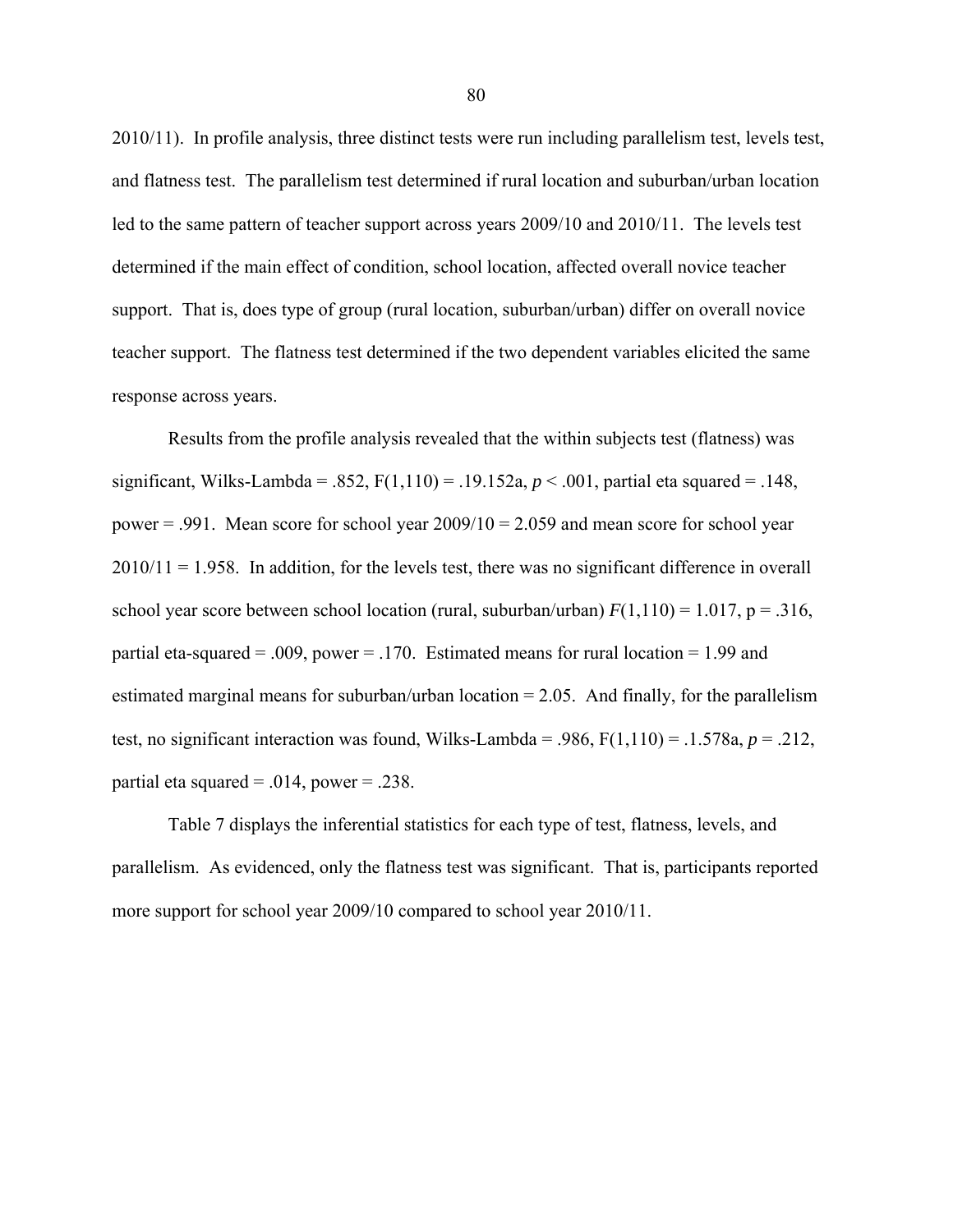2010/11). In profile analysis, three distinct tests were run including parallelism test, levels test, and flatness test. The parallelism test determined if rural location and suburban/urban location led to the same pattern of teacher support across years 2009/10 and 2010/11. The levels test determined if the main effect of condition, school location, affected overall novice teacher support. That is, does type of group (rural location, suburban/urban) differ on overall novice teacher support. The flatness test determined if the two dependent variables elicited the same response across years.

Results from the profile analysis revealed that the within subjects test (flatness) was significant, Wilks-Lambda = .852, $F(1,110) = .19.152a$, $p < .001$, partial eta squared = .148, power = .991. Mean score for school year 2009/10 = 2.059 and mean score for school year 2010/11 = 1.958. In addition, for the levels test, there was no significant difference in overall school year score between school location (rural, suburban/urban) $F(1,110) = 1.017$, $p = .316$, partial eta-squared = .009, power = .170. Estimated means for rural location = 1.99 and estimated marginal means for suburban/urban location = 2.05. And finally, for the parallelism test, no significant interaction was found, Wilks-Lambda = .986, $F(1,110) = .1.578a$, $p = .212$, partial eta squared = .014, power = .238.

Table 7 displays the inferential statistics for each type of test, flatness, levels, and parallelism. As evidenced, only the flatness test was significant. That is, participants reported more support for school year 2009/10 compared to school year 2010/11.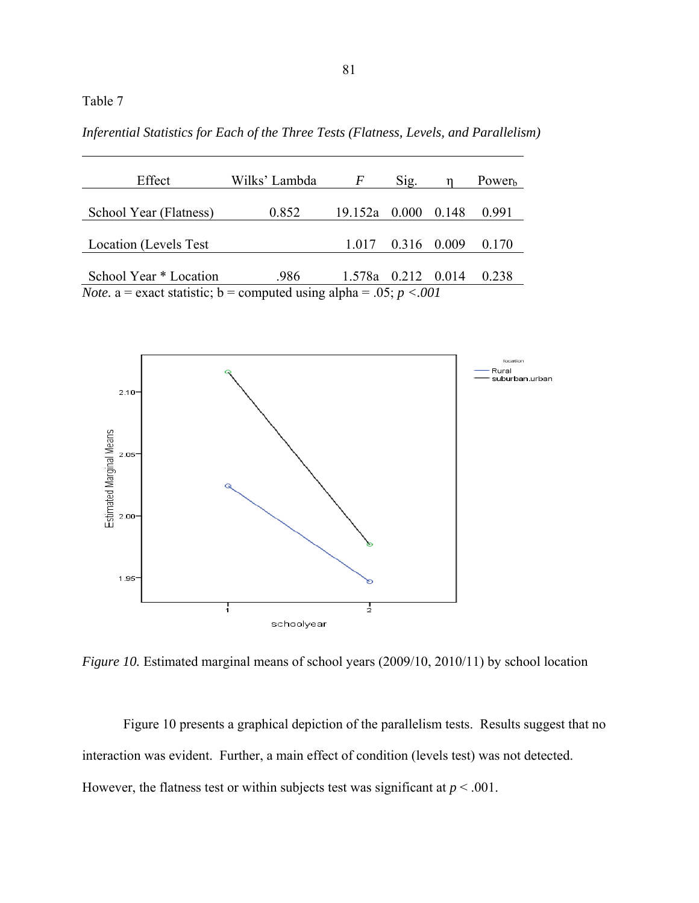Table 7

*Inferential Statistics for Each of the Three Tests (Flatness, Levels, and Parallelism)*

| Effect | Wilks' Lambda | *F* | Sig. | η | Power$_b$ |
|---|---|---|---|---|---|
| School Year (Flatness) | 0.852 | 19.152a | 0.000 | 0.148 | 0.991 |
| Location (Levels Test | | 1.017 | 0.316 | 0.009 | 0.170 |
| School Year * Location | .986 | 1.578a | 0.212 | 0.014 | 0.238 |

*Note.* a = exact statistic; b = computed using alpha = .05; *p <.001*

*Figure 10.* Estimated marginal means of school years (2009/10, 2010/11) by school location

Figure 10 presents a graphical depiction of the parallelism tests. Results suggest that no interaction was evident. Further, a main effect of condition (levels test) was not detected. However, the flatness test or within subjects test was significant at $p < .001$.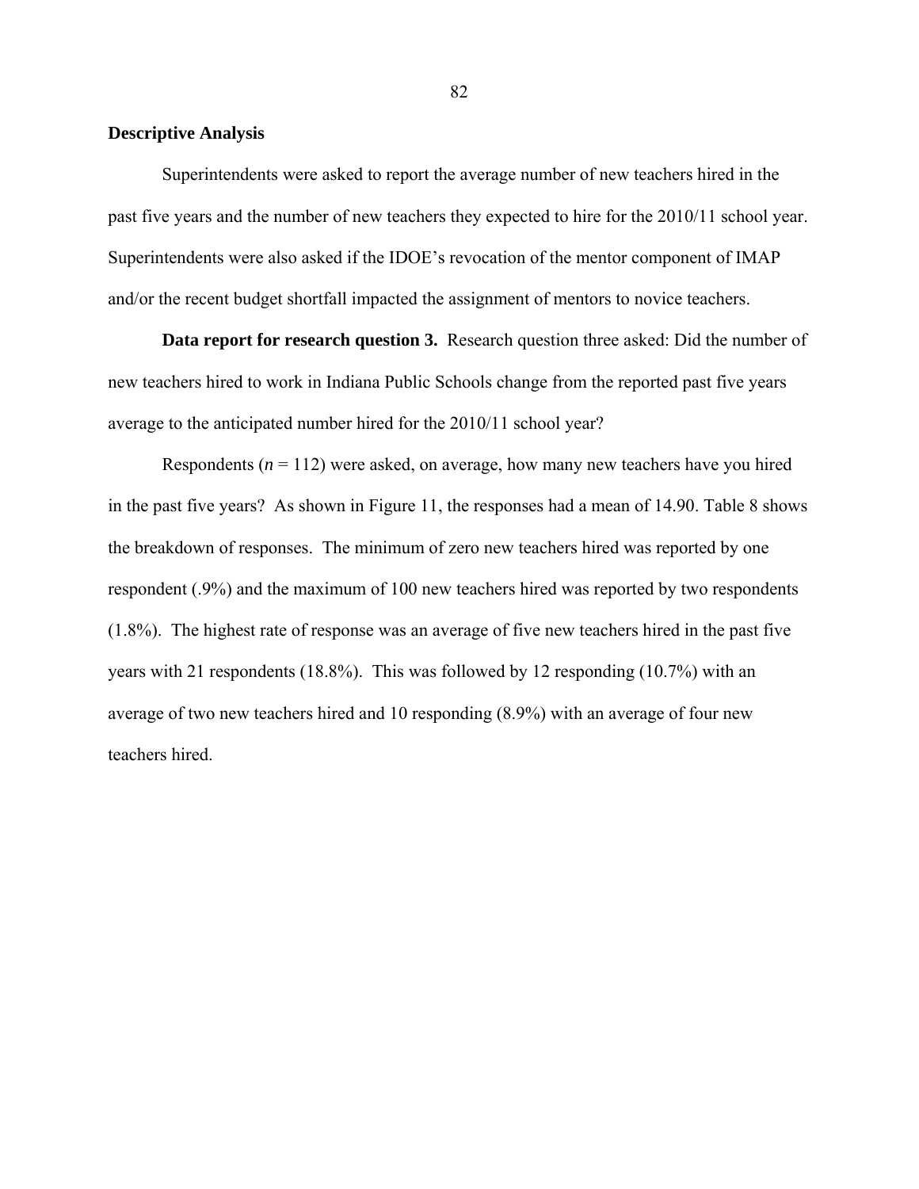## Descriptive Analysis

Superintendents were asked to report the average number of new teachers hired in the past five years and the number of new teachers they expected to hire for the 2010/11 school year. Superintendents were also asked if the IDOE's revocation of the mentor component of IMAP and/or the recent budget shortfall impacted the assignment of mentors to novice teachers.

**Data report for research question 3.** Research question three asked: Did the number of new teachers hired to work in Indiana Public Schools change from the reported past five years average to the anticipated number hired for the 2010/11 school year?

Respondents (*n* = 112) were asked, on average, how many new teachers have you hired in the past five years? As shown in Figure 11, the responses had a mean of 14.90. Table 8 shows the breakdown of responses. The minimum of zero new teachers hired was reported by one respondent (.9%) and the maximum of 100 new teachers hired was reported by two respondents (1.8%). The highest rate of response was an average of five new teachers hired in the past five years with 21 respondents (18.8%). This was followed by 12 responding (10.7%) with an average of two new teachers hired and 10 responding (8.9%) with an average of four new teachers hired.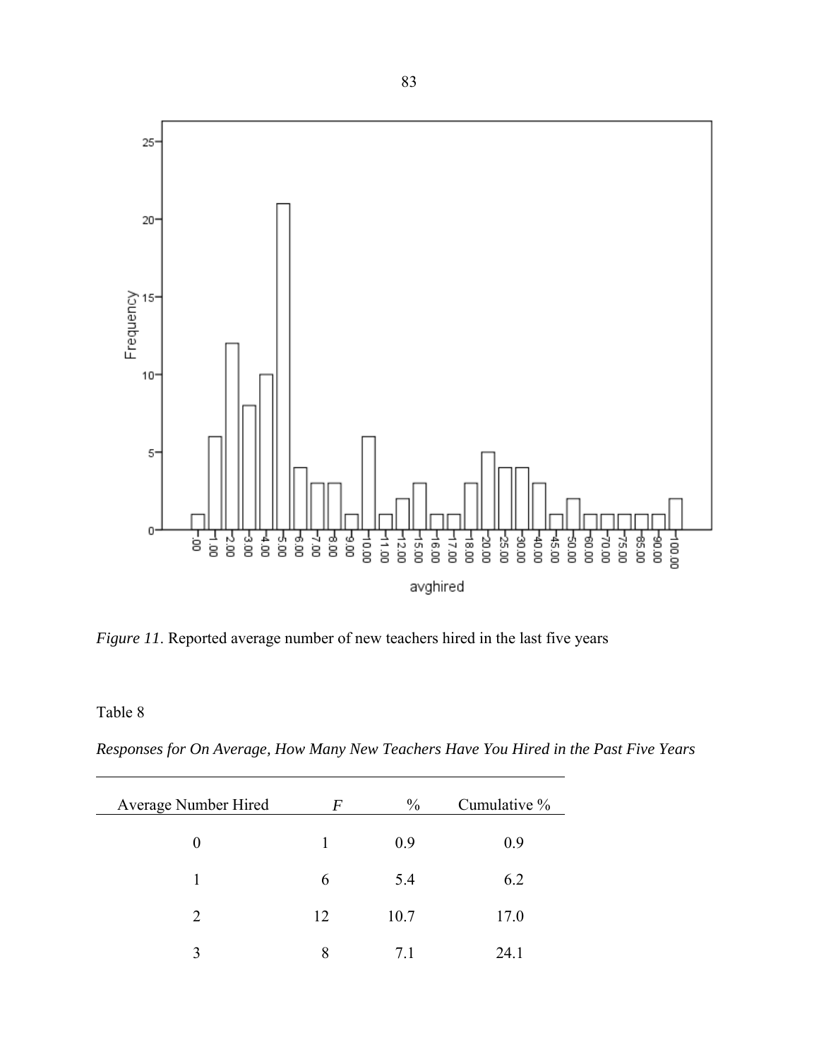*Figure 11*. Reported average number of new teachers hired in the last five years

Table 8

*Responses for On Average, How Many New Teachers Have You Hired in the Past Five Years*

| Average Number Hired | *F* | % | Cumulative % |
|---|---|---|---|
| 0 | 1 | 0.9 | 0.9 |
| 1 | 6 | 5.4 | 6.2 |
| 2 | 12 | 10.7 | 17.0 |
| 3 | 8 | 7.1 | 24.1 |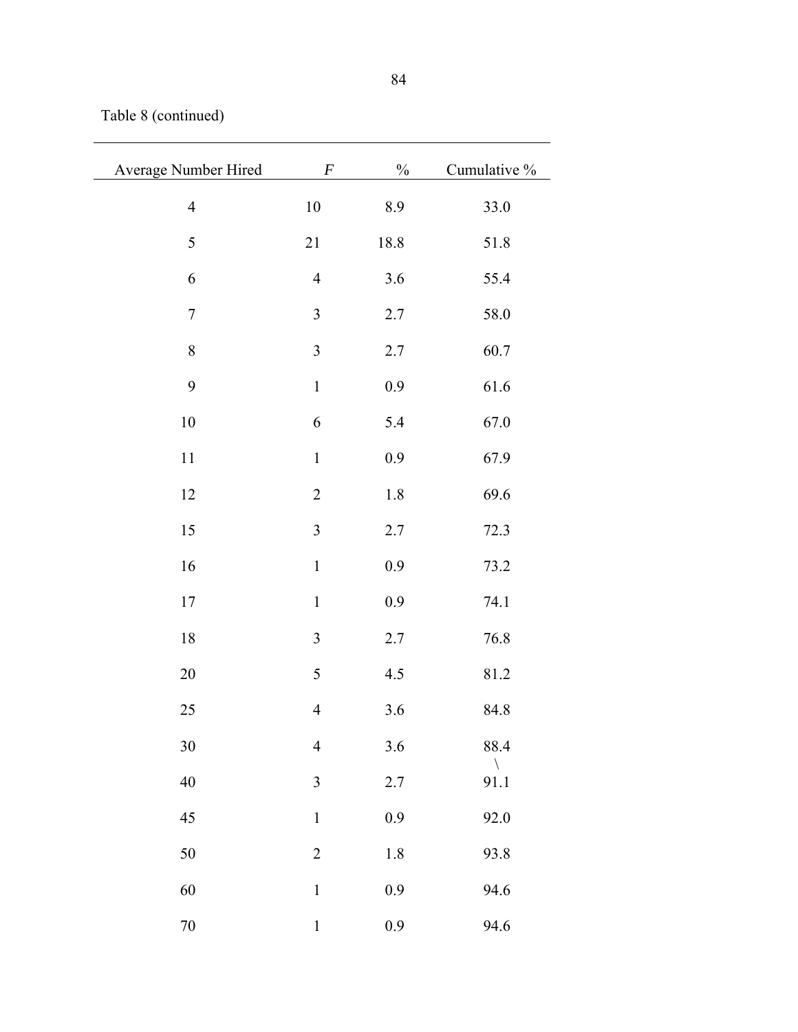Table 8 (continued)

| Average Number Hired | *F* | % | Cumulative % |
|---|---|---|---|
| 4 | 10 | 8.9 | 33.0 |
| 5 | 21 | 18.8 | 51.8 |
| 6 | 4 | 3.6 | 55.4 |
| 7 | 3 | 2.7 | 58.0 |
| 8 | 3 | 2.7 | 60.7 |
| 9 | 1 | 0.9 | 61.6 |
| 10 | 6 | 5.4 | 67.0 |
| 11 | 1 | 0.9 | 67.9 |
| 12 | 2 | 1.8 | 69.6 |
| 15 | 3 | 2.7 | 72.3 |
| 16 | 1 | 0.9 | 73.2 |
| 17 | 1 | 0.9 | 74.1 |
| 18 | 3 | 2.7 | 76.8 |
| 20 | 5 | 4.5 | 81.2 |
| 25 | 4 | 3.6 | 84.8 |
| 30 | 4 | 3.6 | 88.4 |
| 40 | 3 | 2.7 | 91.1 |
| 45 | 1 | 0.9 | 92.0 |
| 50 | 2 | 1.8 | 93.8 |
| 60 | 1 | 0.9 | 94.6 |
| 70 | 1 | 0.9 | 94.6 |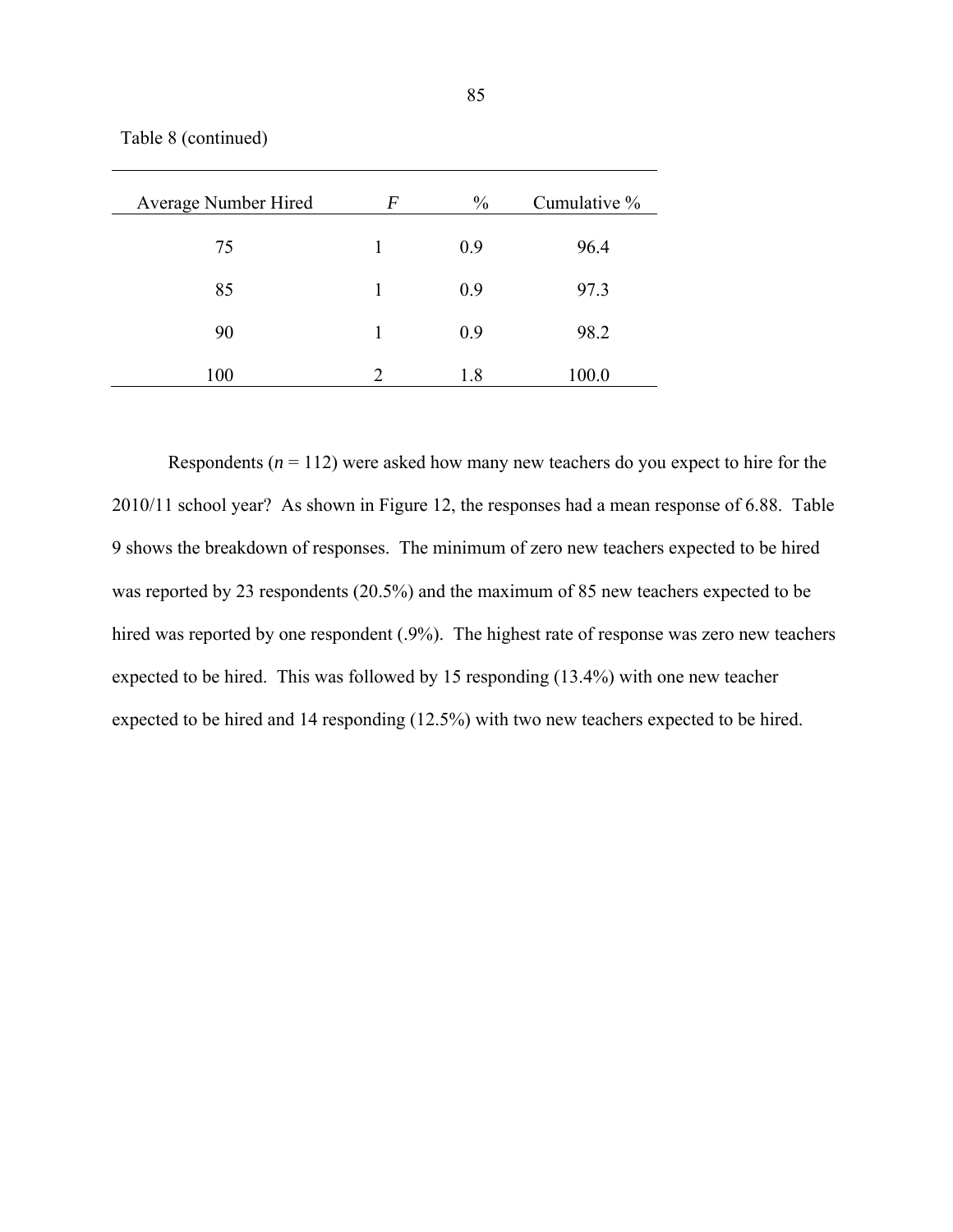Table 8 (continued)

| Average Number Hired | *F* | % | Cumulative % |
| --- | --- | --- | --- |
| 75 | 1 | 0.9 | 96.4 |
| 85 | 1 | 0.9 | 97.3 |
| 90 | 1 | 0.9 | 98.2 |
| 100 | 2 | 1.8 | 100.0 |

Respondents ($n$ = 112) were asked how many new teachers do you expect to hire for the 2010/11 school year? As shown in Figure 12, the responses had a mean response of 6.88. Table 9 shows the breakdown of responses. The minimum of zero new teachers expected to be hired was reported by 23 respondents (20.5%) and the maximum of 85 new teachers expected to be hired was reported by one respondent (.9%). The highest rate of response was zero new teachers expected to be hired. This was followed by 15 responding (13.4%) with one new teacher expected to be hired and 14 responding (12.5%) with two new teachers expected to be hired.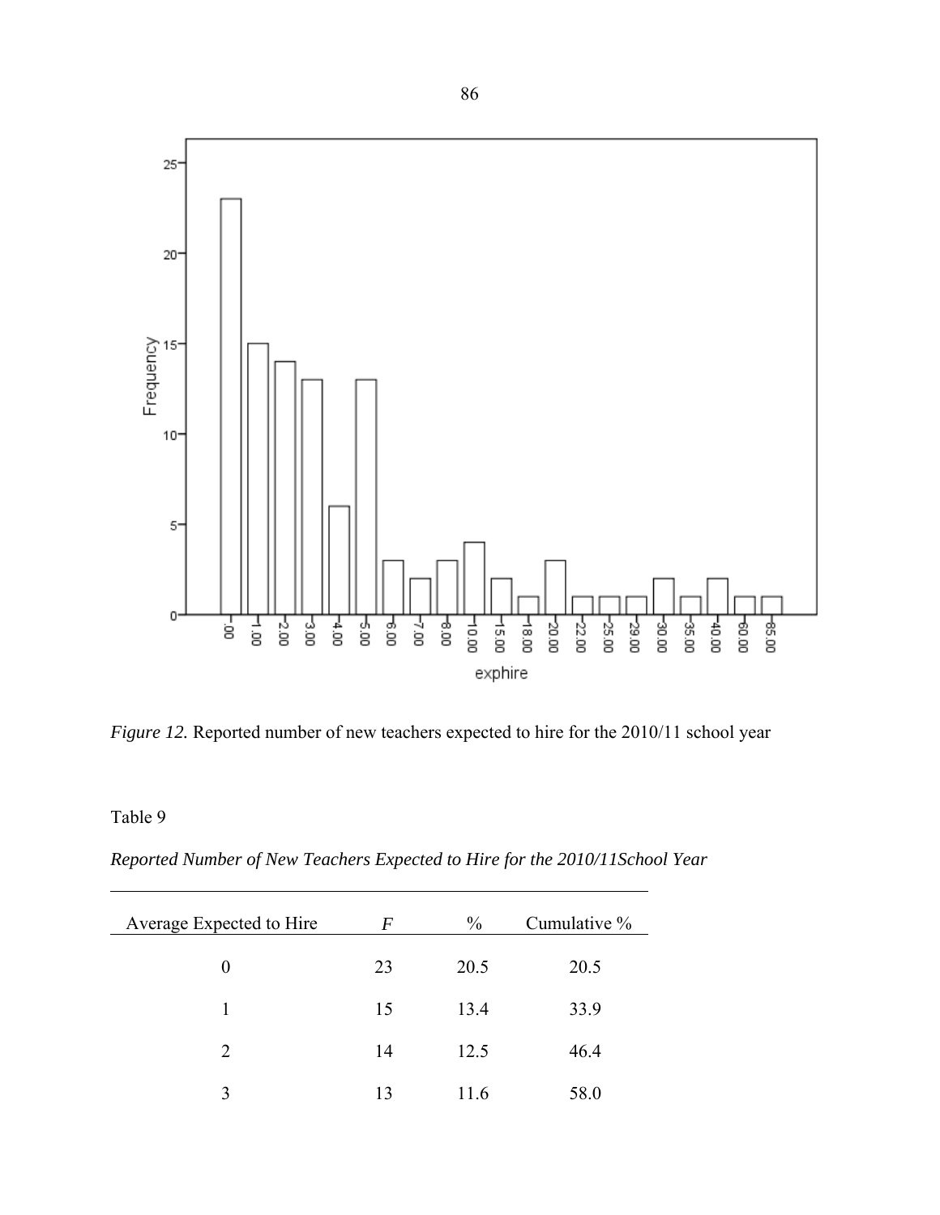*Figure 12.* Reported number of new teachers expected to hire for the 2010/11 school year

Table 9

*Reported Number of New Teachers Expected to Hire for the 2010/11School Year*

| Average Expected to Hire | *F* | % | Cumulative % |
|---|---|---|---|
| 0 | 23 | 20.5 | 20.5 |
| 1 | 15 | 13.4 | 33.9 |
| 2 | 14 | 12.5 | 46.4 |
| 3 | 13 | 11.6 | 58.0 |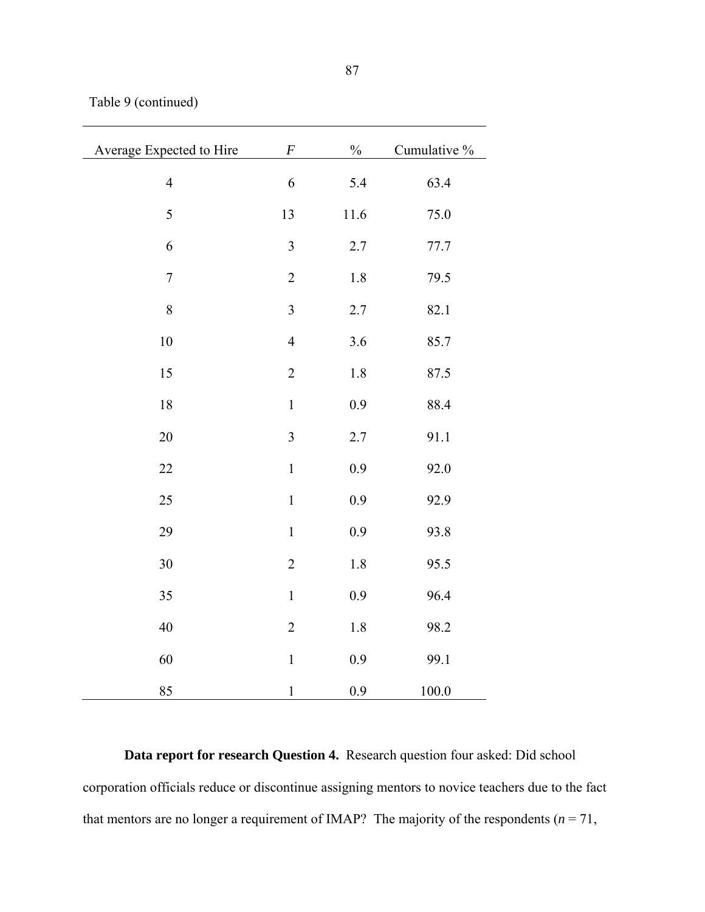Table 9 (continued)

| Average Expected to Hire | *F* | % | Cumulative % |
|---|---|---|---|
| 4 | 6 | 5.4 | 63.4 |
| 5 | 13 | 11.6 | 75.0 |
| 6 | 3 | 2.7 | 77.7 |
| 7 | 2 | 1.8 | 79.5 |
| 8 | 3 | 2.7 | 82.1 |
| 10 | 4 | 3.6 | 85.7 |
| 15 | 2 | 1.8 | 87.5 |
| 18 | 1 | 0.9 | 88.4 |
| 20 | 3 | 2.7 | 91.1 |
| 22 | 1 | 0.9 | 92.0 |
| 25 | 1 | 0.9 | 92.9 |
| 29 | 1 | 0.9 | 93.8 |
| 30 | 2 | 1.8 | 95.5 |
| 35 | 1 | 0.9 | 96.4 |
| 40 | 2 | 1.8 | 98.2 |
| 60 | 1 | 0.9 | 99.1 |
| 85 | 1 | 0.9 | 100.0 |

**Data report for research Question 4.** Research question four asked: Did school corporation officials reduce or discontinue assigning mentors to novice teachers due to the fact that mentors are no longer a requirement of IMAP? The majority of the respondents ($n$ = 71,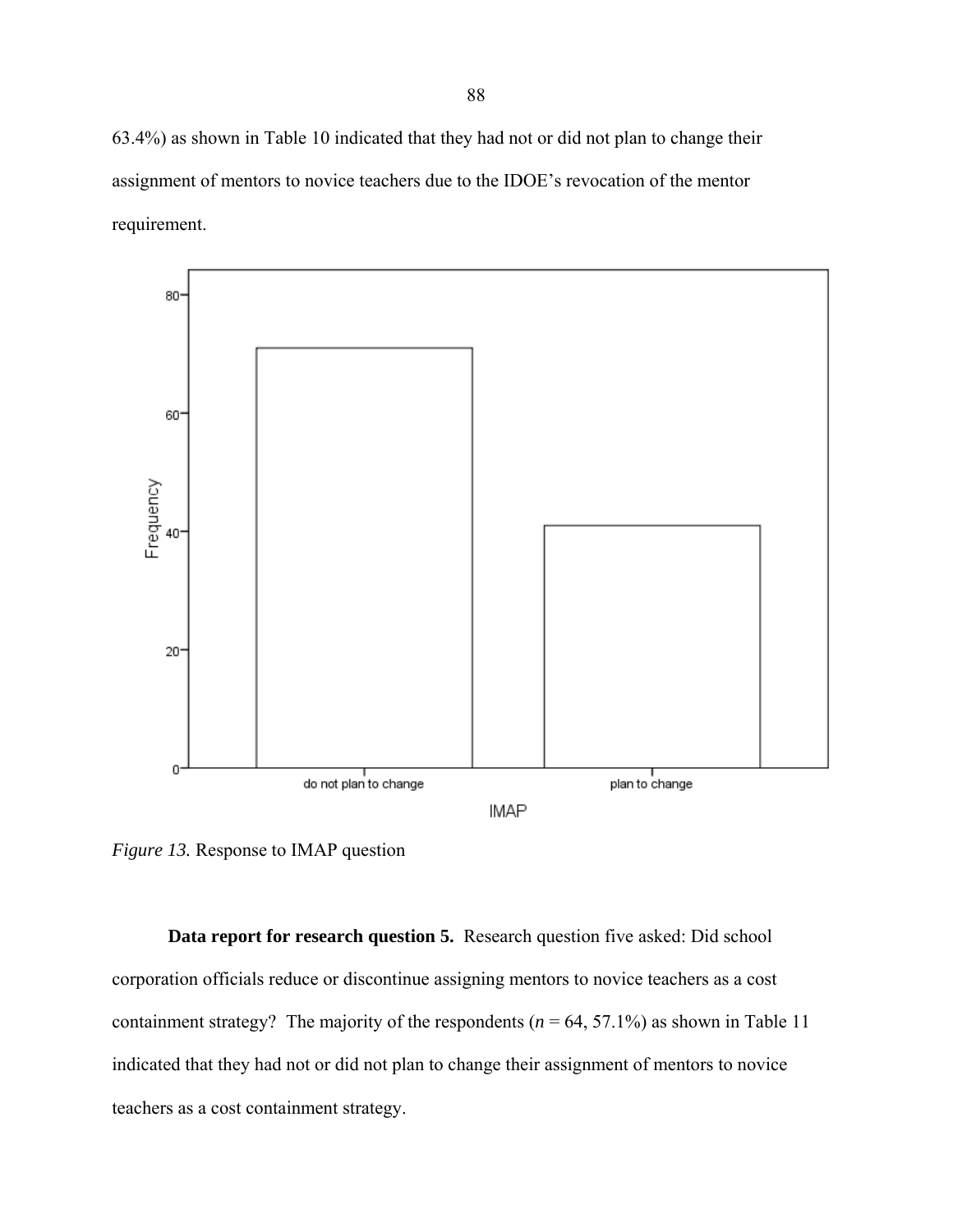63.4%) as shown in Table 10 indicated that they had not or did not plan to change their assignment of mentors to novice teachers due to the IDOE's revocation of the mentor requirement.

*Figure 13.* Response to IMAP question

**Data report for research question 5.** Research question five asked: Did school corporation officials reduce or discontinue assigning mentors to novice teachers as a cost containment strategy? The majority of the respondents ($n$ = 64, 57.1%) as shown in Table 11 indicated that they had not or did not plan to change their assignment of mentors to novice teachers as a cost containment strategy.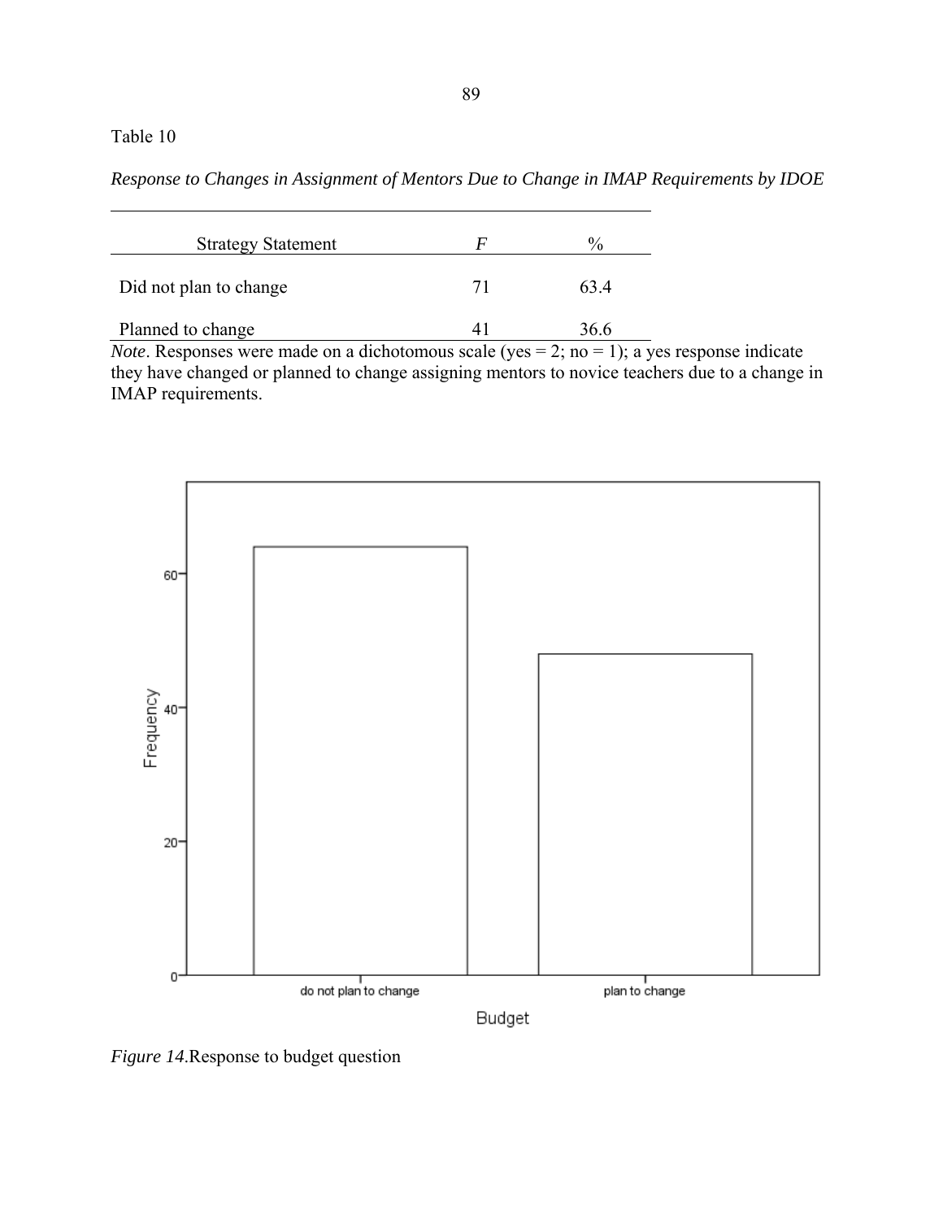Table 10

*Response to Changes in Assignment of Mentors Due to Change in IMAP Requirements by IDOE*

| Strategy Statement | *F* | % |
|---|---|---|
| Did not plan to change | 71 | 63.4 |
| Planned to change | 41 | 36.6 |

*Note*. Responses were made on a dichotomous scale (yes = 2; no = 1); a yes response indicate they have changed or planned to change assigning mentors to novice teachers due to a change in IMAP requirements.

*Figure 14.*Response to budget question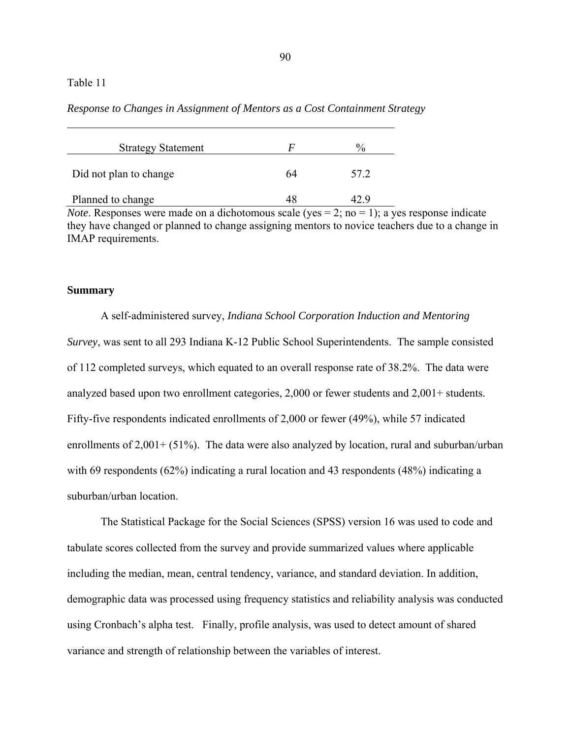Table 11

*Response to Changes in Assignment of Mentors as a Cost Containment Strategy*

| Strategy Statement | *F* | % |
|---|---|---|
| Did not plan to change | 64 | 57.2 |
| Planned to change | 48 | 42.9 |

*Note*. Responses were made on a dichotomous scale (yes = 2; no = 1); a yes response indicate they have changed or planned to change assigning mentors to novice teachers due to a change in IMAP requirements.

**Summary**

A self-administered survey, *Indiana School Corporation Induction and Mentoring Survey*, was sent to all 293 Indiana K-12 Public School Superintendents. The sample consisted of 112 completed surveys, which equated to an overall response rate of 38.2%. The data were analyzed based upon two enrollment categories, 2,000 or fewer students and 2,001+ students. Fifty-five respondents indicated enrollments of 2,000 or fewer (49%), while 57 indicated enrollments of 2,001+ (51%). The data were also analyzed by location, rural and suburban/urban with 69 respondents (62%) indicating a rural location and 43 respondents (48%) indicating a suburban/urban location.

The Statistical Package for the Social Sciences (SPSS) version 16 was used to code and tabulate scores collected from the survey and provide summarized values where applicable including the median, mean, central tendency, variance, and standard deviation. In addition, demographic data was processed using frequency statistics and reliability analysis was conducted using Cronbach's alpha test. Finally, profile analysis, was used to detect amount of shared variance and strength of relationship between the variables of interest.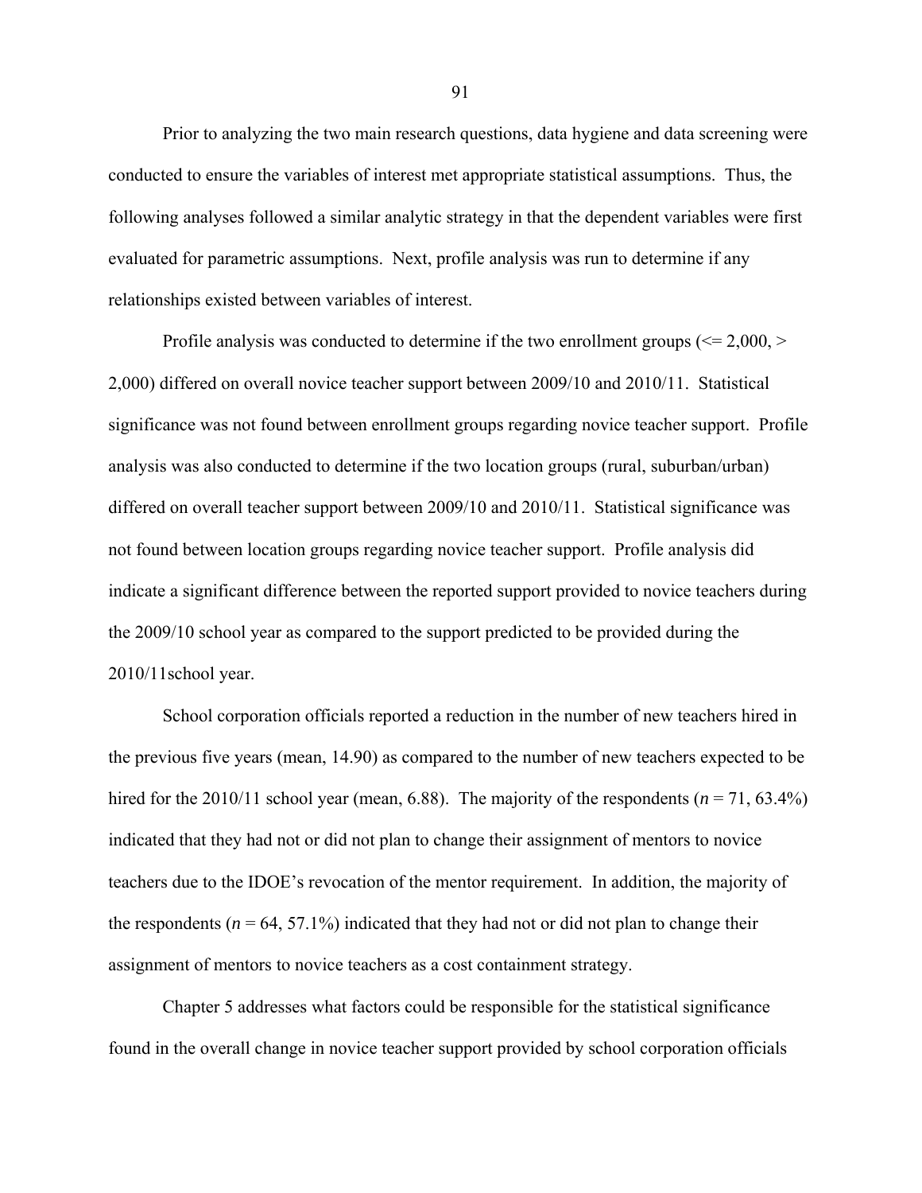Prior to analyzing the two main research questions, data hygiene and data screening were conducted to ensure the variables of interest met appropriate statistical assumptions. Thus, the following analyses followed a similar analytic strategy in that the dependent variables were first evaluated for parametric assumptions. Next, profile analysis was run to determine if any relationships existed between variables of interest.

Profile analysis was conducted to determine if the two enrollment groups (<= 2,000, > 2,000) differed on overall novice teacher support between 2009/10 and 2010/11. Statistical significance was not found between enrollment groups regarding novice teacher support. Profile analysis was also conducted to determine if the two location groups (rural, suburban/urban) differed on overall teacher support between 2009/10 and 2010/11. Statistical significance was not found between location groups regarding novice teacher support. Profile analysis did indicate a significant difference between the reported support provided to novice teachers during the 2009/10 school year as compared to the support predicted to be provided during the 2010/11school year.

School corporation officials reported a reduction in the number of new teachers hired in the previous five years (mean, 14.90) as compared to the number of new teachers expected to be hired for the 2010/11 school year (mean, 6.88). The majority of the respondents ($n$ = 71, 63.4%) indicated that they had not or did not plan to change their assignment of mentors to novice teachers due to the IDOE's revocation of the mentor requirement. In addition, the majority of the respondents ($n$ = 64, 57.1%) indicated that they had not or did not plan to change their assignment of mentors to novice teachers as a cost containment strategy.

Chapter 5 addresses what factors could be responsible for the statistical significance found in the overall change in novice teacher support provided by school corporation officials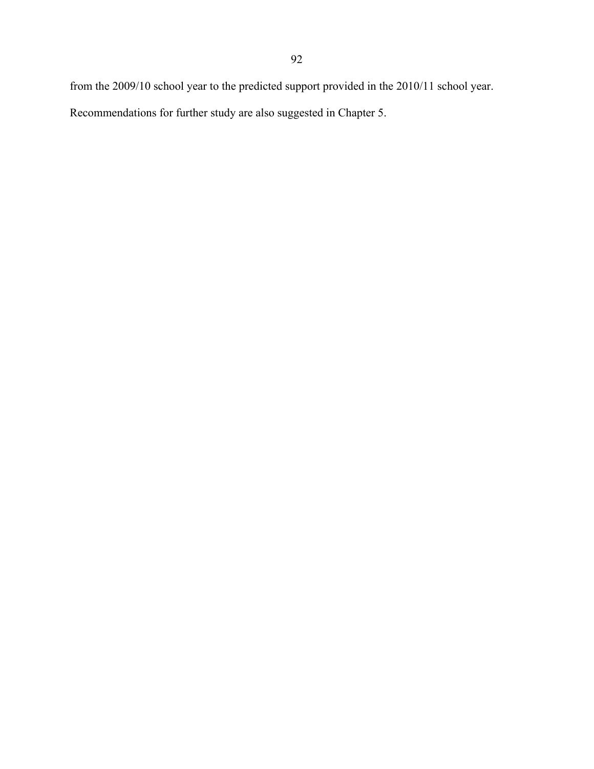from the 2009/10 school year to the predicted support provided in the 2010/11 school year. Recommendations for further study are also suggested in Chapter 5.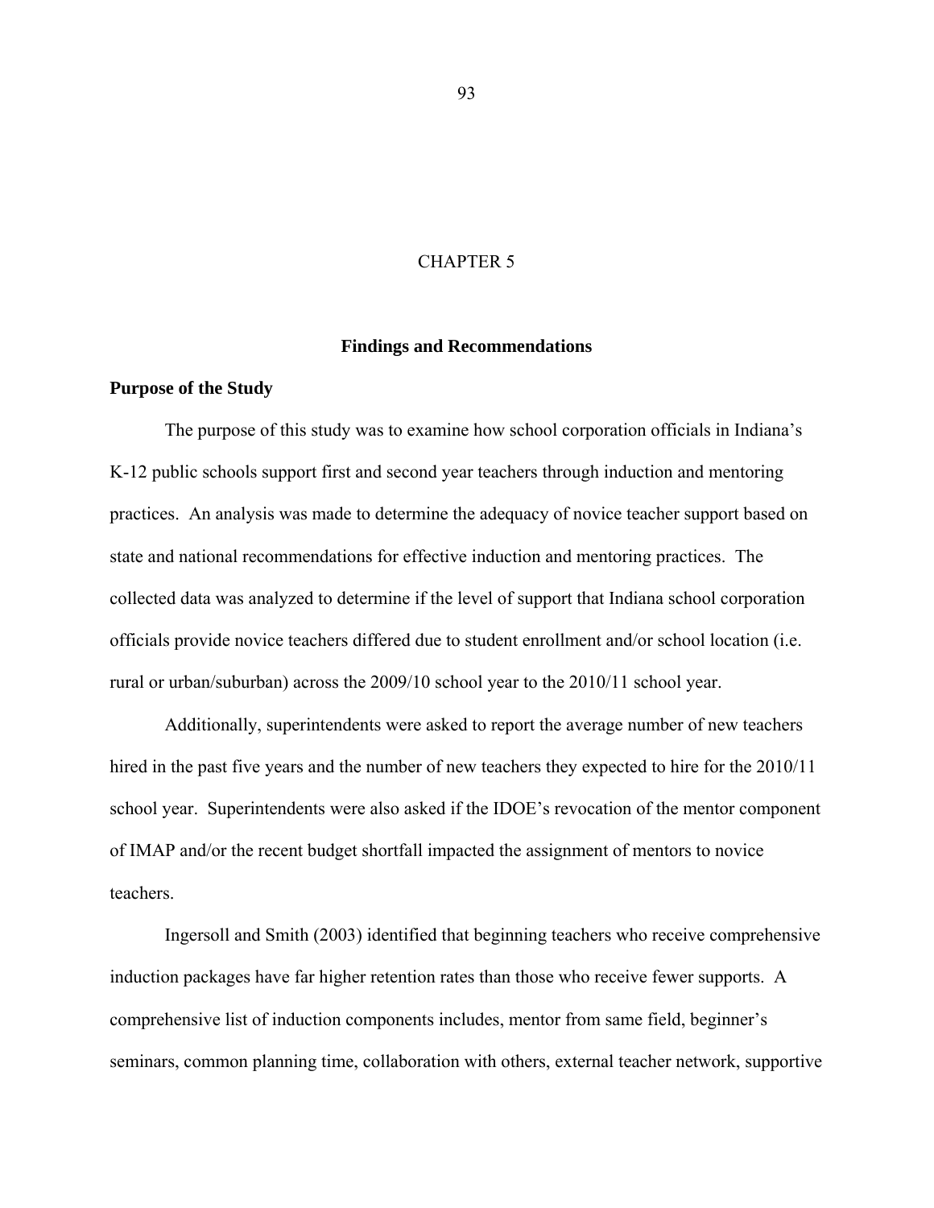# CHAPTER 5

## Findings and Recommendations

### Purpose of the Study

The purpose of this study was to examine how school corporation officials in Indiana's K-12 public schools support first and second year teachers through induction and mentoring practices. An analysis was made to determine the adequacy of novice teacher support based on state and national recommendations for effective induction and mentoring practices. The collected data was analyzed to determine if the level of support that Indiana school corporation officials provide novice teachers differed due to student enrollment and/or school location (i.e. rural or urban/suburban) across the 2009/10 school year to the 2010/11 school year.

Additionally, superintendents were asked to report the average number of new teachers hired in the past five years and the number of new teachers they expected to hire for the 2010/11 school year. Superintendents were also asked if the IDOE's revocation of the mentor component of IMAP and/or the recent budget shortfall impacted the assignment of mentors to novice teachers.

Ingersoll and Smith (2003) identified that beginning teachers who receive comprehensive induction packages have far higher retention rates than those who receive fewer supports. A comprehensive list of induction components includes, mentor from same field, beginner's seminars, common planning time, collaboration with others, external teacher network, supportive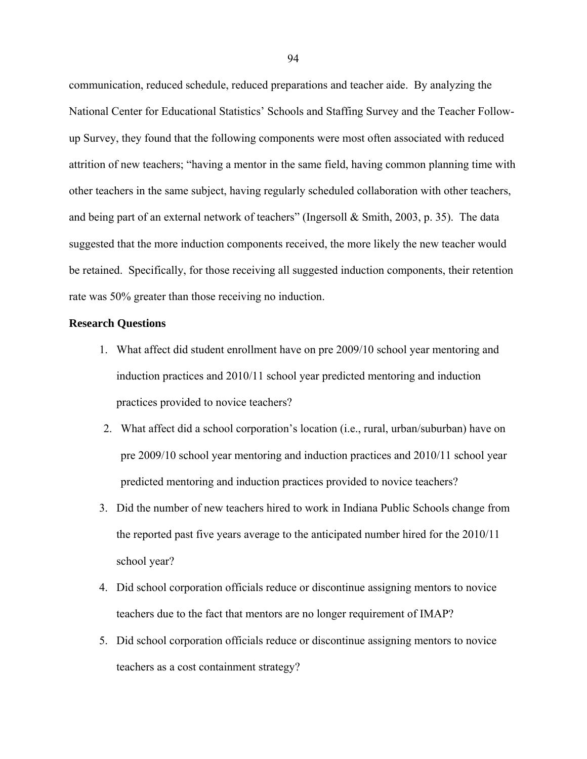communication, reduced schedule, reduced preparations and teacher aide. By analyzing the National Center for Educational Statistics' Schools and Staffing Survey and the Teacher Follow-up Survey, they found that the following components were most often associated with reduced attrition of new teachers; "having a mentor in the same field, having common planning time with other teachers in the same subject, having regularly scheduled collaboration with other teachers, and being part of an external network of teachers" (Ingersoll & Smith, 2003, p. 35). The data suggested that the more induction components received, the more likely the new teacher would be retained. Specifically, for those receiving all suggested induction components, their retention rate was 50% greater than those receiving no induction.

**Research Questions**

1. What affect did student enrollment have on pre 2009/10 school year mentoring and induction practices and 2010/11 school year predicted mentoring and induction practices provided to novice teachers?
2. What affect did a school corporation's location (i.e., rural, urban/suburban) have on pre 2009/10 school year mentoring and induction practices and 2010/11 school year predicted mentoring and induction practices provided to novice teachers?
3. Did the number of new teachers hired to work in Indiana Public Schools change from the reported past five years average to the anticipated number hired for the 2010/11 school year?
4. Did school corporation officials reduce or discontinue assigning mentors to novice teachers due to the fact that mentors are no longer requirement of IMAP?
5. Did school corporation officials reduce or discontinue assigning mentors to novice teachers as a cost containment strategy?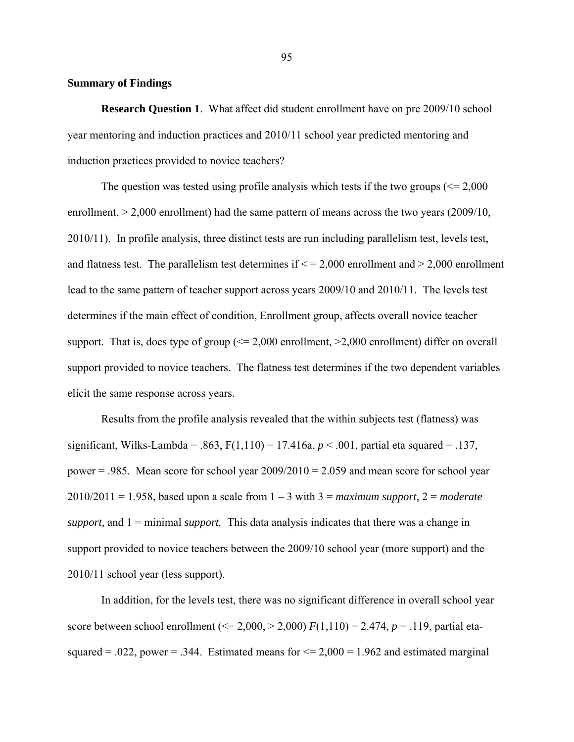**Summary of Findings**

**Research Question 1**. What affect did student enrollment have on pre 2009/10 school year mentoring and induction practices and 2010/11 school year predicted mentoring and induction practices provided to novice teachers?

The question was tested using profile analysis which tests if the two groups (<= 2,000 enrollment, > 2,000 enrollment) had the same pattern of means across the two years (2009/10, 2010/11). In profile analysis, three distinct tests are run including parallelism test, levels test, and flatness test. The parallelism test determines if < = 2,000 enrollment and > 2,000 enrollment lead to the same pattern of teacher support across years 2009/10 and 2010/11. The levels test determines if the main effect of condition, Enrollment group, affects overall novice teacher support. That is, does type of group (<= 2,000 enrollment, >2,000 enrollment) differ on overall support provided to novice teachers. The flatness test determines if the two dependent variables elicit the same response across years.

Results from the profile analysis revealed that the within subjects test (flatness) was significant, Wilks-Lambda = .863, F(1,110) = 17.416a, *p* < .001, partial eta squared = .137, power = .985. Mean score for school year 2009/2010 = 2.059 and mean score for school year 2010/2011 = 1.958, based upon a scale from 1 – 3 with 3 = *maximum support,* 2 = *moderate support,* and 1 = minimal *support.* This data analysis indicates that there was a change in support provided to novice teachers between the 2009/10 school year (more support) and the 2010/11 school year (less support).

In addition, for the levels test, there was no significant difference in overall school year score between school enrollment (<= 2,000, > 2,000) *F*(1,110) = 2.474, *p* = .119, partial eta-squared = .022, power = .344. Estimated means for <= 2,000 = 1.962 and estimated marginal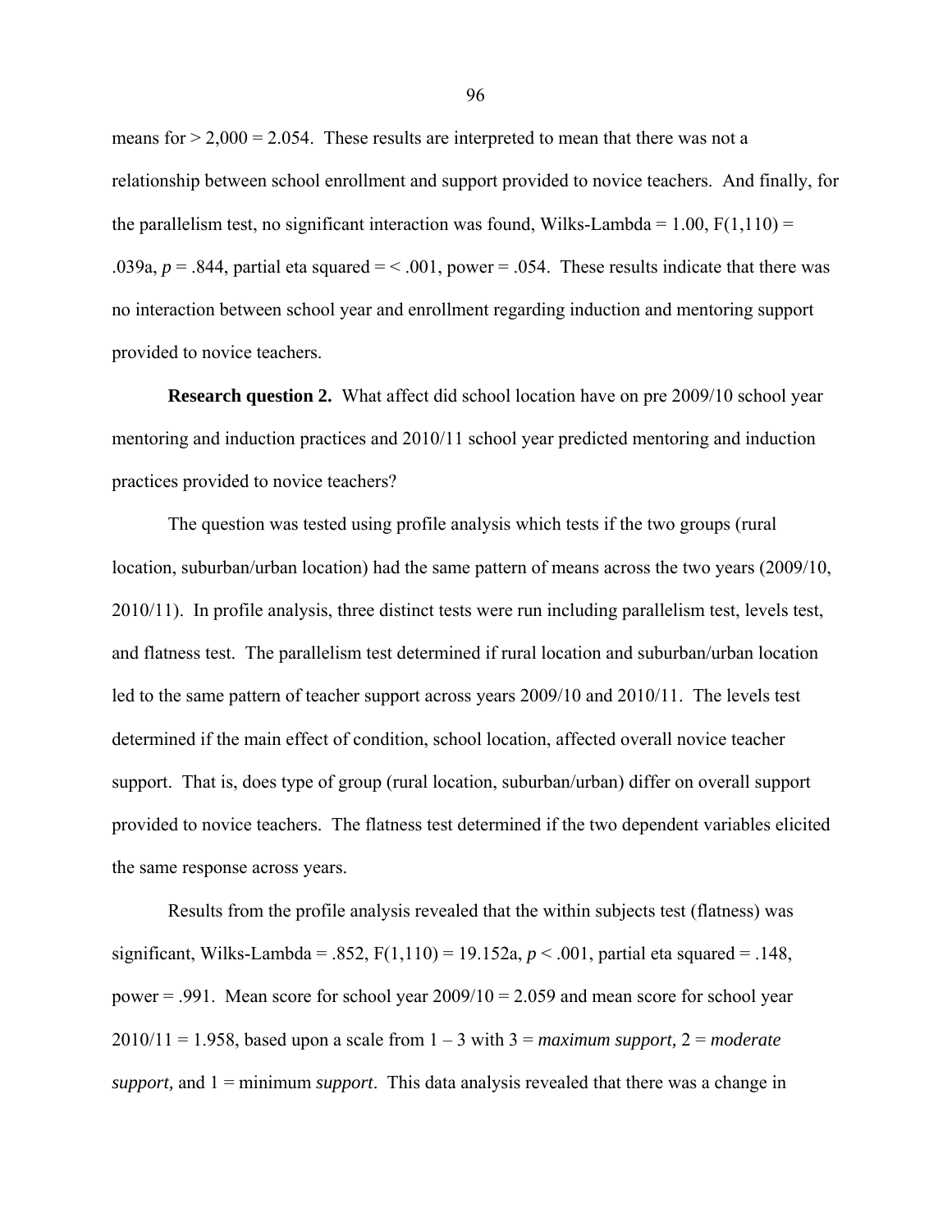means for > 2,000 = 2.054. These results are interpreted to mean that there was not a relationship between school enrollment and support provided to novice teachers. And finally, for the parallelism test, no significant interaction was found, Wilks-Lambda = 1.00, $F(1,110)$ = .039a, $p$ = .844, partial eta squared = < .001, power = .054. These results indicate that there was no interaction between school year and enrollment regarding induction and mentoring support provided to novice teachers.

**Research question 2.** What affect did school location have on pre 2009/10 school year mentoring and induction practices and 2010/11 school year predicted mentoring and induction practices provided to novice teachers?

The question was tested using profile analysis which tests if the two groups (rural location, suburban/urban location) had the same pattern of means across the two years (2009/10, 2010/11). In profile analysis, three distinct tests were run including parallelism test, levels test, and flatness test. The parallelism test determined if rural location and suburban/urban location led to the same pattern of teacher support across years 2009/10 and 2010/11. The levels test determined if the main effect of condition, school location, affected overall novice teacher support. That is, does type of group (rural location, suburban/urban) differ on overall support provided to novice teachers. The flatness test determined if the two dependent variables elicited the same response across years.

Results from the profile analysis revealed that the within subjects test (flatness) was significant, Wilks-Lambda = .852, $F(1,110)$ = 19.152a, $p < .001$, partial eta squared = .148, power = .991. Mean score for school year 2009/10 = 2.059 and mean score for school year 2010/11 = 1.958, based upon a scale from 1 – 3 with 3 = *maximum support,* 2 = *moderate support,* and 1 = minimum *support*. This data analysis revealed that there was a change in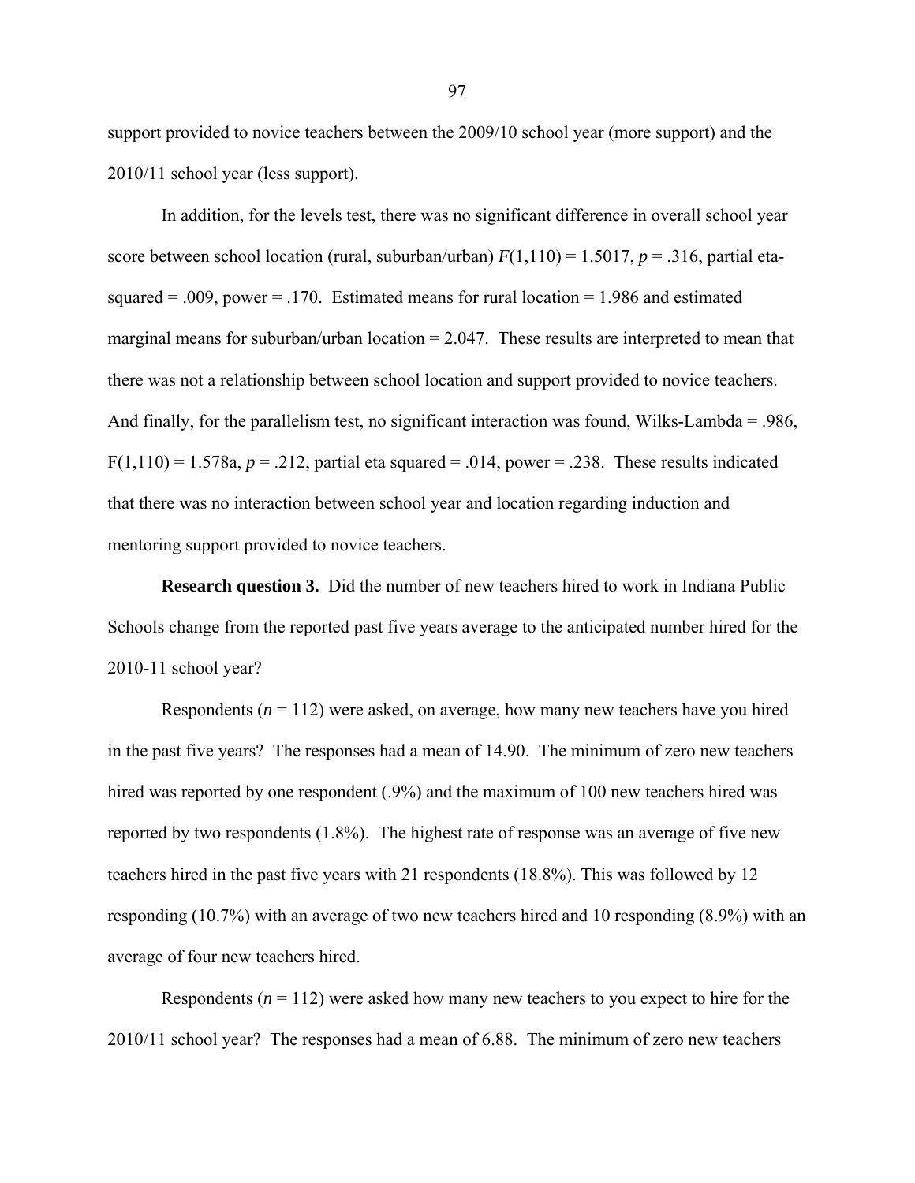support provided to novice teachers between the 2009/10 school year (more support) and the 2010/11 school year (less support).

In addition, for the levels test, there was no significant difference in overall school year score between school location (rural, suburban/urban) $F(1,110) = 1.5017$, $p = .316$, partial eta-squared = .009, power = .170. Estimated means for rural location = 1.986 and estimated marginal means for suburban/urban location = 2.047. These results are interpreted to mean that there was not a relationship between school location and support provided to novice teachers. And finally, for the parallelism test, no significant interaction was found, Wilks-Lambda = .986, F(1,110) = 1.578a, $p = .212$, partial eta squared = .014, power = .238. These results indicated that there was no interaction between school year and location regarding induction and mentoring support provided to novice teachers.

**Research question 3.** Did the number of new teachers hired to work in Indiana Public Schools change from the reported past five years average to the anticipated number hired for the 2010-11 school year?

Respondents ($n = 112$) were asked, on average, how many new teachers have you hired in the past five years? The responses had a mean of 14.90. The minimum of zero new teachers hired was reported by one respondent (.9%) and the maximum of 100 new teachers hired was reported by two respondents (1.8%). The highest rate of response was an average of five new teachers hired in the past five years with 21 respondents (18.8%). This was followed by 12 responding (10.7%) with an average of two new teachers hired and 10 responding (8.9%) with an average of four new teachers hired.

Respondents ($n = 112$) were asked how many new teachers to you expect to hire for the 2010/11 school year? The responses had a mean of 6.88. The minimum of zero new teachers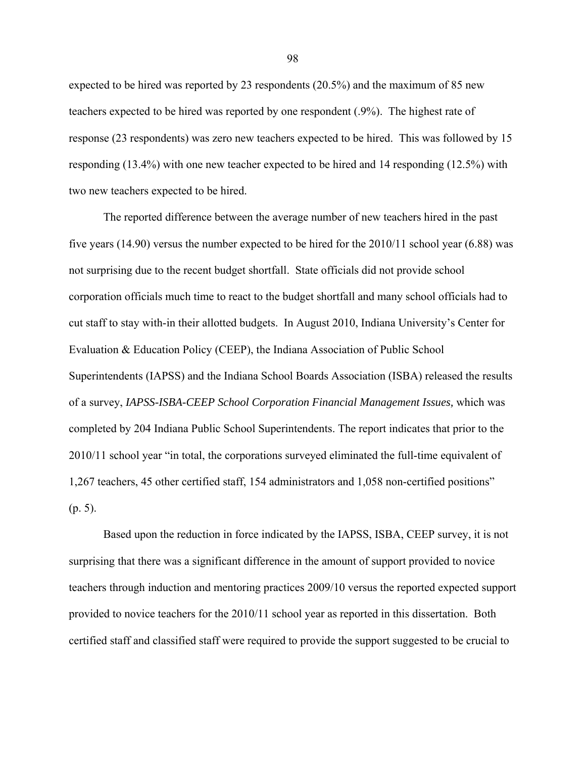expected to be hired was reported by 23 respondents (20.5%) and the maximum of 85 new teachers expected to be hired was reported by one respondent (.9%). The highest rate of response (23 respondents) was zero new teachers expected to be hired. This was followed by 15 responding (13.4%) with one new teacher expected to be hired and 14 responding (12.5%) with two new teachers expected to be hired.

The reported difference between the average number of new teachers hired in the past five years (14.90) versus the number expected to be hired for the 2010/11 school year (6.88) was not surprising due to the recent budget shortfall. State officials did not provide school corporation officials much time to react to the budget shortfall and many school officials had to cut staff to stay with-in their allotted budgets. In August 2010, Indiana University's Center for Evaluation & Education Policy (CEEP), the Indiana Association of Public School Superintendents (IAPSS) and the Indiana School Boards Association (ISBA) released the results of a survey, *IAPSS-ISBA-CEEP School Corporation Financial Management Issues,* which was completed by 204 Indiana Public School Superintendents. The report indicates that prior to the 2010/11 school year "in total, the corporations surveyed eliminated the full-time equivalent of 1,267 teachers, 45 other certified staff, 154 administrators and 1,058 non-certified positions" (p. 5).

Based upon the reduction in force indicated by the IAPSS, ISBA, CEEP survey, it is not surprising that there was a significant difference in the amount of support provided to novice teachers through induction and mentoring practices 2009/10 versus the reported expected support provided to novice teachers for the 2010/11 school year as reported in this dissertation. Both certified staff and classified staff were required to provide the support suggested to be crucial to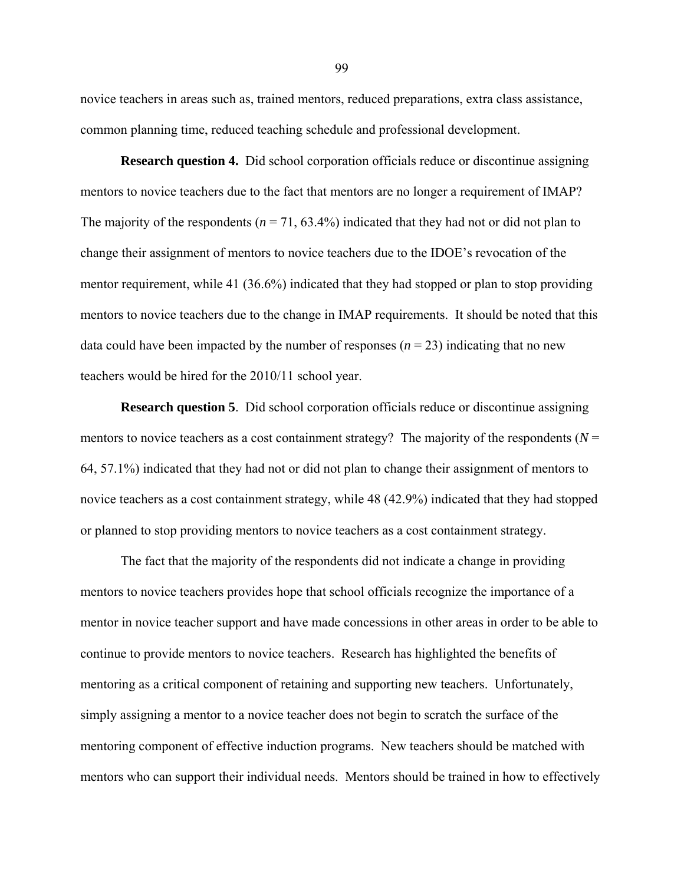novice teachers in areas such as, trained mentors, reduced preparations, extra class assistance, common planning time, reduced teaching schedule and professional development.

**Research question 4.** Did school corporation officials reduce or discontinue assigning mentors to novice teachers due to the fact that mentors are no longer a requirement of IMAP? The majority of the respondents (*n* = 71, 63.4%) indicated that they had not or did not plan to change their assignment of mentors to novice teachers due to the IDOE's revocation of the mentor requirement, while 41 (36.6%) indicated that they had stopped or plan to stop providing mentors to novice teachers due to the change in IMAP requirements. It should be noted that this data could have been impacted by the number of responses (*n* = 23) indicating that no new teachers would be hired for the 2010/11 school year.

**Research question 5**. Did school corporation officials reduce or discontinue assigning mentors to novice teachers as a cost containment strategy? The majority of the respondents (*N* = 64, 57.1%) indicated that they had not or did not plan to change their assignment of mentors to novice teachers as a cost containment strategy, while 48 (42.9%) indicated that they had stopped or planned to stop providing mentors to novice teachers as a cost containment strategy.

The fact that the majority of the respondents did not indicate a change in providing mentors to novice teachers provides hope that school officials recognize the importance of a mentor in novice teacher support and have made concessions in other areas in order to be able to continue to provide mentors to novice teachers. Research has highlighted the benefits of mentoring as a critical component of retaining and supporting new teachers. Unfortunately, simply assigning a mentor to a novice teacher does not begin to scratch the surface of the mentoring component of effective induction programs. New teachers should be matched with mentors who can support their individual needs. Mentors should be trained in how to effectively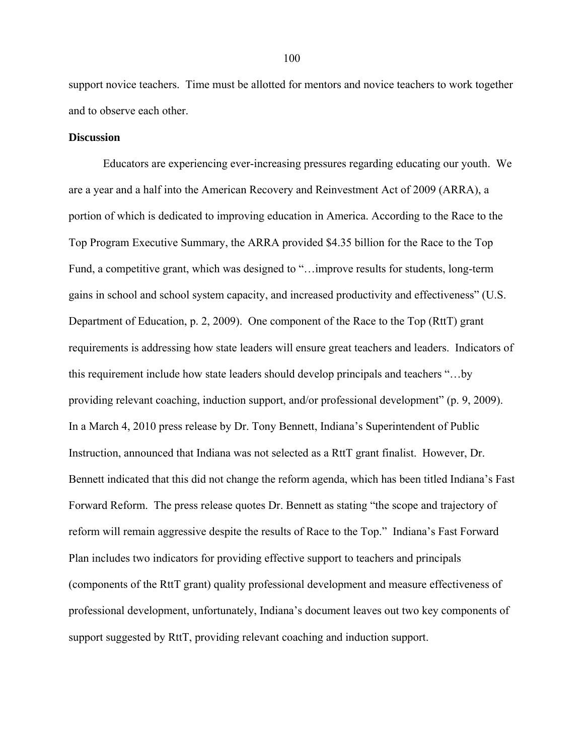support novice teachers. Time must be allotted for mentors and novice teachers to work together and to observe each other.

**Discussion**

Educators are experiencing ever-increasing pressures regarding educating our youth. We are a year and a half into the American Recovery and Reinvestment Act of 2009 (ARRA), a portion of which is dedicated to improving education in America. According to the Race to the Top Program Executive Summary, the ARRA provided $4.35 billion for the Race to the Top Fund, a competitive grant, which was designed to "…improve results for students, long-term gains in school and school system capacity, and increased productivity and effectiveness" (U.S. Department of Education, p. 2, 2009). One component of the Race to the Top (RttT) grant requirements is addressing how state leaders will ensure great teachers and leaders. Indicators of this requirement include how state leaders should develop principals and teachers "…by providing relevant coaching, induction support, and/or professional development" (p. 9, 2009). In a March 4, 2010 press release by Dr. Tony Bennett, Indiana's Superintendent of Public Instruction, announced that Indiana was not selected as a RttT grant finalist. However, Dr. Bennett indicated that this did not change the reform agenda, which has been titled Indiana's Fast Forward Reform. The press release quotes Dr. Bennett as stating "the scope and trajectory of reform will remain aggressive despite the results of Race to the Top." Indiana's Fast Forward Plan includes two indicators for providing effective support to teachers and principals (components of the RttT grant) quality professional development and measure effectiveness of professional development, unfortunately, Indiana's document leaves out two key components of support suggested by RttT, providing relevant coaching and induction support.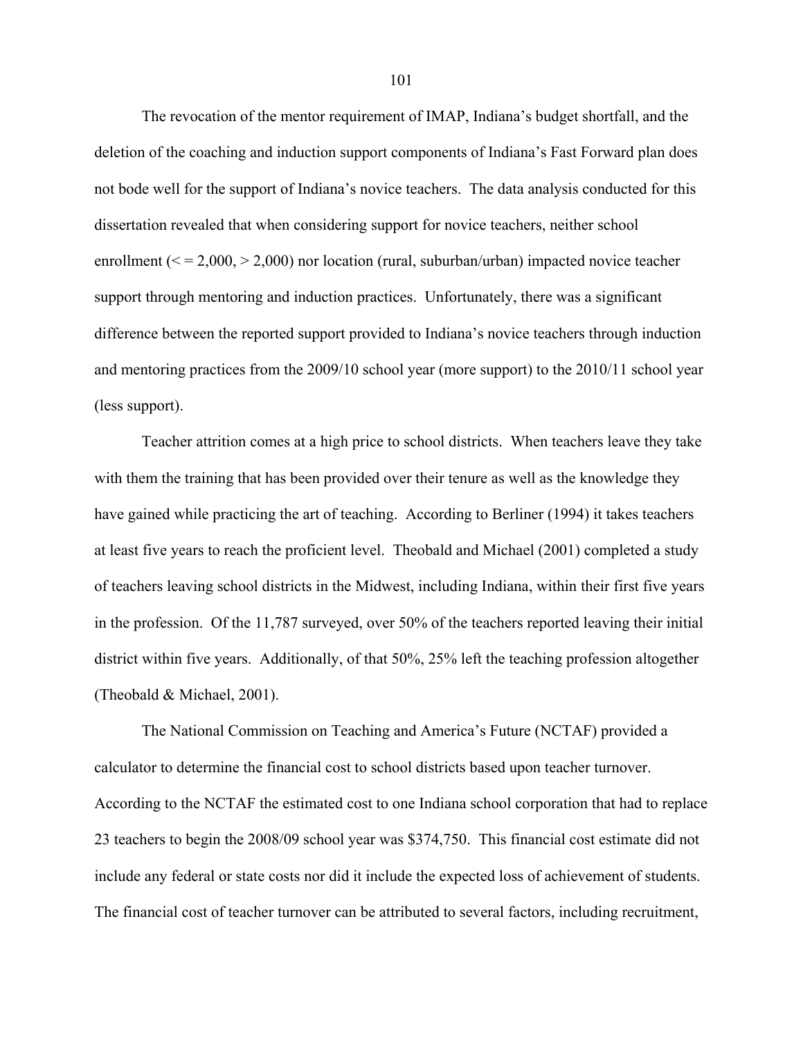The revocation of the mentor requirement of IMAP, Indiana's budget shortfall, and the deletion of the coaching and induction support components of Indiana's Fast Forward plan does not bode well for the support of Indiana's novice teachers. The data analysis conducted for this dissertation revealed that when considering support for novice teachers, neither school enrollment (< = 2,000, > 2,000) nor location (rural, suburban/urban) impacted novice teacher support through mentoring and induction practices. Unfortunately, there was a significant difference between the reported support provided to Indiana's novice teachers through induction and mentoring practices from the 2009/10 school year (more support) to the 2010/11 school year (less support).

Teacher attrition comes at a high price to school districts. When teachers leave they take with them the training that has been provided over their tenure as well as the knowledge they have gained while practicing the art of teaching. According to Berliner (1994) it takes teachers at least five years to reach the proficient level. Theobald and Michael (2001) completed a study of teachers leaving school districts in the Midwest, including Indiana, within their first five years in the profession. Of the 11,787 surveyed, over 50% of the teachers reported leaving their initial district within five years. Additionally, of that 50%, 25% left the teaching profession altogether (Theobald & Michael, 2001).

The National Commission on Teaching and America's Future (NCTAF) provided a calculator to determine the financial cost to school districts based upon teacher turnover. According to the NCTAF the estimated cost to one Indiana school corporation that had to replace 23 teachers to begin the 2008/09 school year was $374,750. This financial cost estimate did not include any federal or state costs nor did it include the expected loss of achievement of students. The financial cost of teacher turnover can be attributed to several factors, including recruitment,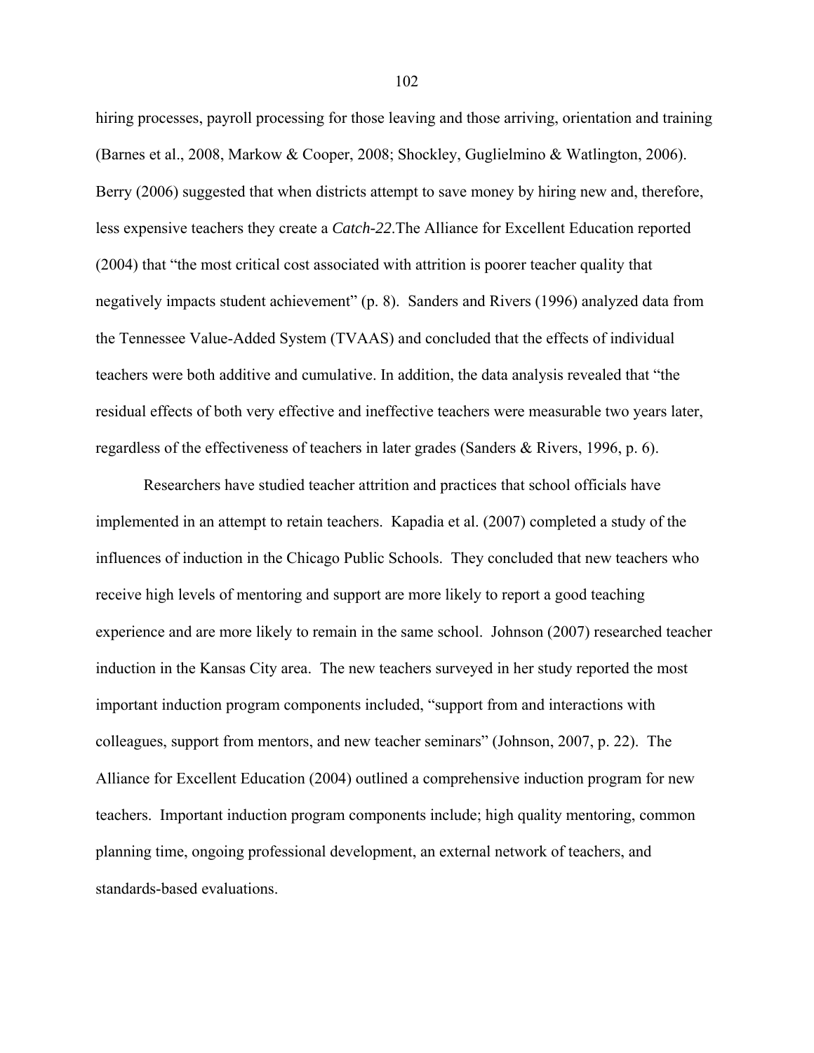hiring processes, payroll processing for those leaving and those arriving, orientation and training (Barnes et al., 2008, Markow & Cooper, 2008; Shockley, Guglielmino & Watlington, 2006). Berry (2006) suggested that when districts attempt to save money by hiring new and, therefore, less expensive teachers they create a *Catch-22*.The Alliance for Excellent Education reported (2004) that "the most critical cost associated with attrition is poorer teacher quality that negatively impacts student achievement" (p. 8). Sanders and Rivers (1996) analyzed data from the Tennessee Value-Added System (TVAAS) and concluded that the effects of individual teachers were both additive and cumulative. In addition, the data analysis revealed that "the residual effects of both very effective and ineffective teachers were measurable two years later, regardless of the effectiveness of teachers in later grades (Sanders & Rivers, 1996, p. 6).

Researchers have studied teacher attrition and practices that school officials have implemented in an attempt to retain teachers. Kapadia et al. (2007) completed a study of the influences of induction in the Chicago Public Schools. They concluded that new teachers who receive high levels of mentoring and support are more likely to report a good teaching experience and are more likely to remain in the same school. Johnson (2007) researched teacher induction in the Kansas City area. The new teachers surveyed in her study reported the most important induction program components included, "support from and interactions with colleagues, support from mentors, and new teacher seminars" (Johnson, 2007, p. 22). The Alliance for Excellent Education (2004) outlined a comprehensive induction program for new teachers. Important induction program components include; high quality mentoring, common planning time, ongoing professional development, an external network of teachers, and standards-based evaluations.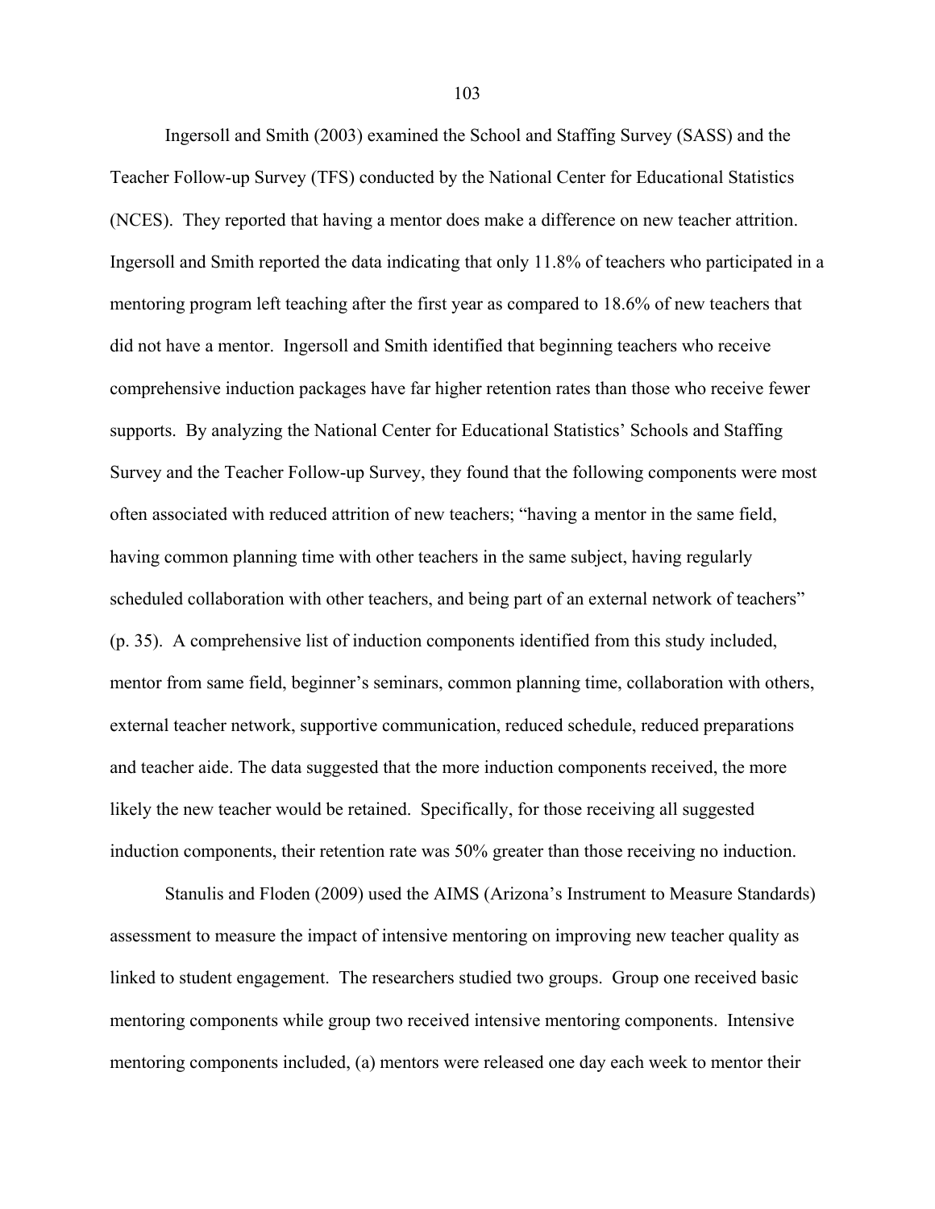Ingersoll and Smith (2003) examined the School and Staffing Survey (SASS) and the Teacher Follow-up Survey (TFS) conducted by the National Center for Educational Statistics (NCES). They reported that having a mentor does make a difference on new teacher attrition. Ingersoll and Smith reported the data indicating that only 11.8% of teachers who participated in a mentoring program left teaching after the first year as compared to 18.6% of new teachers that did not have a mentor. Ingersoll and Smith identified that beginning teachers who receive comprehensive induction packages have far higher retention rates than those who receive fewer supports. By analyzing the National Center for Educational Statistics' Schools and Staffing Survey and the Teacher Follow-up Survey, they found that the following components were most often associated with reduced attrition of new teachers; "having a mentor in the same field, having common planning time with other teachers in the same subject, having regularly scheduled collaboration with other teachers, and being part of an external network of teachers" (p. 35). A comprehensive list of induction components identified from this study included, mentor from same field, beginner's seminars, common planning time, collaboration with others, external teacher network, supportive communication, reduced schedule, reduced preparations and teacher aide. The data suggested that the more induction components received, the more likely the new teacher would be retained. Specifically, for those receiving all suggested induction components, their retention rate was 50% greater than those receiving no induction.

Stanulis and Floden (2009) used the AIMS (Arizona's Instrument to Measure Standards) assessment to measure the impact of intensive mentoring on improving new teacher quality as linked to student engagement. The researchers studied two groups. Group one received basic mentoring components while group two received intensive mentoring components. Intensive mentoring components included, (a) mentors were released one day each week to mentor their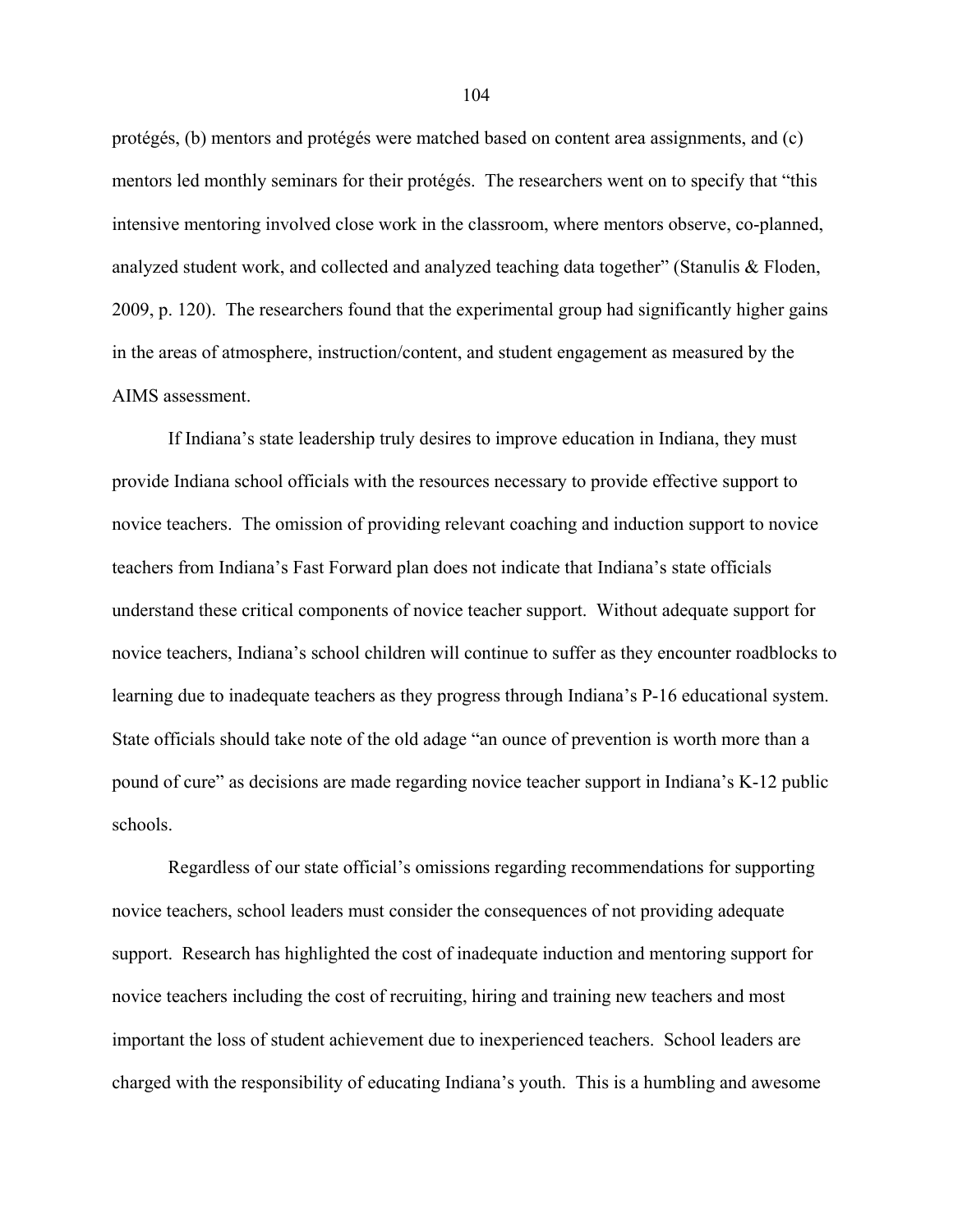protégés, (b) mentors and protégés were matched based on content area assignments, and (c) mentors led monthly seminars for their protégés. The researchers went on to specify that "this intensive mentoring involved close work in the classroom, where mentors observe, co-planned, analyzed student work, and collected and analyzed teaching data together" (Stanulis & Floden, 2009, p. 120). The researchers found that the experimental group had significantly higher gains in the areas of atmosphere, instruction/content, and student engagement as measured by the AIMS assessment.

If Indiana's state leadership truly desires to improve education in Indiana, they must provide Indiana school officials with the resources necessary to provide effective support to novice teachers. The omission of providing relevant coaching and induction support to novice teachers from Indiana's Fast Forward plan does not indicate that Indiana's state officials understand these critical components of novice teacher support. Without adequate support for novice teachers, Indiana's school children will continue to suffer as they encounter roadblocks to learning due to inadequate teachers as they progress through Indiana's P-16 educational system. State officials should take note of the old adage "an ounce of prevention is worth more than a pound of cure" as decisions are made regarding novice teacher support in Indiana's K-12 public schools.

Regardless of our state official's omissions regarding recommendations for supporting novice teachers, school leaders must consider the consequences of not providing adequate support. Research has highlighted the cost of inadequate induction and mentoring support for novice teachers including the cost of recruiting, hiring and training new teachers and most important the loss of student achievement due to inexperienced teachers. School leaders are charged with the responsibility of educating Indiana's youth. This is a humbling and awesome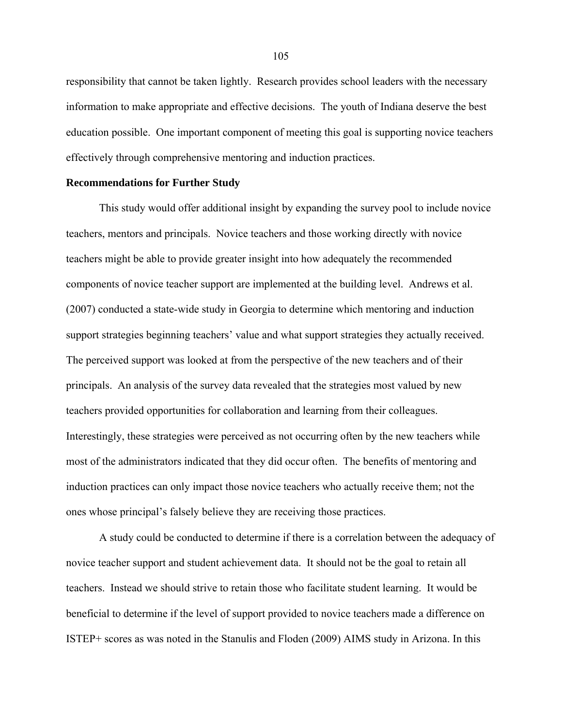responsibility that cannot be taken lightly. Research provides school leaders with the necessary information to make appropriate and effective decisions. The youth of Indiana deserve the best education possible. One important component of meeting this goal is supporting novice teachers effectively through comprehensive mentoring and induction practices.

**Recommendations for Further Study**

This study would offer additional insight by expanding the survey pool to include novice teachers, mentors and principals. Novice teachers and those working directly with novice teachers might be able to provide greater insight into how adequately the recommended components of novice teacher support are implemented at the building level. Andrews et al. (2007) conducted a state-wide study in Georgia to determine which mentoring and induction support strategies beginning teachers' value and what support strategies they actually received. The perceived support was looked at from the perspective of the new teachers and of their principals. An analysis of the survey data revealed that the strategies most valued by new teachers provided opportunities for collaboration and learning from their colleagues. Interestingly, these strategies were perceived as not occurring often by the new teachers while most of the administrators indicated that they did occur often. The benefits of mentoring and induction practices can only impact those novice teachers who actually receive them; not the ones whose principal's falsely believe they are receiving those practices.

A study could be conducted to determine if there is a correlation between the adequacy of novice teacher support and student achievement data. It should not be the goal to retain all teachers. Instead we should strive to retain those who facilitate student learning. It would be beneficial to determine if the level of support provided to novice teachers made a difference on ISTEP+ scores as was noted in the Stanulis and Floden (2009) AIMS study in Arizona. In this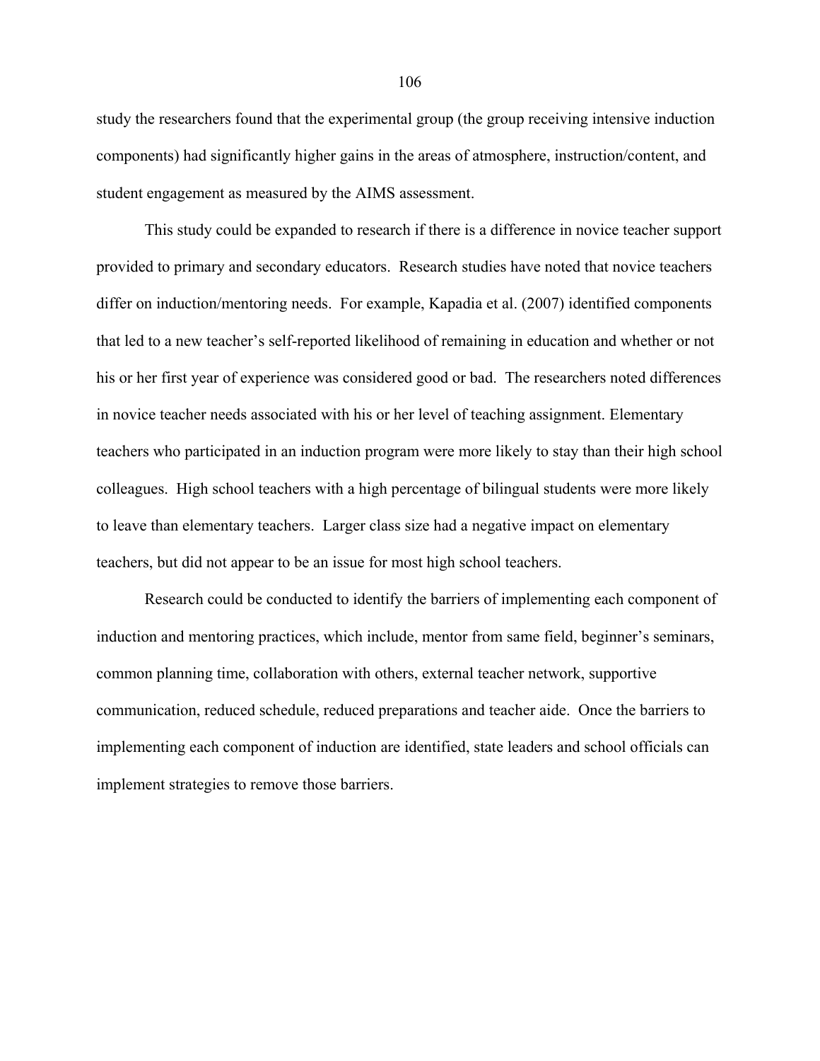study the researchers found that the experimental group (the group receiving intensive induction components) had significantly higher gains in the areas of atmosphere, instruction/content, and student engagement as measured by the AIMS assessment.

This study could be expanded to research if there is a difference in novice teacher support provided to primary and secondary educators. Research studies have noted that novice teachers differ on induction/mentoring needs. For example, Kapadia et al. (2007) identified components that led to a new teacher's self-reported likelihood of remaining in education and whether or not his or her first year of experience was considered good or bad. The researchers noted differences in novice teacher needs associated with his or her level of teaching assignment. Elementary teachers who participated in an induction program were more likely to stay than their high school colleagues. High school teachers with a high percentage of bilingual students were more likely to leave than elementary teachers. Larger class size had a negative impact on elementary teachers, but did not appear to be an issue for most high school teachers.

Research could be conducted to identify the barriers of implementing each component of induction and mentoring practices, which include, mentor from same field, beginner's seminars, common planning time, collaboration with others, external teacher network, supportive communication, reduced schedule, reduced preparations and teacher aide. Once the barriers to implementing each component of induction are identified, state leaders and school officials can implement strategies to remove those barriers.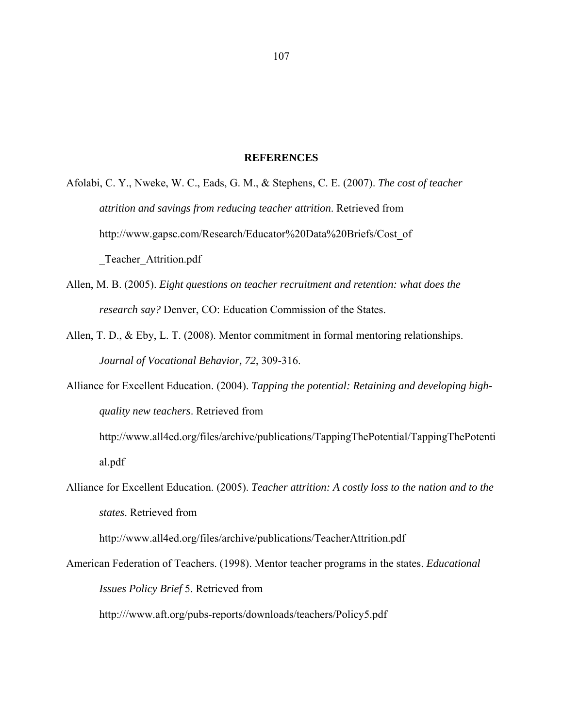# REFERENCES

Afolabi, C. Y., Nweke, W. C., Eads, G. M., & Stephens, C. E. (2007). *The cost of teacher attrition and savings from reducing teacher attrition*. Retrieved from http://www.gapsc.com/Research/Educator%20Data%20Briefs/Cost_of_Teacher_Attrition.pdf

Allen, M. B. (2005). *Eight questions on teacher recruitment and retention: what does the research say?* Denver, CO: Education Commission of the States.

Allen, T. D., & Eby, L. T. (2008). Mentor commitment in formal mentoring relationships. *Journal of Vocational Behavior, 72*, 309-316.

Alliance for Excellent Education. (2004). *Tapping the potential: Retaining and developing high-quality new teachers*. Retrieved from http://www.all4ed.org/files/archive/publications/TappingThePotential/TappingThePotential.pdf

Alliance for Excellent Education. (2005). *Teacher attrition: A costly loss to the nation and to the states*. Retrieved from http://www.all4ed.org/files/archive/publications/TeacherAttrition.pdf

American Federation of Teachers. (1998). Mentor teacher programs in the states. *Educational Issues Policy Brief* 5. Retrieved from http:///www.aft.org/pubs-reports/downloads/teachers/Policy5.pdf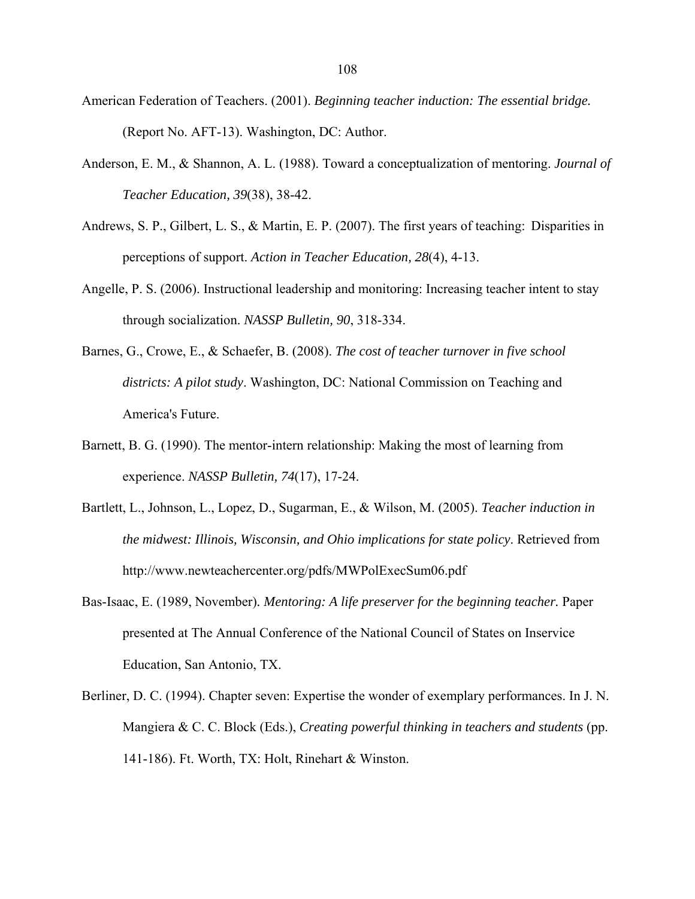American Federation of Teachers. (2001). *Beginning teacher induction: The essential bridge.* (Report No. AFT-13). Washington, DC: Author.

Anderson, E. M., & Shannon, A. L. (1988). Toward a conceptualization of mentoring. *Journal of Teacher Education, 39*(38), 38-42.

Andrews, S. P., Gilbert, L. S., & Martin, E. P. (2007). The first years of teaching: Disparities in perceptions of support. *Action in Teacher Education, 28*(4), 4-13.

Angelle, P. S. (2006). Instructional leadership and monitoring: Increasing teacher intent to stay through socialization. *NASSP Bulletin, 90*, 318-334.

Barnes, G., Crowe, E., & Schaefer, B. (2008). *The cost of teacher turnover in five school districts: A pilot study*. Washington, DC: National Commission on Teaching and America's Future.

Barnett, B. G. (1990). The mentor-intern relationship: Making the most of learning from experience. *NASSP Bulletin, 74*(17), 17-24.

Bartlett, L., Johnson, L., Lopez, D., Sugarman, E., & Wilson, M. (2005). *Teacher induction in the midwest: Illinois, Wisconsin, and Ohio implications for state policy*. Retrieved from http://www.newteachercenter.org/pdfs/MWPolExecSum06.pdf

Bas-Isaac, E. (1989, November). *Mentoring: A life preserver for the beginning teacher.* Paper presented at The Annual Conference of the National Council of States on Inservice Education, San Antonio, TX.

Berliner, D. C. (1994). Chapter seven: Expertise the wonder of exemplary performances. In J. N. Mangiera & C. C. Block (Eds.), *Creating powerful thinking in teachers and students* (pp. 141-186). Ft. Worth, TX: Holt, Rinehart & Winston.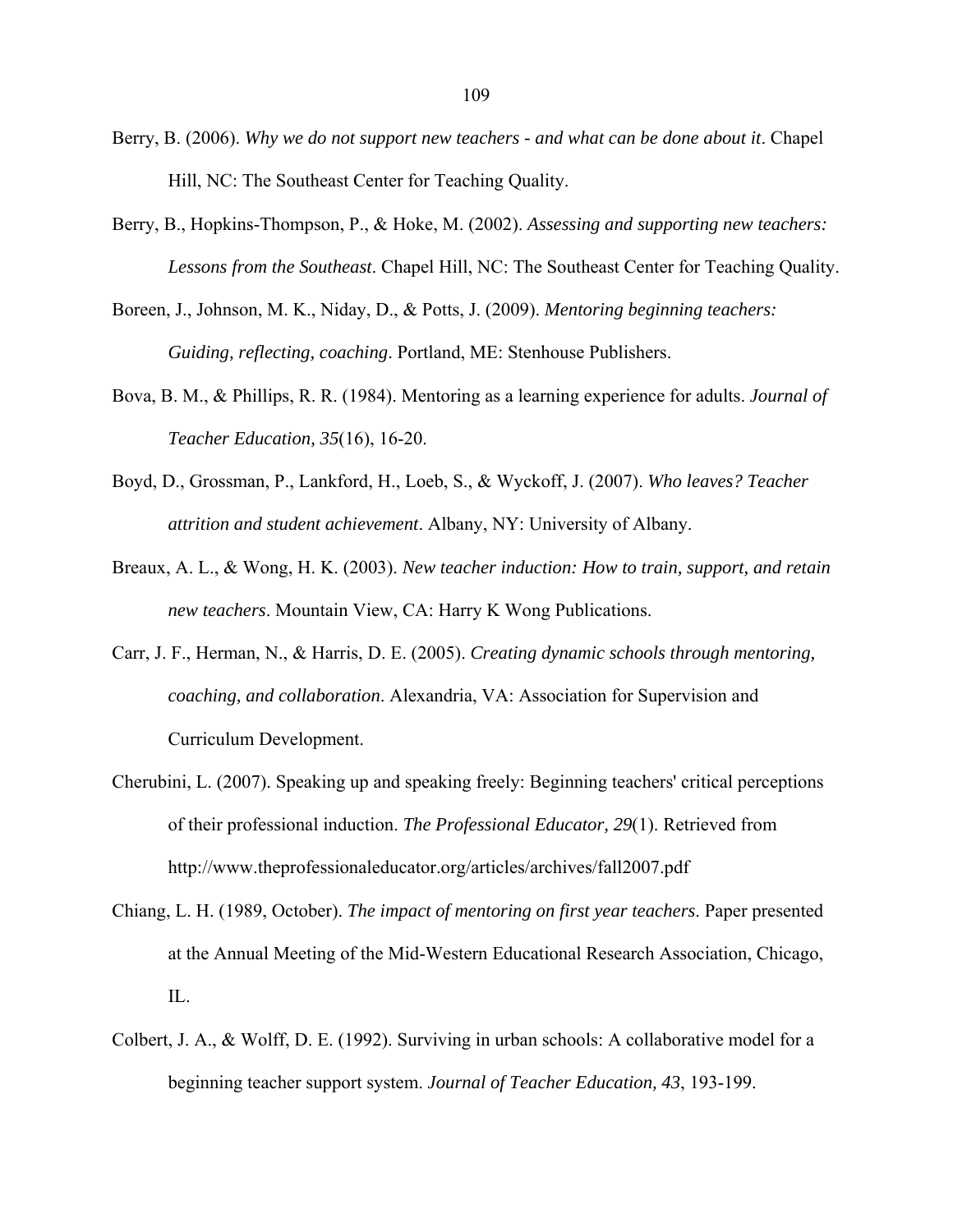Berry, B. (2006). *Why we do not support new teachers - and what can be done about it*. Chapel Hill, NC: The Southeast Center for Teaching Quality.

Berry, B., Hopkins-Thompson, P., & Hoke, M. (2002). *Assessing and supporting new teachers: Lessons from the Southeast*. Chapel Hill, NC: The Southeast Center for Teaching Quality.

Boreen, J., Johnson, M. K., Niday, D., & Potts, J. (2009). *Mentoring beginning teachers: Guiding, reflecting, coaching*. Portland, ME: Stenhouse Publishers.

Bova, B. M., & Phillips, R. R. (1984). Mentoring as a learning experience for adults. *Journal of Teacher Education, 35*(16), 16-20.

Boyd, D., Grossman, P., Lankford, H., Loeb, S., & Wyckoff, J. (2007). *Who leaves? Teacher attrition and student achievement*. Albany, NY: University of Albany.

Breaux, A. L., & Wong, H. K. (2003). *New teacher induction: How to train, support, and retain new teachers*. Mountain View, CA: Harry K Wong Publications.

Carr, J. F., Herman, N., & Harris, D. E. (2005). *Creating dynamic schools through mentoring, coaching, and collaboration*. Alexandria, VA: Association for Supervision and Curriculum Development.

Cherubini, L. (2007). Speaking up and speaking freely: Beginning teachers' critical perceptions of their professional induction. *The Professional Educator, 29*(1). Retrieved from http://www.theprofessionaleducator.org/articles/archives/fall2007.pdf

Chiang, L. H. (1989, October). *The impact of mentoring on first year teachers*. Paper presented at the Annual Meeting of the Mid-Western Educational Research Association, Chicago, IL.

Colbert, J. A., & Wolff, D. E. (1992). Surviving in urban schools: A collaborative model for a beginning teacher support system. *Journal of Teacher Education, 43*, 193-199.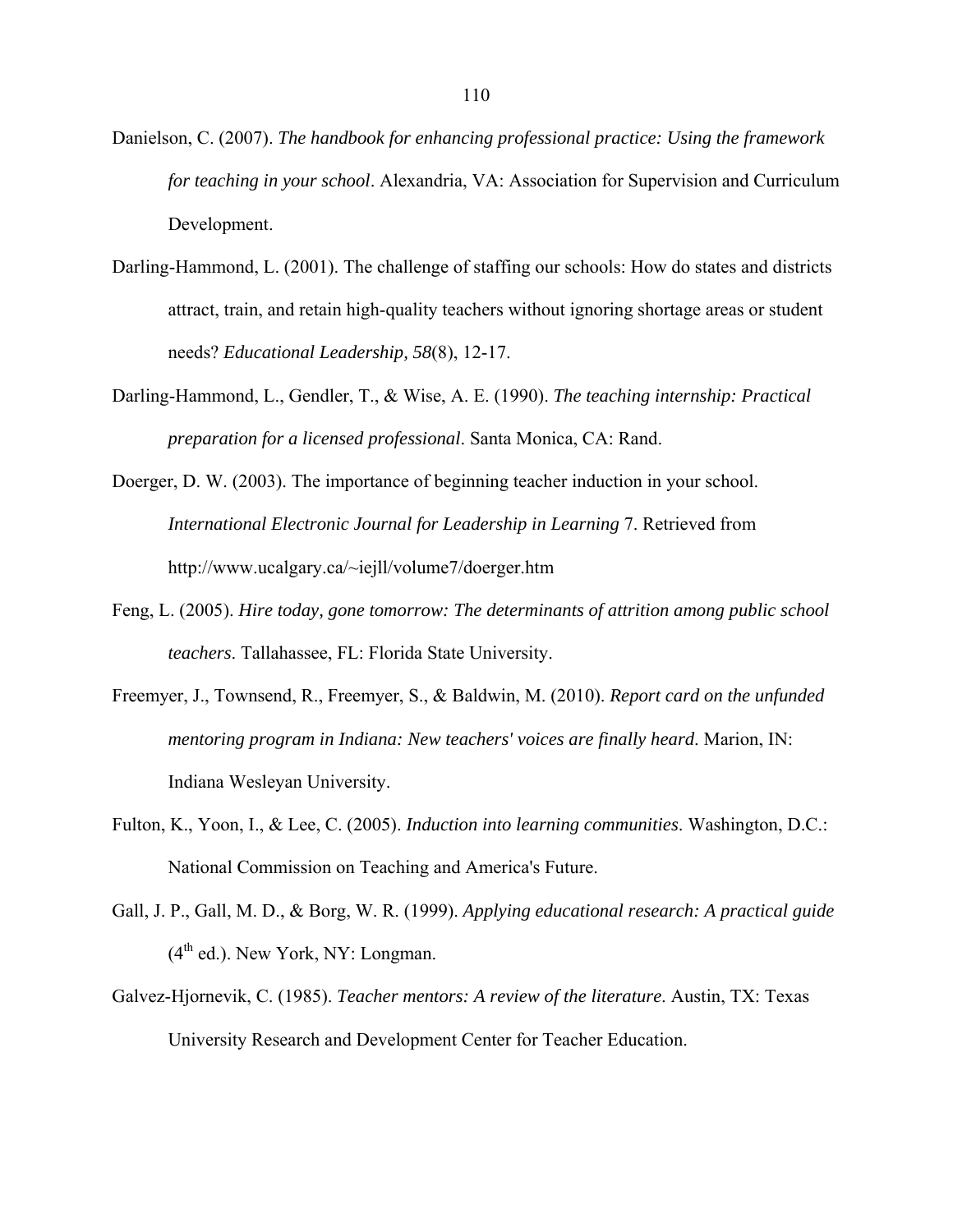Danielson, C. (2007). *The handbook for enhancing professional practice: Using the framework for teaching in your school*. Alexandria, VA: Association for Supervision and Curriculum Development.

Darling-Hammond, L. (2001). The challenge of staffing our schools: How do states and districts attract, train, and retain high-quality teachers without ignoring shortage areas or student needs? *Educational Leadership, 58*(8), 12-17.

Darling-Hammond, L., Gendler, T., & Wise, A. E. (1990). *The teaching internship: Practical preparation for a licensed professional*. Santa Monica, CA: Rand.

Doerger, D. W. (2003). The importance of beginning teacher induction in your school. *International Electronic Journal for Leadership in Learning* 7. Retrieved from http://www.ucalgary.ca/~iejll/volume7/doerger.htm

Feng, L. (2005). *Hire today, gone tomorrow: The determinants of attrition among public school teachers*. Tallahassee, FL: Florida State University.

Freemyer, J., Townsend, R., Freemyer, S., & Baldwin, M. (2010). *Report card on the unfunded mentoring program in Indiana: New teachers' voices are finally heard*. Marion, IN: Indiana Wesleyan University.

Fulton, K., Yoon, I., & Lee, C. (2005). *Induction into learning communities*. Washington, D.C.: National Commission on Teaching and America's Future.

Gall, J. P., Gall, M. D., & Borg, W. R. (1999). *Applying educational research: A practical guide* (4th ed.). New York, NY: Longman.

Galvez-Hjornevik, C. (1985). *Teacher mentors: A review of the literature*. Austin, TX: Texas University Research and Development Center for Teacher Education.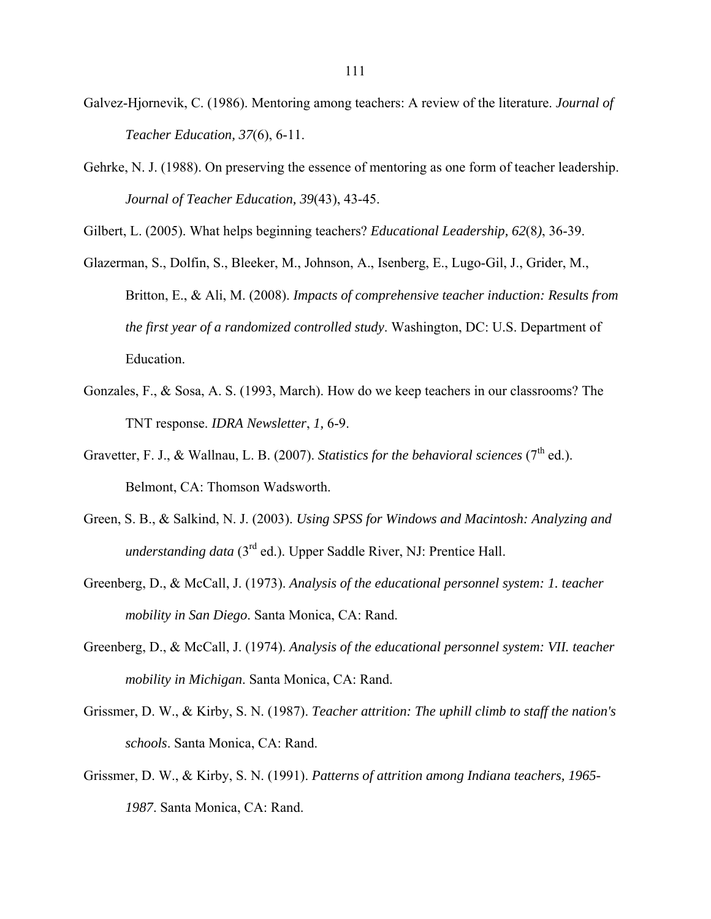Galvez-Hjornevik, C. (1986). Mentoring among teachers: A review of the literature. *Journal of Teacher Education, 37*(6), 6-11.

Gehrke, N. J. (1988). On preserving the essence of mentoring as one form of teacher leadership. *Journal of Teacher Education, 39*(43), 43-45.

Gilbert, L. (2005). What helps beginning teachers? *Educational Leadership, 62*(8*)*, 36-39.

Glazerman, S., Dolfin, S., Bleeker, M., Johnson, A., Isenberg, E., Lugo-Gil, J., Grider, M., Britton, E., & Ali, M. (2008). *Impacts of comprehensive teacher induction: Results from the first year of a randomized controlled study*. Washington, DC: U.S. Department of Education.

Gonzales, F., & Sosa, A. S. (1993, March). How do we keep teachers in our classrooms? The TNT response. *IDRA Newsletter*, *1,* 6-9.

Gravetter, F. J., & Wallnau, L. B. (2007). *Statistics for the behavioral sciences* (7th ed.). Belmont, CA: Thomson Wadsworth.

Green, S. B., & Salkind, N. J. (2003). *Using SPSS for Windows and Macintosh: Analyzing and understanding data* (3rd ed.). Upper Saddle River, NJ: Prentice Hall.

Greenberg, D., & McCall, J. (1973). *Analysis of the educational personnel system: 1. teacher mobility in San Diego*. Santa Monica, CA: Rand.

Greenberg, D., & McCall, J. (1974). *Analysis of the educational personnel system: VII. teacher mobility in Michigan*. Santa Monica, CA: Rand.

Grissmer, D. W., & Kirby, S. N. (1987). *Teacher attrition: The uphill climb to staff the nation's schools*. Santa Monica, CA: Rand.

Grissmer, D. W., & Kirby, S. N. (1991). *Patterns of attrition among Indiana teachers, 1965-1987*. Santa Monica, CA: Rand.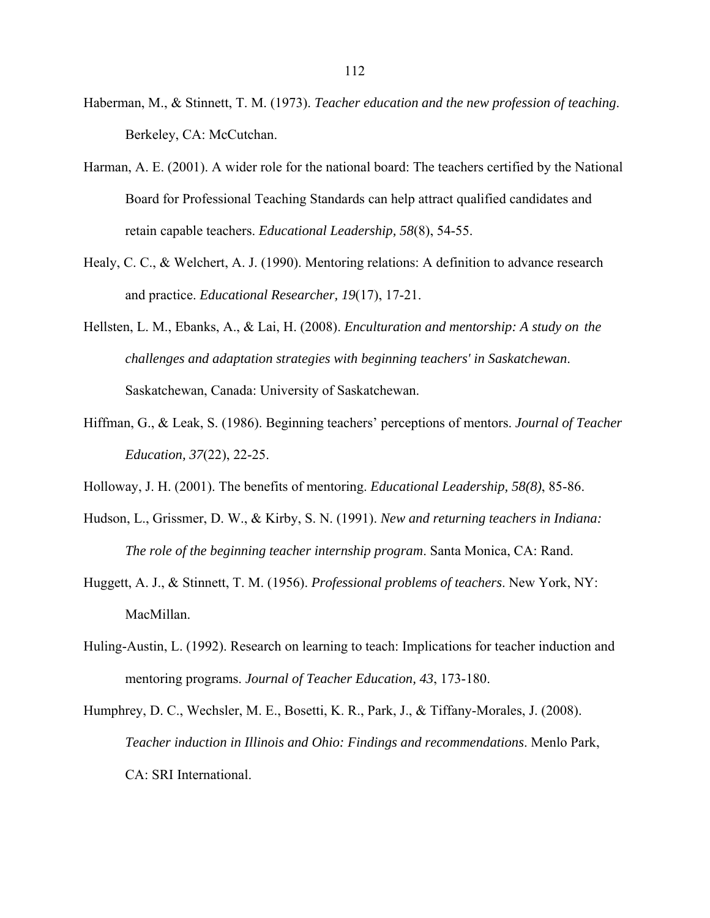Haberman, M., & Stinnett, T. M. (1973). *Teacher education and the new profession of teaching*. Berkeley, CA: McCutchan.

Harman, A. E. (2001). A wider role for the national board: The teachers certified by the National Board for Professional Teaching Standards can help attract qualified candidates and retain capable teachers. *Educational Leadership, 58*(8), 54-55.

Healy, C. C., & Welchert, A. J. (1990). Mentoring relations: A definition to advance research and practice. *Educational Researcher, 19*(17), 17-21.

Hellsten, L. M., Ebanks, A., & Lai, H. (2008). *Enculturation and mentorship: A study on the challenges and adaptation strategies with beginning teachers' in Saskatchewan*. Saskatchewan, Canada: University of Saskatchewan.

Hiffman, G., & Leak, S. (1986). Beginning teachers' perceptions of mentors. *Journal of Teacher Education, 37*(22), 22-25.

Holloway, J. H. (2001). The benefits of mentoring. *Educational Leadership, 58(8)*, 85-86.

Hudson, L., Grissmer, D. W., & Kirby, S. N. (1991). *New and returning teachers in Indiana: The role of the beginning teacher internship program*. Santa Monica, CA: Rand.

Huggett, A. J., & Stinnett, T. M. (1956). *Professional problems of teachers*. New York, NY: MacMillan.

Huling-Austin, L. (1992). Research on learning to teach: Implications for teacher induction and mentoring programs. *Journal of Teacher Education, 43*, 173-180.

Humphrey, D. C., Wechsler, M. E., Bosetti, K. R., Park, J., & Tiffany-Morales, J. (2008). *Teacher induction in Illinois and Ohio: Findings and recommendations*. Menlo Park, CA: SRI International.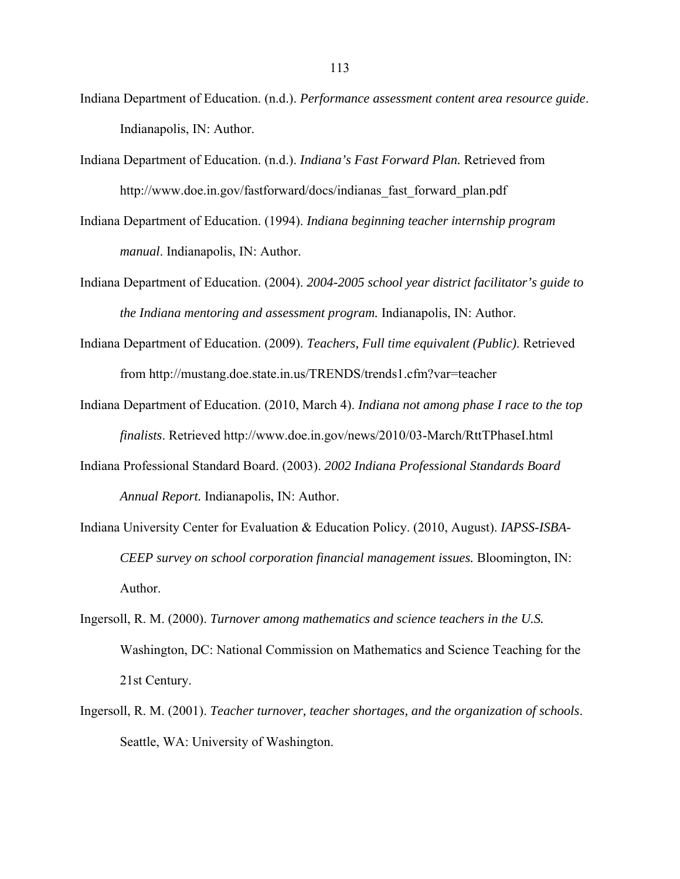Indiana Department of Education. (n.d.). *Performance assessment content area resource guide*. Indianapolis, IN: Author.

Indiana Department of Education. (n.d.). *Indiana's Fast Forward Plan.* Retrieved from http://www.doe.in.gov/fastforward/docs/indianas_fast_forward_plan.pdf

Indiana Department of Education. (1994). *Indiana beginning teacher internship program manual*. Indianapolis, IN: Author.

Indiana Department of Education. (2004). *2004-2005 school year district facilitator's guide to the Indiana mentoring and assessment program.* Indianapolis, IN: Author.

Indiana Department of Education. (2009). *Teachers, Full time equivalent (Public)*. Retrieved from http://mustang.doe.state.in.us/TRENDS/trends1.cfm?var=teacher

Indiana Department of Education. (2010, March 4). *Indiana not among phase I race to the top finalists*. Retrieved http://www.doe.in.gov/news/2010/03-March/RttTPhaseI.html

Indiana Professional Standard Board. (2003). *2002 Indiana Professional Standards Board Annual Report.* Indianapolis, IN: Author.

Indiana University Center for Evaluation & Education Policy. (2010, August). *IAPSS-ISBA-CEEP survey on school corporation financial management issues.* Bloomington, IN: Author.

Ingersoll, R. M. (2000). *Turnover among mathematics and science teachers in the U.S.* Washington, DC: National Commission on Mathematics and Science Teaching for the 21st Century.

Ingersoll, R. M. (2001). *Teacher turnover, teacher shortages, and the organization of schools*. Seattle, WA: University of Washington.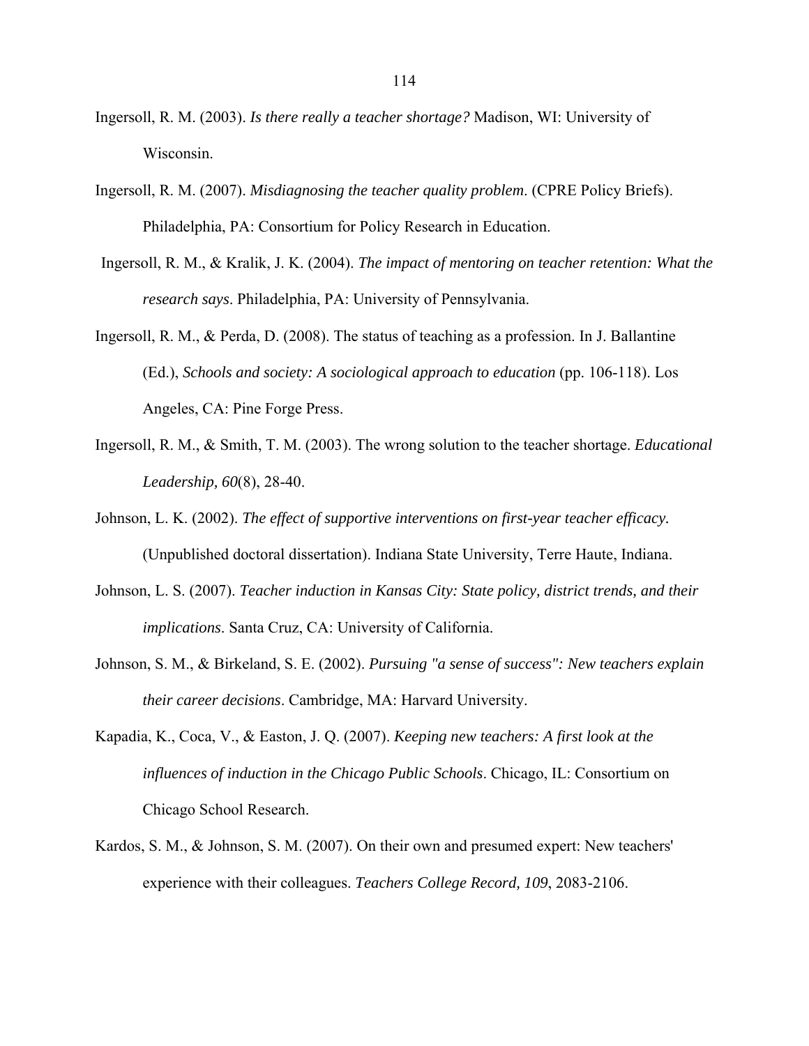Ingersoll, R. M. (2003). *Is there really a teacher shortage?* Madison, WI: University of Wisconsin.

Ingersoll, R. M. (2007). *Misdiagnosing the teacher quality problem*. (CPRE Policy Briefs). Philadelphia, PA: Consortium for Policy Research in Education.

Ingersoll, R. M., & Kralik, J. K. (2004). *The impact of mentoring on teacher retention: What the research says*. Philadelphia, PA: University of Pennsylvania.

Ingersoll, R. M., & Perda, D. (2008). The status of teaching as a profession. In J. Ballantine (Ed.), *Schools and society: A sociological approach to education* (pp. 106-118). Los Angeles, CA: Pine Forge Press.

Ingersoll, R. M., & Smith, T. M. (2003). The wrong solution to the teacher shortage. *Educational Leadership, 60*(8), 28-40.

Johnson, L. K. (2002). *The effect of supportive interventions on first-year teacher efficacy.* (Unpublished doctoral dissertation). Indiana State University, Terre Haute, Indiana.

Johnson, L. S. (2007). *Teacher induction in Kansas City: State policy, district trends, and their implications*. Santa Cruz, CA: University of California.

Johnson, S. M., & Birkeland, S. E. (2002). *Pursuing "a sense of success": New teachers explain their career decisions*. Cambridge, MA: Harvard University.

Kapadia, K., Coca, V., & Easton, J. Q. (2007). *Keeping new teachers: A first look at the influences of induction in the Chicago Public Schools*. Chicago, IL: Consortium on Chicago School Research.

Kardos, S. M., & Johnson, S. M. (2007). On their own and presumed expert: New teachers' experience with their colleagues. *Teachers College Record, 109*, 2083-2106.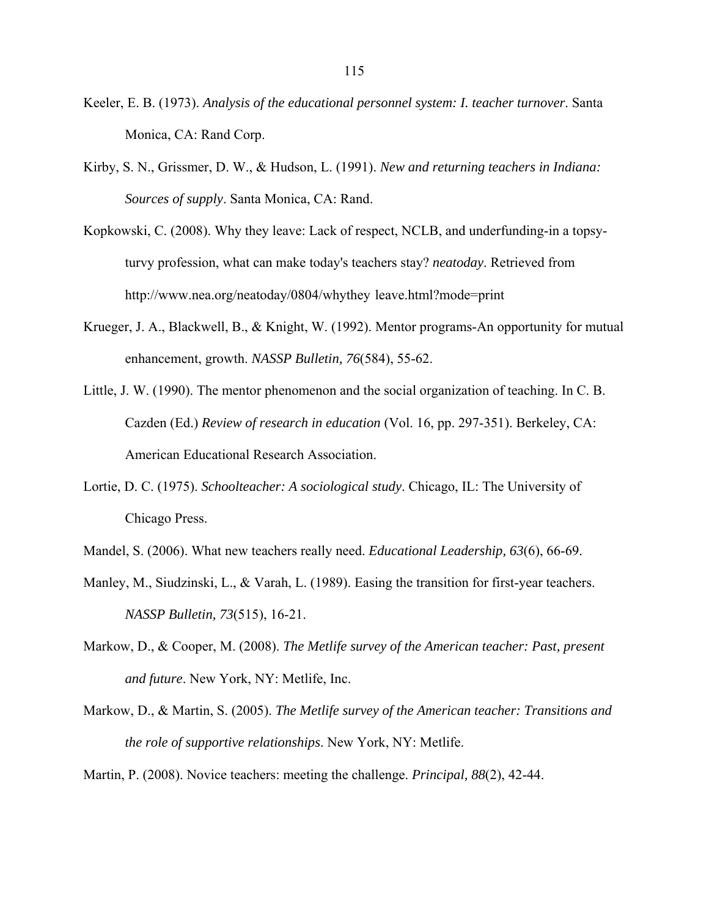Keeler, E. B. (1973). *Analysis of the educational personnel system: I. teacher turnover*. Santa Monica, CA: Rand Corp.

Kirby, S. N., Grissmer, D. W., & Hudson, L. (1991). *New and returning teachers in Indiana: Sources of supply*. Santa Monica, CA: Rand.

Kopkowski, C. (2008). Why they leave: Lack of respect, NCLB, and underfunding-in a topsy-turvy profession, what can make today's teachers stay? *neatoday*. Retrieved from http://www.nea.org/neatoday/0804/whythey leave.html?mode=print

Krueger, J. A., Blackwell, B., & Knight, W. (1992). Mentor programs-An opportunity for mutual enhancement, growth. *NASSP Bulletin, 76*(584), 55-62.

Little, J. W. (1990). The mentor phenomenon and the social organization of teaching. In C. B. Cazden (Ed.) *Review of research in education* (Vol. 16, pp. 297-351). Berkeley, CA: American Educational Research Association.

Lortie, D. C. (1975). *Schoolteacher: A sociological study*. Chicago, IL: The University of Chicago Press.

Mandel, S. (2006). What new teachers really need. *Educational Leadership, 63*(6), 66-69.

Manley, M., Siudzinski, L., & Varah, L. (1989). Easing the transition for first-year teachers. *NASSP Bulletin, 73*(515), 16-21.

Markow, D., & Cooper, M. (2008). *The Metlife survey of the American teacher: Past, present and future*. New York, NY: Metlife, Inc.

Markow, D., & Martin, S. (2005). *The Metlife survey of the American teacher: Transitions and the role of supportive relationships*. New York, NY: Metlife.

Martin, P. (2008). Novice teachers: meeting the challenge. *Principal, 88*(2), 42-44.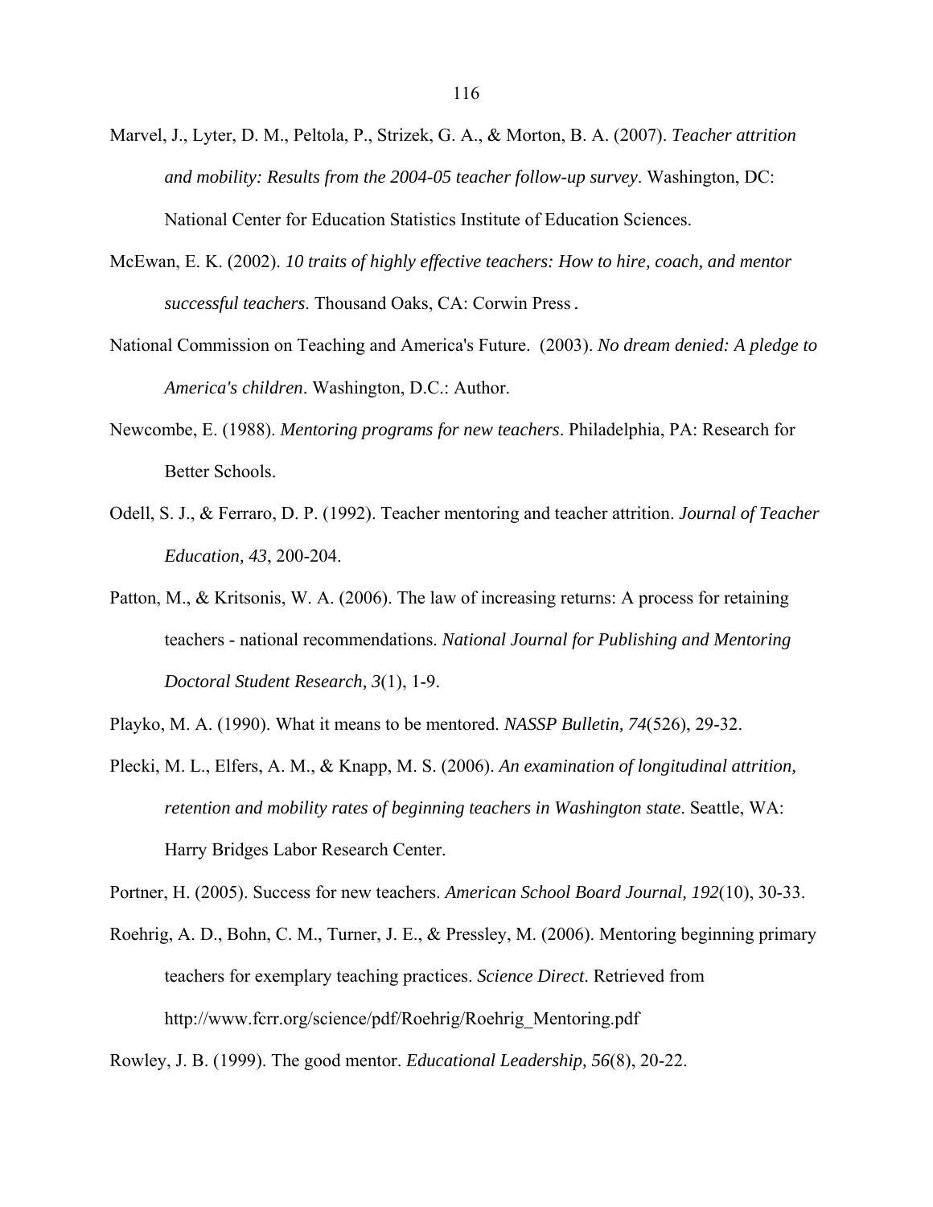Marvel, J., Lyter, D. M., Peltola, P., Strizek, G. A., & Morton, B. A. (2007). *Teacher attrition and mobility: Results from the 2004-05 teacher follow-up survey*. Washington, DC: National Center for Education Statistics Institute of Education Sciences.

McEwan, E. K. (2002). *10 traits of highly effective teachers: How to hire, coach, and mentor successful teachers*. Thousand Oaks, CA: Corwin Press.

National Commission on Teaching and America's Future. (2003). *No dream denied: A pledge to America's children*. Washington, D.C.: Author.

Newcombe, E. (1988). *Mentoring programs for new teachers*. Philadelphia, PA: Research for Better Schools.

Odell, S. J., & Ferraro, D. P. (1992). Teacher mentoring and teacher attrition. *Journal of Teacher Education, 43*, 200-204.

Patton, M., & Kritsonis, W. A. (2006). The law of increasing returns: A process for retaining teachers - national recommendations. *National Journal for Publishing and Mentoring Doctoral Student Research, 3*(1), 1-9.

Playko, M. A. (1990). What it means to be mentored. *NASSP Bulletin, 74*(526), 29-32.

Plecki, M. L., Elfers, A. M., & Knapp, M. S. (2006). *An examination of longitudinal attrition, retention and mobility rates of beginning teachers in Washington state*. Seattle, WA: Harry Bridges Labor Research Center.

Portner, H. (2005). Success for new teachers. *American School Board Journal, 192*(10), 30-33.

Roehrig, A. D., Bohn, C. M., Turner, J. E., & Pressley, M. (2006). Mentoring beginning primary teachers for exemplary teaching practices. *Science Direct*. Retrieved from http://www.fcrr.org/science/pdf/Roehrig/Roehrig_Mentoring.pdf

Rowley, J. B. (1999). The good mentor. *Educational Leadership, 56*(8), 20-22.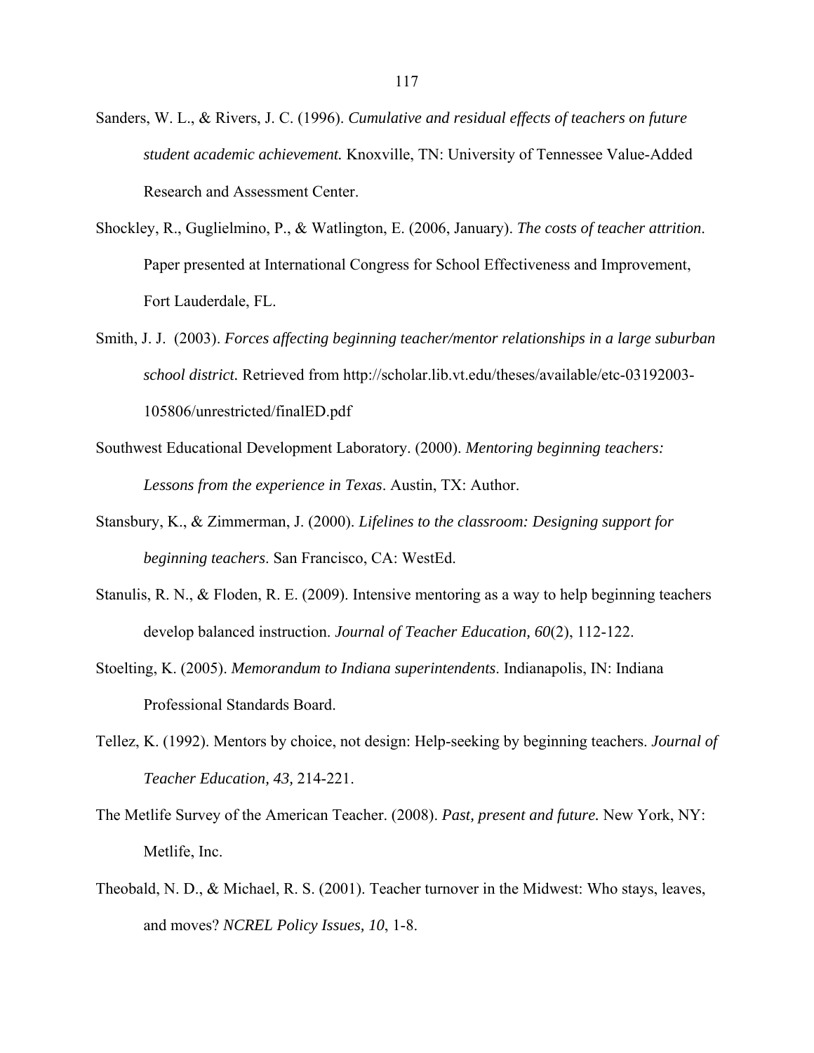Sanders, W. L., & Rivers, J. C. (1996). *Cumulative and residual effects of teachers on future student academic achievement.* Knoxville, TN: University of Tennessee Value-Added Research and Assessment Center.

Shockley, R., Guglielmino, P., & Watlington, E. (2006, January). *The costs of teacher attrition*. Paper presented at International Congress for School Effectiveness and Improvement, Fort Lauderdale, FL.

Smith, J. J. (2003). *Forces affecting beginning teacher/mentor relationships in a large suburban school district.* Retrieved from http://scholar.lib.vt.edu/theses/available/etc-03192003-105806/unrestricted/finalED.pdf

Southwest Educational Development Laboratory. (2000). *Mentoring beginning teachers: Lessons from the experience in Texas*. Austin, TX: Author.

Stansbury, K., & Zimmerman, J. (2000). *Lifelines to the classroom: Designing support for beginning teachers*. San Francisco, CA: WestEd.

Stanulis, R. N., & Floden, R. E. (2009). Intensive mentoring as a way to help beginning teachers develop balanced instruction. *Journal of Teacher Education, 60*(2), 112-122.

Stoelting, K. (2005). *Memorandum to Indiana superintendents*. Indianapolis, IN: Indiana Professional Standards Board.

Tellez, K. (1992). Mentors by choice, not design: Help-seeking by beginning teachers. *Journal of Teacher Education, 43,* 214-221.

The Metlife Survey of the American Teacher. (2008). *Past, present and future.* New York, NY: Metlife, Inc.

Theobald, N. D., & Michael, R. S. (2001). Teacher turnover in the Midwest: Who stays, leaves, and moves? *NCREL Policy Issues, 10*, 1-8.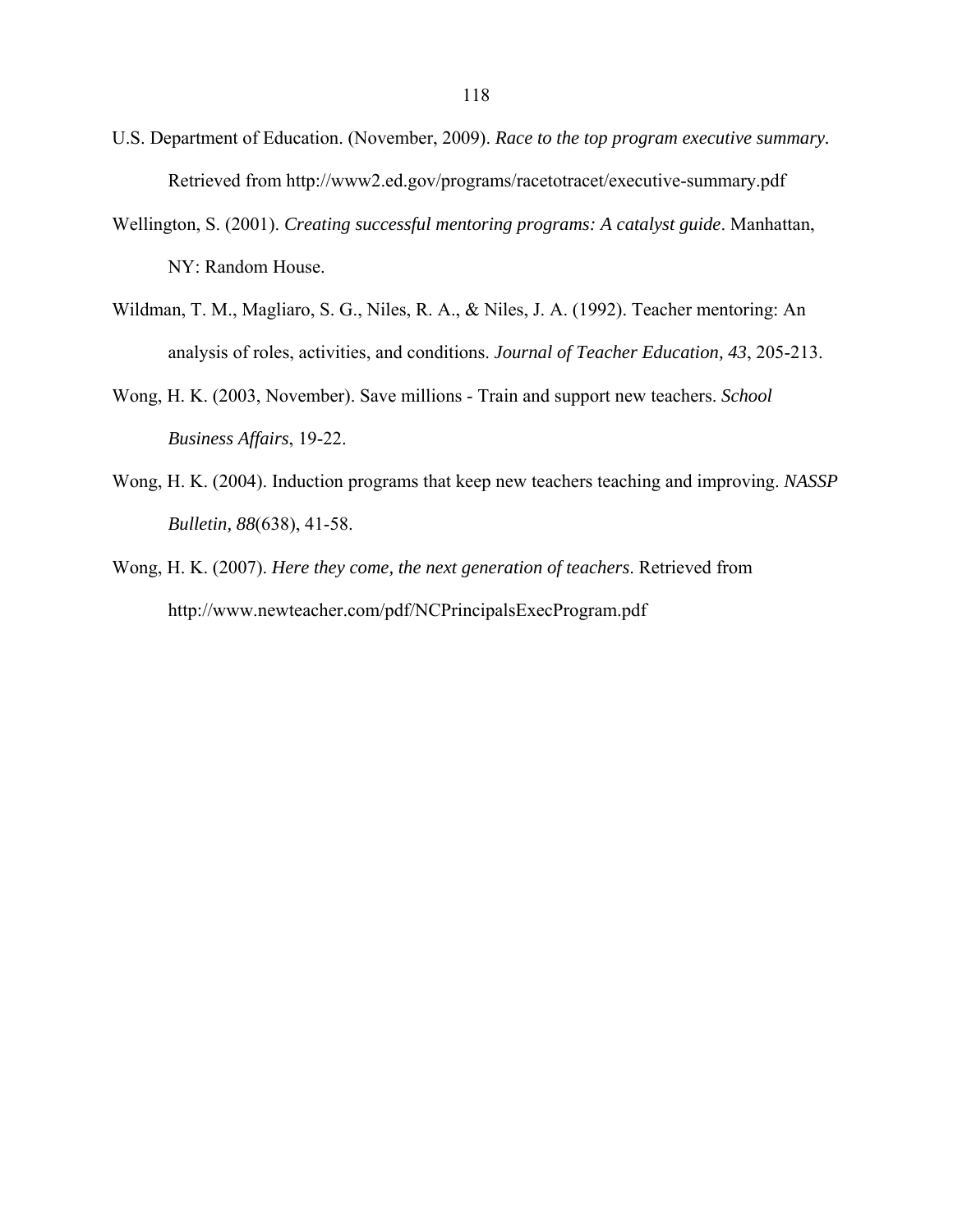U.S. Department of Education. (November, 2009). *Race to the top program executive summary.* Retrieved from http://www2.ed.gov/programs/racetotracet/executive-summary.pdf

Wellington, S. (2001). *Creating successful mentoring programs: A catalyst guide*. Manhattan, NY: Random House.

Wildman, T. M., Magliaro, S. G., Niles, R. A., & Niles, J. A. (1992). Teacher mentoring: An analysis of roles, activities, and conditions. *Journal of Teacher Education, 43*, 205-213.

Wong, H. K. (2003, November). Save millions - Train and support new teachers. *School Business Affairs*, 19-22.

Wong, H. K. (2004). Induction programs that keep new teachers teaching and improving. *NASSP Bulletin, 88*(638), 41-58.

Wong, H. K. (2007). *Here they come, the next generation of teachers*. Retrieved from http://www.newteacher.com/pdf/NCPrincipalsExecProgram.pdf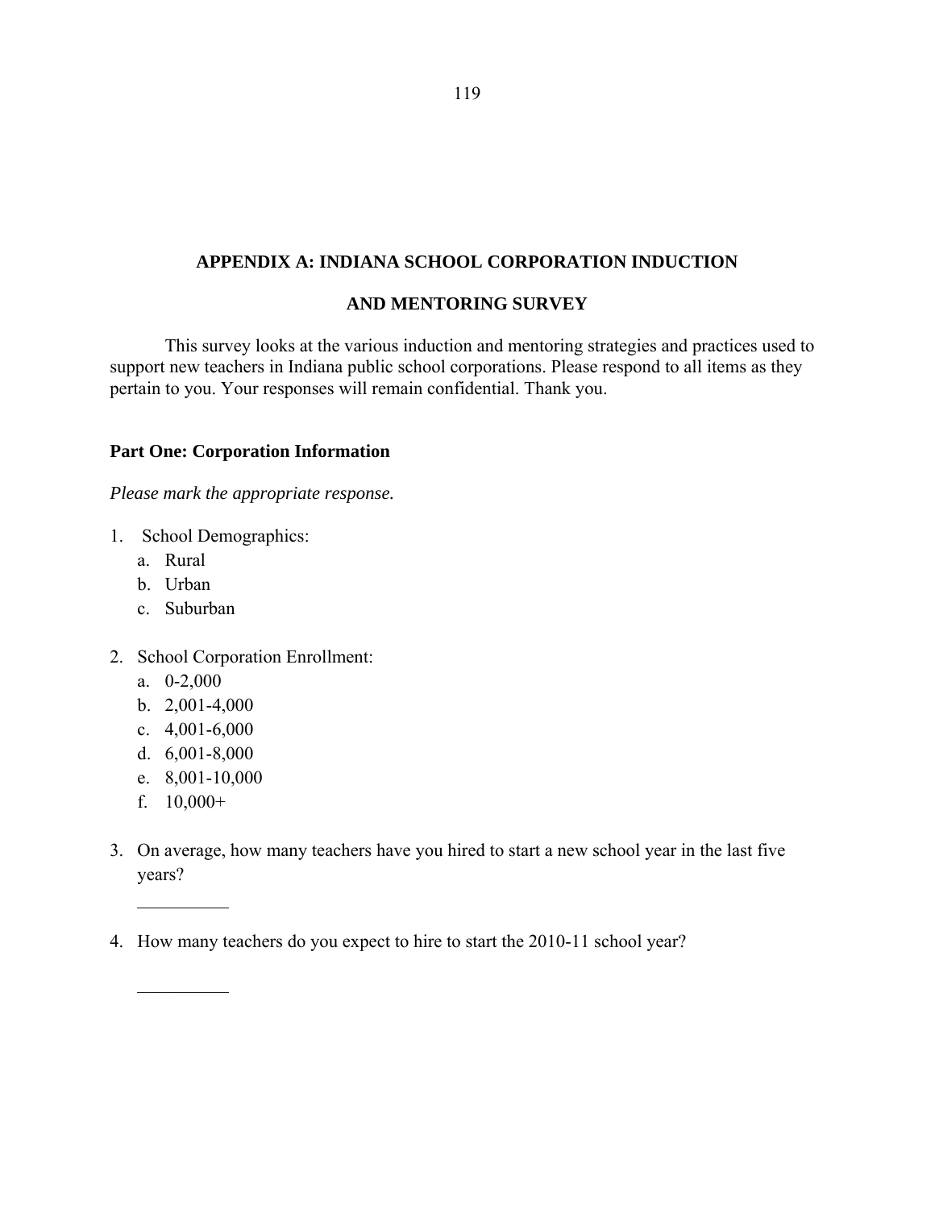# APPENDIX A: INDIANA SCHOOL CORPORATION INDUCTION AND MENTORING SURVEY

This survey looks at the various induction and mentoring strategies and practices used to support new teachers in Indiana public school corporations. Please respond to all items as they pertain to you. Your responses will remain confidential. Thank you.

**Part One: Corporation Information**

*Please mark the appropriate response.*

1. School Demographics:
   a. Rural
   b. Urban
   c. Suburban

2. School Corporation Enrollment:
   a. 0-2,000
   b. 2,001-4,000
   c. 4,001-6,000
   d. 6,001-8,000
   e. 8,001-10,000
   f. 10,000+

3. On average, how many teachers have you hired to start a new school year in the last five years?

   __________

4. How many teachers do you expect to hire to start the 2010-11 school year?

   __________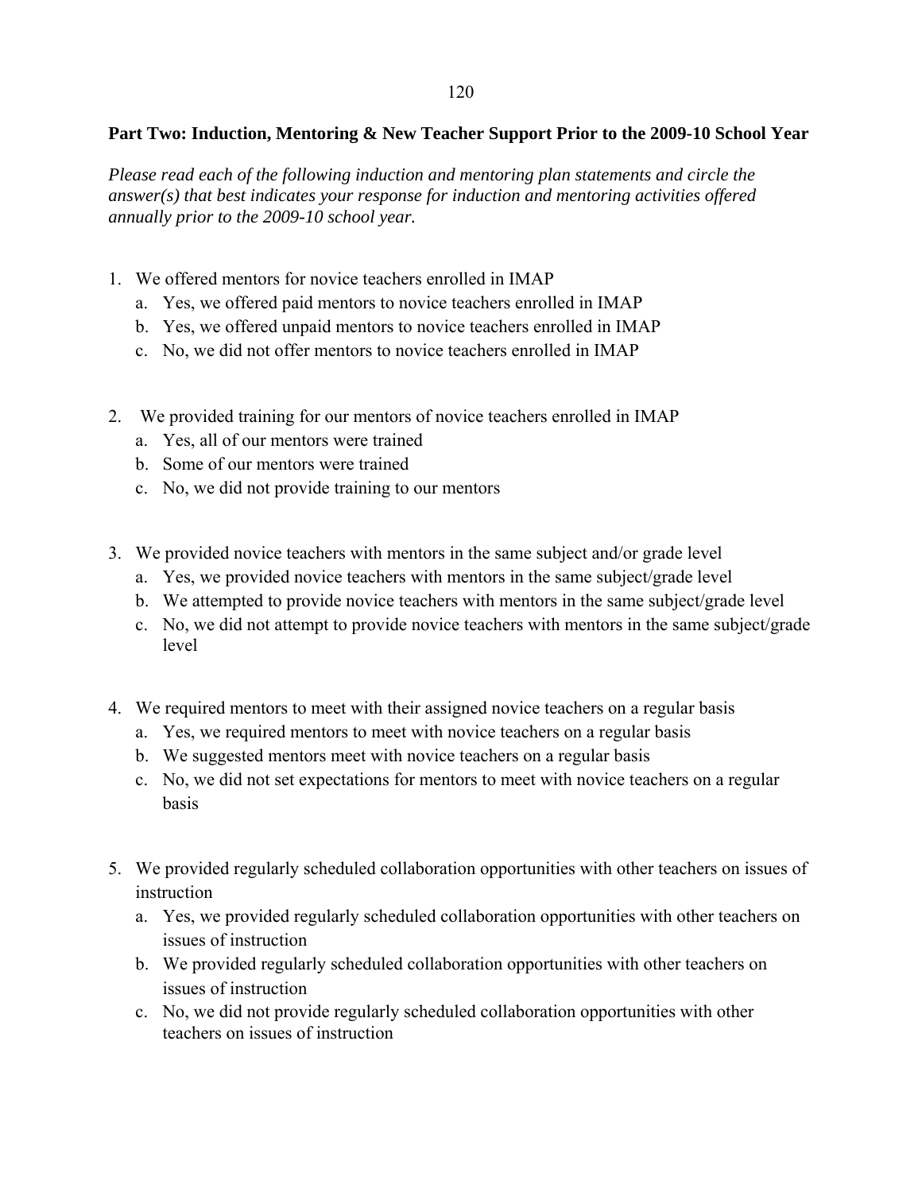**Part Two: Induction, Mentoring & New Teacher Support Prior to the 2009-10 School Year**

*Please read each of the following induction and mentoring plan statements and circle the answer(s) that best indicates your response for induction and mentoring activities offered annually prior to the 2009-10 school year.*

1. We offered mentors for novice teachers enrolled in IMAP
   a. Yes, we offered paid mentors to novice teachers enrolled in IMAP
   b. Yes, we offered unpaid mentors to novice teachers enrolled in IMAP
   c. No, we did not offer mentors to novice teachers enrolled in IMAP

2. We provided training for our mentors of novice teachers enrolled in IMAP
   a. Yes, all of our mentors were trained
   b. Some of our mentors were trained
   c. No, we did not provide training to our mentors

3. We provided novice teachers with mentors in the same subject and/or grade level
   a. Yes, we provided novice teachers with mentors in the same subject/grade level
   b. We attempted to provide novice teachers with mentors in the same subject/grade level
   c. No, we did not attempt to provide novice teachers with mentors in the same subject/grade level

4. We required mentors to meet with their assigned novice teachers on a regular basis
   a. Yes, we required mentors to meet with novice teachers on a regular basis
   b. We suggested mentors meet with novice teachers on a regular basis
   c. No, we did not set expectations for mentors to meet with novice teachers on a regular basis

5. We provided regularly scheduled collaboration opportunities with other teachers on issues of instruction
   a. Yes, we provided regularly scheduled collaboration opportunities with other teachers on issues of instruction
   b. We provided regularly scheduled collaboration opportunities with other teachers on issues of instruction
   c. No, we did not provide regularly scheduled collaboration opportunities with other teachers on issues of instruction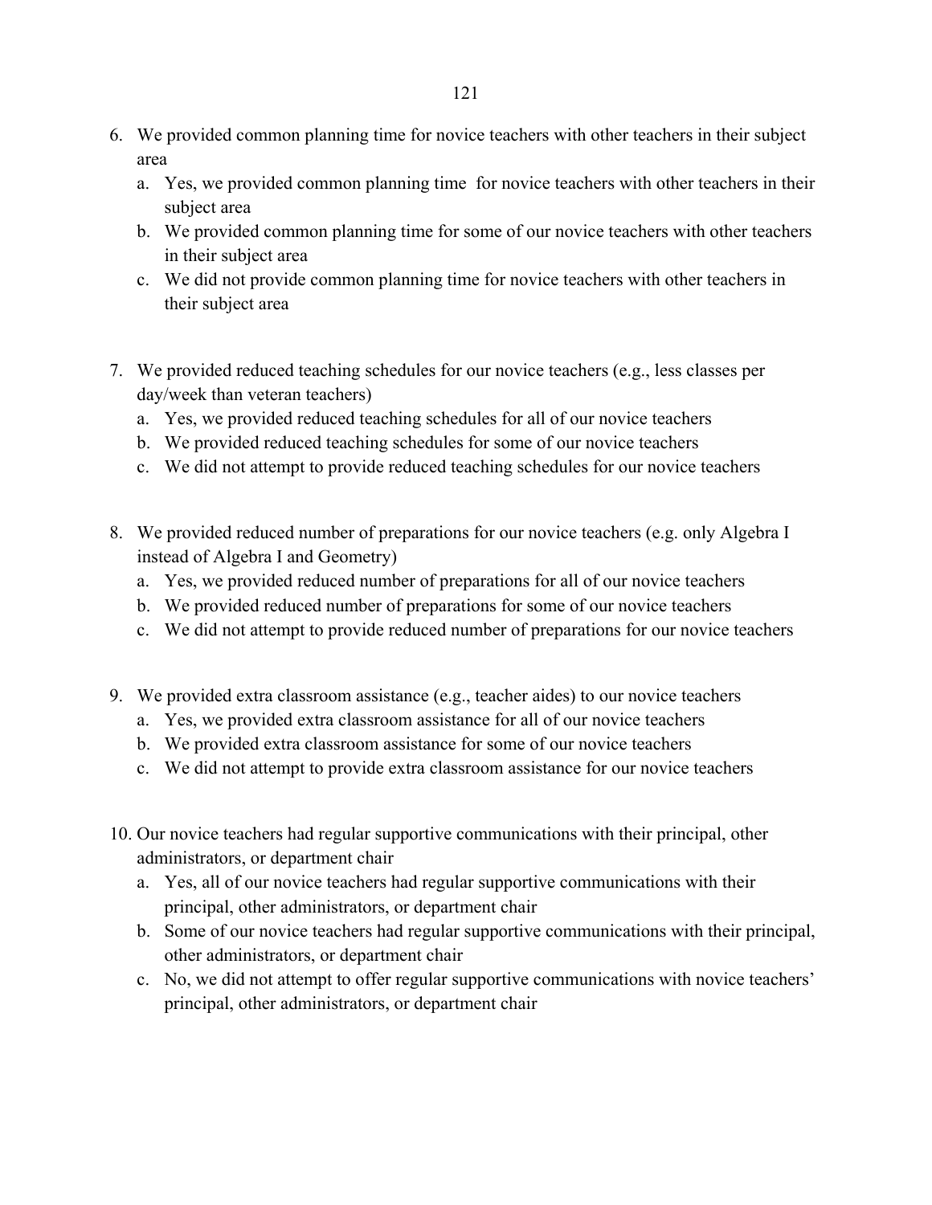6. We provided common planning time for novice teachers with other teachers in their subject area
   a. Yes, we provided common planning time for novice teachers with other teachers in their subject area
   b. We provided common planning time for some of our novice teachers with other teachers in their subject area
   c. We did not provide common planning time for novice teachers with other teachers in their subject area

7. We provided reduced teaching schedules for our novice teachers (e.g., less classes per day/week than veteran teachers)
   a. Yes, we provided reduced teaching schedules for all of our novice teachers
   b. We provided reduced teaching schedules for some of our novice teachers
   c. We did not attempt to provide reduced teaching schedules for our novice teachers

8. We provided reduced number of preparations for our novice teachers (e.g. only Algebra I instead of Algebra I and Geometry)
   a. Yes, we provided reduced number of preparations for all of our novice teachers
   b. We provided reduced number of preparations for some of our novice teachers
   c. We did not attempt to provide reduced number of preparations for our novice teachers

9. We provided extra classroom assistance (e.g., teacher aides) to our novice teachers
   a. Yes, we provided extra classroom assistance for all of our novice teachers
   b. We provided extra classroom assistance for some of our novice teachers
   c. We did not attempt to provide extra classroom assistance for our novice teachers

10. Our novice teachers had regular supportive communications with their principal, other administrators, or department chair
    a. Yes, all of our novice teachers had regular supportive communications with their principal, other administrators, or department chair
    b. Some of our novice teachers had regular supportive communications with their principal, other administrators, or department chair
    c. No, we did not attempt to offer regular supportive communications with novice teachers' principal, other administrators, or department chair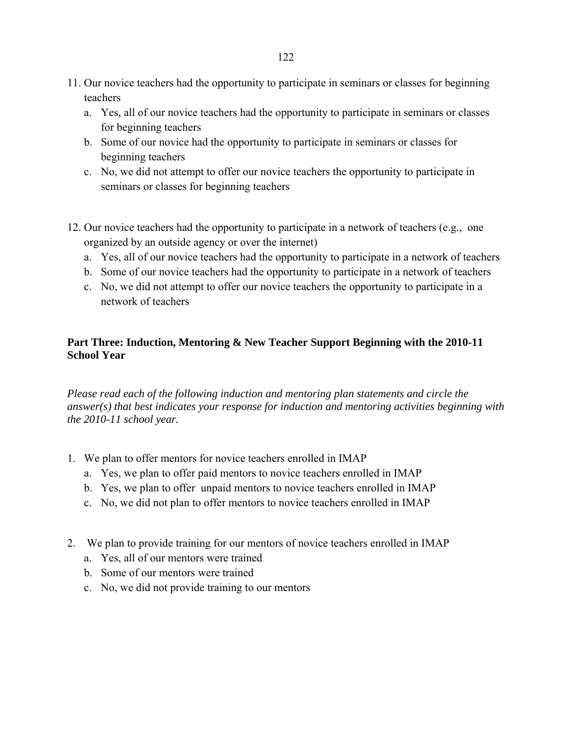11. Our novice teachers had the opportunity to participate in seminars or classes for beginning teachers
    a. Yes, all of our novice teachers had the opportunity to participate in seminars or classes for beginning teachers
    b. Some of our novice had the opportunity to participate in seminars or classes for beginning teachers
    c. No, we did not attempt to offer our novice teachers the opportunity to participate in seminars or classes for beginning teachers

12. Our novice teachers had the opportunity to participate in a network of teachers (e.g., one organized by an outside agency or over the internet)
    a. Yes, all of our novice teachers had the opportunity to participate in a network of teachers
    b. Some of our novice teachers had the opportunity to participate in a network of teachers
    c. No, we did not attempt to offer our novice teachers the opportunity to participate in a network of teachers

**Part Three: Induction, Mentoring & New Teacher Support Beginning with the 2010-11 School Year**

*Please read each of the following induction and mentoring plan statements and circle the answer(s) that best indicates your response for induction and mentoring activities beginning with the 2010-11 school year.*

1. We plan to offer mentors for novice teachers enrolled in IMAP
    a. Yes, we plan to offer paid mentors to novice teachers enrolled in IMAP
    b. Yes, we plan to offer unpaid mentors to novice teachers enrolled in IMAP
    c. No, we did not plan to offer mentors to novice teachers enrolled in IMAP

2. We plan to provide training for our mentors of novice teachers enrolled in IMAP
    a. Yes, all of our mentors were trained
    b. Some of our mentors were trained
    c. No, we did not provide training to our mentors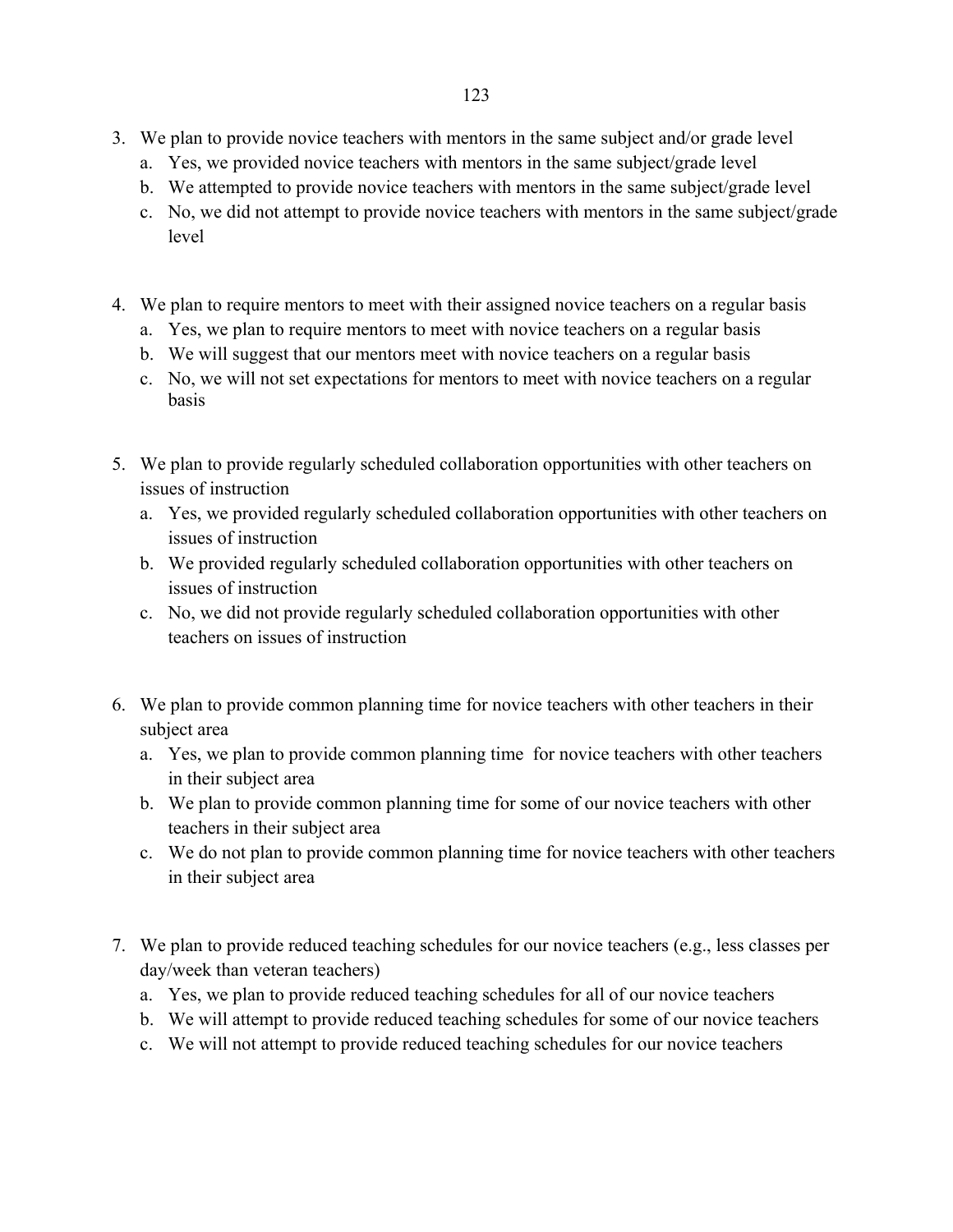3. We plan to provide novice teachers with mentors in the same subject and/or grade level
   a. Yes, we provided novice teachers with mentors in the same subject/grade level
   b. We attempted to provide novice teachers with mentors in the same subject/grade level
   c. No, we did not attempt to provide novice teachers with mentors in the same subject/grade level

4. We plan to require mentors to meet with their assigned novice teachers on a regular basis
   a. Yes, we plan to require mentors to meet with novice teachers on a regular basis
   b. We will suggest that our mentors meet with novice teachers on a regular basis
   c. No, we will not set expectations for mentors to meet with novice teachers on a regular basis

5. We plan to provide regularly scheduled collaboration opportunities with other teachers on issues of instruction
   a. Yes, we provided regularly scheduled collaboration opportunities with other teachers on issues of instruction
   b. We provided regularly scheduled collaboration opportunities with other teachers on issues of instruction
   c. No, we did not provide regularly scheduled collaboration opportunities with other teachers on issues of instruction

6. We plan to provide common planning time for novice teachers with other teachers in their subject area
   a. Yes, we plan to provide common planning time for novice teachers with other teachers in their subject area
   b. We plan to provide common planning time for some of our novice teachers with other teachers in their subject area
   c. We do not plan to provide common planning time for novice teachers with other teachers in their subject area

7. We plan to provide reduced teaching schedules for our novice teachers (e.g., less classes per day/week than veteran teachers)
   a. Yes, we plan to provide reduced teaching schedules for all of our novice teachers
   b. We will attempt to provide reduced teaching schedules for some of our novice teachers
   c. We will not attempt to provide reduced teaching schedules for our novice teachers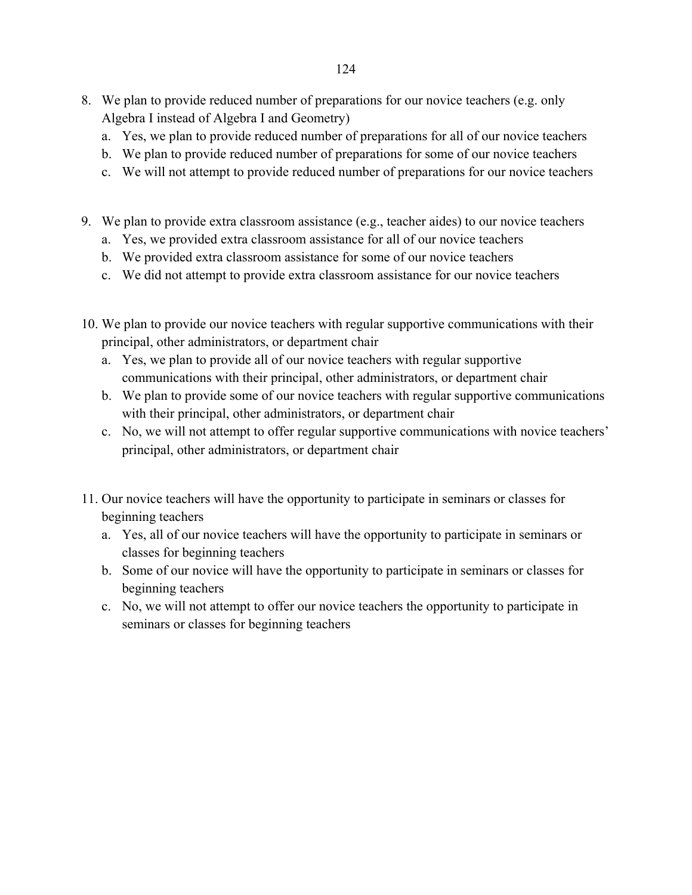8. We plan to provide reduced number of preparations for our novice teachers (e.g. only Algebra I instead of Algebra I and Geometry)
   a. Yes, we plan to provide reduced number of preparations for all of our novice teachers
   b. We plan to provide reduced number of preparations for some of our novice teachers
   c. We will not attempt to provide reduced number of preparations for our novice teachers

9. We plan to provide extra classroom assistance (e.g., teacher aides) to our novice teachers
   a. Yes, we provided extra classroom assistance for all of our novice teachers
   b. We provided extra classroom assistance for some of our novice teachers
   c. We did not attempt to provide extra classroom assistance for our novice teachers

10. We plan to provide our novice teachers with regular supportive communications with their principal, other administrators, or department chair
    a. Yes, we plan to provide all of our novice teachers with regular supportive communications with their principal, other administrators, or department chair
    b. We plan to provide some of our novice teachers with regular supportive communications with their principal, other administrators, or department chair
    c. No, we will not attempt to offer regular supportive communications with novice teachers' principal, other administrators, or department chair

11. Our novice teachers will have the opportunity to participate in seminars or classes for beginning teachers
    a. Yes, all of our novice teachers will have the opportunity to participate in seminars or classes for beginning teachers
    b. Some of our novice will have the opportunity to participate in seminars or classes for beginning teachers
    c. No, we will not attempt to offer our novice teachers the opportunity to participate in seminars or classes for beginning teachers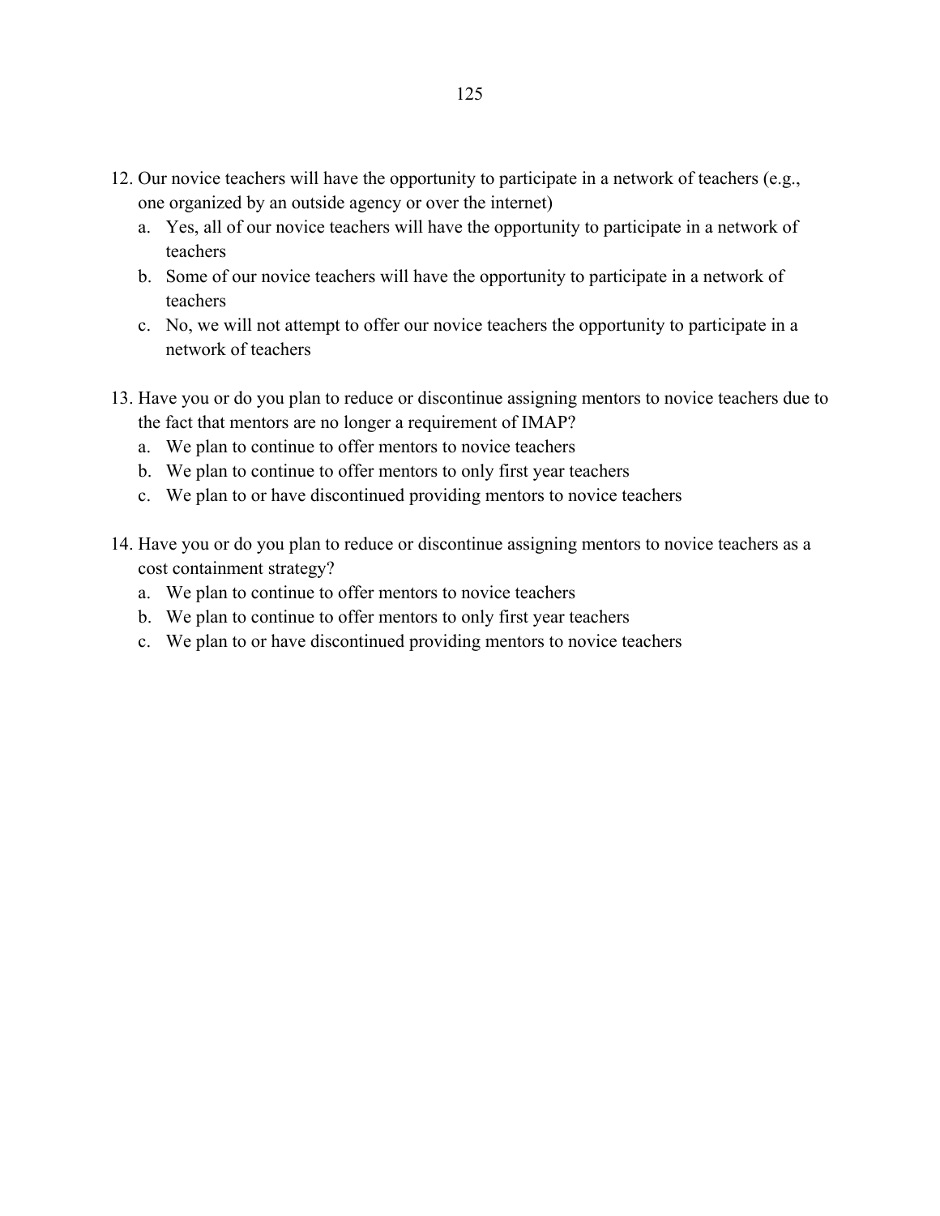12. Our novice teachers will have the opportunity to participate in a network of teachers (e.g., one organized by an outside agency or over the internet)
    a. Yes, all of our novice teachers will have the opportunity to participate in a network of teachers
    b. Some of our novice teachers will have the opportunity to participate in a network of teachers
    c. No, we will not attempt to offer our novice teachers the opportunity to participate in a network of teachers

13. Have you or do you plan to reduce or discontinue assigning mentors to novice teachers due to the fact that mentors are no longer a requirement of IMAP?
    a. We plan to continue to offer mentors to novice teachers
    b. We plan to continue to offer mentors to only first year teachers
    c. We plan to or have discontinued providing mentors to novice teachers

14. Have you or do you plan to reduce or discontinue assigning mentors to novice teachers as a cost containment strategy?
    a. We plan to continue to offer mentors to novice teachers
    b. We plan to continue to offer mentors to only first year teachers
    c. We plan to or have discontinued providing mentors to novice teachers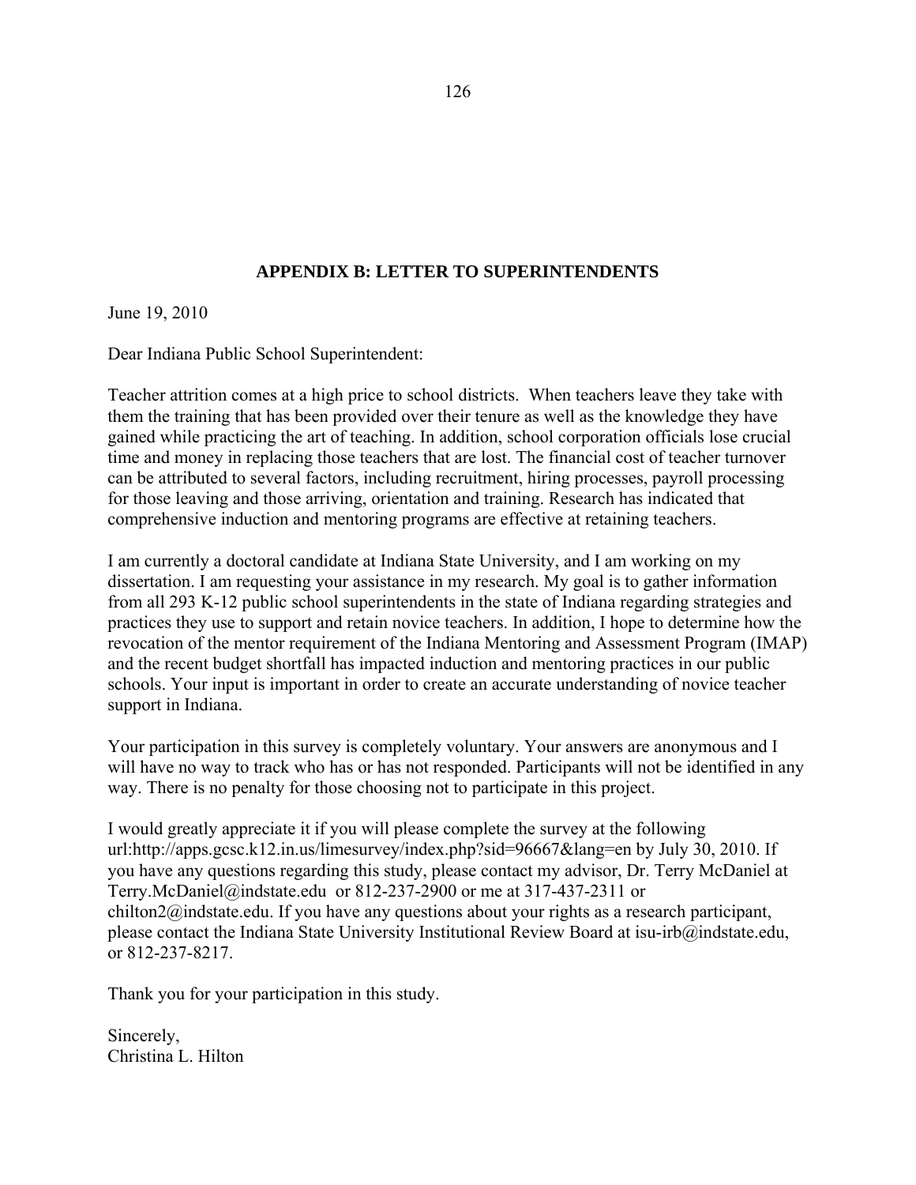## APPENDIX B: LETTER TO SUPERINTENDENTS

June 19, 2010

Dear Indiana Public School Superintendent:

Teacher attrition comes at a high price to school districts. When teachers leave they take with them the training that has been provided over their tenure as well as the knowledge they have gained while practicing the art of teaching. In addition, school corporation officials lose crucial time and money in replacing those teachers that are lost. The financial cost of teacher turnover can be attributed to several factors, including recruitment, hiring processes, payroll processing for those leaving and those arriving, orientation and training. Research has indicated that comprehensive induction and mentoring programs are effective at retaining teachers.

I am currently a doctoral candidate at Indiana State University, and I am working on my dissertation. I am requesting your assistance in my research. My goal is to gather information from all 293 K-12 public school superintendents in the state of Indiana regarding strategies and practices they use to support and retain novice teachers. In addition, I hope to determine how the revocation of the mentor requirement of the Indiana Mentoring and Assessment Program (IMAP) and the recent budget shortfall has impacted induction and mentoring practices in our public schools. Your input is important in order to create an accurate understanding of novice teacher support in Indiana.

Your participation in this survey is completely voluntary. Your answers are anonymous and I will have no way to track who has or has not responded. Participants will not be identified in any way. There is no penalty for those choosing not to participate in this project.

I would greatly appreciate it if you will please complete the survey at the following url:http://apps.gcsc.k12.in.us/limesurvey/index.php?sid=96667&lang=en by July 30, 2010. If you have any questions regarding this study, please contact my advisor, Dr. Terry McDaniel at Terry.McDaniel@indstate.edu or 812-237-2900 or me at 317-437-2311 or chilton2@indstate.edu. If you have any questions about your rights as a research participant, please contact the Indiana State University Institutional Review Board at isu-irb@indstate.edu, or 812-237-8217.

Thank you for your participation in this study.

Sincerely,
Christina L. Hilton